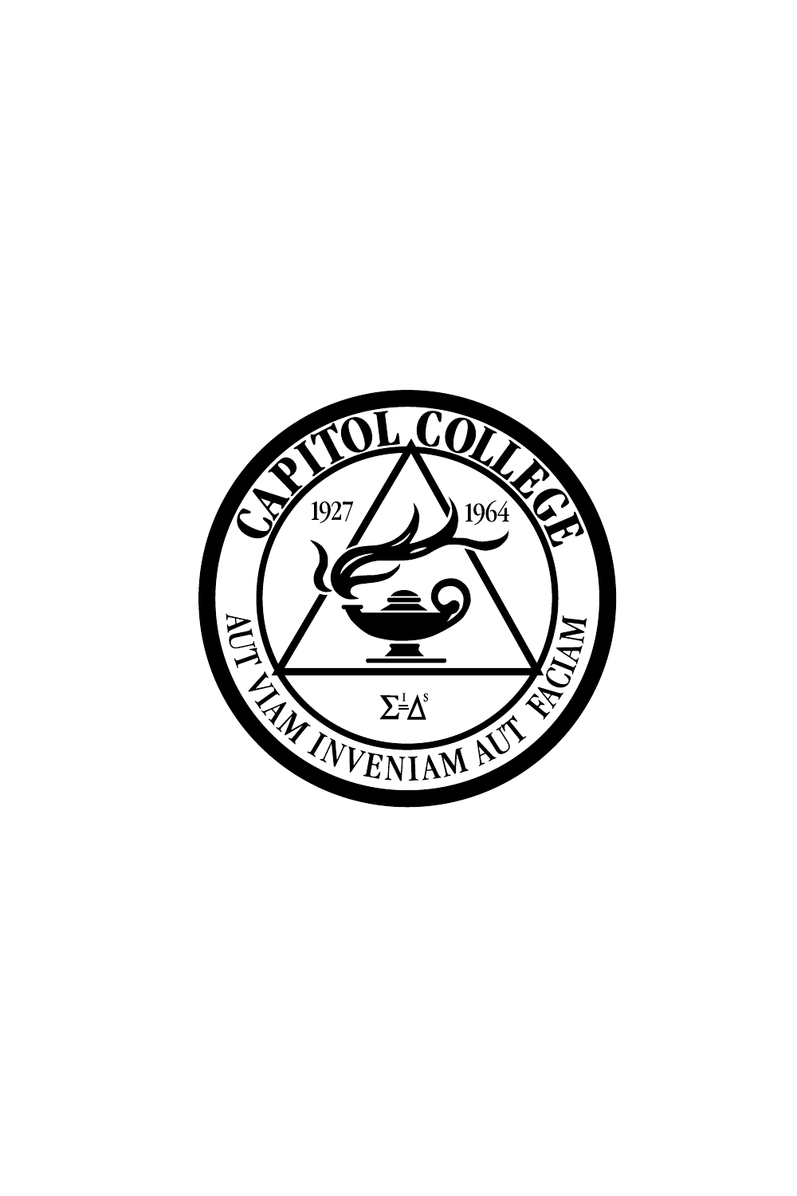CAPITOL COLLEGE

1927 1964

$\Sigma^{I}_{=}\Delta^{S}$

AUT VIAM INVENIAM AUT FACIAM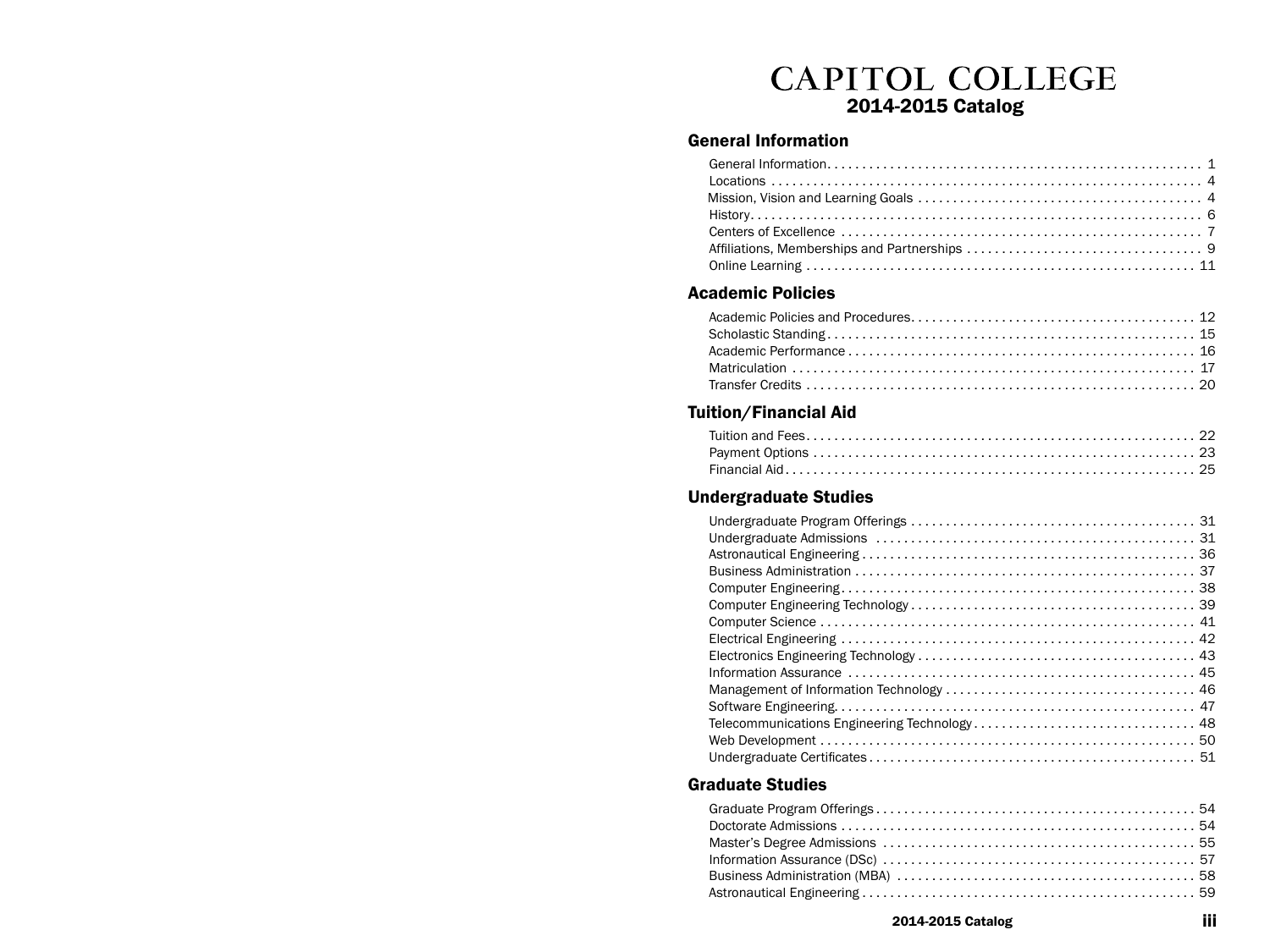# CAPITOL COLLEGE
## 2014-2015 Catalog

### General Information

- General Information . . . . . 1
- Locations . . . . . 4
- Mission, Vision and Learning Goals . . . . . 4
- History . . . . . 6
- Centers of Excellence . . . . . 7
- Affiliations, Memberships and Partnerships . . . . . 9
- Online Learning . . . . . 11

### Academic Policies

- Academic Policies and Procedures . . . . . 12
- Scholastic Standing . . . . . 15
- Academic Performance . . . . . 16
- Matriculation . . . . . 17
- Transfer Credits . . . . . 20

### Tuition/Financial Aid

- Tuition and Fees . . . . . 22
- Payment Options . . . . . 23
- Financial Aid . . . . . 25

### Undergraduate Studies

- Undergraduate Program Offerings . . . . . 31
- Undergraduate Admissions . . . . . 31
- Astronautical Engineering . . . . . 36
- Business Administration . . . . . 37
- Computer Engineering . . . . . 38
- Computer Engineering Technology . . . . . 39
- Computer Science . . . . . 41
- Electrical Engineering . . . . . 42
- Electronics Engineering Technology . . . . . 43
- Information Assurance . . . . . 45
- Management of Information Technology . . . . . 46
- Software Engineering . . . . . 47
- Telecommunications Engineering Technology . . . . . 48
- Web Development . . . . . 50
- Undergraduate Certificates . . . . . 51

### Graduate Studies

- Graduate Program Offerings . . . . . 54
- Doctorate Admissions . . . . . 54
- Master's Degree Admissions . . . . . 55
- Information Assurance (DSc) . . . . . 57
- Business Administration (MBA) . . . . . 58
- Astronautical Engineering . . . . . 59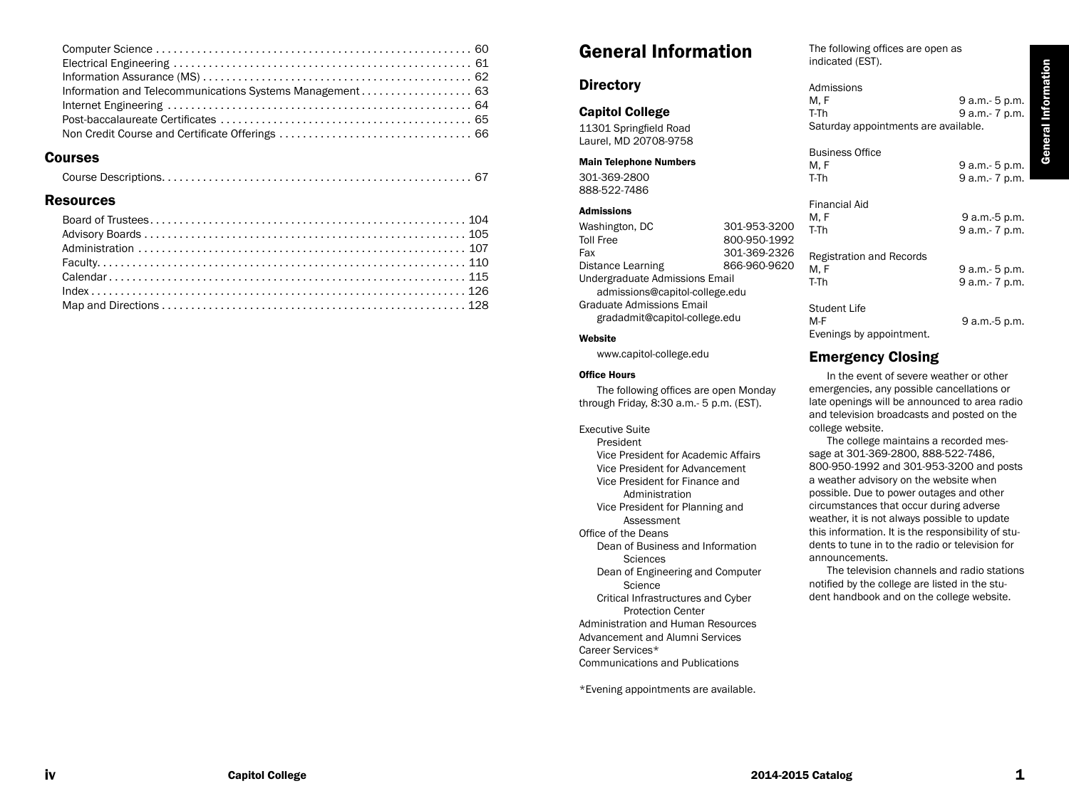Computer Science . . . . . . . . . . . . . . . . . . . . . . . . . . . . . . . . . . . . . . . . . . . . . . . . . . . . . 60
Electrical Engineering . . . . . . . . . . . . . . . . . . . . . . . . . . . . . . . . . . . . . . . . . . . . . . . . . . . 61
Information Assurance (MS) . . . . . . . . . . . . . . . . . . . . . . . . . . . . . . . . . . . . . . . . . . . . . 62
Information and Telecommunications Systems Management . . . . . . . . . . . . . . . . . . . 63
Internet Engineering . . . . . . . . . . . . . . . . . . . . . . . . . . . . . . . . . . . . . . . . . . . . . . . . . . . . 64
Post-baccalaureate Certificates . . . . . . . . . . . . . . . . . . . . . . . . . . . . . . . . . . . . . . . . . . . 65
Non Credit Course and Certificate Offerings . . . . . . . . . . . . . . . . . . . . . . . . . . . . . . . . . 66

## Courses

Course Descriptions. . . . . . . . . . . . . . . . . . . . . . . . . . . . . . . . . . . . . . . . . . . . . . . . . . . . . 67

## Resources

Board of Trustees. . . . . . . . . . . . . . . . . . . . . . . . . . . . . . . . . . . . . . . . . . . . . . . . . . . . . . 104
Advisory Boards . . . . . . . . . . . . . . . . . . . . . . . . . . . . . . . . . . . . . . . . . . . . . . . . . . . . . . . 105
Administration . . . . . . . . . . . . . . . . . . . . . . . . . . . . . . . . . . . . . . . . . . . . . . . . . . . . . . . . 107
Faculty. . . . . . . . . . . . . . . . . . . . . . . . . . . . . . . . . . . . . . . . . . . . . . . . . . . . . . . . . . . . . . . 110
Calendar . . . . . . . . . . . . . . . . . . . . . . . . . . . . . . . . . . . . . . . . . . . . . . . . . . . . . . . . . . . . . 115
Index . . . . . . . . . . . . . . . . . . . . . . . . . . . . . . . . . . . . . . . . . . . . . . . . . . . . . . . . . . . . . . . . 126
Map and Directions . . . . . . . . . . . . . . . . . . . . . . . . . . . . . . . . . . . . . . . . . . . . . . . . . . . . 128

# General Information

## Directory

### Capitol College

11301 Springfield Road
Laurel, MD 20708-9758

**Main Telephone Numbers**

301-369-2800
888-522-7486

**Admissions**

| | |
|---|---|
| Washington, DC | 301-953-3200 |
| Toll Free | 800-950-1992 |
| Fax | 301-369-2326 |
| Distance Learning | 866-960-9620 |

Undergraduate Admissions Email
admissions@capitol-college.edu
Graduate Admissions Email
gradadmit@capitol-college.edu

**Website**

www.capitol-college.edu

**Office Hours**

The following offices are open Monday through Friday, 8:30 a.m.- 5 p.m. (EST).

Executive Suite
- President
- Vice President for Academic Affairs
- Vice President for Advancement
- Vice President for Finance and Administration
- Vice President for Planning and Assessment

Office of the Deans
- Dean of Business and Information Sciences
- Dean of Engineering and Computer Science
- Critical Infrastructures and Cyber Protection Center

Administration and Human Resources
Advancement and Alumni Services
Career Services*
Communications and Publications

*Evening appointments are available.

The following offices are open as indicated (EST).

Admissions

| | |
|---|---|
| M, F | 9 a.m.- 5 p.m. |
| T-Th | 9 a.m.- 7 p.m. |

Saturday appointments are available.

Business Office

| | |
|---|---|
| M, F | 9 a.m.- 5 p.m. |
| T-Th | 9 a.m.- 7 p.m. |

Financial Aid

| | |
|---|---|
| M, F | 9 a.m.-5 p.m. |
| T-Th | 9 a.m.- 7 p.m. |

Registration and Records

| | |
|---|---|
| M, F | 9 a.m.- 5 p.m. |
| T-Th | 9 a.m.- 7 p.m. |

Student Life

| | |
|---|---|
| M-F | 9 a.m.-5 p.m. |

Evenings by appointment.

## Emergency Closing

In the event of severe weather or other emergencies, any possible cancellations or late openings will be announced to area radio and television broadcasts and posted on the college website.

The college maintains a recorded message at 301-369-2800, 888-522-7486, 800-950-1992 and 301-953-3200 and posts a weather advisory on the website when possible. Due to power outages and other circumstances that occur during adverse weather, it is not always possible to update this information. It is the responsibility of students to tune in to the radio or television for announcements.

The television channels and radio stations notified by the college are listed in the student handbook and on the college website.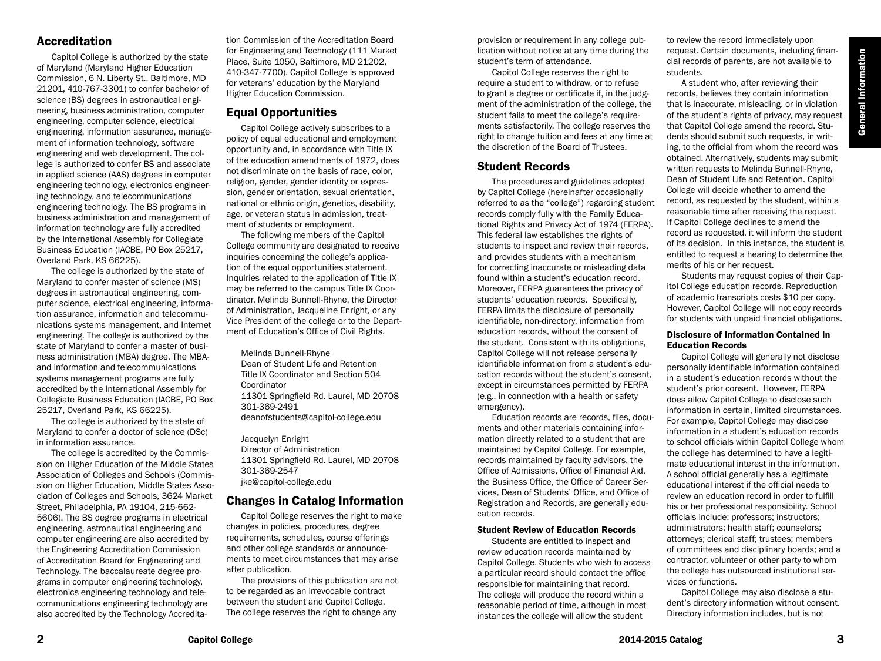## Accreditation

Capitol College is authorized by the state of Maryland (Maryland Higher Education Commission, 6 N. Liberty St., Baltimore, MD 21201, 410-767-3301) to confer bachelor of science (BS) degrees in astronautical engineering, business administration, computer engineering, computer science, electrical engineering, information assurance, management of information technology, software engineering and web development. The college is authorized to confer BS and associate in applied science (AAS) degrees in computer engineering technology, electronics engineering technology, and telecommunications engineering technology. The BS programs in business administration and management of information technology are fully accredited by the International Assembly for Collegiate Business Education (IACBE, PO Box 25217, Overland Park, KS 66225).

The college is authorized by the state of Maryland to confer master of science (MS) degrees in astronautical engineering, computer science, electrical engineering, information assurance, information and telecommunications systems management, and Internet engineering. The college is authorized by the state of Maryland to confer a master of business administration (MBA) degree. The MBA and information and telecommunications systems management programs are fully accredited by the International Assembly for Collegiate Business Education (IACBE, PO Box 25217, Overland Park, KS 66225).

The college is authorized by the state of Maryland to confer a doctor of science (DSc) in information assurance.

The college is accredited by the Commission on Higher Education of the Middle States Association of Colleges and Schools (Commission on Higher Education, Middle States Association of Colleges and Schools, 3624 Market Street, Philadelphia, PA 19104, 215-662-5606). The BS degree programs in electrical engineering, astronautical engineering and computer engineering are also accredited by the Engineering Accreditation Commission of Accreditation Board for Engineering and Technology. The baccalaureate degree programs in computer engineering technology, electronics engineering technology and telecommunications engineering technology are also accredited by the Technology Accreditation Commission of the Accreditation Board for Engineering and Technology (111 Market Place, Suite 1050, Baltimore, MD 21202, 410-347-7700). Capitol College is approved for veterans' education by the Maryland Higher Education Commission.

## Equal Opportunities

Capitol College actively subscribes to a policy of equal educational and employment opportunity and, in accordance with Title IX of the education amendments of 1972, does not discriminate on the basis of race, color, religion, gender, gender identity or expression, gender orientation, sexual orientation, national or ethnic origin, genetics, disability, age, or veteran status in admission, treatment of students or employment.

The following members of the Capitol College community are designated to receive inquiries concerning the college's application of the equal opportunities statement. Inquiries related to the application of Title IX may be referred to the campus Title IX Coordinator, Melinda Bunnell-Rhyne, the Director of Administration, Jacqueline Enright, or any Vice President of the college or to the Department of Education's Office of Civil Rights.

Melinda Bunnell-Rhyne
Dean of Student Life and Retention
Title IX Coordinator and Section 504 Coordinator
11301 Springfield Rd. Laurel, MD 20708
301-369-2491
deanofstudents@capitol-college.edu

Jacquelyn Enright
Director of Administration
11301 Springfield Rd. Laurel, MD 20708
301-369-2547
jke@capitol-college.edu

## Changes in Catalog Information

Capitol College reserves the right to make changes in policies, procedures, degree requirements, schedules, course offerings and other college standards or announcements to meet circumstances that may arise after publication.

The provisions of this publication are not to be regarded as an irrevocable contract between the student and Capitol College. The college reserves the right to change any provision or requirement in any college publication without notice at any time during the student's term of attendance.

Capitol College reserves the right to require a student to withdraw, or to refuse to grant a degree or certificate if, in the judgment of the administration of the college, the student fails to meet the college's requirements satisfactorily. The college reserves the right to change tuition and fees at any time at the discretion of the Board of Trustees.

## Student Records

The procedures and guidelines adopted by Capitol College (hereinafter occasionally referred to as the "college") regarding student records comply fully with the Family Educational Rights and Privacy Act of 1974 (FERPA). This federal law establishes the rights of students to inspect and review their records, and provides students with a mechanism for correcting inaccurate or misleading data found within a student's education record. Moreover, FERPA guarantees the privacy of students' education records. Specifically, FERPA limits the disclosure of personally identifiable, non-directory, information from education records, without the consent of the student. Consistent with its obligations, Capitol College will not release personally identifiable information from a student's education records without the student's consent, except in circumstances permitted by FERPA (e.g., in connection with a health or safety emergency).

Education records are records, files, documents and other materials containing information directly related to a student that are maintained by Capitol College. For example, records maintained by faculty advisors, the Office of Admissions, Office of Financial Aid, the Business Office, the Office of Career Services, Dean of Students' Office, and Office of Registration and Records, are generally education records.

### Student Review of Education Records

Students are entitled to inspect and review education records maintained by Capitol College. Students who wish to access a particular record should contact the office responsible for maintaining that record. The college will produce the record within a reasonable period of time, although in most instances the college will allow the student to review the record immediately upon request. Certain documents, including financial records of parents, are not available to students.

A student who, after reviewing their records, believes they contain information that is inaccurate, misleading, or in violation of the student's rights of privacy, may request that Capitol College amend the record. Students should submit such requests, in writing, to the official from whom the record was obtained. Alternatively, students may submit written requests to Melinda Bunnell-Rhyne, Dean of Student Life and Retention. Capitol College will decide whether to amend the record, as requested by the student, within a reasonable time after receiving the request. If Capitol College declines to amend the record as requested, it will inform the student of its decision. In this instance, the student is entitled to request a hearing to determine the merits of his or her request.

Students may request copies of their Capitol College education records. Reproduction of academic transcripts costs $10 per copy. However, Capitol College will not copy records for students with unpaid financial obligations.

### Disclosure of Information Contained in Education Records

Capitol College will generally not disclose personally identifiable information contained in a student's education records without the student's prior consent. However, FERPA does allow Capitol College to disclose such information in certain, limited circumstances. For example, Capitol College may disclose information in a student's education records to school officials within Capitol College whom the college has determined to have a legitimate educational interest in the information. A school official generally has a legitimate educational interest if the official needs to review an education record in order to fulfill his or her professional responsibility. School officials include: professors; instructors; administrators; health staff; counselors; attorneys; clerical staff; trustees; members of committees and disciplinary boards; and a contractor, volunteer or other party to whom the college has outsourced institutional services or functions.

Capitol College may also disclose a student's directory information without consent. Directory information includes, but is not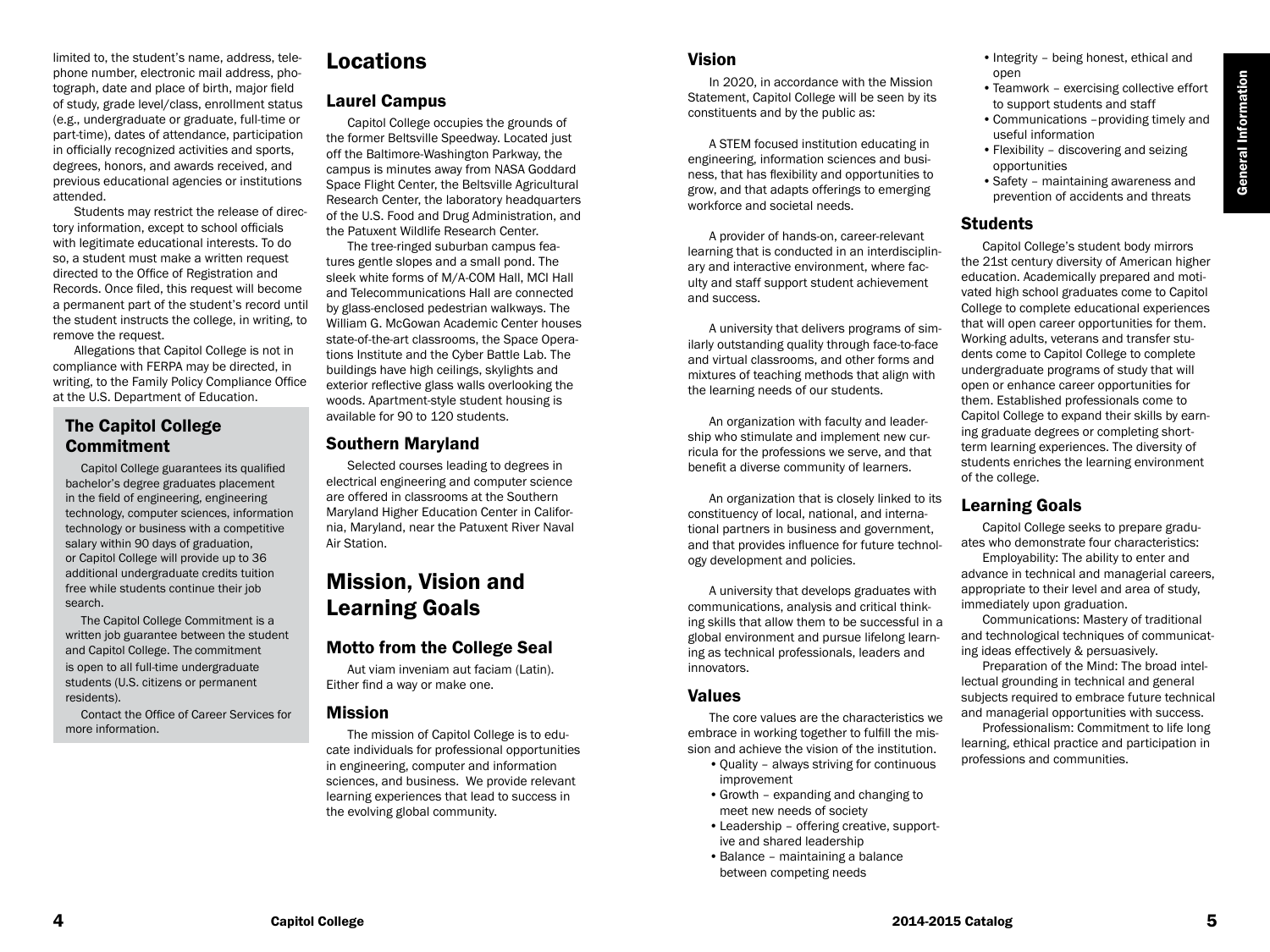limited to, the student's name, address, telephone number, electronic mail address, photograph, date and place of birth, major field of study, grade level/class, enrollment status (e.g., undergraduate or graduate, full-time or part-time), dates of attendance, participation in officially recognized activities and sports, degrees, honors, and awards received, and previous educational agencies or institutions attended.

Students may restrict the release of directory information, except to school officials with legitimate educational interests. To do so, a student must make a written request directed to the Office of Registration and Records. Once filed, this request will become a permanent part of the student's record until the student instructs the college, in writing, to remove the request.

Allegations that Capitol College is not in compliance with FERPA may be directed, in writing, to the Family Policy Compliance Office at the U.S. Department of Education.

## The Capitol College Commitment

Capitol College guarantees its qualified bachelor's degree graduates placement in the field of engineering, engineering technology, computer sciences, information technology or business with a competitive salary within 90 days of graduation, or Capitol College will provide up to 36 additional undergraduate credits tuition free while students continue their job search.

The Capitol College Commitment is a written job guarantee between the student and Capitol College. The commitment is open to all full-time undergraduate students (U.S. citizens or permanent residents).

Contact the Office of Career Services for more information.

# Locations

## Laurel Campus

Capitol College occupies the grounds of the former Beltsville Speedway. Located just off the Baltimore-Washington Parkway, the campus is minutes away from NASA Goddard Space Flight Center, the Beltsville Agricultural Research Center, the laboratory headquarters of the U.S. Food and Drug Administration, and the Patuxent Wildlife Research Center.

The tree-ringed suburban campus features gentle slopes and a small pond. The sleek white forms of M/A-COM Hall, MCI Hall and Telecommunications Hall are connected by glass-enclosed pedestrian walkways. The William G. McGowan Academic Center houses state-of-the-art classrooms, the Space Operations Institute and the Cyber Battle Lab. The buildings have high ceilings, skylights and exterior reflective glass walls overlooking the woods. Apartment-style student housing is available for 90 to 120 students.

## Southern Maryland

Selected courses leading to degrees in electrical engineering and computer science are offered in classrooms at the Southern Maryland Higher Education Center in California, Maryland, near the Patuxent River Naval Air Station.

# Mission, Vision and Learning Goals

## Motto from the College Seal

Aut viam inveniam aut faciam (Latin). Either find a way or make one.

## Mission

The mission of Capitol College is to educate individuals for professional opportunities in engineering, computer and information sciences, and business. We provide relevant learning experiences that lead to success in the evolving global community.

## Vision

In 2020, in accordance with the Mission Statement, Capitol College will be seen by its constituents and by the public as:

A STEM focused institution educating in engineering, information sciences and business, that has flexibility and opportunities to grow, and that adapts offerings to emerging workforce and societal needs.

A provider of hands-on, career-relevant learning that is conducted in an interdisciplinary and interactive environment, where faculty and staff support student achievement and success.

A university that delivers programs of similarly outstanding quality through face-to-face and virtual classrooms, and other forms and mixtures of teaching methods that align with the learning needs of our students.

An organization with faculty and leadership who stimulate and implement new curricula for the professions we serve, and that benefit a diverse community of learners.

An organization that is closely linked to its constituency of local, national, and international partners in business and government, and that provides influence for future technology development and policies.

A university that develops graduates with communications, analysis and critical thinking skills that allow them to be successful in a global environment and pursue lifelong learning as technical professionals, leaders and innovators.

## Values

The core values are the characteristics we embrace in working together to fulfill the mission and achieve the vision of the institution.

- Quality – always striving for continuous improvement
- Growth – expanding and changing to meet new needs of society
- Leadership – offering creative, supportive and shared leadership
- Balance – maintaining a balance between competing needs
- Integrity – being honest, ethical and open
- Teamwork – exercising collective effort to support students and staff
- Communications –providing timely and useful information
- Flexibility – discovering and seizing opportunities
- Safety – maintaining awareness and prevention of accidents and threats

## Students

Capitol College's student body mirrors the 21st century diversity of American higher education. Academically prepared and motivated high school graduates come to Capitol College to complete educational experiences that will open career opportunities for them. Working adults, veterans and transfer students come to Capitol College to complete undergraduate programs of study that will open or enhance career opportunities for them. Established professionals come to Capitol College to expand their skills by earning graduate degrees or completing short-term learning experiences. The diversity of students enriches the learning environment of the college.

## Learning Goals

Capitol College seeks to prepare graduates who demonstrate four characteristics:

Employability: The ability to enter and advance in technical and managerial careers, appropriate to their level and area of study, immediately upon graduation.

Communications: Mastery of traditional and technological techniques of communicating ideas effectively & persuasively.

Preparation of the Mind: The broad intellectual grounding in technical and general subjects required to embrace future technical and managerial opportunities with success.

Professionalism: Commitment to life long learning, ethical practice and participation in professions and communities.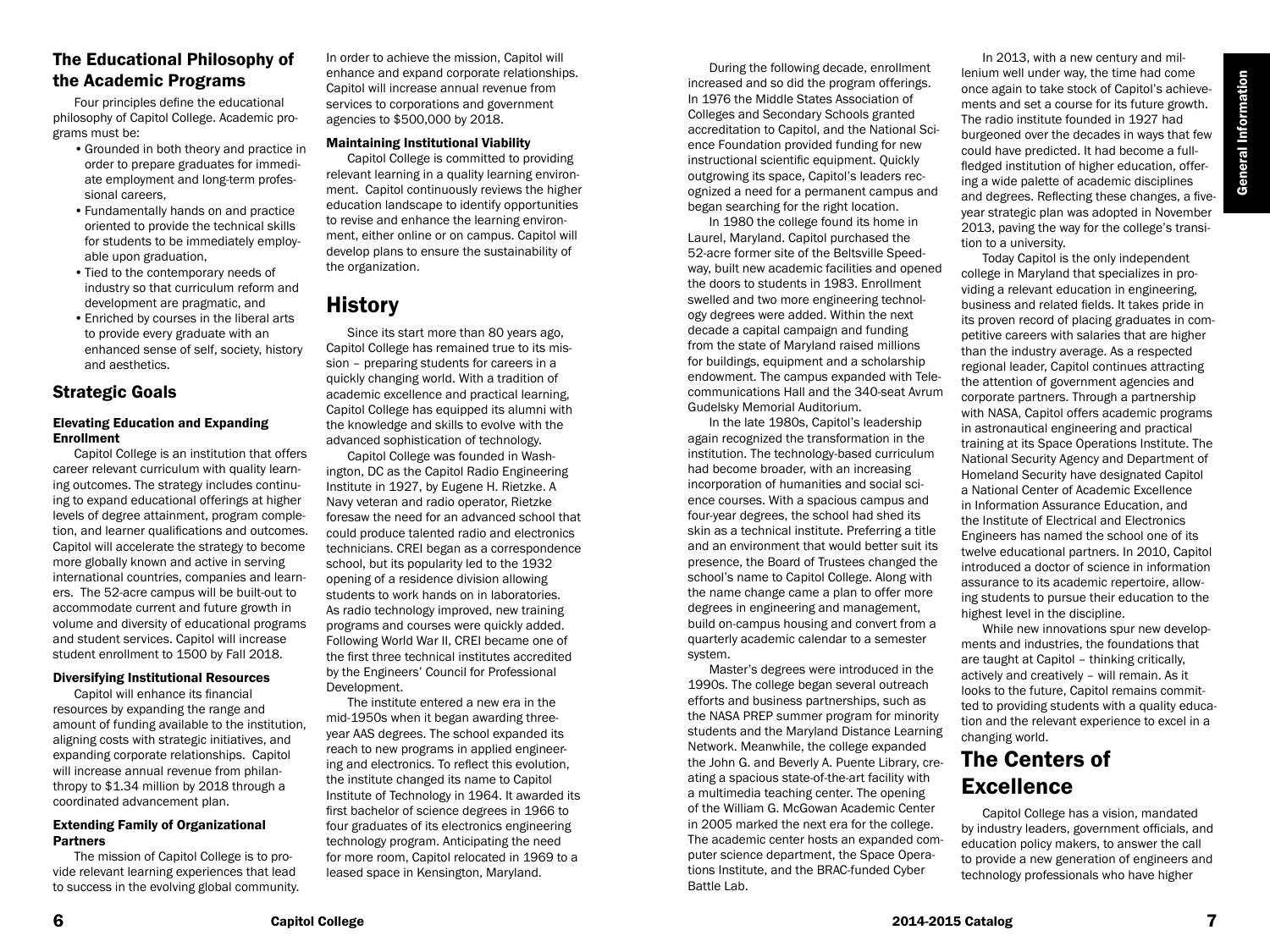## The Educational Philosophy of the Academic Programs

Four principles define the educational philosophy of Capitol College. Academic programs must be:

- Grounded in both theory and practice in order to prepare graduates for immediate employment and long-term professional careers,
- Fundamentally hands on and practice oriented to provide the technical skills for students to be immediately employable upon graduation,
- Tied to the contemporary needs of industry so that curriculum reform and development are pragmatic, and
- Enriched by courses in the liberal arts to provide every graduate with an enhanced sense of self, society, history and aesthetics.

## Strategic Goals

### Elevating Education and Expanding Enrollment

Capitol College is an institution that offers career relevant curriculum with quality learning outcomes. The strategy includes continuing to expand educational offerings at higher levels of degree attainment, program completion, and learner qualifications and outcomes. Capitol will accelerate the strategy to become more globally known and active in serving international countries, companies and learners. The 52-acre campus will be built-out to accommodate current and future growth in volume and diversity of educational programs and student services. Capitol will increase student enrollment to 1500 by Fall 2018.

### Diversifying Institutional Resources

Capitol will enhance its financial resources by expanding the range and amount of funding available to the institution, aligning costs with strategic initiatives, and expanding corporate relationships. Capitol will increase annual revenue from philanthropy to $1.34 million by 2018 through a coordinated advancement plan.

### Extending Family of Organizational Partners

The mission of Capitol College is to provide relevant learning experiences that lead to success in the evolving global community. In order to achieve the mission, Capitol will enhance and expand corporate relationships. Capitol will increase annual revenue from services to corporations and government agencies to $500,000 by 2018.

### Maintaining Institutional Viability

Capitol College is committed to providing relevant learning in a quality learning environment. Capitol continuously reviews the higher education landscape to identify opportunities to revise and enhance the learning environment, either online or on campus. Capitol will develop plans to ensure the sustainability of the organization.

# History

Since its start more than 80 years ago, Capitol College has remained true to its mission – preparing students for careers in a quickly changing world. With a tradition of academic excellence and practical learning, Capitol College has equipped its alumni with the knowledge and skills to evolve with the advanced sophistication of technology.

Capitol College was founded in Washington, DC as the Capitol Radio Engineering Institute in 1927, by Eugene H. Rietzke. A Navy veteran and radio operator, Rietzke foresaw the need for an advanced school that could produce talented radio and electronics technicians. CREI began as a correspondence school, but its popularity led to the 1932 opening of a residence division allowing students to work hands on in laboratories. As radio technology improved, new training programs and courses were quickly added. Following World War II, CREI became one of the first three technical institutes accredited by the Engineers' Council for Professional Development.

The institute entered a new era in the mid-1950s when it began awarding three-year AAS degrees. The school expanded its reach to new programs in applied engineering and electronics. To reflect this evolution, the institute changed its name to Capitol Institute of Technology in 1964. It awarded its first bachelor of science degrees in 1966 to four graduates of its electronics engineering technology program. Anticipating the need for more room, Capitol relocated in 1969 to a leased space in Kensington, Maryland.

During the following decade, enrollment increased and so did the program offerings. In 1976 the Middle States Association of Colleges and Secondary Schools granted accreditation to Capitol, and the National Science Foundation provided funding for new instructional scientific equipment. Quickly outgrowing its space, Capitol's leaders recognized a need for a permanent campus and began searching for the right location.

In 1980 the college found its home in Laurel, Maryland. Capitol purchased the 52-acre former site of the Beltsville Speedway, built new academic facilities and opened the doors to students in 1983. Enrollment swelled and two more engineering technology degrees were added. Within the next decade a capital campaign and funding from the state of Maryland raised millions for buildings, equipment and a scholarship endowment. The campus expanded with Telecommunications Hall and the 340-seat Avrum Gudelsky Memorial Auditorium.

In the late 1980s, Capitol's leadership again recognized the transformation in the institution. The technology-based curriculum had become broader, with an increasing incorporation of humanities and social science courses. With a spacious campus and four-year degrees, the school had shed its skin as a technical institute. Preferring a title and an environment that would better suit its presence, the Board of Trustees changed the school's name to Capitol College. Along with the name change came a plan to offer more degrees in engineering and management, build on-campus housing and convert from a quarterly academic calendar to a semester system.

Master's degrees were introduced in the 1990s. The college began several outreach efforts and business partnerships, such as the NASA PREP summer program for minority students and the Maryland Distance Learning Network. Meanwhile, the college expanded the John G. and Beverly A. Puente Library, creating a spacious state-of-the-art facility with a multimedia teaching center. The opening of the William G. McGowan Academic Center in 2005 marked the next era for the college. The academic center hosts an expanded computer science department, the Space Operations Institute, and the BRAC-funded Cyber Battle Lab.

In 2013, with a new century and millenium well under way, the time had come once again to take stock of Capitol's achievements and set a course for its future growth. The radio institute founded in 1927 had burgeoned over the decades in ways that few could have predicted. It had become a full-fledged institution of higher education, offering a wide palette of academic disciplines and degrees. Reflecting these changes, a five-year strategic plan was adopted in November 2013, paving the way for the college's transition to a university.

Today Capitol is the only independent college in Maryland that specializes in providing a relevant education in engineering, business and related fields. It takes pride in its proven record of placing graduates in competitive careers with salaries that are higher than the industry average. As a respected regional leader, Capitol continues attracting the attention of government agencies and corporate partners. Through a partnership with NASA, Capitol offers academic programs in astronautical engineering and practical training at its Space Operations Institute. The National Security Agency and Department of Homeland Security have designated Capitol a National Center of Academic Excellence in Information Assurance Education, and the Institute of Electrical and Electronics Engineers has named the school one of its twelve educational partners. In 2010, Capitol introduced a doctor of science in information assurance to its academic repertoire, allowing students to pursue their education to the highest level in the discipline.

While new innovations spur new developments and industries, the foundations that are taught at Capitol – thinking critically, actively and creatively – will remain. As it looks to the future, Capitol remains committed to providing students with a quality education and the relevant experience to excel in a changing world.

# The Centers of Excellence

Capitol College has a vision, mandated by industry leaders, government officials, and education policy makers, to answer the call to provide a new generation of engineers and technology professionals who have higher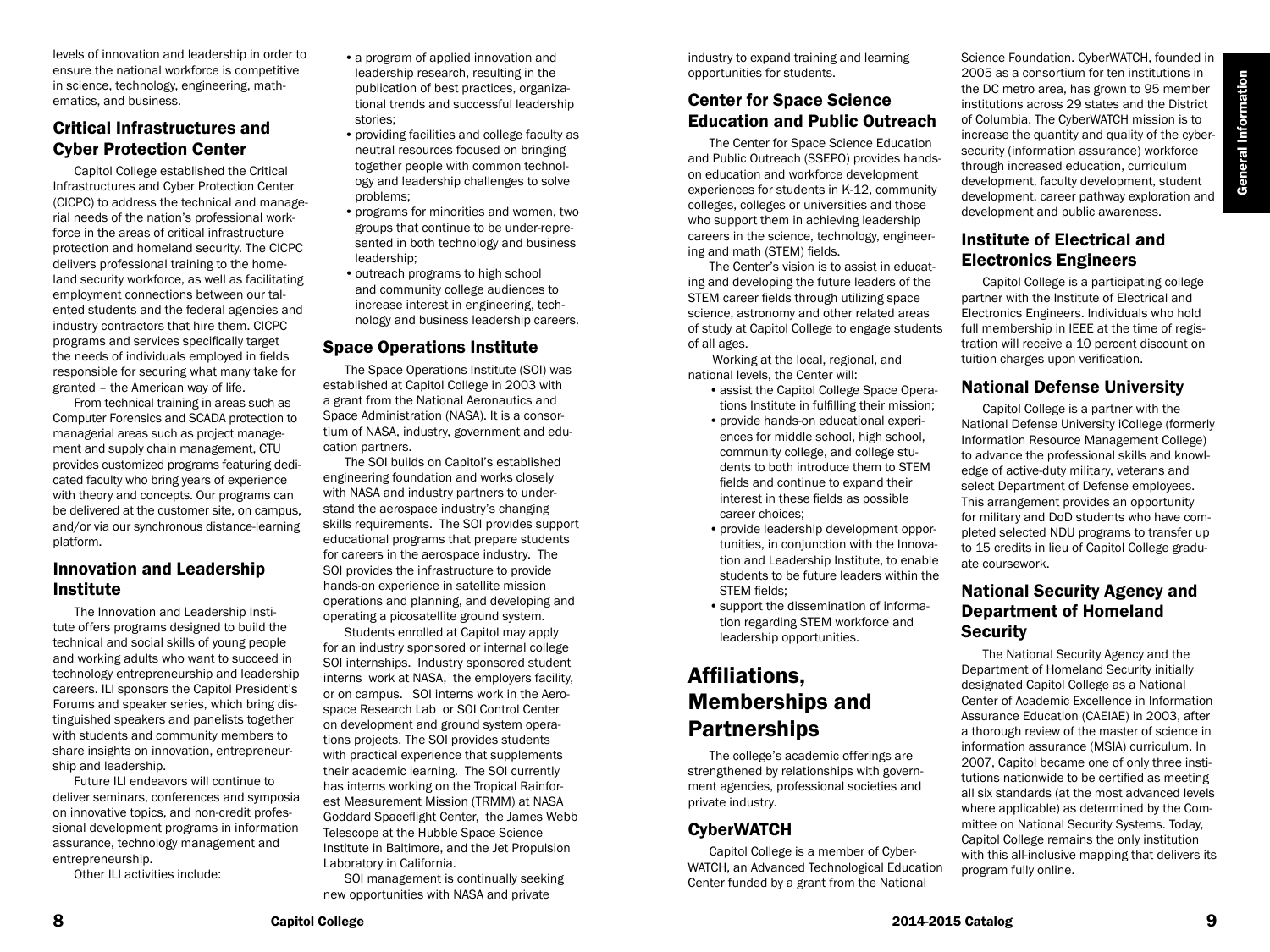levels of innovation and leadership in order to ensure the national workforce is competitive in science, technology, engineering, mathematics, and business.

## Critical Infrastructures and Cyber Protection Center

Capitol College established the Critical Infrastructures and Cyber Protection Center (CICPC) to address the technical and managerial needs of the nation's professional workforce in the areas of critical infrastructure protection and homeland security. The CICPC delivers professional training to the homeland security workforce, as well as facilitating employment connections between our talented students and the federal agencies and industry contractors that hire them. CICPC programs and services specifically target the needs of individuals employed in fields responsible for securing what many take for granted – the American way of life.

From technical training in areas such as Computer Forensics and SCADA protection to managerial areas such as project management and supply chain management, CTU provides customized programs featuring dedicated faculty who bring years of experience with theory and concepts. Our programs can be delivered at the customer site, on campus, and/or via our synchronous distance-learning platform.

## Innovation and Leadership Institute

The Innovation and Leadership Institute offers programs designed to build the technical and social skills of young people and working adults who want to succeed in technology entrepreneurship and leadership careers. ILI sponsors the Capitol President's Forums and speaker series, which bring distinguished speakers and panelists together with students and community members to share insights on innovation, entrepreneurship and leadership.

Future ILI endeavors will continue to deliver seminars, conferences and symposia on innovative topics, and non-credit professional development programs in information assurance, technology management and entrepreneurship.

Other ILI activities include:

- a program of applied innovation and leadership research, resulting in the publication of best practices, organizational trends and successful leadership stories;
- providing facilities and college faculty as neutral resources focused on bringing together people with common technology and leadership challenges to solve problems;
- programs for minorities and women, two groups that continue to be under-represented in both technology and business leadership;
- outreach programs to high school and community college audiences to increase interest in engineering, technology and business leadership careers.

## Space Operations Institute

The Space Operations Institute (SOI) was established at Capitol College in 2003 with a grant from the National Aeronautics and Space Administration (NASA). It is a consortium of NASA, industry, government and education partners.

The SOI builds on Capitol's established engineering foundation and works closely with NASA and industry partners to understand the aerospace industry's changing skills requirements. The SOI provides support educational programs that prepare students for careers in the aerospace industry. The SOI provides the infrastructure to provide hands-on experience in satellite mission operations and planning, and developing and operating a picosatellite ground system.

Students enrolled at Capitol may apply for an industry sponsored or internal college SOI internships. Industry sponsored student interns work at NASA, the employers facility, or on campus. SOI interns work in the Aerospace Research Lab or SOI Control Center on development and ground system operations projects. The SOI provides students with practical experience that supplements their academic learning. The SOI currently has interns working on the Tropical Rainforest Measurement Mission (TRMM) at NASA Goddard Spaceflight Center, the James Webb Telescope at the Hubble Space Science Institute in Baltimore, and the Jet Propulsion Laboratory in California.

SOI management is continually seeking new opportunities with NASA and private industry to expand training and learning opportunities for students.

## Center for Space Science Education and Public Outreach

The Center for Space Science Education and Public Outreach (SSEPO) provides hands-on education and workforce development experiences for students in K-12, community colleges, colleges or universities and those who support them in achieving leadership careers in the science, technology, engineering and math (STEM) fields.

The Center's vision is to assist in educating and developing the future leaders of the STEM career fields through utilizing space science, astronomy and other related areas of study at Capitol College to engage students of all ages.

Working at the local, regional, and national levels, the Center will:

- assist the Capitol College Space Operations Institute in fulfilling their mission;
- provide hands-on educational experiences for middle school, high school, community college, and college students to both introduce them to STEM fields and continue to expand their interest in these fields as possible career choices;
- provide leadership development opportunities, in conjunction with the Innovation and Leadership Institute, to enable students to be future leaders within the STEM fields;
- support the dissemination of information regarding STEM workforce and leadership opportunities.

# Affiliations, Memberships and Partnerships

The college's academic offerings are strengthened by relationships with government agencies, professional societies and private industry.

## CyberWATCH

Capitol College is a member of CyberWATCH, an Advanced Technological Education Center funded by a grant from the National Science Foundation. CyberWATCH, founded in 2005 as a consortium for ten institutions in the DC metro area, has grown to 95 member institutions across 29 states and the District of Columbia. The CyberWATCH mission is to increase the quantity and quality of the cybersecurity (information assurance) workforce through increased education, curriculum development, faculty development, student development, career pathway exploration and development and public awareness.

## Institute of Electrical and Electronics Engineers

Capitol College is a participating college partner with the Institute of Electrical and Electronics Engineers. Individuals who hold full membership in IEEE at the time of registration will receive a 10 percent discount on tuition charges upon verification.

## National Defense University

Capitol College is a partner with the National Defense University iCollege (formerly Information Resource Management College) to advance the professional skills and knowledge of active-duty military, veterans and select Department of Defense employees. This arrangement provides an opportunity for military and DoD students who have completed selected NDU programs to transfer up to 15 credits in lieu of Capitol College graduate coursework.

## National Security Agency and Department of Homeland Security

The National Security Agency and the Department of Homeland Security initially designated Capitol College as a National Center of Academic Excellence in Information Assurance Education (CAEIAE) in 2003, after a thorough review of the master of science in information assurance (MSIA) curriculum. In 2007, Capitol became one of only three institutions nationwide to be certified as meeting all six standards (at the most advanced levels where applicable) as determined by the Committee on National Security Systems. Today, Capitol College remains the only institution with this all-inclusive mapping that delivers its program fully online.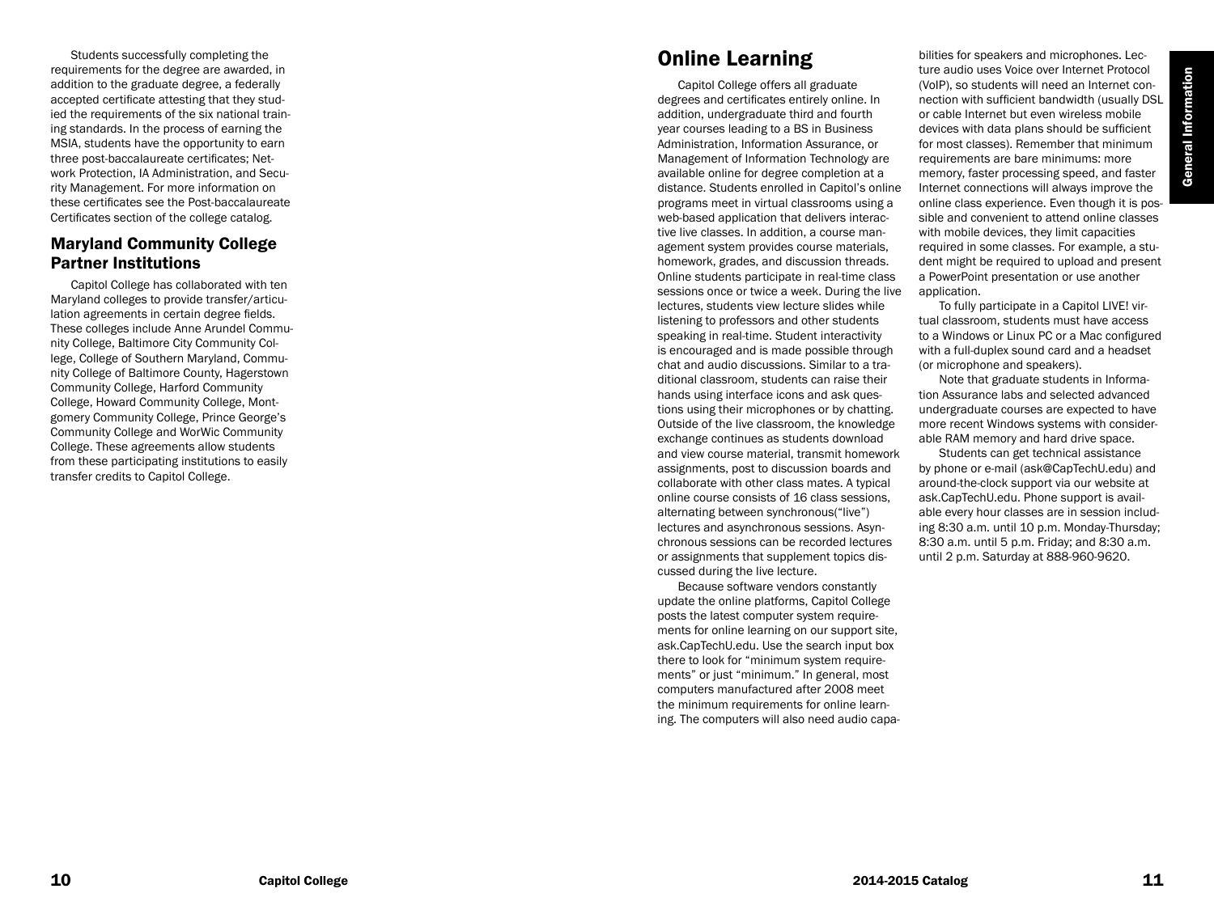Students successfully completing the requirements for the degree are awarded, in addition to the graduate degree, a federally accepted certificate attesting that they studied the requirements of the six national training standards. In the process of earning the MSIA, students have the opportunity to earn three post-baccalaureate certificates; Network Protection, IA Administration, and Security Management. For more information on these certificates see the Post-baccalaureate Certificates section of the college catalog.

### Maryland Community College Partner Institutions

Capitol College has collaborated with ten Maryland colleges to provide transfer/articulation agreements in certain degree fields. These colleges include Anne Arundel Community College, Baltimore City Community College, College of Southern Maryland, Community College of Baltimore County, Hagerstown Community College, Harford Community College, Howard Community College, Montgomery Community College, Prince George's Community College and WorWic Community College. These agreements allow students from these participating institutions to easily transfer credits to Capitol College.

## Online Learning

Capitol College offers all graduate degrees and certificates entirely online. In addition, undergraduate third and fourth year courses leading to a BS in Business Administration, Information Assurance, or Management of Information Technology are available online for degree completion at a distance. Students enrolled in Capitol's online programs meet in virtual classrooms using a web-based application that delivers interactive live classes. In addition, a course management system provides course materials, homework, grades, and discussion threads. Online students participate in real-time class sessions once or twice a week. During the live lectures, students view lecture slides while listening to professors and other students speaking in real-time. Student interactivity is encouraged and is made possible through chat and audio discussions. Similar to a traditional classroom, students can raise their hands using interface icons and ask questions using their microphones or by chatting. Outside of the live classroom, the knowledge exchange continues as students download and view course material, transmit homework assignments, post to discussion boards and collaborate with other class mates. A typical online course consists of 16 class sessions, alternating between synchronous("live") lectures and asynchronous sessions. Asynchronous sessions can be recorded lectures or assignments that supplement topics discussed during the live lecture.

Because software vendors constantly update the online platforms, Capitol College posts the latest computer system requirements for online learning on our support site, ask.CapTechU.edu. Use the search input box there to look for "minimum system requirements" or just "minimum." In general, most computers manufactured after 2008 meet the minimum requirements for online learning. The computers will also need audio capabilities for speakers and microphones. Lecture audio uses Voice over Internet Protocol (VoIP), so students will need an Internet connection with sufficient bandwidth (usually DSL or cable Internet but even wireless mobile devices with data plans should be sufficient for most classes). Remember that minimum requirements are bare minimums: more memory, faster processing speed, and faster Internet connections will always improve the online class experience. Even though it is possible and convenient to attend online classes with mobile devices, they limit capacities required in some classes. For example, a student might be required to upload and present a PowerPoint presentation or use another application.

To fully participate in a Capitol LIVE! virtual classroom, students must have access to a Windows or Linux PC or a Mac configured with a full-duplex sound card and a headset (or microphone and speakers).

Note that graduate students in Information Assurance labs and selected advanced undergraduate courses are expected to have more recent Windows systems with considerable RAM memory and hard drive space.

Students can get technical assistance by phone or e-mail (ask@CapTechU.edu) and around-the-clock support via our website at ask.CapTechU.edu. Phone support is available every hour classes are in session including 8:30 a.m. until 10 p.m. Monday-Thursday; 8:30 a.m. until 5 p.m. Friday; and 8:30 a.m. until 2 p.m. Saturday at 888-960-9620.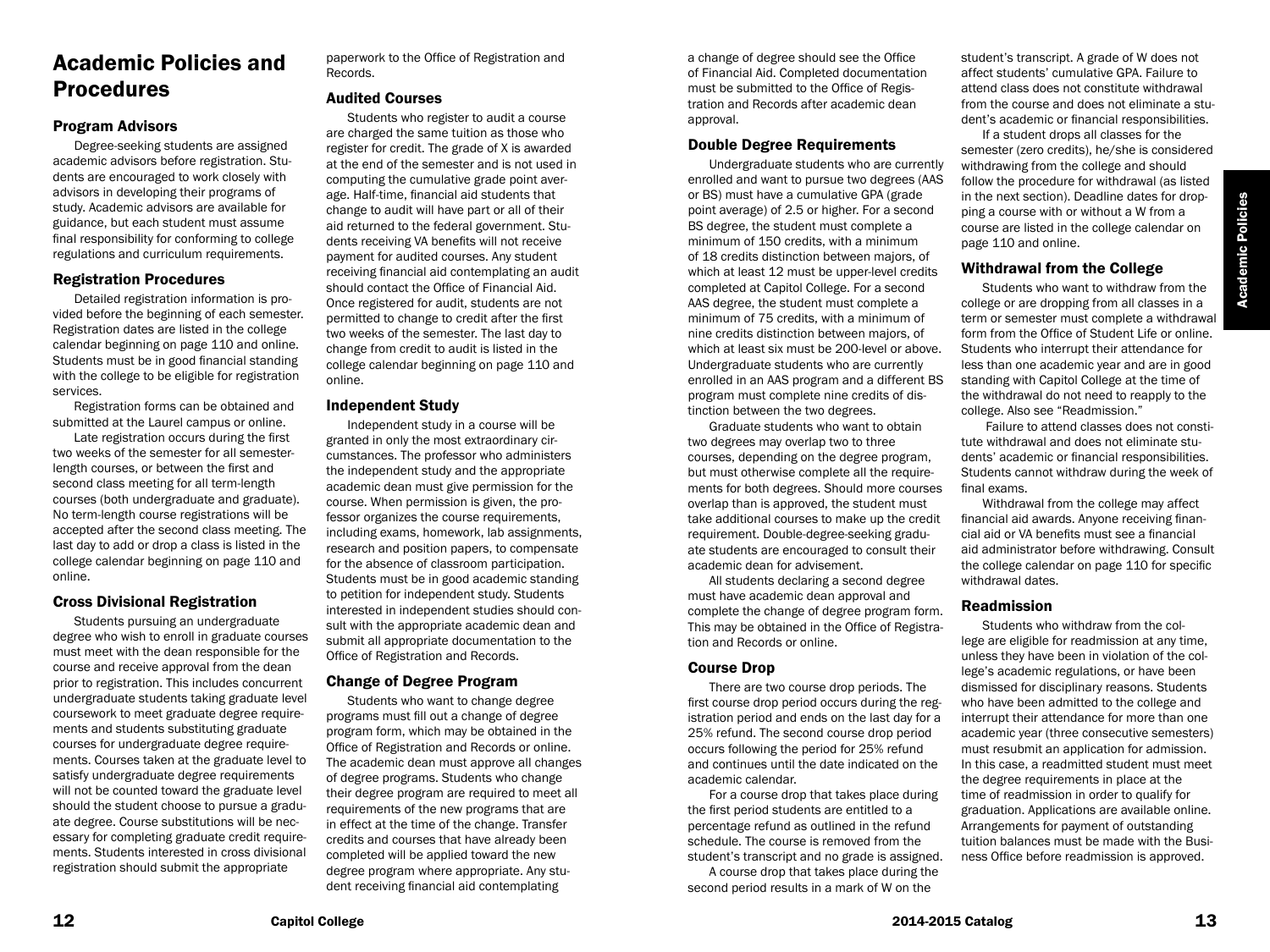# Academic Policies and Procedures

## Program Advisors

Degree-seeking students are assigned academic advisors before registration. Students are encouraged to work closely with advisors in developing their programs of study. Academic advisors are available for guidance, but each student must assume final responsibility for conforming to college regulations and curriculum requirements.

## Registration Procedures

Detailed registration information is provided before the beginning of each semester. Registration dates are listed in the college calendar beginning on page 110 and online. Students must be in good financial standing with the college to be eligible for registration services.

Registration forms can be obtained and submitted at the Laurel campus or online.

Late registration occurs during the first two weeks of the semester for all semester-length courses, or between the first and second class meeting for all term-length courses (both undergraduate and graduate). No term-length course registrations will be accepted after the second class meeting. The last day to add or drop a class is listed in the college calendar beginning on page 110 and online.

## Cross Divisional Registration

Students pursuing an undergraduate degree who wish to enroll in graduate courses must meet with the dean responsible for the course and receive approval from the dean prior to registration. This includes concurrent undergraduate students taking graduate level coursework to meet graduate degree requirements and students substituting graduate courses for undergraduate degree requirements. Courses taken at the graduate level to satisfy undergraduate degree requirements will not be counted toward the graduate level should the student choose to pursue a graduate degree. Course substitutions will be necessary for completing graduate credit requirements. Students interested in cross divisional registration should submit the appropriate paperwork to the Office of Registration and Records.

## Audited Courses

Students who register to audit a course are charged the same tuition as those who register for credit. The grade of X is awarded at the end of the semester and is not used in computing the cumulative grade point average. Half-time, financial aid students that change to audit will have part or all of their aid returned to the federal government. Students receiving VA benefits will not receive payment for audited courses. Any student receiving financial aid contemplating an audit should contact the Office of Financial Aid. Once registered for audit, students are not permitted to change to credit after the first two weeks of the semester. The last day to change from credit to audit is listed in the college calendar beginning on page 110 and online.

## Independent Study

Independent study in a course will be granted in only the most extraordinary circumstances. The professor who administers the independent study and the appropriate academic dean must give permission for the course. When permission is given, the professor organizes the course requirements, including exams, homework, lab assignments, research and position papers, to compensate for the absence of classroom participation. Students must be in good academic standing to petition for independent study. Students interested in independent studies should consult with the appropriate academic dean and submit all appropriate documentation to the Office of Registration and Records.

## Change of Degree Program

Students who want to change degree programs must fill out a change of degree program form, which may be obtained in the Office of Registration and Records or online. The academic dean must approve all changes of degree programs. Students who change their degree program are required to meet all requirements of the new programs that are in effect at the time of the change. Transfer credits and courses that have already been completed will be applied toward the new degree program where appropriate. Any student receiving financial aid contemplating a change of degree should see the Office of Financial Aid. Completed documentation must be submitted to the Office of Registration and Records after academic dean approval.

## Double Degree Requirements

Undergraduate students who are currently enrolled and want to pursue two degrees (AAS or BS) must have a cumulative GPA (grade point average) of 2.5 or higher. For a second BS degree, the student must complete a minimum of 150 credits, with a minimum of 18 credits distinction between majors, of which at least 12 must be upper-level credits completed at Capitol College. For a second AAS degree, the student must complete a minimum of 75 credits, with a minimum of nine credits distinction between majors, of which at least six must be 200-level or above. Undergraduate students who are currently enrolled in an AAS program and a different BS program must complete nine credits of distinction between the two degrees.

Graduate students who want to obtain two degrees may overlap two to three courses, depending on the degree program, but must otherwise complete all the requirements for both degrees. Should more courses overlap than is approved, the student must take additional courses to make up the credit requirement. Double-degree-seeking graduate students are encouraged to consult their academic dean for advisement.

All students declaring a second degree must have academic dean approval and complete the change of degree program form. This may be obtained in the Office of Registration and Records or online.

## Course Drop

There are two course drop periods. The first course drop period occurs during the registration period and ends on the last day for a 25% refund. The second course drop period occurs following the period for 25% refund and continues until the date indicated on the academic calendar.

For a course drop that takes place during the first period students are entitled to a percentage refund as outlined in the refund schedule. The course is removed from the student's transcript and no grade is assigned.

A course drop that takes place during the second period results in a mark of W on the student's transcript. A grade of W does not affect students' cumulative GPA. Failure to attend class does not constitute withdrawal from the course and does not eliminate a student's academic or financial responsibilities.

If a student drops all classes for the semester (zero credits), he/she is considered withdrawing from the college and should follow the procedure for withdrawal (as listed in the next section). Deadline dates for dropping a course with or without a W from a course are listed in the college calendar on page 110 and online.

## Withdrawal from the College

Students who want to withdraw from the college or are dropping from all classes in a term or semester must complete a withdrawal form from the Office of Student Life or online. Students who interrupt their attendance for less than one academic year and are in good standing with Capitol College at the time of the withdrawal do not need to reapply to the college. Also see "Readmission."

Failure to attend classes does not constitute withdrawal and does not eliminate students' academic or financial responsibilities. Students cannot withdraw during the week of final exams.

Withdrawal from the college may affect financial aid awards. Anyone receiving financial aid or VA benefits must see a financial aid administrator before withdrawing. Consult the college calendar on page 110 for specific withdrawal dates.

## Readmission

Students who withdraw from the college are eligible for readmission at any time, unless they have been in violation of the college's academic regulations, or have been dismissed for disciplinary reasons. Students who have been admitted to the college and interrupt their attendance for more than one academic year (three consecutive semesters) must resubmit an application for admission. In this case, a readmitted student must meet the degree requirements in place at the time of readmission in order to qualify for graduation. Applications are available online. Arrangements for payment of outstanding tuition balances must be made with the Business Office before readmission is approved.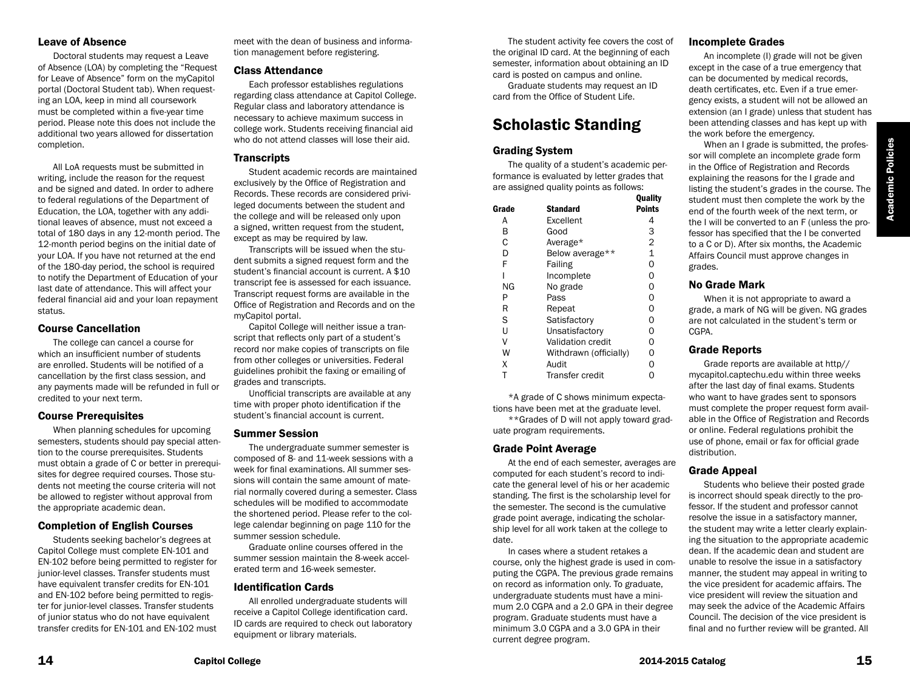### Leave of Absence

Doctoral students may request a Leave of Absence (LOA) by completing the "Request for Leave of Absence" form on the myCapitol portal (Doctoral Student tab). When requesting an LOA, keep in mind all coursework must be completed within a five-year time period. Please note this does not include the additional two years allowed for dissertation completion.

All LoA requests must be submitted in writing, include the reason for the request and be signed and dated. In order to adhere to federal regulations of the Department of Education, the LOA, together with any additional leaves of absence, must not exceed a total of 180 days in any 12-month period. The 12-month period begins on the initial date of your LOA. If you have not returned at the end of the 180-day period, the school is required to notify the Department of Education of your last date of attendance. This will affect your federal financial aid and your loan repayment status.

### Course Cancellation

The college can cancel a course for which an insufficient number of students are enrolled. Students will be notified of a cancellation by the first class session, and any payments made will be refunded in full or credited to your next term.

### Course Prerequisites

When planning schedules for upcoming semesters, students should pay special attention to the course prerequisites. Students must obtain a grade of C or better in prerequisites for degree required courses. Those students not meeting the course criteria will not be allowed to register without approval from the appropriate academic dean.

### Completion of English Courses

Students seeking bachelor's degrees at Capitol College must complete EN-101 and EN-102 before being permitted to register for junior-level classes. Transfer students must have equivalent transfer credits for EN-101 and EN-102 before being permitted to register for junior-level classes. Transfer students of junior status who do not have equivalent transfer credits for EN-101 and EN-102 must meet with the dean of business and information management before registering.

### Class Attendance

Each professor establishes regulations regarding class attendance at Capitol College. Regular class and laboratory attendance is necessary to achieve maximum success in college work. Students receiving financial aid who do not attend classes will lose their aid.

### Transcripts

Student academic records are maintained exclusively by the Office of Registration and Records. These records are considered privileged documents between the student and the college and will be released only upon a signed, written request from the student, except as may be required by law.

Transcripts will be issued when the student submits a signed request form and the student's financial account is current. A $10 transcript fee is assessed for each issuance. Transcript request forms are available in the Office of Registration and Records and on the myCapitol portal.

Capitol College will neither issue a transcript that reflects only part of a student's record nor make copies of transcripts on file from other colleges or universities. Federal guidelines prohibit the faxing or emailing of grades and transcripts.

Unofficial transcripts are available at any time with proper photo identification if the student's financial account is current.

### Summer Session

The undergraduate summer semester is composed of 8- and 11-week sessions with a week for final examinations. All summer sessions will contain the same amount of material normally covered during a semester. Class schedules will be modified to accommodate the shortened period. Please refer to the college calendar beginning on page 110 for the summer session schedule.

Graduate online courses offered in the summer session maintain the 8-week accelerated term and 16-week semester.

### Identification Cards

All enrolled undergraduate students will receive a Capitol College identification card. ID cards are required to check out laboratory equipment or library materials.

The student activity fee covers the cost of the original ID card. At the beginning of each semester, information about obtaining an ID card is posted on campus and online.

Graduate students may request an ID card from the Office of Student Life.

## Scholastic Standing

### Grading System

The quality of a student's academic performance is evaluated by letter grades that are assigned quality points as follows:

| Grade | Standard | Quality Points |
|---|---|---|
| A | Excellent | 4 |
| B | Good | 3 |
| C | Average* | 2 |
| D | Below average** | 1 |
| F | Failing | 0 |
| I | Incomplete | 0 |
| NG | No grade | 0 |
| P | Pass | 0 |
| R | Repeat | 0 |
| S | Satisfactory | 0 |
| U | Unsatisfactory | 0 |
| V | Validation credit | 0 |
| W | Withdrawn (officially) | 0 |
| X | Audit | 0 |
| T | Transfer credit | 0 |

*A grade of C shows minimum expectations have been met at the graduate level.

**Grades of D will not apply toward graduate program requirements.

### Grade Point Average

At the end of each semester, averages are computed for each student's record to indicate the general level of his or her academic standing. The first is the scholarship level for the semester. The second is the cumulative grade point average, indicating the scholarship level for all work taken at the college to date.

In cases where a student retakes a course, only the highest grade is used in computing the CGPA. The previous grade remains on record as information only. To graduate, undergraduate students must have a minimum 2.0 CGPA and a 2.0 GPA in their degree program. Graduate students must have a minimum 3.0 CGPA and a 3.0 GPA in their current degree program.

### Incomplete Grades

An incomplete (I) grade will not be given except in the case of a true emergency that can be documented by medical records, death certificates, etc. Even if a true emergency exists, a student will not be allowed an extension (an I grade) unless that student has been attending classes and has kept up with the work before the emergency.

When an I grade is submitted, the professor will complete an incomplete grade form in the Office of Registration and Records explaining the reasons for the I grade and listing the student's grades in the course. The student must then complete the work by the end of the fourth week of the next term, or the I will be converted to an F (unless the professor has specified that the I be converted to a C or D). After six months, the Academic Affairs Council must approve changes in grades.

### No Grade Mark

When it is not appropriate to award a grade, a mark of NG will be given. NG grades are not calculated in the student's term or CGPA.

### Grade Reports

Grade reports are available at http//mycapitol.captechu.edu within three weeks after the last day of final exams. Students who want to have grades sent to sponsors must complete the proper request form available in the Office of Registration and Records or online. Federal regulations prohibit the use of phone, email or fax for official grade distribution.

### Grade Appeal

Students who believe their posted grade is incorrect should speak directly to the professor. If the student and professor cannot resolve the issue in a satisfactory manner, the student may write a letter clearly explaining the situation to the appropriate academic dean. If the academic dean and student are unable to resolve the issue in a satisfactory manner, the student may appeal in writing to the vice president for academic affairs. The vice president will review the situation and may seek the advice of the Academic Affairs Council. The decision of the vice president is final and no further review will be granted. All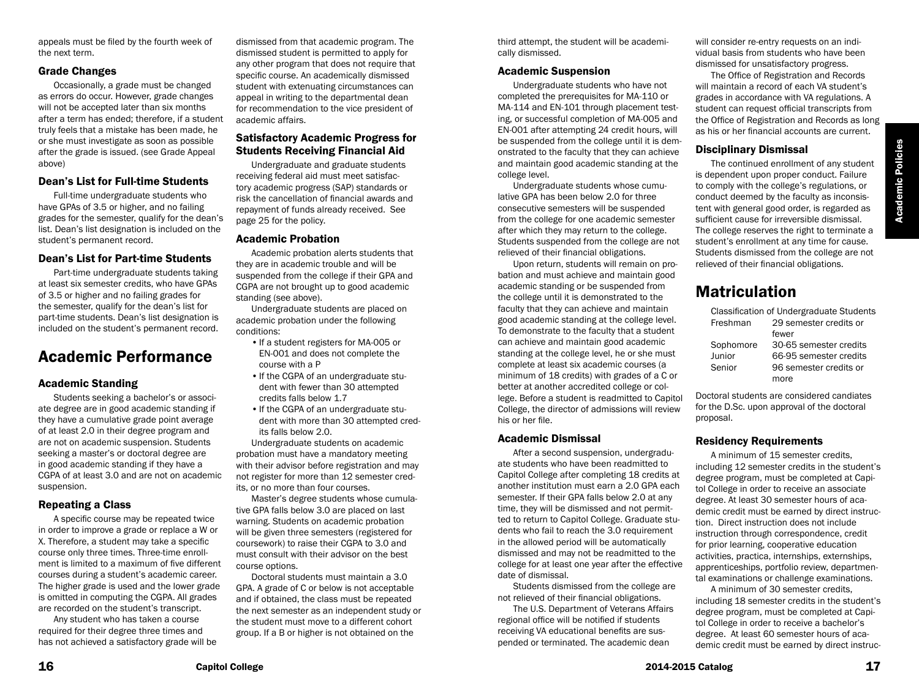appeals must be filed by the fourth week of the next term.

### Grade Changes

Occasionally, a grade must be changed as errors do occur. However, grade changes will not be accepted later than six months after a term has ended; therefore, if a student truly feels that a mistake has been made, he or she must investigate as soon as possible after the grade is issued. (see Grade Appeal above)

### Dean's List for Full-time Students

Full-time undergraduate students who have GPAs of 3.5 or higher, and no failing grades for the semester, qualify for the dean's list. Dean's list designation is included on the student's permanent record.

### Dean's List for Part-time Students

Part-time undergraduate students taking at least six semester credits, who have GPAs of 3.5 or higher and no failing grades for the semester, qualify for the dean's list for part-time students. Dean's list designation is included on the student's permanent record.

## Academic Performance

### Academic Standing

Students seeking a bachelor's or associate degree are in good academic standing if they have a cumulative grade point average of at least 2.0 in their degree program and are not on academic suspension. Students seeking a master's or doctoral degree are in good academic standing if they have a CGPA of at least 3.0 and are not on academic suspension.

### Repeating a Class

A specific course may be repeated twice in order to improve a grade or replace a W or X. Therefore, a student may take a specific course only three times. Three-time enrollment is limited to a maximum of five different courses during a student's academic career. The higher grade is used and the lower grade is omitted in computing the CGPA. All grades are recorded on the student's transcript.

Any student who has taken a course required for their degree three times and has not achieved a satisfactory grade will be dismissed from that academic program. The dismissed student is permitted to apply for any other program that does not require that specific course. An academically dismissed student with extenuating circumstances can appeal in writing to the departmental dean for recommendation to the vice president of academic affairs.

### Satisfactory Academic Progress for Students Receiving Financial Aid

Undergraduate and graduate students receiving federal aid must meet satisfactory academic progress (SAP) standards or risk the cancellation of financial awards and repayment of funds already received. See page 25 for the policy.

### Academic Probation

Academic probation alerts students that they are in academic trouble and will be suspended from the college if their GPA and CGPA are not brought up to good academic standing (see above).

Undergraduate students are placed on academic probation under the following conditions:

- If a student registers for MA-005 or EN-001 and does not complete the course with a P
- If the CGPA of an undergraduate student with fewer than 30 attempted credits falls below 1.7
- If the CGPA of an undergraduate student with more than 30 attempted credits falls below 2.0.

Undergraduate students on academic probation must have a mandatory meeting with their advisor before registration and may not register for more than 12 semester credits, or no more than four courses.

Master's degree students whose cumulative GPA falls below 3.0 are placed on last warning. Students on academic probation will be given three semesters (registered for coursework) to raise their CGPA to 3.0 and must consult with their advisor on the best course options.

Doctoral students must maintain a 3.0 GPA. A grade of C or below is not acceptable and if obtained, the class must be repeated the next semester as an independent study or the student must move to a different cohort group. If a B or higher is not obtained on the third attempt, the student will be academically dismissed.

### Academic Suspension

Undergraduate students who have not completed the prerequisites for MA-110 or MA-114 and EN-101 through placement testing, or successful completion of MA-005 and EN-001 after attempting 24 credit hours, will be suspended from the college until it is demonstrated to the faculty that they can achieve and maintain good academic standing at the college level.

Undergraduate students whose cumulative GPA has been below 2.0 for three consecutive semesters will be suspended from the college for one academic semester after which they may return to the college. Students suspended from the college are not relieved of their financial obligations.

Upon return, students will remain on probation and must achieve and maintain good academic standing or be suspended from the college until it is demonstrated to the faculty that they can achieve and maintain good academic standing at the college level. To demonstrate to the faculty that a student can achieve and maintain good academic standing at the college level, he or she must complete at least six academic courses (a minimum of 18 credits) with grades of a C or better at another accredited college or college. Before a student is readmitted to Capitol College, the director of admissions will review his or her file.

### Academic Dismissal

After a second suspension, undergraduate students who have been readmitted to Capitol College after completing 18 credits at another institution must earn a 2.0 GPA each semester. If their GPA falls below 2.0 at any time, they will be dismissed and not permitted to return to Capitol College. Graduate students who fail to reach the 3.0 requirement in the allowed period will be automatically dismissed and may not be readmitted to the college for at least one year after the effective date of dismissal.

Students dismissed from the college are not relieved of their financial obligations.

The U.S. Department of Veterans Affairs regional office will be notified if students receiving VA educational benefits are suspended or terminated. The academic dean will consider re-entry requests on an individual basis from students who have been dismissed for unsatisfactory progress.

The Office of Registration and Records will maintain a record of each VA student's grades in accordance with VA regulations. A student can request official transcripts from the Office of Registration and Records as long as his or her financial accounts are current.

### Disciplinary Dismissal

The continued enrollment of any student is dependent upon proper conduct. Failure to comply with the college's regulations, or conduct deemed by the faculty as inconsistent with general good order, is regarded as sufficient cause for irreversible dismissal. The college reserves the right to terminate a student's enrollment at any time for cause. Students dismissed from the college are not relieved of their financial obligations.

## Matriculation

Classification of Undergraduate Students

| | |
|---|---|
| Freshman | 29 semester credits or fewer |
| Sophomore | 30-65 semester credits |
| Junior | 66-95 semester credits |
| Senior | 96 semester credits or more |

Doctoral students are considered candiates for the D.Sc. upon approval of the doctoral proposal.

### Residency Requirements

A minimum of 15 semester credits, including 12 semester credits in the student's degree program, must be completed at Capitol College in order to receive an associate degree. At least 30 semester hours of academic credit must be earned by direct instruction. Direct instruction does not include instruction through correspondence, credit for prior learning, cooperative education activities, practica, internships, externships, apprenticeships, portfolio review, departmental examinations or challenge examinations.

A minimum of 30 semester credits, including 18 semester credits in the student's degree program, must be completed at Capitol College in order to receive a bachelor's degree. At least 60 semester hours of academic credit must be earned by direct instruc-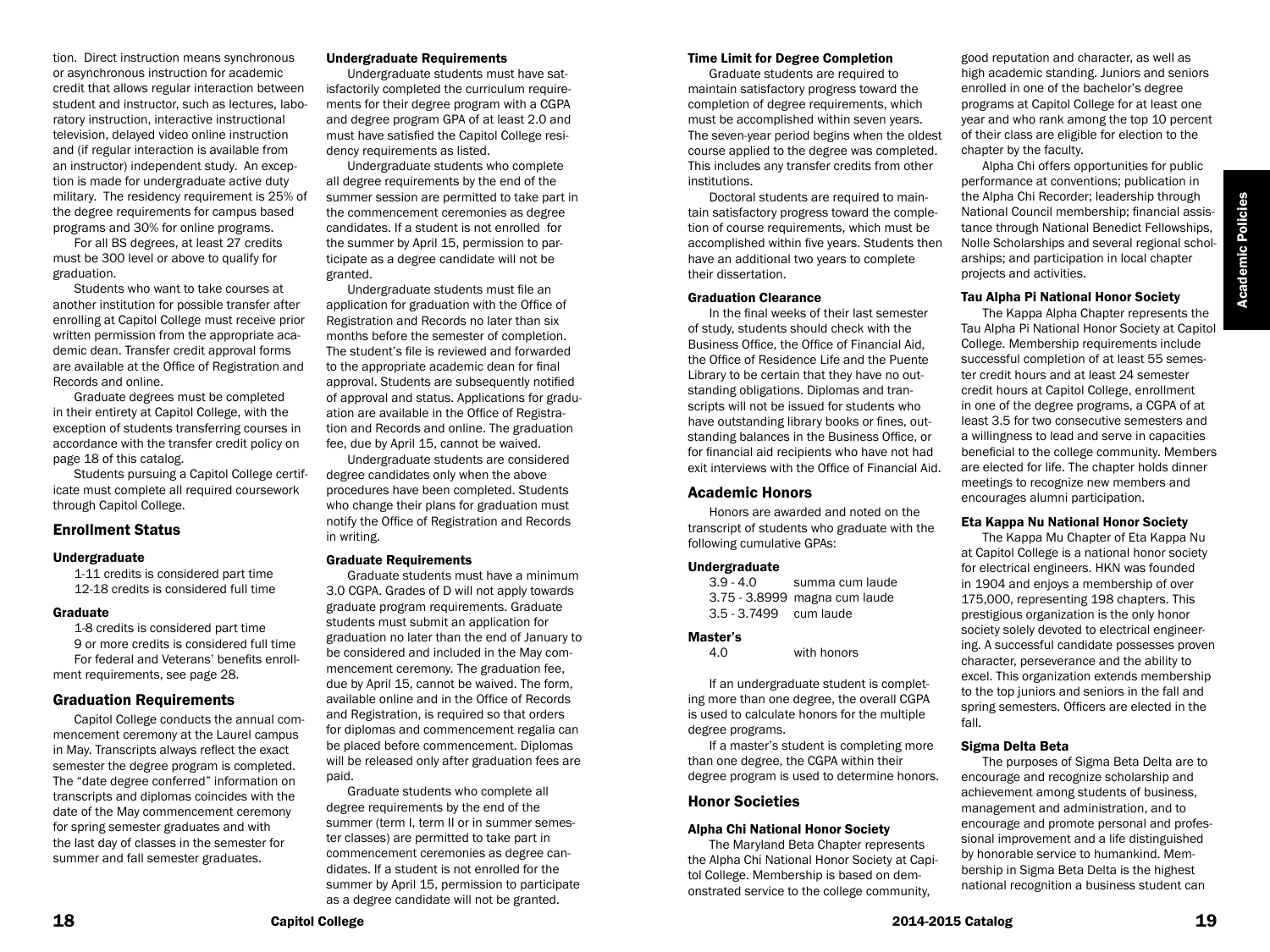tion. Direct instruction means synchronous or asynchronous instruction for academic credit that allows regular interaction between student and instructor, such as lectures, laboratory instruction, interactive instructional television, delayed video online instruction and (if regular interaction is available from an instructor) independent study. An exception is made for undergraduate active duty military. The residency requirement is 25% of the degree requirements for campus based programs and 30% for online programs.

For all BS degrees, at least 27 credits must be 300 level or above to qualify for graduation.

Students who want to take courses at another institution for possible transfer after enrolling at Capitol College must receive prior written permission from the appropriate academic dean. Transfer credit approval forms are available at the Office of Registration and Records and online.

Graduate degrees must be completed in their entirety at Capitol College, with the exception of students transferring courses in accordance with the transfer credit policy on page 18 of this catalog.

Students pursuing a Capitol College certificate must complete all required coursework through Capitol College.

## Enrollment Status

### Undergraduate

1-11 credits is considered part time
12-18 credits is considered full time

### Graduate

1-8 credits is considered part time
9 or more credits is considered full time

For federal and Veterans' benefits enrollment requirements, see page 28.

## Graduation Requirements

Capitol College conducts the annual commencement ceremony at the Laurel campus in May. Transcripts always reflect the exact semester the degree program is completed. The "date degree conferred" information on transcripts and diplomas coincides with the date of the May commencement ceremony for spring semester graduates and with the last day of classes in the semester for summer and fall semester graduates.

### Undergraduate Requirements

Undergraduate students must have satisfactorily completed the curriculum requirements for their degree program with a CGPA and degree program GPA of at least 2.0 and must have satisfied the Capitol College residency requirements as listed.

Undergraduate students who complete all degree requirements by the end of the summer session are permitted to take part in the commencement ceremonies as degree candidates. If a student is not enrolled for the summer by April 15, permission to participate as a degree candidate will not be granted.

Undergraduate students must file an application for graduation with the Office of Registration and Records no later than six months before the semester of completion. The student's file is reviewed and forwarded to the appropriate academic dean for final approval. Students are subsequently notified of approval and status. Applications for graduation are available in the Office of Registration and Records and online. The graduation fee, due by April 15, cannot be waived.

Undergraduate students are considered degree candidates only when the above procedures have been completed. Students who change their plans for graduation must notify the Office of Registration and Records in writing.

### Graduate Requirements

Graduate students must have a minimum 3.0 CGPA. Grades of D will not apply towards graduate program requirements. Graduate students must submit an application for graduation no later than the end of January to be considered and included in the May commencement ceremony. The graduation fee, due by April 15, cannot be waived. The form, available online and in the Office of Records and Registration, is required so that orders for diplomas and commencement regalia can be placed before commencement. Diplomas will be released only after graduation fees are paid.

Graduate students who complete all degree requirements by the end of the summer (term I, term II or in summer semester classes) are permitted to take part in commencement ceremonies as degree candidates. If a student is not enrolled for the summer by April 15, permission to participate as a degree candidate will not be granted.

### Time Limit for Degree Completion

Graduate students are required to maintain satisfactory progress toward the completion of degree requirements, which must be accomplished within seven years. The seven-year period begins when the oldest course applied to the degree was completed. This includes any transfer credits from other institutions.

Doctoral students are required to maintain satisfactory progress toward the completion of course requirements, which must be accomplished within five years. Students then have an additional two years to complete their dissertation.

### Graduation Clearance

In the final weeks of their last semester of study, students should check with the Business Office, the Office of Financial Aid, the Office of Residence Life and the Puente Library to be certain that they have no outstanding obligations. Diplomas and transcripts will not be issued for students who have outstanding library books or fines, outstanding balances in the Business Office, or for financial aid recipients who have not had exit interviews with the Office of Financial Aid.

## Academic Honors

Honors are awarded and noted on the transcript of students who graduate with the following cumulative GPAs:

### Undergraduate

| | |
|---|---|
| 3.9 - 4.0 | summa cum laude |
| 3.75 - 3.8999 | magna cum laude |
| 3.5 - 3.7499 | cum laude |

### Master's

| | |
|---|---|
| 4.0 | with honors |

If an undergraduate student is completing more than one degree, the overall CGPA is used to calculate honors for the multiple degree programs.

If a master's student is completing more than one degree, the CGPA within their degree program is used to determine honors.

## Honor Societies

### Alpha Chi National Honor Society

The Maryland Beta Chapter represents the Alpha Chi National Honor Society at Capitol College. Membership is based on demonstrated service to the college community, good reputation and character, as well as high academic standing. Juniors and seniors enrolled in one of the bachelor's degree programs at Capitol College for at least one year and who rank among the top 10 percent of their class are eligible for election to the chapter by the faculty.

Alpha Chi offers opportunities for public performance at conventions; publication in the Alpha Chi Recorder; leadership through National Council membership; financial assistance through National Benedict Fellowships, Nolle Scholarships and several regional scholarships; and participation in local chapter projects and activities.

### Tau Alpha Pi National Honor Society

The Kappa Alpha Chapter represents the Tau Alpha Pi National Honor Society at Capitol College. Membership requirements include successful completion of at least 55 semester credit hours and at least 24 semester credit hours at Capitol College, enrollment in one of the degree programs, a CGPA of at least 3.5 for two consecutive semesters and a willingness to lead and serve in capacities beneficial to the college community. Members are elected for life. The chapter holds dinner meetings to recognize new members and encourages alumni participation.

### Eta Kappa Nu National Honor Society

The Kappa Mu Chapter of Eta Kappa Nu at Capitol College is a national honor society for electrical engineers. HKN was founded in 1904 and enjoys a membership of over 175,000, representing 198 chapters. This prestigious organization is the only honor society solely devoted to electrical engineering. A successful candidate possesses proven character, perseverance and the ability to excel. This organization extends membership to the top juniors and seniors in the fall and spring semesters. Officers are elected in the fall.

### Sigma Delta Beta

The purposes of Sigma Beta Delta are to encourage and recognize scholarship and achievement among students of business, management and administration, and to encourage and promote personal and professional improvement and a life distinguished by honorable service to humankind. Membership in Sigma Beta Delta is the highest national recognition a business student can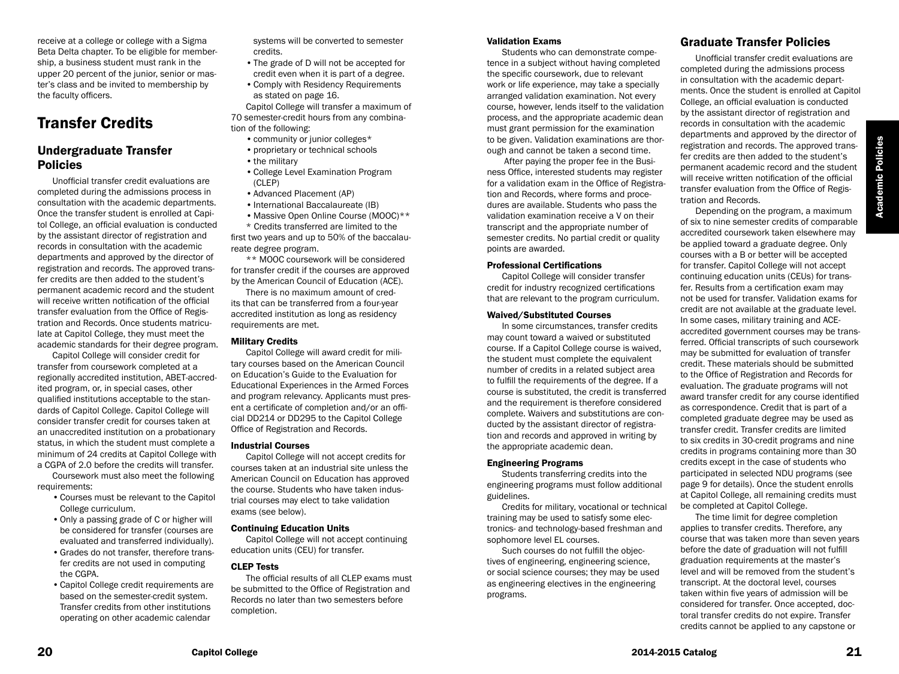receive at a college or college with a Sigma Beta Delta chapter. To be eligible for membership, a business student must rank in the upper 20 percent of the junior, senior or master's class and be invited to membership by the faculty officers.

# Transfer Credits

## Undergraduate Transfer Policies

Unofficial transfer credit evaluations are completed during the admissions process in consultation with the academic departments. Once the transfer student is enrolled at Capitol College, an official evaluation is conducted by the assistant director of registration and records in consultation with the academic departments and approved by the director of registration and records. The approved transfer credits are then added to the student's permanent academic record and the student will receive written notification of the official transfer evaluation from the Office of Registration and Records. Once students matriculate at Capitol College, they must meet the academic standards for their degree program.

Capitol College will consider credit for transfer from coursework completed at a regionally accredited institution, ABET-accredited program, or, in special cases, other qualified institutions acceptable to the standards of Capitol College. Capitol College will consider transfer credit for courses taken at an unaccredited institution on a probationary status, in which the student must complete a minimum of 24 credits at Capitol College with a CGPA of 2.0 before the credits will transfer.

Coursework must also meet the following requirements:

- Courses must be relevant to the Capitol College curriculum.
- Only a passing grade of C or higher will be considered for transfer (courses are evaluated and transferred individually).
- Grades do not transfer, therefore transfer credits are not used in computing the CGPA.
- Capitol College credit requirements are based on the semester-credit system. Transfer credits from other institutions operating on other academic calendar systems will be converted to semester credits.
- The grade of D will not be accepted for credit even when it is part of a degree.
- Comply with Residency Requirements as stated on page 16.

Capitol College will transfer a maximum of 70 semester-credit hours from any combination of the following:

- community or junior colleges*
- proprietary or technical schools
- the military
- College Level Examination Program (CLEP)
- Advanced Placement (AP)
- International Baccalaureate (IB)
- Massive Open Online Course (MOOC)**

\* Credits transferred are limited to the first two years and up to 50% of the baccalaureate degree program.

** MOOC coursework will be considered for transfer credit if the courses are approved by the American Council of Education (ACE).

There is no maximum amount of credits that can be transferred from a four-year accredited institution as long as residency requirements are met.

#### Military Credits

Capitol College will award credit for military courses based on the American Council on Education's Guide to the Evaluation for Educational Experiences in the Armed Forces and program relevancy. Applicants must present a certificate of completion and/or an official DD214 or DD295 to the Capitol College Office of Registration and Records.

#### Industrial Courses

Capitol College will not accept credits for courses taken at an industrial site unless the American Council on Education has approved the course. Students who have taken industrial courses may elect to take validation exams (see below).

#### Continuing Education Units

Capitol College will not accept continuing education units (CEU) for transfer.

#### CLEP Tests

The official results of all CLEP exams must be submitted to the Office of Registration and Records no later than two semesters before completion.

#### Validation Exams

Students who can demonstrate competence in a subject without having completed the specific coursework, due to relevant work or life experience, may take a specially arranged validation examination. Not every course, however, lends itself to the validation process, and the appropriate academic dean must grant permission for the examination to be given. Validation examinations are thorough and cannot be taken a second time.

After paying the proper fee in the Business Office, interested students may register for a validation exam in the Office of Registration and Records, where forms and procedures are available. Students who pass the validation examination receive a V on their transcript and the appropriate number of semester credits. No partial credit or quality points are awarded.

#### Professional Certifications

Capitol College will consider transfer credit for industry recognized certifications that are relevant to the program curriculum.

#### Waived/Substituted Courses

In some circumstances, transfer credits may count toward a waived or substituted course. If a Capitol College course is waived, the student must complete the equivalent number of credits in a related subject area to fulfill the requirements of the degree. If a course is substituted, the credit is transferred and the requirement is therefore considered complete. Waivers and substitutions are conducted by the assistant director of registration and records and approved in writing by the appropriate academic dean.

#### Engineering Programs

Students transferring credits into the engineering programs must follow additional guidelines.

Credits for military, vocational or technical training may be used to satisfy some electronics- and technology-based freshman and sophomore level EL courses.

Such courses do not fulfill the objectives of engineering, engineering science, or social science courses; they may be used as engineering electives in the engineering programs.

## Graduate Transfer Policies

Unofficial transfer credit evaluations are completed during the admissions process in consultation with the academic departments. Once the student is enrolled at Capitol College, an official evaluation is conducted by the assistant director of registration and records in consultation with the academic departments and approved by the director of registration and records. The approved transfer credits are then added to the student's permanent academic record and the student will receive written notification of the official transfer evaluation from the Office of Registration and Records.

Depending on the program, a maximum of six to nine semester credits of comparable accredited coursework taken elsewhere may be applied toward a graduate degree. Only courses with a B or better will be accepted for transfer. Capitol College will not accept continuing education units (CEUs) for transfer. Results from a certification exam may not be used for transfer. Validation exams for credit are not available at the graduate level. In some cases, military training and ACE-accredited government courses may be transferred. Official transcripts of such coursework may be submitted for evaluation of transfer credit. These materials should be submitted to the Office of Registration and Records for evaluation. The graduate programs will not award transfer credit for any course identified as correspondence. Credit that is part of a completed graduate degree may be used as transfer credit. Transfer credits are limited to six credits in 30-credit programs and nine credits in programs containing more than 30 credits except in the case of students who participated in selected NDU programs (see page 9 for details). Once the student enrolls at Capitol College, all remaining credits must be completed at Capitol College.

The time limit for degree completion applies to transfer credits. Therefore, any course that was taken more than seven years before the date of graduation will not fulfill graduation requirements at the master's level and will be removed from the student's transcript. At the doctoral level, courses taken within five years of admission will be considered for transfer. Once accepted, doctoral transfer credits do not expire. Transfer credits cannot be applied to any capstone or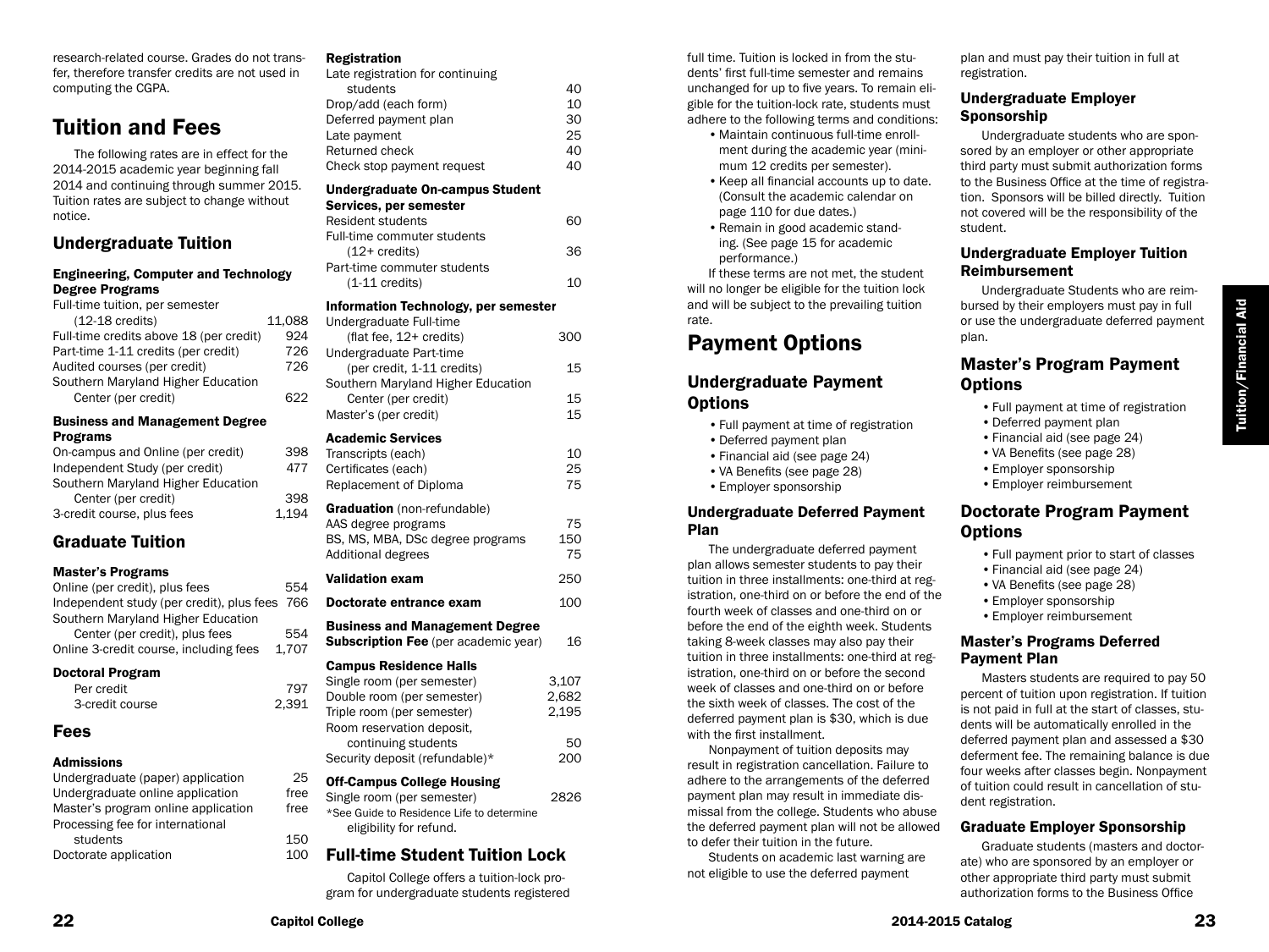research-related course. Grades do not transfer, therefore transfer credits are not used in computing the CGPA.

# Tuition and Fees

The following rates are in effect for the 2014-2015 academic year beginning fall 2014 and continuing through summer 2015. Tuition rates are subject to change without notice.

## Undergraduate Tuition

### Engineering, Computer and Technology Degree Programs

| | |
|---|---|
| Full-time tuition, per semester (12-18 credits) | 11,088 |
| Full-time credits above 18 (per credit) | 924 |
| Part-time 1-11 credits (per credit) | 726 |
| Audited courses (per credit) | 726 |
| Southern Maryland Higher Education Center (per credit) | 622 |

### Business and Management Degree Programs

| | |
|---|---|
| On-campus and Online (per credit) | 398 |
| Independent Study (per credit) | 477 |
| Southern Maryland Higher Education Center (per credit) | 398 |
| 3-credit course, plus fees | 1,194 |

## Graduate Tuition

### Master's Programs

| | |
|---|---|
| Online (per credit), plus fees | 554 |
| Independent study (per credit), plus fees | 766 |
| Southern Maryland Higher Education Center (per credit), plus fees | 554 |
| Online 3-credit course, including fees | 1,707 |

### Doctoral Program

| | |
|---|---|
| Per credit | 797 |
| 3-credit course | 2,391 |

## Fees

### Admissions

| | |
|---|---|
| Undergraduate (paper) application | 25 |
| Undergraduate online application | free |
| Master's program online application | free |
| Processing fee for international students | 150 |
| Doctorate application | 100 |

### Registration

| | |
|---|---|
| Late registration for continuing students | 40 |
| Drop/add (each form) | 10 |
| Deferred payment plan | 30 |
| Late payment | 25 |
| Returned check | 40 |
| Check stop payment request | 40 |

### Undergraduate On-campus Student Services, per semester

| | |
|---|---|
| Resident students | 60 |
| Full-time commuter students (12+ credits) | 36 |
| Part-time commuter students (1-11 credits) | 10 |

### Information Technology, per semester

| | |
|---|---|
| Undergraduate Full-time (flat fee, 12+ credits) | 300 |
| Undergraduate Part-time (per credit, 1-11 credits) | 15 |
| Southern Maryland Higher Education Center (per credit) | 15 |
| Master's (per credit) | 15 |

### Academic Services

| | |
|---|---|
| Transcripts (each) | 10 |
| Certificates (each) | 25 |
| Replacement of Diploma | 75 |

### Graduation (non-refundable)

| | |
|---|---|
| AAS degree programs | 75 |
| BS, MS, MBA, DSc degree programs | 150 |
| Additional degrees | 75 |

| | |
|---|---|
| **Validation exam** | 250 |
| **Doctorate entrance exam** | 100 |
| **Business and Management Degree Subscription Fee** (per academic year) | 16 |

### Campus Residence Halls

| | |
|---|---|
| Single room (per semester) | 3,107 |
| Double room (per semester) | 2,682 |
| Triple room (per semester) | 2,195 |
| Room reservation deposit, continuing students | 50 |
| Security deposit (refundable)* | 200 |

### Off-Campus College Housing

| | |
|---|---|
| Single room (per semester) | 2826 |

*See Guide to Residence Life to determine eligibility for refund.

## Full-time Student Tuition Lock

Capitol College offers a tuition-lock program for undergraduate students registered full time. Tuition is locked in from the students' first full-time semester and remains unchanged for up to five years. To remain eligible for the tuition-lock rate, students must adhere to the following terms and conditions:

- Maintain continuous full-time enrollment during the academic year (minimum 12 credits per semester).
- Keep all financial accounts up to date. (Consult the academic calendar on page 110 for due dates.)
- Remain in good academic standing. (See page 15 for academic performance.)

If these terms are not met, the student will no longer be eligible for the tuition lock and will be subject to the prevailing tuition rate.

# Payment Options

## Undergraduate Payment Options

- Full payment at time of registration
- Deferred payment plan
- Financial aid (see page 24)
- VA Benefits (see page 28)
- Employer sponsorship

### Undergraduate Deferred Payment Plan

The undergraduate deferred payment plan allows semester students to pay their tuition in three installments: one-third at registration, one-third on or before the end of the fourth week of classes and one-third on or before the end of the eighth week. Students taking 8-week classes may also pay their tuition in three installments: one-third at registration, one-third on or before the second week of classes and one-third on or before the sixth week of classes. The cost of the deferred payment plan is $30, which is due with the first installment.

Nonpayment of tuition deposits may result in registration cancellation. Failure to adhere to the arrangements of the deferred payment plan may result in immediate dismissal from the college. Students who abuse the deferred payment plan will not be allowed to defer their tuition in the future.

Students on academic last warning are not eligible to use the deferred payment plan and must pay their tuition in full at registration.

### Undergraduate Employer Sponsorship

Undergraduate students who are sponsored by an employer or other appropriate third party must submit authorization forms to the Business Office at the time of registration. Sponsors will be billed directly. Tuition not covered will be the responsibility of the student.

### Undergraduate Employer Tuition Reimbursement

Undergraduate Students who are reimbursed by their employers must pay in full or use the undergraduate deferred payment plan.

## Master's Program Payment Options

- Full payment at time of registration
- Deferred payment plan
- Financial aid (see page 24)
- VA Benefits (see page 28)
- Employer sponsorship
- Employer reimbursement

## Doctorate Program Payment Options

- Full payment prior to start of classes
- Financial aid (see page 24)
- VA Benefits (see page 28)
- Employer sponsorship
- Employer reimbursement

### Master's Programs Deferred Payment Plan

Masters students are required to pay 50 percent of tuition upon registration. If tuition is not paid in full at the start of classes, students will be automatically enrolled in the deferred payment plan and assessed a $30 deferment fee. The remaining balance is due four weeks after classes begin. Nonpayment of tuition could result in cancellation of student registration.

### Graduate Employer Sponsorship

Graduate students (masters and doctorate) who are sponsored by an employer or other appropriate third party must submit authorization forms to the Business Office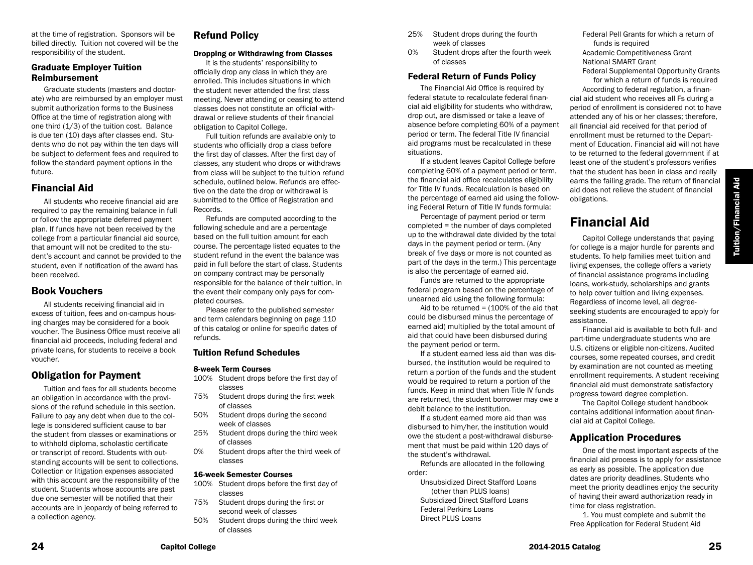at the time of registration. Sponsors will be billed directly. Tuition not covered will be the responsibility of the student.

### Graduate Employer Tuition Reimbursement

Graduate students (masters and doctorate) who are reimbursed by an employer must submit authorization forms to the Business Office at the time of registration along with one third (1/3) of the tuition cost. Balance is due ten (10) days after classes end. Students who do not pay within the ten days will be subject to deferment fees and required to follow the standard payment options in the future.

## Financial Aid

All students who receive financial aid are required to pay the remaining balance in full or follow the appropriate deferred payment plan. If funds have not been received by the college from a particular financial aid source, that amount will not be credited to the student's account and cannot be provided to the student, even if notification of the award has been received.

## Book Vouchers

All students receiving financial aid in excess of tuition, fees and on-campus housing charges may be considered for a book voucher. The Business Office must receive all financial aid proceeds, including federal and private loans, for students to receive a book voucher.

## Obligation for Payment

Tuition and fees for all students become an obligation in accordance with the provisions of the refund schedule in this section. Failure to pay any debt when due to the college is considered sufficient cause to bar the student from classes or examinations or to withhold diploma, scholastic certificate or transcript of record. Students with outstanding accounts will be sent to collections. Collection or litigation expenses associated with this account are the responsibility of the student. Students whose accounts are past due one semester will be notified that their accounts are in jeopardy of being referred to a collection agency.

## Refund Policy

### Dropping or Withdrawing from Classes

It is the students' responsibility to officially drop any class in which they are enrolled. This includes situations in which the student never attended the first class meeting. Never attending or ceasing to attend classes does not constitute an official withdrawal or relieve students of their financial obligation to Capitol College.

Full tuition refunds are available only to students who officially drop a class before the first day of classes. After the first day of classes, any student who drops or withdraws from class will be subject to the tuition refund schedule, outlined below. Refunds are effective on the date the drop or withdrawal is submitted to the Office of Registration and Records.

Refunds are computed according to the following schedule and are a percentage based on the full tuition amount for each course. The percentage listed equates to the student refund in the event the balance was paid in full before the start of class. Students on company contract may be personally responsible for the balance of their tuition, in the event their company only pays for completed courses.

Please refer to the published semester and term calendars beginning on page 110 of this catalog or online for specific dates of refunds.

### Tuition Refund Schedules

**8-week Term Courses**

- 100% Student drops before the first day of classes
- 75% Student drops during the first week of classes
- 50% Student drops during the second week of classes
- 25% Student drops during the third week of classes
- 0% Student drops after the third week of classes

**16-week Semester Courses**

- 100% Student drops before the first day of classes
- 75% Student drops during the first or second week of classes
- 50% Student drops during the third week of classes
- 25% Student drops during the fourth week of classes
- 0% Student drops after the fourth week of classes

### Federal Return of Funds Policy

The Financial Aid Office is required by federal statute to recalculate federal financial aid eligibility for students who withdraw, drop out, are dismissed or take a leave of absence before completing 60% of a payment period or term. The federal Title IV financial aid programs must be recalculated in these situations.

If a student leaves Capitol College before completing 60% of a payment period or term, the financial aid office recalculates eligibility for Title IV funds. Recalculation is based on the percentage of earned aid using the following Federal Return of Title IV funds formula:

Percentage of payment period or term completed = the number of days completed up to the withdrawal date divided by the total days in the payment period or term. (Any break of five days or more is not counted as part of the days in the term.) This percentage is also the percentage of earned aid.

Funds are returned to the appropriate federal program based on the percentage of unearned aid using the following formula:

Aid to be returned = (100% of the aid that could be disbursed minus the percentage of earned aid) multiplied by the total amount of aid that could have been disbursed during the payment period or term.

If a student earned less aid than was disbursed, the institution would be required to return a portion of the funds and the student would be required to return a portion of the funds. Keep in mind that when Title IV funds are returned, the student borrower may owe a debit balance to the institution.

If a student earned more aid than was disbursed to him/her, the institution would owe the student a post-withdrawal disbursement that must be paid within 120 days of the student's withdrawal.

Refunds are allocated in the following order:

- Unsubsidized Direct Stafford Loans (other than PLUS loans)
- Subsidized Direct Stafford Loans
- Federal Perkins Loans
- Direct PLUS Loans
- Federal Pell Grants for which a return of funds is required
- Academic Competitiveness Grant
- National SMART Grant
- Federal Supplemental Opportunity Grants for which a return of funds is required

According to federal regulation, a financial aid student who receives all Fs during a period of enrollment is considered not to have attended any of his or her classes; therefore, all financial aid received for that period of enrollment must be returned to the Department of Education. Financial aid will not have to be returned to the federal government if at least one of the student's professors verifies that the student has been in class and really earns the failing grade. The return of financial aid does not relieve the student of financial obligations.

# Financial Aid

Capitol College understands that paying for college is a major hurdle for parents and students. To help families meet tuition and living expenses, the college offers a variety of financial assistance programs including loans, work-study, scholarships and grants to help cover tuition and living expenses. Regardless of income level, all degree-seeking students are encouraged to apply for assistance.

Financial aid is available to both full- and part-time undergraduate students who are U.S. citizens or eligible non-citizens. Audited courses, some repeated courses, and credit by examination are not counted as meeting enrollment requirements. A student receiving financial aid must demonstrate satisfactory progress toward degree completion.

The Capitol College student handbook contains additional information about financial aid at Capitol College.

## Application Procedures

One of the most important aspects of the financial aid process is to apply for assistance as early as possible. The application due dates are priority deadlines. Students who meet the priority deadlines enjoy the security of having their award authorization ready in time for class registration.

1. You must complete and submit the Free Application for Federal Student Aid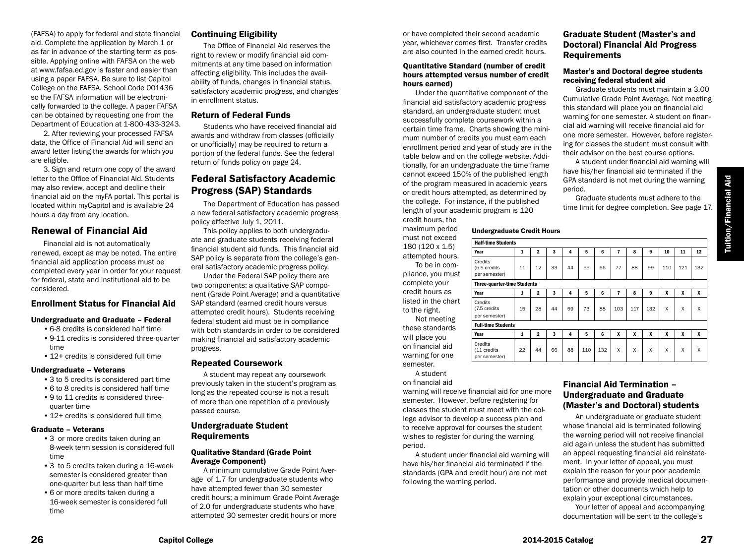(FAFSA) to apply for federal and state financial aid. Complete the application by March 1 or as far in advance of the starting term as possible. Applying online with FAFSA on the web at www.fafsa.ed.gov is faster and easier than using a paper FAFSA. Be sure to list Capitol College on the FAFSA, School Code 001436 so the FAFSA information will be electronically forwarded to the college. A paper FAFSA can be obtained by requesting one from the Department of Education at 1-800-433-3243.

2. After reviewing your processed FAFSA data, the Office of Financial Aid will send an award letter listing the awards for which you are eligible.

3. Sign and return one copy of the award letter to the Office of Financial Aid. Students may also review, accept and decline their financial aid on the myFA portal. This portal is located within myCapitol and is available 24 hours a day from any location.

## Renewal of Financial Aid

Financial aid is not automatically renewed, except as may be noted. The entire financial aid application process must be completed every year in order for your request for federal, state and institutional aid to be considered.

### Enrollment Status for Financial Aid

#### Undergraduate and Graduate – Federal

- 6-8 credits is considered half time
- 9-11 credits is considered three-quarter time
- 12+ credits is considered full time

#### Undergraduate – Veterans

- 3 to 5 credits is considered part time
- 6 to 8 credits is considered half time
- 9 to 11 credits is considered three-quarter time
- 12+ credits is considered full time

#### Graduate – Veterans

- 3 or more credits taken during an 8-week term session is considered full time
- 3 to 5 credits taken during a 16-week semester is considered greater than one-quarter but less than half time
- 6 or more credits taken during a 16-week semester is considered full time

### Continuing Eligibility

The Office of Financial Aid reserves the right to review or modify financial aid commitments at any time based on information affecting eligibility. This includes the availability of funds, changes in financial status, satisfactory academic progress, and changes in enrollment status.

### Return of Federal Funds

Students who have received financial aid awards and withdraw from classes (officially or unofficially) may be required to return a portion of the federal funds. See the federal return of funds policy on page 24.

## Federal Satisfactory Academic Progress (SAP) Standards

The Department of Education has passed a new federal satisfactory academic progress policy effective July 1, 2011.

This policy applies to both undergraduate and graduate students receiving federal financial student aid funds. This financial aid SAP policy is separate from the college's general satisfactory academic progress policy.

Under the Federal SAP policy there are two components: a qualitative SAP component (Grade Point Average) and a quantitative SAP standard (earned credit hours versus attempted credit hours). Students receiving federal student aid must be in compliance with both standards in order to be considered making financial aid satisfactory academic progress.

### Repeated Coursework

A student may repeat any coursework previously taken in the student's program as long as the repeated course is not a result of more than one repetition of a previously passed course.

### Undergraduate Student Requirements

#### Qualitative Standard (Grade Point Average Component)

A minimum cumulative Grade Point Average of 1.7 for undergraduate students who have attempted fewer than 30 semester credit hours; a minimum Grade Point Average of 2.0 for undergraduate students who have attempted 30 semester credit hours or more or have completed their second academic year, whichever comes first. Transfer credits are also counted in the earned credit hours.

#### Quantitative Standard (number of credit hours attempted versus number of credit hours earned)

Under the quantitative component of the financial aid satisfactory academic progress standard, an undergraduate student must successfully complete coursework within a certain time frame. Charts showing the minimum number of credits you must earn each enrollment period and year of study are in the table below and on the college website. Additionally, for an undergraduate the time frame cannot exceed 150% of the published length of the program measured in academic years or credit hours attempted, as determined by the college. For instance, if the published length of your academic program is 120 credit hours, the maximum period must not exceed 180 (120 x 1.5) attempted hours.

To be in compliance, you must complete your credit hours as listed in the chart to the right.

Not meeting these standards will place you on financial aid warning for one semester.

A student on financial aid warning will receive financial aid for one more semester. However, before registering for classes the student must meet with the college advisor to develop a success plan and to receive approval for courses the student wishes to register for during the warning period.

A student under financial aid warning will have his/her financial aid terminated if the standards (GPA and credit hour) are not met following the warning period.

**Undergraduate Credit Hours**

| **Half-time Students** | | | | | | | | | | | | |
|---|---|---|---|---|---|---|---|---|---|---|---|---|
| **Year** | **1** | **2** | **3** | **4** | **5** | **6** | **7** | **8** | **9** | **10** | **11** | **12** |
| Credits (5.5 credits per semester) | 11 | 12 | 33 | 44 | 55 | 66 | 77 | 88 | 99 | 110 | 121 | 132 |
| **Three-quarter-time Students** | | | | | | | | | | | | |
| **Year** | **1** | **2** | **3** | **4** | **5** | **6** | **7** | **8** | **9** | **X** | **X** | **X** |
| Credits (7.5 credits per semester) | 15 | 28 | 44 | 59 | 73 | 88 | 103 | 117 | 132 | X | X | X |
| **Full-time Students** | | | | | | | | | | | | |
| **Year** | **1** | **2** | **3** | **4** | **5** | **6** | **X** | **X** | **X** | **X** | **X** | **X** |
| Credits (11 credits per semester) | 22 | 44 | 66 | 88 | 110 | 132 | X | X | X | X | X | X |

## Graduate Student (Master's and Doctoral) Financial Aid Progress Requirements

#### Master's and Doctoral degree students receiving federal student aid

Graduate students must maintain a 3.00 Cumulative Grade Point Average. Not meeting this standard will place you on financial aid warning for one semester. A student on financial aid warning will receive financial aid for one more semester. However, before registering for classes the student must consult with their advisor on the best course options.

A student under financial aid warning will have his/her financial aid terminated if the GPA standard is not met during the warning period.

Graduate students must adhere to the time limit for degree completion. See page 17.

## Financial Aid Termination – Undergraduate and Graduate (Master's and Doctoral) students

An undergraduate or graduate student whose financial aid is terminated following the warning period will not receive financial aid again unless the student has submitted an appeal requesting financial aid reinstatement. In your letter of appeal, you must explain the reason for your poor academic performance and provide medical documentation or other documents which help to explain your exceptional circumstances.

Your letter of appeal and accompanying documentation will be sent to the college's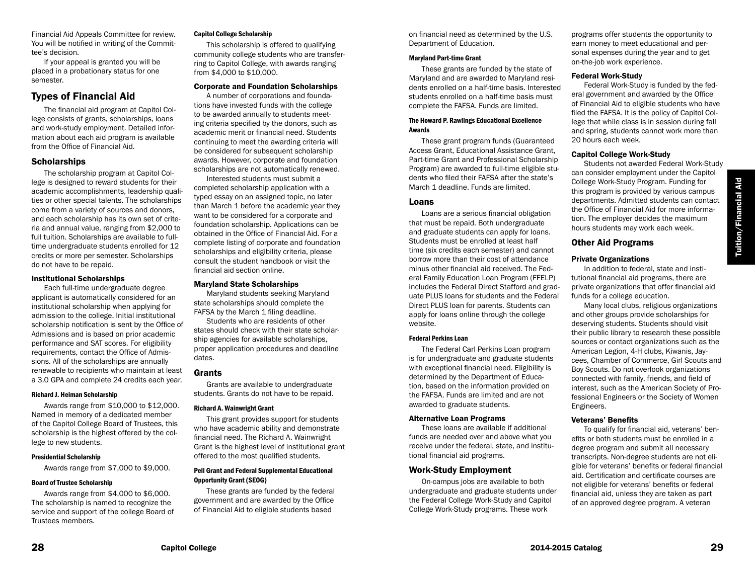Financial Aid Appeals Committee for review. You will be notified in writing of the Committee's decision.

If your appeal is granted you will be placed in a probationary status for one semester.

## Types of Financial Aid

The financial aid program at Capitol College consists of grants, scholarships, loans and work-study employment. Detailed information about each aid program is available from the Office of Financial Aid.

### Scholarships

The scholarship program at Capitol College is designed to reward students for their academic accomplishments, leadership qualities or other special talents. The scholarships come from a variety of sources and donors, and each scholarship has its own set of criteria and annual value, ranging from $2,000 to full tuition. Scholarships are available to full-time undergraduate students enrolled for 12 credits or more per semester. Scholarships do not have to be repaid.

#### Institutional Scholarships

Each full-time undergraduate degree applicant is automatically considered for an institutional scholarship when applying for admission to the college. Initial institutional scholarship notification is sent by the Office of Admissions and is based on prior academic performance and SAT scores. For eligibility requirements, contact the Office of Admissions. All of the scholarships are annually renewable to recipients who maintain at least a 3.0 GPA and complete 24 credits each year.

##### Richard J. Heiman Scholarship

Awards range from $10,000 to $12,000. Named in memory of a dedicated member of the Capitol College Board of Trustees, this scholarship is the highest offered by the college to new students.

##### Presidential Scholarship

Awards range from $7,000 to $9,000.

##### Board of Trustee Scholarship

Awards range from $4,000 to $6,000. The scholarship is named to recognize the service and support of the college Board of Trustees members.

##### Capitol College Scholarship

This scholarship is offered to qualifying community college students who are transferring to Capitol College, with awards ranging from $4,000 to $10,000.

#### Corporate and Foundation Scholarships

A number of corporations and foundations have invested funds with the college to be awarded annually to students meeting criteria specified by the donors, such as academic merit or financial need. Students continuing to meet the awarding criteria will be considered for subsequent scholarship awards. However, corporate and foundation scholarships are not automatically renewed.

Interested students must submit a completed scholarship application with a typed essay on an assigned topic, no later than March 1 before the academic year they want to be considered for a corporate and foundation scholarship. Applications can be obtained in the Office of Financial Aid. For a complete listing of corporate and foundation scholarships and eligibility criteria, please consult the student handbook or visit the financial aid section online.

#### Maryland State Scholarships

Maryland students seeking Maryland state scholarships should complete the FAFSA by the March 1 filing deadline.

Students who are residents of other states should check with their state scholarship agencies for available scholarships, proper application procedures and deadline dates.

### Grants

Grants are available to undergraduate students. Grants do not have to be repaid.

##### Richard A. Wainwright Grant

This grant provides support for students who have academic ability and demonstrate financial need. The Richard A. Wainwright Grant is the highest level of institutional grant offered to the most qualified students.

##### Pell Grant and Federal Supplemental Educational Opportunity Grant (SEOG)

These grants are funded by the federal government and are awarded by the Office of Financial Aid to eligible students based on financial need as determined by the U.S. Department of Education.

##### Maryland Part-time Grant

These grants are funded by the state of Maryland and are awarded to Maryland residents enrolled on a half-time basis. Interested students enrolled on a half-time basis must complete the FAFSA. Funds are limited.

##### The Howard P. Rawlings Educational Excellence Awards

These grant program funds (Guaranteed Access Grant, Educational Assistance Grant, Part-time Grant and Professional Scholarship Program) are awarded to full-time eligible students who filed their FAFSA after the state's March 1 deadline. Funds are limited.

### Loans

Loans are a serious financial obligation that must be repaid. Both undergraduate and graduate students can apply for loans. Students must be enrolled at least half time (six credits each semester) and cannot borrow more than their cost of attendance minus other financial aid received. The Federal Family Education Loan Program (FFELP) includes the Federal Direct Stafford and graduate PLUS loans for students and the Federal Direct PLUS loan for parents. Students can apply for loans online through the college website.

##### Federal Perkins Loan

The Federal Carl Perkins Loan program is for undergraduate and graduate students with exceptional financial need. Eligibility is determined by the Department of Education, based on the information provided on the FAFSA. Funds are limited and are not awarded to graduate students.

#### Alternative Loan Programs

These loans are available if additional funds are needed over and above what you receive under the federal, state, and institutional financial aid programs.

### Work-Study Employment

On-campus jobs are available to both undergraduate and graduate students under the Federal College Work-Study and Capitol College Work-Study programs. These work programs offer students the opportunity to earn money to meet educational and personal expenses during the year and to get on-the-job work experience.

#### Federal Work-Study

Federal Work-Study is funded by the federal government and awarded by the Office of Financial Aid to eligible students who have filed the FAFSA. It is the policy of Capitol College that while class is in session during fall and spring, students cannot work more than 20 hours each week.

#### Capitol College Work-Study

Students not awarded Federal Work-Study can consider employment under the Capitol College Work-Study Program. Funding for this program is provided by various campus departments. Admitted students can contact the Office of Financial Aid for more information. The employer decides the maximum hours students may work each week.

### Other Aid Programs

#### Private Organizations

In addition to federal, state and institutional financial aid programs, there are private organizations that offer financial aid funds for a college education.

Many local clubs, religious organizations and other groups provide scholarships for deserving students. Students should visit their public library to research these possible sources or contact organizations such as the American Legion, 4-H clubs, Kiwanis, Jaycees, Chamber of Commerce, Girl Scouts and Boy Scouts. Do not overlook organizations connected with family, friends, and field of interest, such as the American Society of Professional Engineers or the Society of Women Engineers.

#### Veterans' Benefits

To qualify for financial aid, veterans' benefits or both students must be enrolled in a degree program and submit all necessary transcripts. Non-degree students are not eligible for veterans' benefits or federal financial aid. Certification and certificate courses are not eligible for veterans' benefits or federal financial aid, unless they are taken as part of an approved degree program. A veteran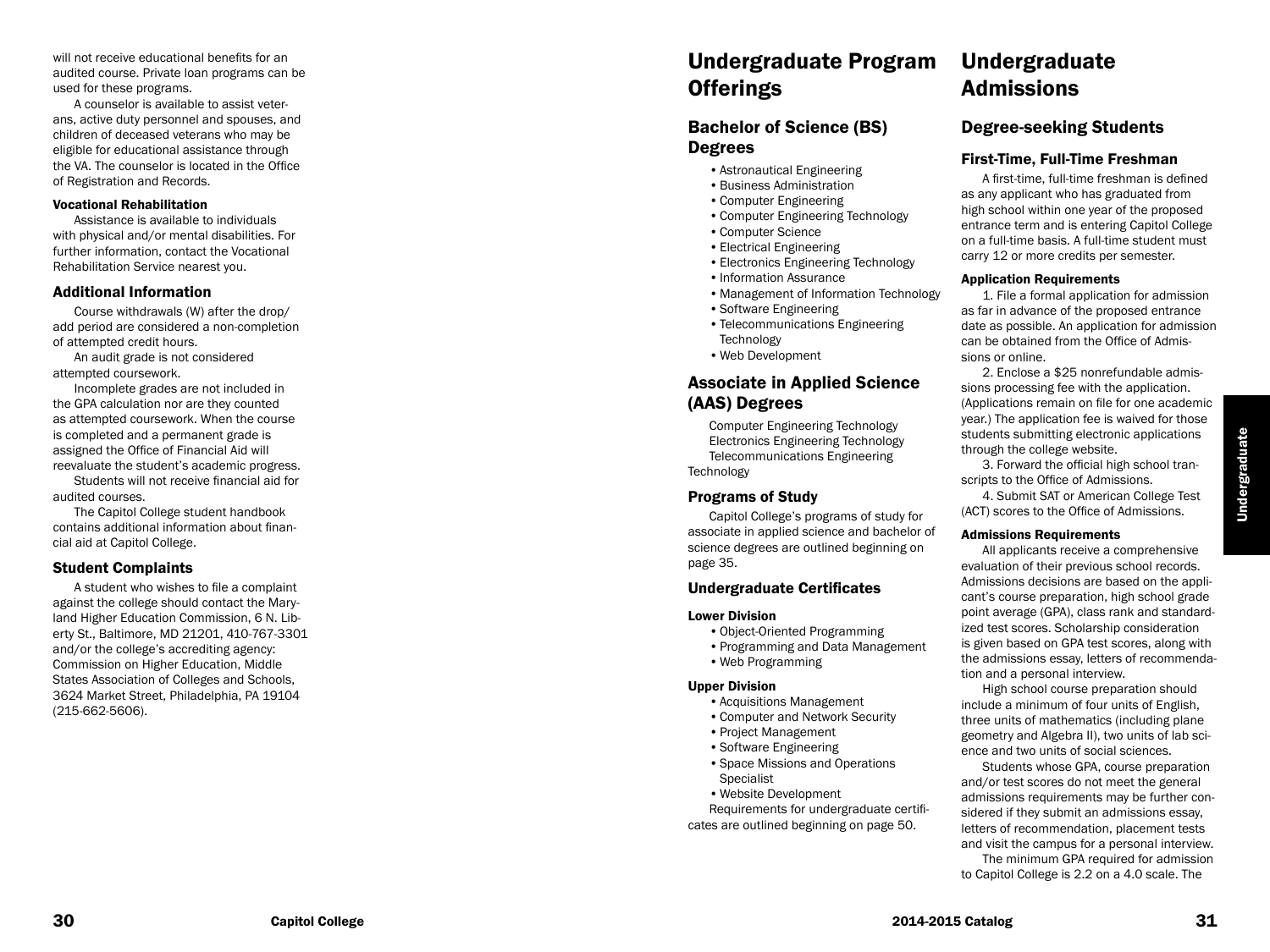will not receive educational benefits for an audited course. Private loan programs can be used for these programs.

A counselor is available to assist veterans, active duty personnel and spouses, and children of deceased veterans who may be eligible for educational assistance through the VA. The counselor is located in the Office of Registration and Records.

#### Vocational Rehabilitation

Assistance is available to individuals with physical and/or mental disabilities. For further information, contact the Vocational Rehabilitation Service nearest you.

### Additional Information

Course withdrawals (W) after the drop/add period are considered a non-completion of attempted credit hours.

An audit grade is not considered attempted coursework.

Incomplete grades are not included in the GPA calculation nor are they counted as attempted coursework. When the course is completed and a permanent grade is assigned the Office of Financial Aid will reevaluate the student's academic progress.

Students will not receive financial aid for audited courses.

The Capitol College student handbook contains additional information about financial aid at Capitol College.

### Student Complaints

A student who wishes to file a complaint against the college should contact the Maryland Higher Education Commission, 6 N. Liberty St., Baltimore, MD 21201, 410-767-3301 and/or the college's accrediting agency: Commission on Higher Education, Middle States Association of Colleges and Schools, 3624 Market Street, Philadelphia, PA 19104 (215-662-5606).

# Undergraduate Program Offerings

## Bachelor of Science (BS) Degrees

- Astronautical Engineering
- Business Administration
- Computer Engineering
- Computer Engineering Technology
- Computer Science
- Electrical Engineering
- Electronics Engineering Technology
- Information Assurance
- Management of Information Technology
- Software Engineering
- Telecommunications Engineering Technology
- Web Development

## Associate in Applied Science (AAS) Degrees

Computer Engineering Technology
Electronics Engineering Technology
Telecommunications Engineering Technology

### Programs of Study

Capitol College's programs of study for associate in applied science and bachelor of science degrees are outlined beginning on page 35.

### Undergraduate Certificates

#### Lower Division

- Object-Oriented Programming
- Programming and Data Management
- Web Programming

#### Upper Division

- Acquisitions Management
- Computer and Network Security
- Project Management
- Software Engineering
- Space Missions and Operations Specialist
- Website Development

Requirements for undergraduate certificates are outlined beginning on page 50.

# Undergraduate Admissions

## Degree-seeking Students

### First-Time, Full-Time Freshman

A first-time, full-time freshman is defined as any applicant who has graduated from high school within one year of the proposed entrance term and is entering Capitol College on a full-time basis. A full-time student must carry 12 or more credits per semester.

#### Application Requirements

1. File a formal application for admission as far in advance of the proposed entrance date as possible. An application for admission can be obtained from the Office of Admissions or online.

2. Enclose a $25 nonrefundable admissions processing fee with the application. (Applications remain on file for one academic year.) The application fee is waived for those students submitting electronic applications through the college website.

3. Forward the official high school transcripts to the Office of Admissions.

4. Submit SAT or American College Test (ACT) scores to the Office of Admissions.

#### Admissions Requirements

All applicants receive a comprehensive evaluation of their previous school records. Admissions decisions are based on the applicant's course preparation, high school grade point average (GPA), class rank and standardized test scores. Scholarship consideration is given based on GPA test scores, along with the admissions essay, letters of recommendation and a personal interview.

High school course preparation should include a minimum of four units of English, three units of mathematics (including plane geometry and Algebra II), two units of lab science and two units of social sciences.

Students whose GPA, course preparation and/or test scores do not meet the general admissions requirements may be further considered if they submit an admissions essay, letters of recommendation, placement tests and visit the campus for a personal interview.

The minimum GPA required for admission to Capitol College is 2.2 on a 4.0 scale. The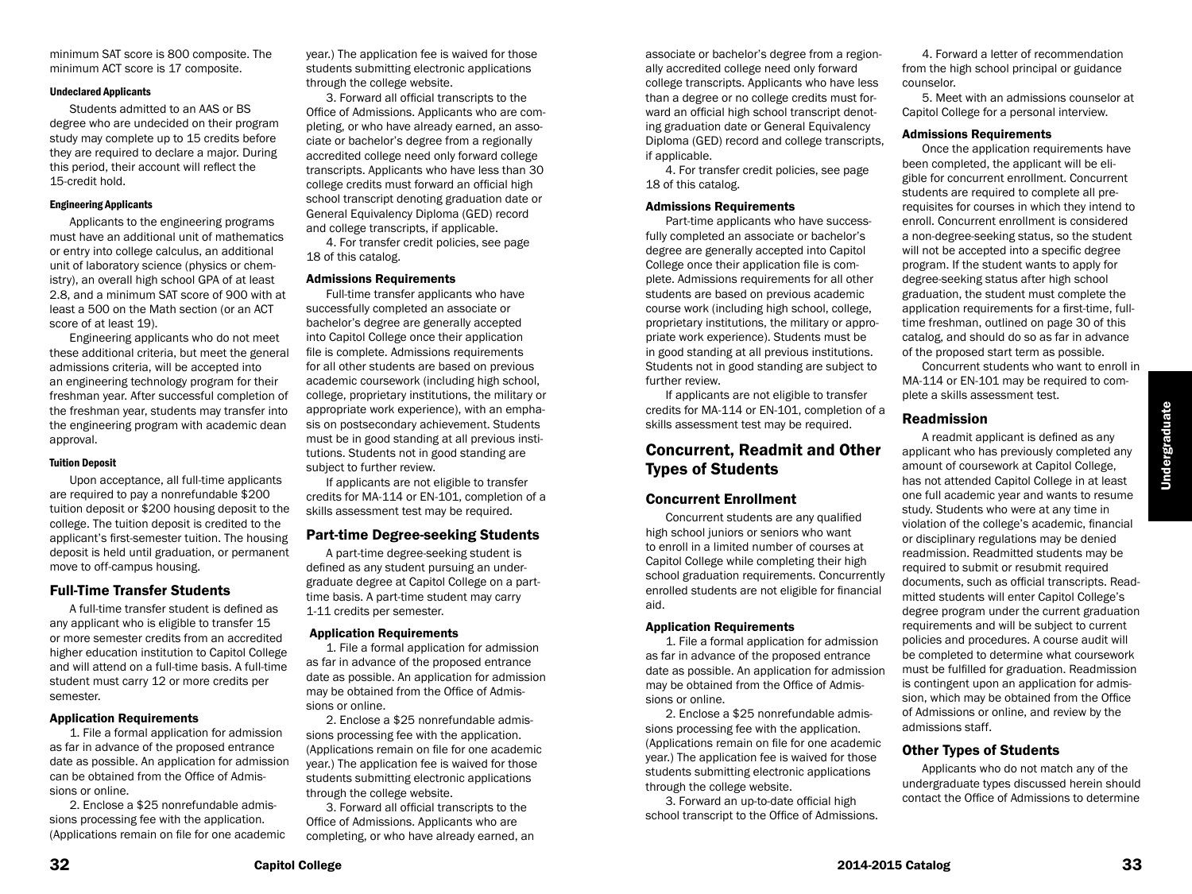minimum SAT score is 800 composite. The minimum ACT score is 17 composite.

#### Undeclared Applicants

Students admitted to an AAS or BS degree who are undecided on their program study may complete up to 15 credits before they are required to declare a major. During this period, their account will reflect the 15-credit hold.

#### Engineering Applicants

Applicants to the engineering programs must have an additional unit of mathematics or entry into college calculus, an additional unit of laboratory science (physics or chemistry), an overall high school GPA of at least 2.8, and a minimum SAT score of 900 with at least a 500 on the Math section (or an ACT score of at least 19).

Engineering applicants who do not meet these additional criteria, but meet the general admissions criteria, will be accepted into an engineering technology program for their freshman year. After successful completion of the freshman year, students may transfer into the engineering program with academic dean approval.

#### Tuition Deposit

Upon acceptance, all full-time applicants are required to pay a nonrefundable $200 tuition deposit or $200 housing deposit to the college. The tuition deposit is credited to the applicant's first-semester tuition. The housing deposit is held until graduation, or permanent move to off-campus housing.

## Full-Time Transfer Students

A full-time transfer student is defined as any applicant who is eligible to transfer 15 or more semester credits from an accredited higher education institution to Capitol College and will attend on a full-time basis. A full-time student must carry 12 or more credits per semester.

### Application Requirements

1. File a formal application for admission as far in advance of the proposed entrance date as possible. An application for admission can be obtained from the Office of Admissions or online.

2. Enclose a $25 nonrefundable admissions processing fee with the application. (Applications remain on file for one academic year.) The application fee is waived for those students submitting electronic applications through the college website.

3. Forward all official transcripts to the Office of Admissions. Applicants who are completing, or who have already earned, an associate or bachelor's degree from a regionally accredited college need only forward college transcripts. Applicants who have less than 30 college credits must forward an official high school transcript denoting graduation date or General Equivalency Diploma (GED) record and college transcripts, if applicable.

4. For transfer credit policies, see page 18 of this catalog.

### Admissions Requirements

Full-time transfer applicants who have successfully completed an associate or bachelor's degree are generally accepted into Capitol College once their application file is complete. Admissions requirements for all other students are based on previous academic coursework (including high school, college, proprietary institutions, the military or appropriate work experience), with an emphasis on postsecondary achievement. Students must be in good standing at all previous institutions. Students not in good standing are subject to further review.

If applicants are not eligible to transfer credits for MA-114 or EN-101, completion of a skills assessment test may be required.

## Part-time Degree-seeking Students

A part-time degree-seeking student is defined as any student pursuing an undergraduate degree at Capitol College on a part-time basis. A part-time student may carry 1-11 credits per semester.

### Application Requirements

1. File a formal application for admission as far in advance of the proposed entrance date as possible. An application for admission may be obtained from the Office of Admissions or online.

2. Enclose a $25 nonrefundable admissions processing fee with the application. (Applications remain on file for one academic year.) The application fee is waived for those students submitting electronic applications through the college website.

3. Forward all official transcripts to the Office of Admissions. Applicants who are completing, or who have already earned, an associate or bachelor's degree from a regionally accredited college need only forward college transcripts. Applicants who have less than a degree or no college credits must forward an official high school transcript denoting graduation date or General Equivalency Diploma (GED) record and college transcripts, if applicable.

4. For transfer credit policies, see page 18 of this catalog.

### Admissions Requirements

Part-time applicants who have successfully completed an associate or bachelor's degree are generally accepted into Capitol College once their application file is complete. Admissions requirements for all other students are based on previous academic course work (including high school, college, proprietary institutions, the military or appropriate work experience). Students must be in good standing at all previous institutions. Students not in good standing are subject to further review.

If applicants are not eligible to transfer credits for MA-114 or EN-101, completion of a skills assessment test may be required.

## Concurrent, Readmit and Other Types of Students

### Concurrent Enrollment

Concurrent students are any qualified high school juniors or seniors who want to enroll in a limited number of courses at Capitol College while completing their high school graduation requirements. Concurrently enrolled students are not eligible for financial aid.

#### Application Requirements

1. File a formal application for admission as far in advance of the proposed entrance date as possible. An application for admission may be obtained from the Office of Admissions or online.

2. Enclose a $25 nonrefundable admissions processing fee with the application. (Applications remain on file for one academic year.) The application fee is waived for those students submitting electronic applications through the college website.

3. Forward an up-to-date official high school transcript to the Office of Admissions.

4. Forward a letter of recommendation from the high school principal or guidance counselor.

5. Meet with an admissions counselor at Capitol College for a personal interview.

#### Admissions Requirements

Once the application requirements have been completed, the applicant will be eligible for concurrent enrollment. Concurrent students are required to complete all prerequisites for courses in which they intend to enroll. Concurrent enrollment is considered a non-degree-seeking status, so the student will not be accepted into a specific degree program. If the student wants to apply for degree-seeking status after high school graduation, the student must complete the application requirements for a first-time, full-time freshman, outlined on page 30 of this catalog, and should do so as far in advance of the proposed start term as possible.

Concurrent students who want to enroll in MA-114 or EN-101 may be required to complete a skills assessment test.

### Readmission

A readmit applicant is defined as any applicant who has previously completed any amount of coursework at Capitol College, has not attended Capitol College in at least one full academic year and wants to resume study. Students who were at any time in violation of the college's academic, financial or disciplinary regulations may be denied readmission. Readmitted students may be required to submit or resubmit required documents, such as official transcripts. Readmitted students will enter Capitol College's degree program under the current graduation requirements and will be subject to current policies and procedures. A course audit will be completed to determine what coursework must be fulfilled for graduation. Readmission is contingent upon an application for admission, which may be obtained from the Office of Admissions or online, and review by the admissions staff.

### Other Types of Students

Applicants who do not match any of the undergraduate types discussed herein should contact the Office of Admissions to determine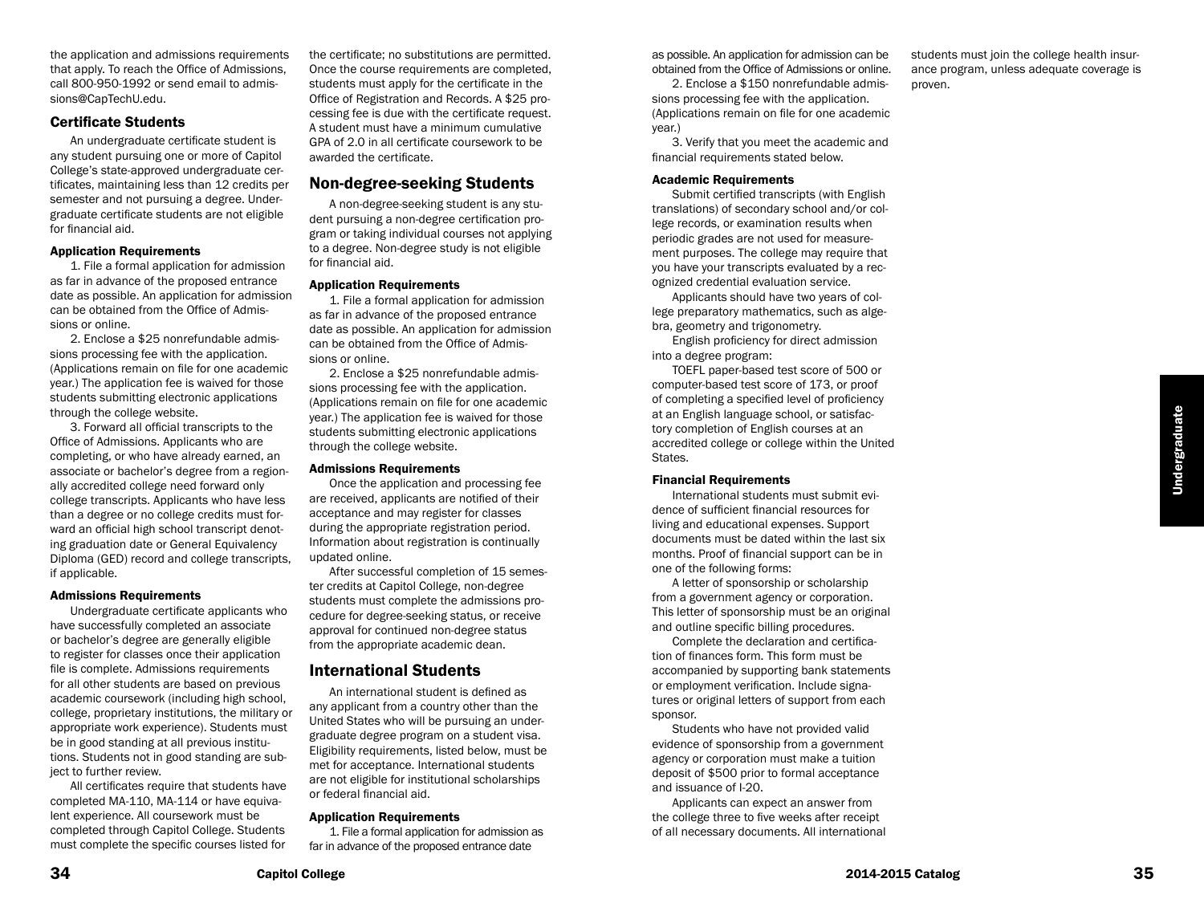the application and admissions requirements that apply. To reach the Office of Admissions, call 800-950-1992 or send email to admissions@CapTechU.edu.

## Certificate Students

An undergraduate certificate student is any student pursuing one or more of Capitol College's state-approved undergraduate certificates, maintaining less than 12 credits per semester and not pursuing a degree. Undergraduate certificate students are not eligible for financial aid.

### Application Requirements

1. File a formal application for admission as far in advance of the proposed entrance date as possible. An application for admission can be obtained from the Office of Admissions or online.

2. Enclose a $25 nonrefundable admissions processing fee with the application. (Applications remain on file for one academic year.) The application fee is waived for those students submitting electronic applications through the college website.

3. Forward all official transcripts to the Office of Admissions. Applicants who are completing, or who have already earned, an associate or bachelor's degree from a regionally accredited college need forward only college transcripts. Applicants who have less than a degree or no college credits must forward an official high school transcript denoting graduation date or General Equivalency Diploma (GED) record and college transcripts, if applicable.

### Admissions Requirements

Undergraduate certificate applicants who have successfully completed an associate or bachelor's degree are generally eligible to register for classes once their application file is complete. Admissions requirements for all other students are based on previous academic coursework (including high school, college, proprietary institutions, the military or appropriate work experience). Students must be in good standing at all previous institutions. Students not in good standing are subject to further review.

All certificates require that students have completed MA-110, MA-114 or have equivalent experience. All coursework must be completed through Capitol College. Students must complete the specific courses listed for the certificate; no substitutions are permitted. Once the course requirements are completed, students must apply for the certificate in the Office of Registration and Records. A $25 processing fee is due with the certificate request. A student must have a minimum cumulative GPA of 2.0 in all certificate coursework to be awarded the certificate.

## Non-degree-seeking Students

A non-degree-seeking student is any student pursuing a non-degree certification program or taking individual courses not applying to a degree. Non-degree study is not eligible for financial aid.

### Application Requirements

1. File a formal application for admission as far in advance of the proposed entrance date as possible. An application for admission can be obtained from the Office of Admissions or online.

2. Enclose a $25 nonrefundable admissions processing fee with the application. (Applications remain on file for one academic year.) The application fee is waived for those students submitting electronic applications through the college website.

### Admissions Requirements

Once the application and processing fee are received, applicants are notified of their acceptance and may register for classes during the appropriate registration period. Information about registration is continually updated online.

After successful completion of 15 semester credits at Capitol College, non-degree students must complete the admissions procedure for degree-seeking status, or receive approval for continued non-degree status from the appropriate academic dean.

## International Students

An international student is defined as any applicant from a country other than the United States who will be pursuing an undergraduate degree program on a student visa. Eligibility requirements, listed below, must be met for acceptance. International students are not eligible for institutional scholarships or federal financial aid.

### Application Requirements

1. File a formal application for admission as far in advance of the proposed entrance date as possible. An application for admission can be obtained from the Office of Admissions or online.

2. Enclose a $150 nonrefundable admissions processing fee with the application. (Applications remain on file for one academic year.)

3. Verify that you meet the academic and financial requirements stated below.

### Academic Requirements

Submit certified transcripts (with English translations) of secondary school and/or college records, or examination results when periodic grades are not used for measurement purposes. The college may require that you have your transcripts evaluated by a recognized credential evaluation service.

Applicants should have two years of college preparatory mathematics, such as algebra, geometry and trigonometry.

English proficiency for direct admission into a degree program:

TOEFL paper-based test score of 500 or computer-based test score of 173, or proof of completing a specified level of proficiency at an English language school, or satisfactory completion of English courses at an accredited college or college within the United States.

### Financial Requirements

International students must submit evidence of sufficient financial resources for living and educational expenses. Support documents must be dated within the last six months. Proof of financial support can be in one of the following forms:

A letter of sponsorship or scholarship from a government agency or corporation. This letter of sponsorship must be an original and outline specific billing procedures.

Complete the declaration and certification of finances form. This form must be accompanied by supporting bank statements or employment verification. Include signatures or original letters of support from each sponsor.

Students who have not provided valid evidence of sponsorship from a government agency or corporation must make a tuition deposit of $500 prior to formal acceptance and issuance of I-20.

Applicants can expect an answer from the college three to five weeks after receipt of all necessary documents. All international students must join the college health insurance program, unless adequate coverage is proven.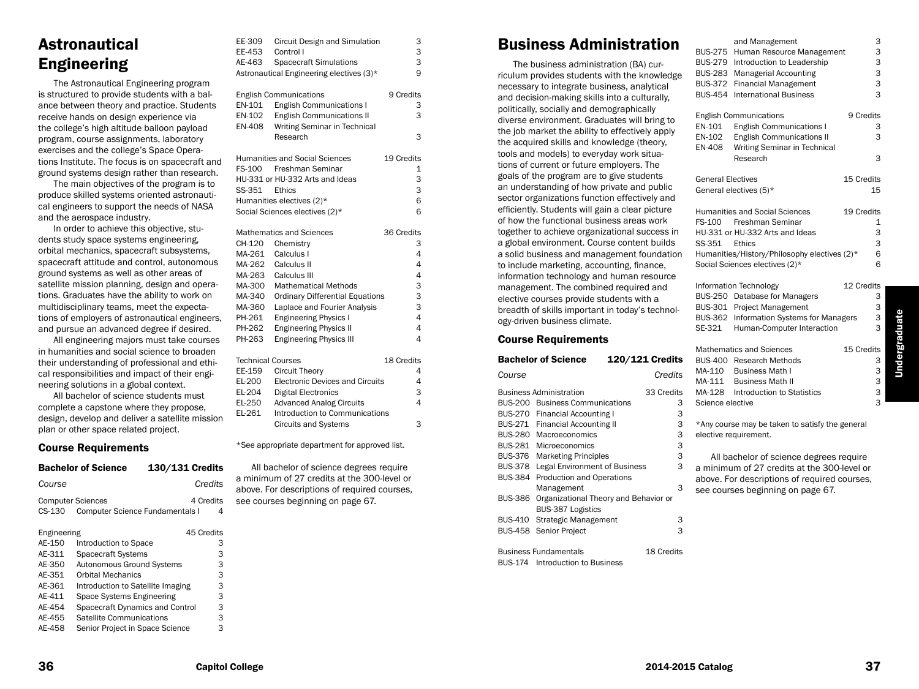# Astronautical Engineering

The Astronautical Engineering program is structured to provide students with a balance between theory and practice. Students receive hands on design experience via the college's high altitude balloon payload program, course assignments, laboratory exercises and the college's Space Operations Institute. The focus is on spacecraft and ground systems design rather than research.

The main objectives of the program is to produce skilled systems oriented astronautical engineers to support the needs of NASA and the aerospace industry.

In order to achieve this objective, students study space systems engineering, orbital mechanics, spacecraft subsystems, spacecraft attitude and control, autonomous ground systems as well as other areas of satellite mission planning, design and operations. Graduates have the ability to work on multidisciplinary teams, meet the expectations of employers of astronautical engineers, and pursue an advanced degree if desired.

All engineering majors must take courses in humanities and social science to broaden their understanding of professional and ethical responsibilities and impact of their engineering solutions in a global context.

All bachelor of science students must complete a capstone where they propose, design, develop and deliver a satellite mission plan or other space related project.

## Course Requirements

**Bachelor of Science — 130/131 Credits**

| Course | | Credits |
|---|---|---|
| Computer Sciences | | 4 Credits |
| CS-130 | Computer Science Fundamentals I | 4 |
| Engineering | | 45 Credits |
| AE-150 | Introduction to Space | 3 |
| AE-311 | Spacecraft Systems | 3 |
| AE-350 | Autonomous Ground Systems | 3 |
| AE-351 | Orbital Mechanics | 3 |
| AE-361 | Introduction to Satellite Imaging | 3 |
| AE-411 | Space Systems Engineering | 3 |
| AE-454 | Spacecraft Dynamics and Control | 3 |
| AE-455 | Satellite Communications | 3 |
| AE-458 | Senior Project in Space Science | 3 |
| EE-309 | Circuit Design and Simulation | 3 |
| EE-453 | Control I | 3 |
| AE-463 | Spacecraft Simulations | 3 |
| Astronautical Engineering electives (3)* | | 9 |
| English Communications | | 9 Credits |
| EN-101 | English Communications I | 3 |
| EN-102 | English Communications II | 3 |
| EN-408 | Writing Seminar in Technical Research | 3 |
| Humanities and Social Sciences | | 19 Credits |
| FS-100 | Freshman Seminar | 1 |
| HU-331 or HU-332 Arts and Ideas | | 3 |
| SS-351 | Ethics | 3 |
| Humanities electives (2)* | | 6 |
| Social Sciences electives (2)* | | 6 |
| Mathematics and Sciences | | 36 Credits |
| CH-120 | Chemistry | 3 |
| MA-261 | Calculus I | 4 |
| MA-262 | Calculus II | 4 |
| MA-263 | Calculus III | 4 |
| MA-300 | Mathematical Methods | 3 |
| MA-340 | Ordinary Differential Equations | 3 |
| MA-360 | Laplace and Fourier Analysis | 3 |
| PH-261 | Engineering Physics I | 4 |
| PH-262 | Engineering Physics II | 4 |
| PH-263 | Engineering Physics III | 4 |
| Technical Courses | | 18 Credits |
| EE-159 | Circuit Theory | 4 |
| EL-200 | Electronic Devices and Circuits | 4 |
| EL-204 | Digital Electronics | 3 |
| EL-250 | Advanced Analog Circuits | 4 |
| EL-261 | Introduction to Communications Circuits and Systems | 3 |

*See appropriate department for approved list.

All bachelor of science degrees require a minimum of 27 credits at the 300-level or above. For descriptions of required courses, see courses beginning on page 67.

# Business Administration

The business administration (BA) curriculum provides students with the knowledge necessary to integrate business, analytical and decision-making skills into a culturally, politically, socially and demographically diverse environment. Graduates will bring to the job market the ability to effectively apply the acquired skills and knowledge (theory, tools and models) to everyday work situations of current or future employers. The goals of the program are to give students an understanding of how private and public sector organizations function effectively and efficiently. Students will gain a clear picture of how the functional business areas work together to achieve organizational success in a global environment. Course content builds a solid business and management foundation to include marketing, accounting, finance, information technology and human resource management. The combined required and elective courses provide students with a breadth of skills important in today's technology-driven business climate.

## Course Requirements

**Bachelor of Science — 120/121 Credits**

| Course | | Credits |
|---|---|---|
| Business Administration | | 33 Credits |
| BUS-200 | Business Communications | 3 |
| BUS-270 | Financial Accounting I | 3 |
| BUS-271 | Financial Accounting II | 3 |
| BUS-280 | Macroeconomics | 3 |
| BUS-281 | Microeconomics | 3 |
| BUS-376 | Marketing Principles | 3 |
| BUS-378 | Legal Environment of Business | 3 |
| BUS-384 | Production and Operations Management | 3 |
| BUS-386 | Organizational Theory and Behavior or BUS-387 Logistics | |
| BUS-410 | Strategic Management | 3 |
| BUS-458 | Senior Project | 3 |
| Business Fundamentals | | 18 Credits |
| BUS-174 | Introduction to Business and Management | 3 |
| BUS-275 | Human Resource Management | 3 |
| BUS-279 | Introduction to Leadership | 3 |
| BUS-283 | Managerial Accounting | 3 |
| BUS-372 | Financial Management | 3 |
| BUS-454 | International Business | 3 |
| English Communications | | 9 Credits |
| EN-101 | English Communications I | 3 |
| EN-102 | English Communications II | 3 |
| EN-408 | Writing Seminar in Technical Research | 3 |
| General Electives | | 15 Credits |
| General electives (5)* | | 15 |
| Humanities and Social Sciences | | 19 Credits |
| FS-100 | Freshman Seminar | 1 |
| HU-331 or HU-332 Arts and Ideas | | 3 |
| SS-351 | Ethics | 3 |
| Humanities/History/Philosophy electives (2)* | | 6 |
| Social Sciences electives (2)* | | 6 |
| Information Technology | | 12 Credits |
| BUS-250 | Database for Managers | 3 |
| BUS-301 | Project Management | 3 |
| BUS-362 | Information Systems for Managers | 3 |
| SE-321 | Human-Computer Interaction | 3 |
| Mathematics and Sciences | | 15 Credits |
| BUS-400 | Research Methods | 3 |
| MA-110 | Business Math I | 3 |
| MA-111 | Business Math II | 3 |
| MA-128 | Introduction to Statistics | 3 |
| Science elective | | 3 |

*Any course may be taken to satisfy the general elective requirement.

All bachelor of science degrees require a minimum of 27 credits at the 300-level or above. For descriptions of required courses, see courses beginning on page 67.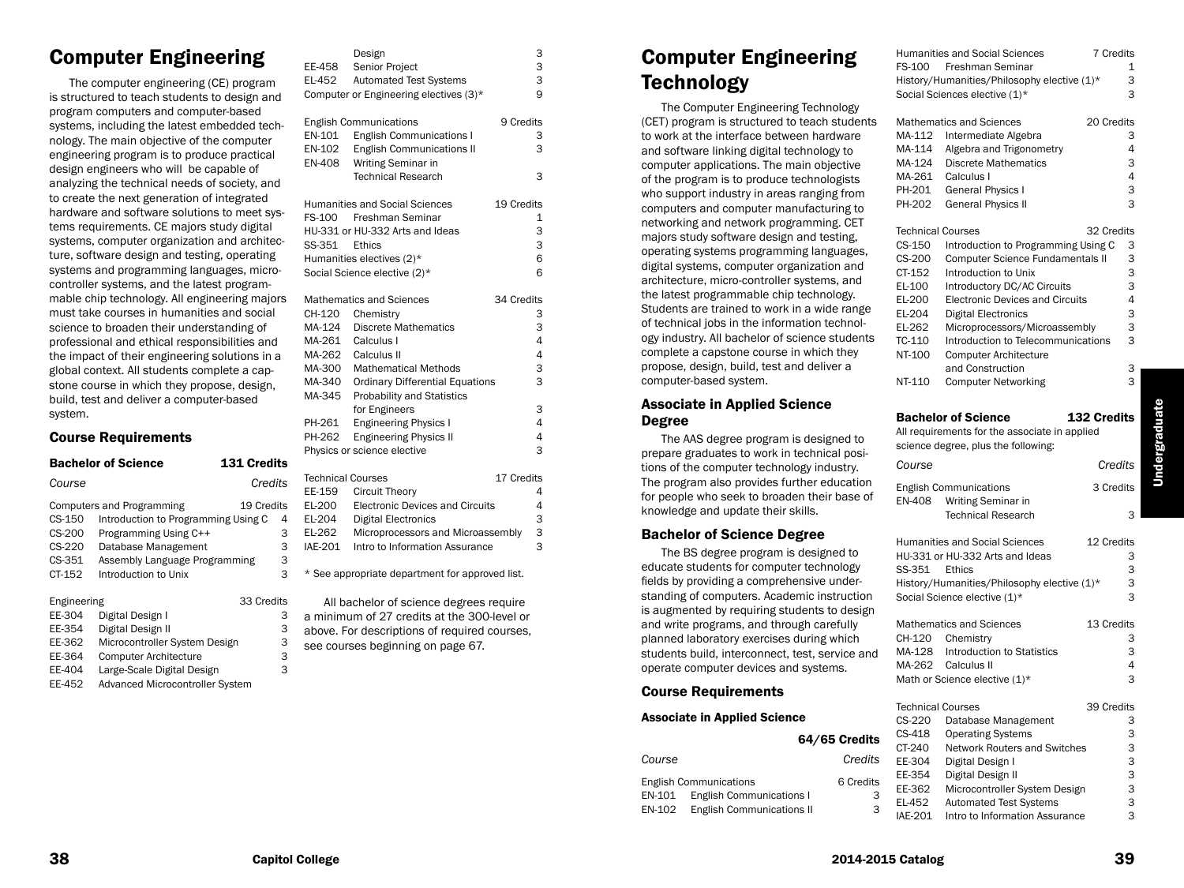# Computer Engineering

The computer engineering (CE) program is structured to teach students to design and program computers and computer-based systems, including the latest embedded technology. The main objective of the computer engineering program is to produce practical design engineers who will be capable of analyzing the technical needs of society, and to create the next generation of integrated hardware and software solutions to meet systems requirements. CE majors study digital systems, computer organization and architecture, software design and testing, operating systems and programming languages, microcontroller systems, and the latest programmable chip technology. All engineering majors must take courses in humanities and social science to broaden their understanding of professional and ethical responsibilities and the impact of their engineering solutions in a global context. All students complete a capstone course in which they propose, design, build, test and deliver a computer-based system.

## Course Requirements

### Bachelor of Science — 131 Credits

| Course | | Credits |
|---|---|---|
| **Computers and Programming** | | **19 Credits** |
| CS-150 | Introduction to Programming Using C | 4 |
| CS-200 | Programming Using C++ | 3 |
| CS-220 | Database Management | 3 |
| CS-351 | Assembly Language Programming | 3 |
| CT-152 | Introduction to Unix | 3 |
| **Engineering** | | **33 Credits** |
| EE-304 | Digital Design I | 3 |
| EE-354 | Digital Design II | 3 |
| EE-362 | Microcontroller System Design | 3 |
| EE-364 | Computer Architecture | 3 |
| EE-404 | Large-Scale Digital Design | 3 |
| EE-452 | Advanced Microcontroller System Design | 3 |
| EE-458 | Senior Project | 3 |
| EL-452 | Automated Test Systems | 3 |
| | Computer or Engineering electives (3)* | 9 |
| **English Communications** | | **9 Credits** |
| EN-101 | English Communications I | 3 |
| EN-102 | English Communications II | 3 |
| EN-408 | Writing Seminar in Technical Research | 3 |
| **Humanities and Social Sciences** | | **19 Credits** |
| FS-100 | Freshman Seminar | 1 |
| | HU-331 or HU-332 Arts and Ideas | 3 |
| SS-351 | Ethics | 3 |
| | Humanities electives (2)* | 6 |
| | Social Science elective (2)* | 6 |
| **Mathematics and Sciences** | | **34 Credits** |
| CH-120 | Chemistry | 3 |
| MA-124 | Discrete Mathematics | 3 |
| MA-261 | Calculus I | 4 |
| MA-262 | Calculus II | 4 |
| MA-300 | Mathematical Methods | 3 |
| MA-340 | Ordinary Differential Equations | 3 |
| MA-345 | Probability and Statistics for Engineers | 3 |
| PH-261 | Engineering Physics I | 4 |
| PH-262 | Engineering Physics II | 4 |
| | Physics or science elective | 3 |
| **Technical Courses** | | **17 Credits** |
| EE-159 | Circuit Theory | 4 |
| EL-200 | Electronic Devices and Circuits | 4 |
| EL-204 | Digital Electronics | 3 |
| EL-262 | Microprocessors and Microassembly | 3 |
| IAE-201 | Intro to Information Assurance | 3 |

* See appropriate department for approved list.

All bachelor of science degrees require a minimum of 27 credits at the 300-level or above. For descriptions of required courses, see courses beginning on page 67.

# Computer Engineering Technology

The Computer Engineering Technology (CET) program is structured to teach students to work at the interface between hardware and software linking digital technology to computer applications. The main objective of the program is to produce technologists who support industry in areas ranging from computers and computer manufacturing to networking and network programming. CET majors study software design and testing, operating systems programming languages, digital systems, computer organization and architecture, micro-controller systems, and the latest programmable chip technology. Students are trained to work in a wide range of technical jobs in the information technology industry. All bachelor of science students complete a capstone course in which they propose, design, build, test and deliver a computer-based system.

## Associate in Applied Science Degree

The AAS degree program is designed to prepare graduates to work in technical positions of the computer technology industry. The program also provides further education for people who seek to broaden their base of knowledge and update their skills.

## Bachelor of Science Degree

The BS degree program is designed to educate students for computer technology fields by providing a comprehensive understanding of computers. Academic instruction is augmented by requiring students to design and write programs, and through carefully planned laboratory exercises during which students build, interconnect, test, service and operate computer devices and systems.

## Course Requirements

### Associate in Applied Science — 64/65 Credits

| Course | | Credits |
|---|---|---|
| **English Communications** | | **6 Credits** |
| EN-101 | English Communications I | 3 |
| EN-102 | English Communications II | 3 |
| **Humanities and Social Sciences** | | **7 Credits** |
| FS-100 | Freshman Seminar | 1 |
| | History/Humanities/Philosophy elective (1)* | 3 |
| | Social Sciences elective (1)* | 3 |
| **Mathematics and Sciences** | | **20 Credits** |
| MA-112 | Intermediate Algebra | 3 |
| MA-114 | Algebra and Trigonometry | 4 |
| MA-124 | Discrete Mathematics | 3 |
| MA-261 | Calculus I | 4 |
| PH-201 | General Physics I | 3 |
| PH-202 | General Physics II | 3 |
| **Technical Courses** | | **32 Credits** |
| CS-150 | Introduction to Programming Using C | 3 |
| CS-200 | Computer Science Fundamentals II | 3 |
| CT-152 | Introduction to Unix | 3 |
| EL-100 | Introductory DC/AC Circuits | 3 |
| EL-200 | Electronic Devices and Circuits | 4 |
| EL-204 | Digital Electronics | 3 |
| EL-262 | Microprocessors/Microassembly | 3 |
| TC-110 | Introduction to Telecommunications | 3 |
| NT-100 | Computer Architecture and Construction | 3 |
| NT-110 | Computer Networking | 3 |

### Bachelor of Science — 132 Credits

All requirements for the associate in applied science degree, plus the following:

| Course | | Credits |
|---|---|---|
| **English Communications** | | **3 Credits** |
| EN-408 | Writing Seminar in Technical Research | 3 |
| **Humanities and Social Sciences** | | **12 Credits** |
| | HU-331 or HU-332 Arts and Ideas | 3 |
| SS-351 | Ethics | 3 |
| | History/Humanities/Philosophy elective (1)* | 3 |
| | Social Science elective (1)* | 3 |
| **Mathematics and Sciences** | | **13 Credits** |
| CH-120 | Chemistry | 3 |
| MA-128 | Introduction to Statistics | 3 |
| MA-262 | Calculus II | 4 |
| | Math or Science elective (1)* | 3 |
| **Technical Courses** | | **39 Credits** |
| CS-220 | Database Management | 3 |
| CS-418 | Operating Systems | 3 |
| CT-240 | Network Routers and Switches | 3 |
| EE-304 | Digital Design I | 3 |
| EE-354 | Digital Design II | 3 |
| EE-362 | Microcontroller System Design | 3 |
| EL-452 | Automated Test Systems | 3 |
| IAE-201 | Intro to Information Assurance | 3 |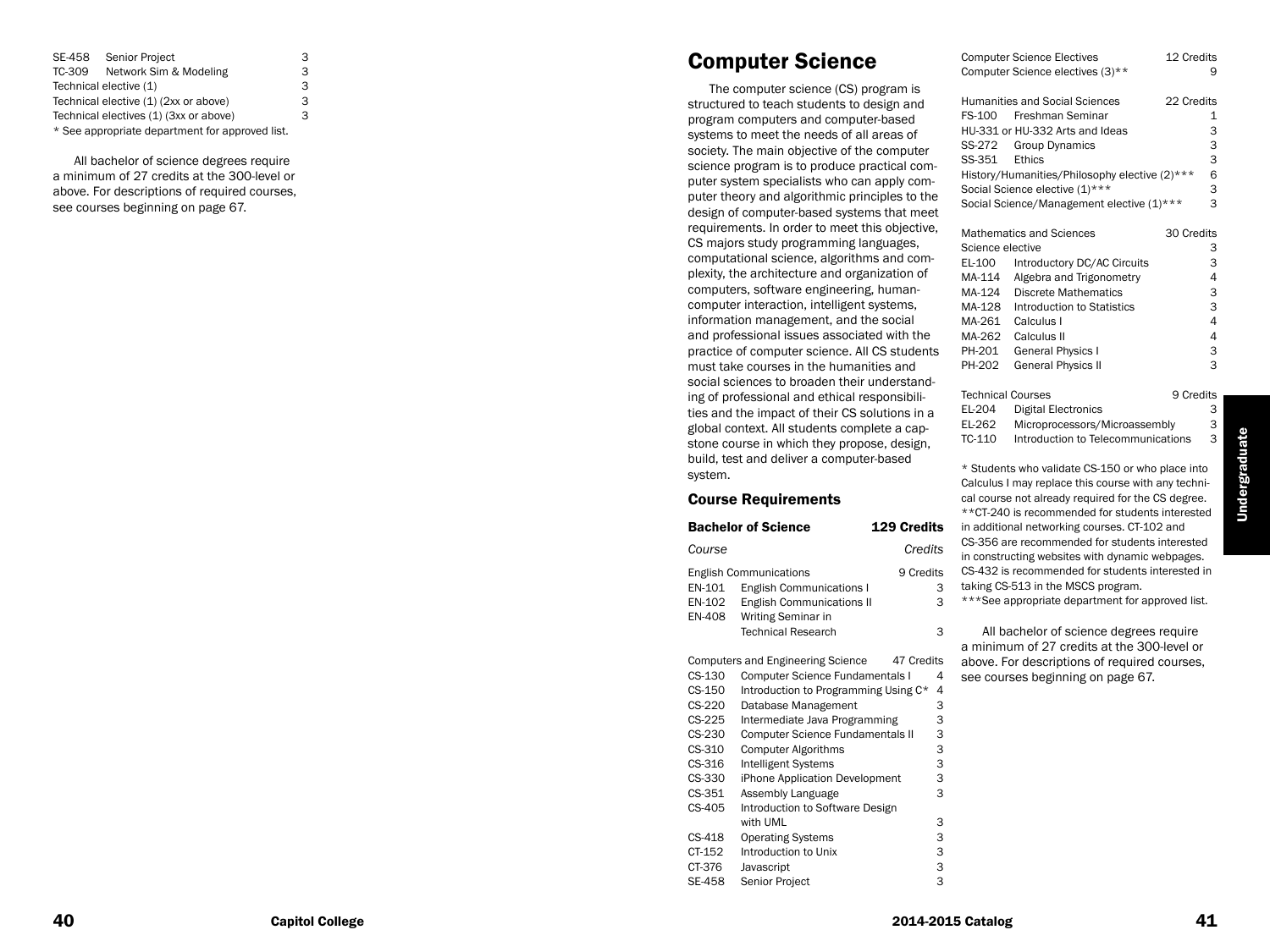| | | |
|---|---|---|
| SE-458 | Senior Project | 3 |
| TC-309 | Network Sim & Modeling | 3 |
| Technical elective (1) | | 3 |
| Technical elective (1) (2xx or above) | | 3 |
| Technical electives (1) (3xx or above) | | 3 |

* See appropriate department for approved list.

All bachelor of science degrees require a minimum of 27 credits at the 300-level or above. For descriptions of required courses, see courses beginning on page 67.

# Computer Science

The computer science (CS) program is structured to teach students to design and program computers and computer-based systems to meet the needs of all areas of society. The main objective of the computer science program is to produce practical computer system specialists who can apply computer theory and algorithmic principles to the design of computer-based systems that meet requirements. In order to meet this objective, CS majors study programming languages, computational science, algorithms and complexity, the architecture and organization of computers, software engineering, human-computer interaction, intelligent systems, information management, and the social and professional issues associated with the practice of computer science. All CS students must take courses in the humanities and social sciences to broaden their understanding of professional and ethical responsibilities and the impact of their CS solutions in a global context. All students complete a capstone course in which they propose, design, build, test and deliver a computer-based system.

## Course Requirements

| **Bachelor of Science** | | **129 Credits** |
|---|---|---|
| *Course* | | *Credits* |
| English Communications | | 9 Credits |
| EN-101 | English Communications I | 3 |
| EN-102 | English Communications II | 3 |
| EN-408 | Writing Seminar in Technical Research | 3 |
| Computers and Engineering Science | | 47 Credits |
| CS-130 | Computer Science Fundamentals I | 4 |
| CS-150 | Introduction to Programming Using C* | 4 |
| CS-220 | Database Management | 3 |
| CS-225 | Intermediate Java Programming | 3 |
| CS-230 | Computer Science Fundamentals II | 3 |
| CS-310 | Computer Algorithms | 3 |
| CS-316 | Intelligent Systems | 3 |
| CS-330 | iPhone Application Development | 3 |
| CS-351 | Assembly Language | 3 |
| CS-405 | Introduction to Software Design with UML | 3 |
| CS-418 | Operating Systems | 3 |
| CT-152 | Introduction to Unix | 3 |
| CT-376 | Javascript | 3 |
| SE-458 | Senior Project | 3 |
| Computer Science Electives | | 12 Credits |
| Computer Science electives (3)** | | 9 |
| Humanities and Social Sciences | | 22 Credits |
| FS-100 | Freshman Seminar | 1 |
| HU-331 or HU-332 Arts and Ideas | | 3 |
| SS-272 | Group Dynamics | 3 |
| SS-351 | Ethics | 3 |
| History/Humanities/Philosophy elective (2)*** | | 6 |
| Social Science elective (1)*** | | 3 |
| Social Science/Management elective (1)*** | | 3 |
| Mathematics and Sciences | | 30 Credits |
| Science elective | | 3 |
| EL-100 | Introductory DC/AC Circuits | 3 |
| MA-114 | Algebra and Trigonometry | 4 |
| MA-124 | Discrete Mathematics | 3 |
| MA-128 | Introduction to Statistics | 3 |
| MA-261 | Calculus I | 4 |
| MA-262 | Calculus II | 4 |
| PH-201 | General Physics I | 3 |
| PH-202 | General Physics II | 3 |
| Technical Courses | | 9 Credits |
| EL-204 | Digital Electronics | 3 |
| EL-262 | Microprocessors/Microassembly | 3 |
| TC-110 | Introduction to Telecommunications | 3 |

* Students who validate CS-150 or who place into Calculus I may replace this course with any technical course not already required for the CS degree.
**CT-240 is recommended for students interested in additional networking courses. CT-102 and CS-356 are recommended for students interested in constructing websites with dynamic webpages. CS-432 is recommended for students interested in taking CS-513 in the MSCS program.
***See appropriate department for approved list.

All bachelor of science degrees require a minimum of 27 credits at the 300-level or above. For descriptions of required courses, see courses beginning on page 67.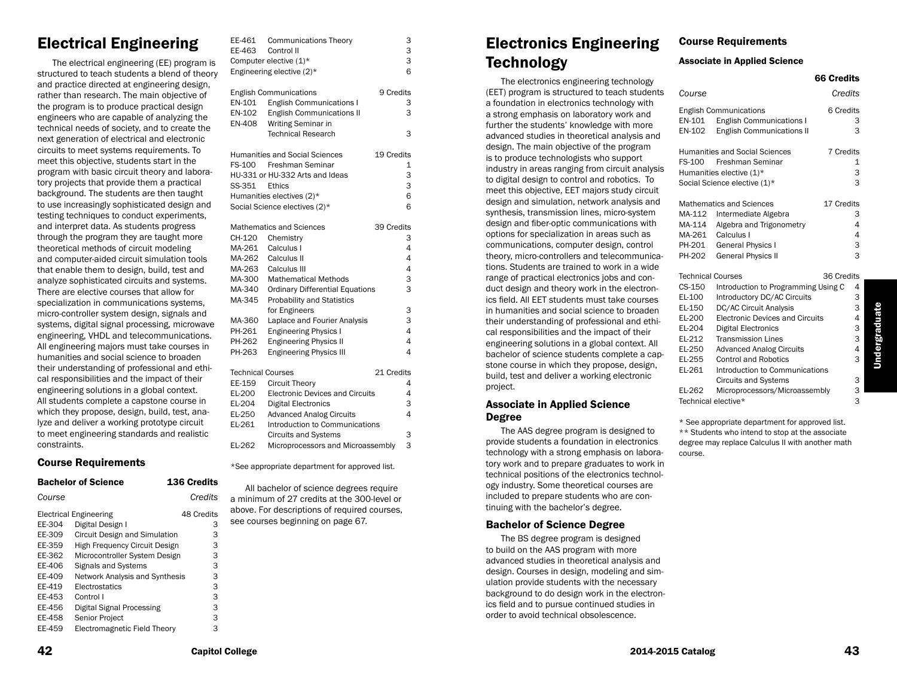# Electrical Engineering

The electrical engineering (EE) program is structured to teach students a blend of theory and practice directed at engineering design, rather than research. The main objective of the program is to produce practical design engineers who are capable of analyzing the technical needs of society, and to create the next generation of electrical and electronic circuits to meet systems requirements. To meet this objective, students start in the program with basic circuit theory and laboratory projects that provide them a practical background. The students are then taught to use increasingly sophisticated design and testing techniques to conduct experiments, and interpret data. As students progress through the program they are taught more theoretical methods of circuit modeling and computer-aided circuit simulation tools that enable them to design, build, test and analyze sophisticated circuits and systems. There are elective courses that allow for specialization in communications systems, micro-controller system design, signals and systems, digital signal processing, microwave engineering, VHDL and telecommunications. All engineering majors must take courses in humanities and social science to broaden their understanding of professional and ethical responsibilities and the impact of their engineering solutions in a global context. All students complete a capstone course in which they propose, design, build, test, analyze and deliver a working prototype circuit to meet engineering standards and realistic constraints.

## Course Requirements

**Bachelor of Science — 136 Credits**

| Course | | Credits |
|---|---|---|
| **Electrical Engineering** | | **48 Credits** |
| EE-304 | Digital Design I | 3 |
| EE-309 | Circuit Design and Simulation | 3 |
| EE-359 | High Frequency Circuit Design | 3 |
| EE-362 | Microcontroller System Design | 3 |
| EE-406 | Signals and Systems | 3 |
| EE-409 | Network Analysis and Synthesis | 3 |
| EE-419 | Electrostatics | 3 |
| EE-453 | Control I | 3 |
| EE-456 | Digital Signal Processing | 3 |
| EE-458 | Senior Project | 3 |
| EE-459 | Electromagnetic Field Theory | 3 |
| EE-461 | Communications Theory | 3 |
| EE-463 | Control II | 3 |
| Computer elective (1)* | | 3 |
| Engineering elective (2)* | | 6 |
| **English Communications** | | **9 Credits** |
| EN-101 | English Communications I | 3 |
| EN-102 | English Communications II | 3 |
| EN-408 | Writing Seminar in Technical Research | 3 |
| **Humanities and Social Sciences** | | **19 Credits** |
| FS-100 | Freshman Seminar | 1 |
| HU-331 or HU-332 Arts and Ideas | | 3 |
| SS-351 | Ethics | 3 |
| Humanities electives (2)* | | 6 |
| Social Science electives (2)* | | 6 |
| **Mathematics and Sciences** | | **39 Credits** |
| CH-120 | Chemistry | 3 |
| MA-261 | Calculus I | 4 |
| MA-262 | Calculus II | 4 |
| MA-263 | Calculus III | 4 |
| MA-300 | Mathematical Methods | 3 |
| MA-340 | Ordinary Differential Equations | 3 |
| MA-345 | Probability and Statistics for Engineers | 3 |
| MA-360 | Laplace and Fourier Analysis | 3 |
| PH-261 | Engineering Physics I | 4 |
| PH-262 | Engineering Physics II | 4 |
| PH-263 | Engineering Physics III | 4 |
| **Technical Courses** | | **21 Credits** |
| EE-159 | Circuit Theory | 4 |
| EL-200 | Electronic Devices and Circuits | 4 |
| EL-204 | Digital Electronics | 3 |
| EL-250 | Advanced Analog Circuits | 4 |
| EL-261 | Introduction to Communications Circuits and Systems | 3 |
| EL-262 | Microprocessors and Microassembly | 3 |

*See appropriate department for approved list.

All bachelor of science degrees require a minimum of 27 credits at the 300-level or above. For descriptions of required courses, see courses beginning on page 67.

# Electronics Engineering Technology

The electronics engineering technology (EET) program is structured to teach students a foundation in electronics technology with a strong emphasis on laboratory work and further the students' knowledge with more advanced studies in theoretical analysis and design. The main objective of the program is to produce technologists who support industry in areas ranging from circuit analysis to digital design to control and robotics. To meet this objective, EET majors study circuit design and simulation, network analysis and synthesis, transmission lines, micro-system design and fiber-optic communications with options for specialization in areas such as communications, computer design, control theory, micro-controllers and telecommunications. Students are trained to work in a wide range of practical electronics jobs and conduct design and theory work in the electronics field. All EET students must take courses in humanities and social science to broaden their understanding of professional and ethical responsibilities and the impact of their engineering solutions in a global context. All bachelor of science students complete a capstone course in which they propose, design, build, test and deliver a working electronic project.

## Associate in Applied Science Degree

The AAS degree program is designed to provide students a foundation in electronics technology with a strong emphasis on laboratory work and to prepare graduates to work in technical positions of the electronics technology industry. Some theoretical courses are included to prepare students who are continuing with the bachelor's degree.

## Bachelor of Science Degree

The BS degree program is designed to build on the AAS program with more advanced studies in theoretical analysis and design. Courses in design, modeling and simulation provide students with the necessary background to do design work in the electronics field and to pursue continued studies in order to avoid technical obsolescence.

## Course Requirements

**Associate in Applied Science — 66 Credits**

| Course | | Credits |
|---|---|---|
| **English Communications** | | **6 Credits** |
| EN-101 | English Communications I | 3 |
| EN-102 | English Communications II | 3 |
| **Humanities and Social Sciences** | | **7 Credits** |
| FS-100 | Freshman Seminar | 1 |
| Humanities elective (1)* | | 3 |
| Social Science elective (1)* | | 3 |
| **Mathematics and Sciences** | | **17 Credits** |
| MA-112 | Intermediate Algebra | 3 |
| MA-114 | Algebra and Trigonometry | 4 |
| MA-261 | Calculus I | 4 |
| PH-201 | General Physics I | 3 |
| PH-202 | General Physics II | 3 |
| **Technical Courses** | | **36 Credits** |
| CS-150 | Introduction to Programming Using C | 4 |
| EL-100 | Introductory DC/AC Circuits | 3 |
| EL-150 | DC/AC Circuit Analysis | 3 |
| EL-200 | Electronic Devices and Circuits | 4 |
| EL-204 | Digital Electronics | 3 |
| EL-212 | Transmission Lines | 3 |
| EL-250 | Advanced Analog Circuits | 4 |
| EL-255 | Control and Robotics | 3 |
| EL-261 | Introduction to Communications Circuits and Systems | 3 |
| EL-262 | Microprocessors/Microassembly | 3 |
| Technical elective* | | 3 |

\* See appropriate department for approved list.
\*\* Students who intend to stop at the associate degree may replace Calculus II with another math course.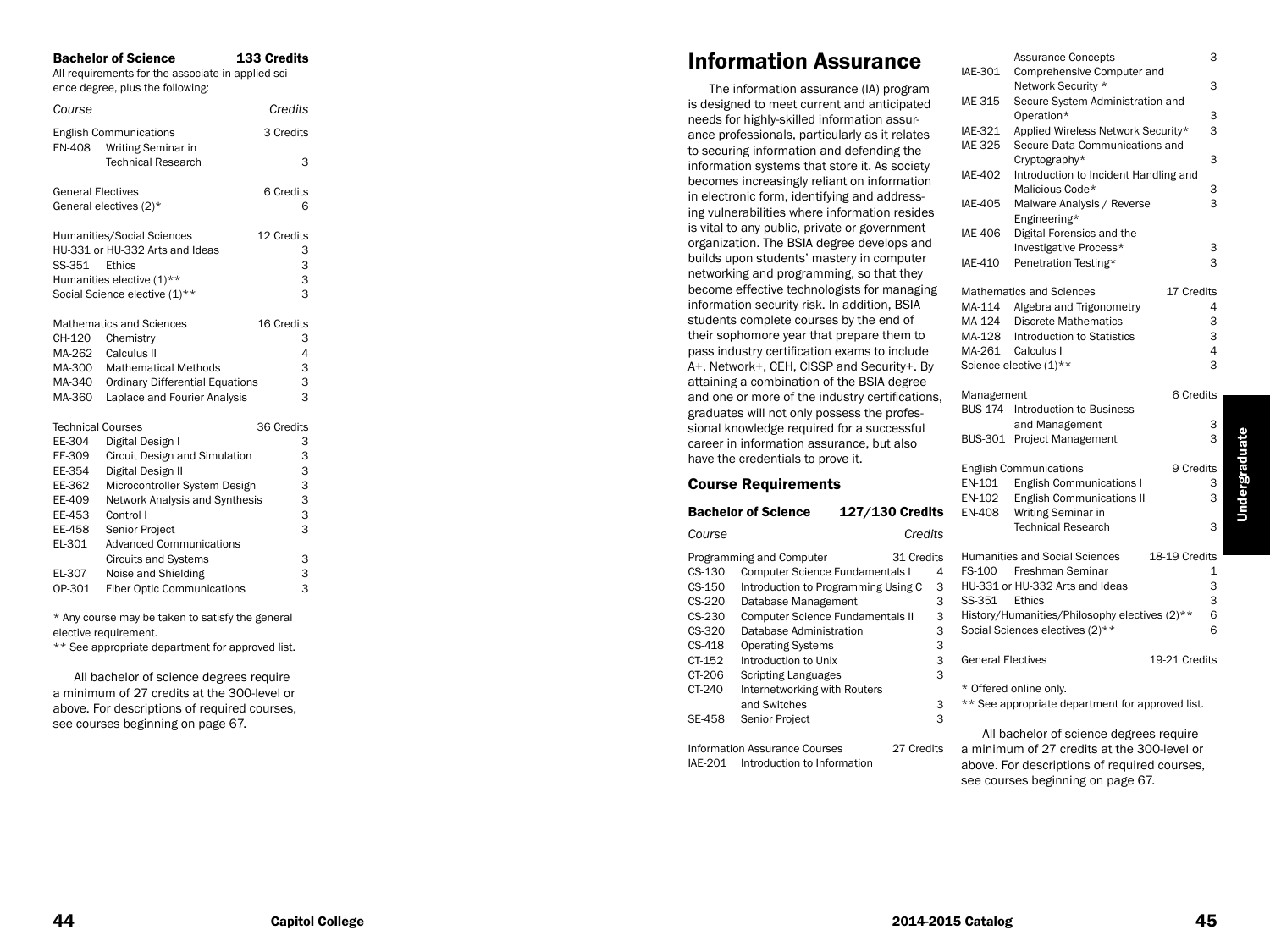### Bachelor of Science — 133 Credits

All requirements for the associate in applied science degree, plus the following:

| Course | | Credits |
|---|---|---|
| English Communications | | 3 Credits |
| EN-408 | Writing Seminar in Technical Research | 3 |
| General Electives | | 6 Credits |
| General electives (2)* | | 6 |
| Humanities/Social Sciences | | 12 Credits |
| HU-331 or HU-332 Arts and Ideas | | 3 |
| SS-351 | Ethics | 3 |
| Humanities elective (1)** | | 3 |
| Social Science elective (1)** | | 3 |
| Mathematics and Sciences | | 16 Credits |
| CH-120 | Chemistry | 3 |
| MA-262 | Calculus II | 4 |
| MA-300 | Mathematical Methods | 3 |
| MA-340 | Ordinary Differential Equations | 3 |
| MA-360 | Laplace and Fourier Analysis | 3 |
| Technical Courses | | 36 Credits |
| EE-304 | Digital Design I | 3 |
| EE-309 | Circuit Design and Simulation | 3 |
| EE-354 | Digital Design II | 3 |
| EE-362 | Microcontroller System Design | 3 |
| EE-409 | Network Analysis and Synthesis | 3 |
| EE-453 | Control I | 3 |
| EE-458 | Senior Project | 3 |
| EL-301 | Advanced Communications Circuits and Systems | 3 |
| EL-307 | Noise and Shielding | 3 |
| OP-301 | Fiber Optic Communications | 3 |

* Any course may be taken to satisfy the general elective requirement.
** See appropriate department for approved list.

All bachelor of science degrees require a minimum of 27 credits at the 300-level or above. For descriptions of required courses, see courses beginning on page 67.

# Information Assurance

The information assurance (IA) program is designed to meet current and anticipated needs for highly-skilled information assurance professionals, particularly as it relates to securing information and defending the information systems that store it. As society becomes increasingly reliant on information in electronic form, identifying and addressing vulnerabilities where information resides is vital to any public, private or government organization. The BSIA degree develops and builds upon students' mastery in computer networking and programming, so that they become effective technologists for managing information security risk. In addition, BSIA students complete courses by the end of their sophomore year that prepare them to pass industry certification exams to include A+, Network+, CEH, CISSP and Security+. By attaining a combination of the BSIA degree and one or more of the industry certifications, graduates will not only possess the professional knowledge required for a successful career in information assurance, but also have the credentials to prove it.

## Course Requirements

### Bachelor of Science — 127/130 Credits

| Course | | Credits |
|---|---|---|
| Programming and Computer | | 31 Credits |
| CS-130 | Computer Science Fundamentals I | 4 |
| CS-150 | Introduction to Programming Using C | 3 |
| CS-220 | Database Management | 3 |
| CS-230 | Computer Science Fundamentals II | 3 |
| CS-320 | Database Administration | 3 |
| CS-418 | Operating Systems | 3 |
| CT-152 | Introduction to Unix | 3 |
| CT-206 | Scripting Languages | 3 |
| CT-240 | Internetworking with Routers and Switches | 3 |
| SE-458 | Senior Project | 3 |
| Information Assurance Courses | | 27 Credits |
| IAE-201 | Introduction to Information Assurance Concepts | 3 |
| IAE-301 | Comprehensive Computer and Network Security * | 3 |
| IAE-315 | Secure System Administration and Operation* | 3 |
| IAE-321 | Applied Wireless Network Security* | 3 |
| IAE-325 | Secure Data Communications and Cryptography* | 3 |
| IAE-402 | Introduction to Incident Handling and Malicious Code* | 3 |
| IAE-405 | Malware Analysis / Reverse Engineering* | 3 |
| IAE-406 | Digital Forensics and the Investigative Process* | 3 |
| IAE-410 | Penetration Testing* | 3 |
| Mathematics and Sciences | | 17 Credits |
| MA-114 | Algebra and Trigonometry | 4 |
| MA-124 | Discrete Mathematics | 3 |
| MA-128 | Introduction to Statistics | 3 |
| MA-261 | Calculus I | 4 |
| Science elective (1)** | | 3 |
| Management | | 6 Credits |
| BUS-174 | Introduction to Business and Management | 3 |
| BUS-301 | Project Management | 3 |
| English Communications | | 9 Credits |
| EN-101 | English Communications I | 3 |
| EN-102 | English Communications II | 3 |
| EN-408 | Writing Seminar in Technical Research | 3 |
| Humanities and Social Sciences | | 18-19 Credits |
| FS-100 | Freshman Seminar | 1 |
| HU-331 or HU-332 Arts and Ideas | | 3 |
| SS-351 | Ethics | 3 |
| History/Humanities/Philosophy electives (2)** | | 6 |
| Social Sciences electives (2)** | | 6 |
| General Electives | | 19-21 Credits |

* Offered online only.
** See appropriate department for approved list.

All bachelor of science degrees require a minimum of 27 credits at the 300-level or above. For descriptions of required courses, see courses beginning on page 67.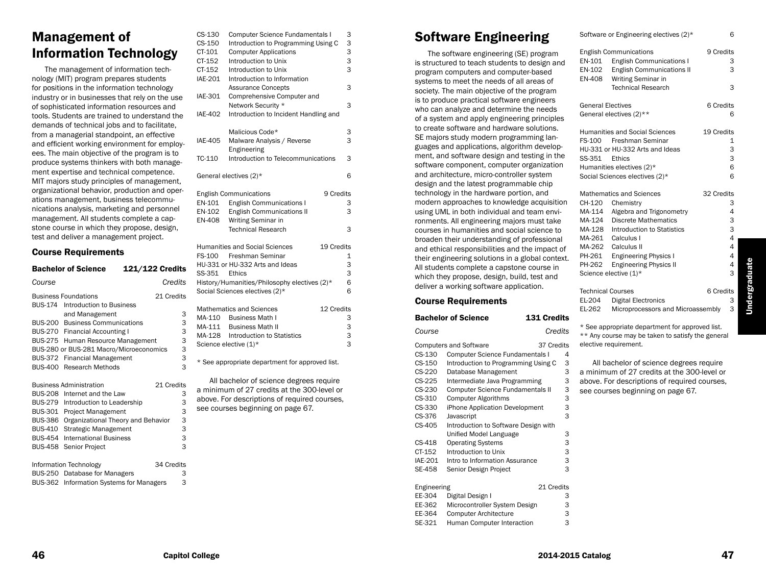# Management of Information Technology

The management of information technology (MIT) program prepares students for positions in the information technology industry or in businesses that rely on the use of sophisticated information resources and tools. Students are trained to understand the demands of technical jobs and to facilitate, from a managerial standpoint, an effective and efficient working environment for employees. The main objective of the program is to produce systems thinkers with both management expertise and technical competence. MIT majors study principles of management, organizational behavior, production and operations management, business telecommunications analysis, marketing and personnel management. All students complete a capstone course in which they propose, design, test and deliver a management project.

## Course Requirements

### Bachelor of Science 121/122 Credits

| Course | | Credits |
|---|---|---|
| **Business Foundations** | | **21 Credits** |
| BUS-174 | Introduction to Business and Management | 3 |
| BUS-200 | Business Communications | 3 |
| BUS-270 | Financial Accounting I | 3 |
| BUS-275 | Human Resource Management | 3 |
| BUS-280 or BUS-281 Macro/Microeconomics | | 3 |
| BUS-372 | Financial Management | 3 |
| BUS-400 | Research Methods | 3 |
| **Business Administration** | | **21 Credits** |
| BUS-208 | Internet and the Law | 3 |
| BUS-279 | Introduction to Leadership | 3 |
| BUS-301 | Project Management | 3 |
| BUS-386 | Organizational Theory and Behavior | 3 |
| BUS-410 | Strategic Management | 3 |
| BUS-454 | International Business | 3 |
| BUS-458 | Senior Project | 3 |
| **Information Technology** | | **34 Credits** |
| BUS-250 | Database for Managers | 3 |
| BUS-362 | Information Systems for Managers | 3 |
| CS-130 | Computer Science Fundamentals I | 3 |
| CS-150 | Introduction to Programming Using C | 3 |
| CT-101 | Computer Applications | 3 |
| CT-152 | Introduction to Unix | 3 |
| CT-152 | Introduction to Unix | 3 |
| IAE-201 | Introduction to Information Assurance Concepts | 3 |
| IAE-301 | Comprehensive Computer and Network Security * | 3 |
| IAE-402 | Introduction to Incident Handling and Malicious Code* | 3 |
| IAE-405 | Malware Analysis / Reverse Engineering | 3 |
| TC-110 | Introduction to Telecommunications | 3 |
| General electives (2)* | | 6 |
| **English Communications** | | **9 Credits** |
| EN-101 | English Communications I | 3 |
| EN-102 | English Communications II | 3 |
| EN-408 | Writing Seminar in Technical Research | 3 |
| **Humanities and Social Sciences** | | **19 Credits** |
| FS-100 | Freshman Seminar | 1 |
| HU-331 or HU-332 Arts and Ideas | | 3 |
| SS-351 | Ethics | 3 |
| History/Humanities/Philosophy electives (2)* | | 6 |
| Social Sciences electives (2)* | | 6 |
| **Mathematics and Sciences** | | **12 Credits** |
| MA-110 | Business Math I | 3 |
| MA-111 | Business Math II | 3 |
| MA-128 | Introduction to Statistics | 3 |
| Science elective (1)* | | 3 |

* See appropriate department for approved list.

All bachelor of science degrees require a minimum of 27 credits at the 300-level or above. For descriptions of required courses, see courses beginning on page 67.

# Software Engineering

The software engineering (SE) program is structured to teach students to design and program computers and computer-based systems to meet the needs of all areas of society. The main objective of the program is to produce practical software engineers who can analyze and determine the needs of a system and apply engineering principles to create software and hardware solutions. SE majors study modern programming languages and applications, algorithm development, and software design and testing in the software component, computer organization and architecture, micro-controller system design and the latest programmable chip technology in the hardware portion, and modern approaches to knowledge acquisition using UML in both individual and team environments. All engineering majors must take courses in humanities and social science to broaden their understanding of professional and ethical responsibilities and the impact of their engineering solutions in a global context. All students complete a capstone course in which they propose, design, build, test and deliver a working software application.

## Course Requirements

### Bachelor of Science 131 Credits

| Course | | Credits |
|---|---|---|
| **Computers and Software** | | **37 Credits** |
| CS-130 | Computer Science Fundamentals I | 4 |
| CS-150 | Introduction to Programming Using C | 3 |
| CS-220 | Database Management | 3 |
| CS-225 | Intermediate Java Programming | 3 |
| CS-230 | Computer Science Fundamentals II | 3 |
| CS-310 | Computer Algorithms | 3 |
| CS-330 | iPhone Application Development | 3 |
| CS-376 | Javascript | 3 |
| CS-405 | Introduction to Software Design with Unified Model Language | 3 |
| CS-418 | Operating Systems | 3 |
| CT-152 | Introduction to Unix | 3 |
| IAE-201 | Intro to Information Assurance | 3 |
| SE-458 | Senior Design Project | 3 |
| **Engineering** | | **21 Credits** |
| EE-304 | Digital Design I | 3 |
| EE-362 | Microcontroller System Design | 3 |
| EE-364 | Computer Architecture | 3 |
| SE-321 | Human Computer Interaction | 3 |
| Software or Engineering electives (2)* | | 6 |
| **English Communications** | | **9 Credits** |
| EN-101 | English Communications I | 3 |
| EN-102 | English Communications II | 3 |
| EN-408 | Writing Seminar in Technical Research | 3 |
| **General Electives** | | **6 Credits** |
| General electives (2)** | | 6 |
| **Humanities and Social Sciences** | | **19 Credits** |
| FS-100 | Freshman Seminar | 1 |
| HU-331 or HU-332 Arts and Ideas | | 3 |
| SS-351 | Ethics | 3 |
| Humanities electives (2)* | | 6 |
| Social Sciences electives (2)* | | 6 |
| **Mathematics and Sciences** | | **32 Credits** |
| CH-120 | Chemistry | 3 |
| MA-114 | Algebra and Trigonometry | 4 |
| MA-124 | Discrete Mathematics | 3 |
| MA-128 | Introduction to Statistics | 3 |
| MA-261 | Calculus I | 4 |
| MA-262 | Calculus II | 4 |
| PH-261 | Engineering Physics I | 4 |
| PH-262 | Engineering Physics II | 4 |
| Science elective (1)* | | 3 |
| **Technical Courses** | | **6 Credits** |
| EL-204 | Digital Electronics | 3 |
| EL-262 | Microprocessors and Microassembly | 3 |

* See appropriate department for approved list.
** Any course may be taken to satisfy the general elective requirement.

All bachelor of science degrees require a minimum of 27 credits at the 300-level or above. For descriptions of required courses, see courses beginning on page 67.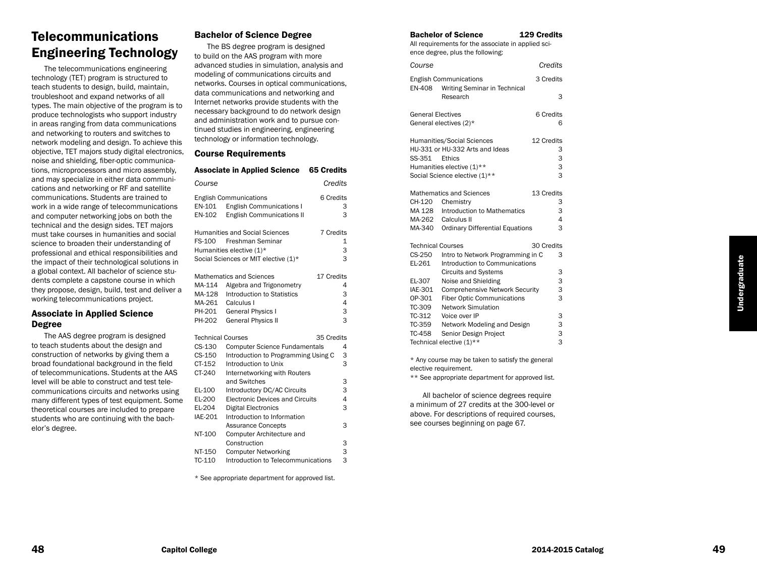# Telecommunications Engineering Technology

The telecommunications engineering technology (TET) program is structured to teach students to design, build, maintain, troubleshoot and expand networks of all types. The main objective of the program is to produce technologists who support industry in areas ranging from data communications and networking to routers and switches to network modeling and design. To achieve this objective, TET majors study digital electronics, noise and shielding, fiber-optic communications, microprocessors and micro assembly, and may specialize in either data communications and networking or RF and satellite communications. Students are trained to work in a wide range of telecommunications and computer networking jobs on both the technical and the design sides. TET majors must take courses in humanities and social science to broaden their understanding of professional and ethical responsibilities and the impact of their technological solutions in a global context. All bachelor of science students complete a capstone course in which they propose, design, build, test and deliver a working telecommunications project.

## Associate in Applied Science Degree

The AAS degree program is designed to teach students about the design and construction of networks by giving them a broad foundational background in the field of telecommunications. Students at the AAS level will be able to construct and test telecommunications circuits and networks using many different types of test equipment. Some theoretical courses are included to prepare students who are continuing with the bachelor's degree.

## Bachelor of Science Degree

The BS degree program is designed to build on the AAS program with more advanced studies in simulation, analysis and modeling of communications circuits and networks. Courses in optical communications, data communications and networking and Internet networks provide students with the necessary background to do network design and administration work and to pursue continued studies in engineering, engineering technology or information technology.

## Course Requirements

### Associate in Applied Science — 65 Credits

| Course | | Credits |
|---|---|---|
| **English Communications** | | **6 Credits** |
| EN-101 | English Communications I | 3 |
| EN-102 | English Communications II | 3 |
| **Humanities and Social Sciences** | | **7 Credits** |
| FS-100 | Freshman Seminar | 1 |
| Humanities elective (1)* | | 3 |
| Social Sciences or MIT elective (1)* | | 3 |
| **Mathematics and Sciences** | | **17 Credits** |
| MA-114 | Algebra and Trigonometry | 4 |
| MA-128 | Introduction to Statistics | 3 |
| MA-261 | Calculus I | 4 |
| PH-201 | General Physics I | 3 |
| PH-202 | General Physics II | 3 |
| **Technical Courses** | | **35 Credits** |
| CS-130 | Computer Science Fundamentals | 4 |
| CS-150 | Introduction to Programming Using C | 3 |
| CT-152 | Introduction to Unix | 3 |
| CT-240 | Internetworking with Routers and Switches | 3 |
| EL-100 | Introductory DC/AC Circuits | 3 |
| EL-200 | Electronic Devices and Circuits | 4 |
| EL-204 | Digital Electronics | 3 |
| IAE-201 | Introduction to Information Assurance Concepts | 3 |
| NT-100 | Computer Architecture and Construction | 3 |
| NT-150 | Computer Networking | 3 |
| TC-110 | Introduction to Telecommunications | 3 |

\* See appropriate department for approved list.

### Bachelor of Science — 129 Credits

All requirements for the associate in applied science degree, plus the following:

| Course | | Credits |
|---|---|---|
| **English Communications** | | **3 Credits** |
| EN-408 | Writing Seminar in Technical Research | 3 |
| **General Electives** | | **6 Credits** |
| General electives (2)* | | 6 |
| **Humanities/Social Sciences** | | **12 Credits** |
| HU-331 or HU-332 Arts and Ideas | | 3 |
| SS-351 | Ethics | 3 |
| Humanities elective (1)** | | 3 |
| Social Science elective (1)** | | 3 |
| **Mathematics and Sciences** | | **13 Credits** |
| CH-120 | Chemistry | 3 |
| MA 128 | Introduction to Mathematics | 3 |
| MA-262 | Calculus II | 4 |
| MA-340 | Ordinary Differential Equations | 3 |
| **Technical Courses** | | **30 Credits** |
| CS-250 | Intro to Network Programming in C | 3 |
| EL-261 | Introduction to Communications Circuits and Systems | 3 |
| EL-307 | Noise and Shielding | 3 |
| IAE-301 | Comprehensive Network Security | 3 |
| OP-301 | Fiber Optic Communications | 3 |
| TC-309 | Network Simulation | |
| TC-312 | Voice over IP | 3 |
| TC-359 | Network Modeling and Design | 3 |
| TC-458 | Senior Design Project | 3 |
| Technical elective (1)** | | 3 |

\* Any course may be taken to satisfy the general elective requirement.

\*\* See appropriate department for approved list.

All bachelor of science degrees require a minimum of 27 credits at the 300-level or above. For descriptions of required courses, see courses beginning on page 67.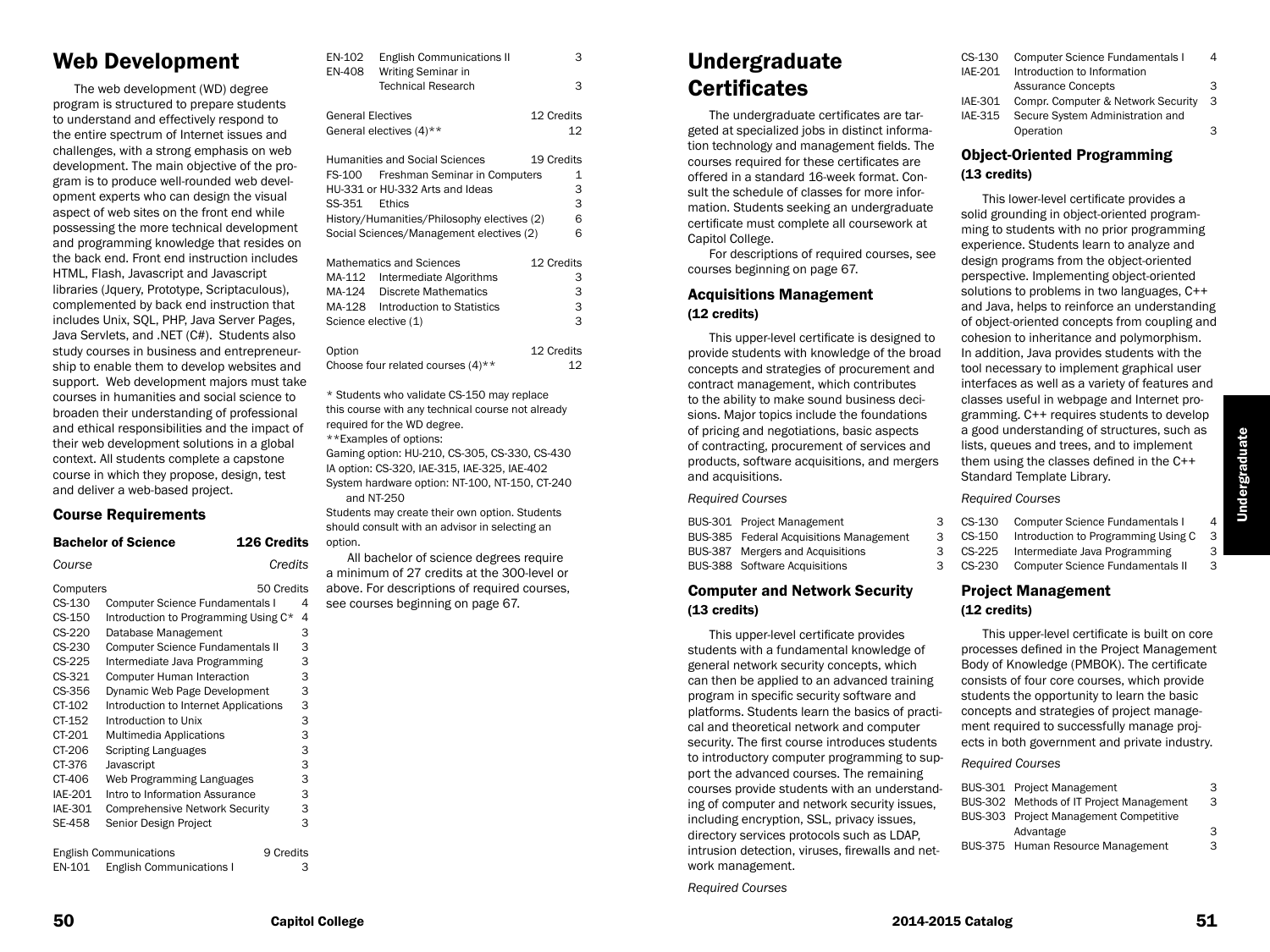# Web Development

The web development (WD) degree program is structured to prepare students to understand and effectively respond to the entire spectrum of Internet issues and challenges, with a strong emphasis on web development. The main objective of the program is to produce well-rounded web development experts who can design the visual aspect of web sites on the front end while possessing the more technical development and programming knowledge that resides on the back end. Front end instruction includes HTML, Flash, Javascript and Javascript libraries (Jquery, Prototype, Scriptaculous), complemented by back end instruction that includes Unix, SQL, PHP, Java Server Pages, Java Servlets, and .NET (C#). Students also study courses in business and entrepreneurship to enable them to develop websites and support. Web development majors must take courses in humanities and social science to broaden their understanding of professional and ethical responsibilities and the impact of their web development solutions in a global context. All students complete a capstone course in which they propose, design, test and deliver a web-based project.

## Course Requirements

### Bachelor of Science — 126 Credits

| Course | | Credits |
|---|---|---|
| **Computers** | | **50 Credits** |
| CS-130 | Computer Science Fundamentals I | 4 |
| CS-150 | Introduction to Programming Using C* | 4 |
| CS-220 | Database Management | 3 |
| CS-230 | Computer Science Fundamentals II | 3 |
| CS-225 | Intermediate Java Programming | 3 |
| CS-321 | Computer Human Interaction | 3 |
| CS-356 | Dynamic Web Page Development | 3 |
| CT-102 | Introduction to Internet Applications | 3 |
| CT-152 | Introduction to Unix | 3 |
| CT-201 | Multimedia Applications | 3 |
| CT-206 | Scripting Languages | 3 |
| CT-376 | Javascript | 3 |
| CT-406 | Web Programming Languages | 3 |
| IAE-201 | Intro to Information Assurance | 3 |
| IAE-301 | Comprehensive Network Security | 3 |
| SE-458 | Senior Design Project | 3 |
| **English Communications** | | **9 Credits** |
| EN-101 | English Communications I | 3 |
| EN-102 | English Communications II | 3 |
| EN-408 | Writing Seminar in Technical Research | 3 |
| **General Electives** | | **12 Credits** |
| General electives (4)** | | 12 |
| **Humanities and Social Sciences** | | **19 Credits** |
| FS-100 | Freshman Seminar in Computers | 1 |
| HU-331 or HU-332 Arts and Ideas | | 3 |
| SS-351 | Ethics | 3 |
| History/Humanities/Philosophy electives (2) | | 6 |
| Social Sciences/Management electives (2) | | 6 |
| **Mathematics and Sciences** | | **12 Credits** |
| MA-112 | Intermediate Algorithms | 3 |
| MA-124 | Discrete Mathematics | 3 |
| MA-128 | Introduction to Statistics | 3 |
| Science elective (1) | | 3 |
| **Option** | | **12 Credits** |
| Choose four related courses (4)** | | 12 |

\* Students who validate CS-150 may replace this course with any technical course not already required for the WD degree.

**Examples of options:

Gaming option: HU-210, CS-305, CS-330, CS-430

IA option: CS-320, IAE-315, IAE-325, IAE-402

System hardware option: NT-100, NT-150, CT-240 and NT-250

Students may create their own option. Students should consult with an advisor in selecting an option.

All bachelor of science degrees require a minimum of 27 credits at the 300-level or above. For descriptions of required courses, see courses beginning on page 67.

# Undergraduate Certificates

The undergraduate certificates are targeted at specialized jobs in distinct information technology and management fields. The courses required for these certificates are offered in a standard 16-week format. Consult the schedule of classes for more information. Students seeking an undergraduate certificate must complete all coursework at Capitol College.

For descriptions of required courses, see courses beginning on page 67.

### Acquisitions Management (12 credits)

This upper-level certificate is designed to provide students with knowledge of the broad concepts and strategies of procurement and contract management, which contributes to the ability to make sound business decisions. Major topics include the foundations of pricing and negotiations, basic aspects of contracting, procurement of services and products, software acquisitions, and mergers and acquisitions.

*Required Courses*

| Course | Title | Credits |
|---|---|---|
| BUS-301 | Project Management | 3 |
| BUS-385 | Federal Acquisitions Management | 3 |
| BUS-387 | Mergers and Acquisitions | 3 |
| BUS-388 | Software Acquisitions | 3 |

### Computer and Network Security (13 credits)

This upper-level certificate provides students with a fundamental knowledge of general network security concepts, which can then be applied to an advanced training program in specific security software and platforms. Students learn the basics of practical and theoretical network and computer security. The first course introduces students to introductory computer programming to support the advanced courses. The remaining courses provide students with an understanding of computer and network security issues, including encryption, SSL, privacy issues, directory services protocols such as LDAP, intrusion detection, viruses, firewalls and network management.

*Required Courses*

| Course | Title | Credits |
|---|---|---|
| CS-130 | Computer Science Fundamentals I | 4 |
| IAE-201 | Introduction to Information Assurance Concepts | 3 |
| IAE-301 | Compr. Computer & Network Security | 3 |
| IAE-315 | Secure System Administration and Operation | 3 |

### Object-Oriented Programming (13 credits)

This lower-level certificate provides a solid grounding in object-oriented programming to students with no prior programming experience. Students learn to analyze and design programs from the object-oriented perspective. Implementing object-oriented solutions to problems in two languages, C++ and Java, helps to reinforce an understanding of object-oriented concepts from coupling and cohesion to inheritance and polymorphism. In addition, Java provides students with the tool necessary to implement graphical user interfaces as well as a variety of features and classes useful in webpage and Internet programming. C++ requires students to develop a good understanding of structures, such as lists, queues and trees, and to implement them using the classes defined in the C++ Standard Template Library.

*Required Courses*

| Course | Title | Credits |
|---|---|---|
| CS-130 | Computer Science Fundamentals I | 4 |
| CS-150 | Introduction to Programming Using C | 3 |
| CS-225 | Intermediate Java Programming | 3 |
| CS-230 | Computer Science Fundamentals II | 3 |

### Project Management (12 credits)

This upper-level certificate is built on core processes defined in the Project Management Body of Knowledge (PMBOK). The certificate consists of four core courses, which provide students the opportunity to learn the basic concepts and strategies of project management required to successfully manage projects in both government and private industry.

*Required Courses*

| Course | Title | Credits |
|---|---|---|
| BUS-301 | Project Management | 3 |
| BUS-302 | Methods of IT Project Management | 3 |
| BUS-303 | Project Management Competitive Advantage | 3 |
| BUS-375 | Human Resource Management | 3 |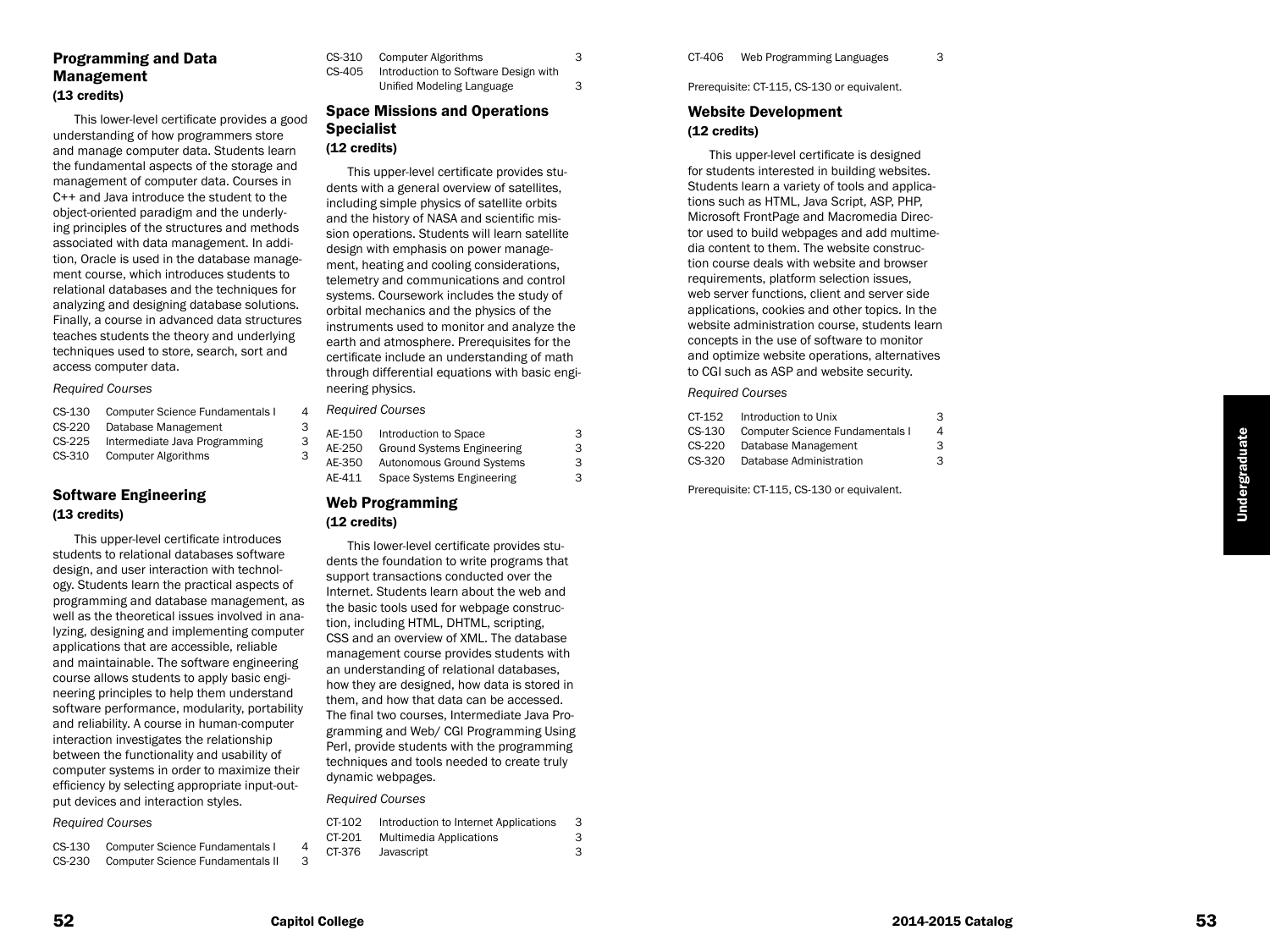## Programming and Data Management
**(13 credits)**

This lower-level certificate provides a good understanding of how programmers store and manage computer data. Students learn the fundamental aspects of the storage and management of computer data. Courses in C++ and Java introduce the student to the object-oriented paradigm and the underlying principles of the structures and methods associated with data management. In addition, Oracle is used in the database management course, which introduces students to relational databases and the techniques for analyzing and designing database solutions. Finally, a course in advanced data structures teaches students the theory and underlying techniques used to store, search, sort and access computer data.

*Required Courses*

| | | |
|---|---|---|
| CS-130 | Computer Science Fundamentals I | 4 |
| CS-220 | Database Management | 3 |
| CS-225 | Intermediate Java Programming | 3 |
| CS-310 | Computer Algorithms | 3 |

## Software Engineering
**(13 credits)**

This upper-level certificate introduces students to relational databases software design, and user interaction with technology. Students learn the practical aspects of programming and database management, as well as the theoretical issues involved in analyzing, designing and implementing computer applications that are accessible, reliable and maintainable. The software engineering course allows students to apply basic engineering principles to help them understand software performance, modularity, portability and reliability. A course in human-computer interaction investigates the relationship between the functionality and usability of computer systems in order to maximize their efficiency by selecting appropriate input-output devices and interaction styles.

*Required Courses*

| | | |
|---|---|---|
| CS-130 | Computer Science Fundamentals I | 4 |
| CS-230 | Computer Science Fundamentals II | 3 |
| CS-310 | Computer Algorithms | 3 |
| CS-405 | Introduction to Software Design with Unified Modeling Language | 3 |

## Space Missions and Operations Specialist
**(12 credits)**

This upper-level certificate provides students with a general overview of satellites, including simple physics of satellite orbits and the history of NASA and scientific mission operations. Students will learn satellite design with emphasis on power management, heating and cooling considerations, telemetry and communications and control systems. Coursework includes the study of orbital mechanics and the physics of the instruments used to monitor and analyze the earth and atmosphere. Prerequisites for the certificate include an understanding of math through differential equations with basic engineering physics.

*Required Courses*

| | | |
|---|---|---|
| AE-150 | Introduction to Space | 3 |
| AE-250 | Ground Systems Engineering | 3 |
| AE-350 | Autonomous Ground Systems | 3 |
| AE-411 | Space Systems Engineering | 3 |

## Web Programming
**(12 credits)**

This lower-level certificate provides students the foundation to write programs that support transactions conducted over the Internet. Students learn about the web and the basic tools used for webpage construction, including HTML, DHTML, scripting, CSS and an overview of XML. The database management course provides students with an understanding of relational databases, how they are designed, how data is stored in them, and how that data can be accessed. The final two courses, Intermediate Java Programming and Web/ CGI Programming Using Perl, provide students with the programming techniques and tools needed to create truly dynamic webpages.

*Required Courses*

| | | |
|---|---|---|
| CT-102 | Introduction to Internet Applications | 3 |
| CT-201 | Multimedia Applications | 3 |
| CT-376 | Javascript | 3 |
| CT-406 | Web Programming Languages | 3 |

Prerequisite: CT-115, CS-130 or equivalent.

## Website Development
**(12 credits)**

This upper-level certificate is designed for students interested in building websites. Students learn a variety of tools and applications such as HTML, Java Script, ASP, PHP, Microsoft FrontPage and Macromedia Director used to build webpages and add multimedia content to them. The website construction course deals with website and browser requirements, platform selection issues, web server functions, client and server side applications, cookies and other topics. In the website administration course, students learn concepts in the use of software to monitor and optimize website operations, alternatives to CGI such as ASP and website security.

*Required Courses*

| | | |
|---|---|---|
| CT-152 | Introduction to Unix | 3 |
| CS-130 | Computer Science Fundamentals I | 4 |
| CS-220 | Database Management | 3 |
| CS-320 | Database Administration | 3 |

Prerequisite: CT-115, CS-130 or equivalent.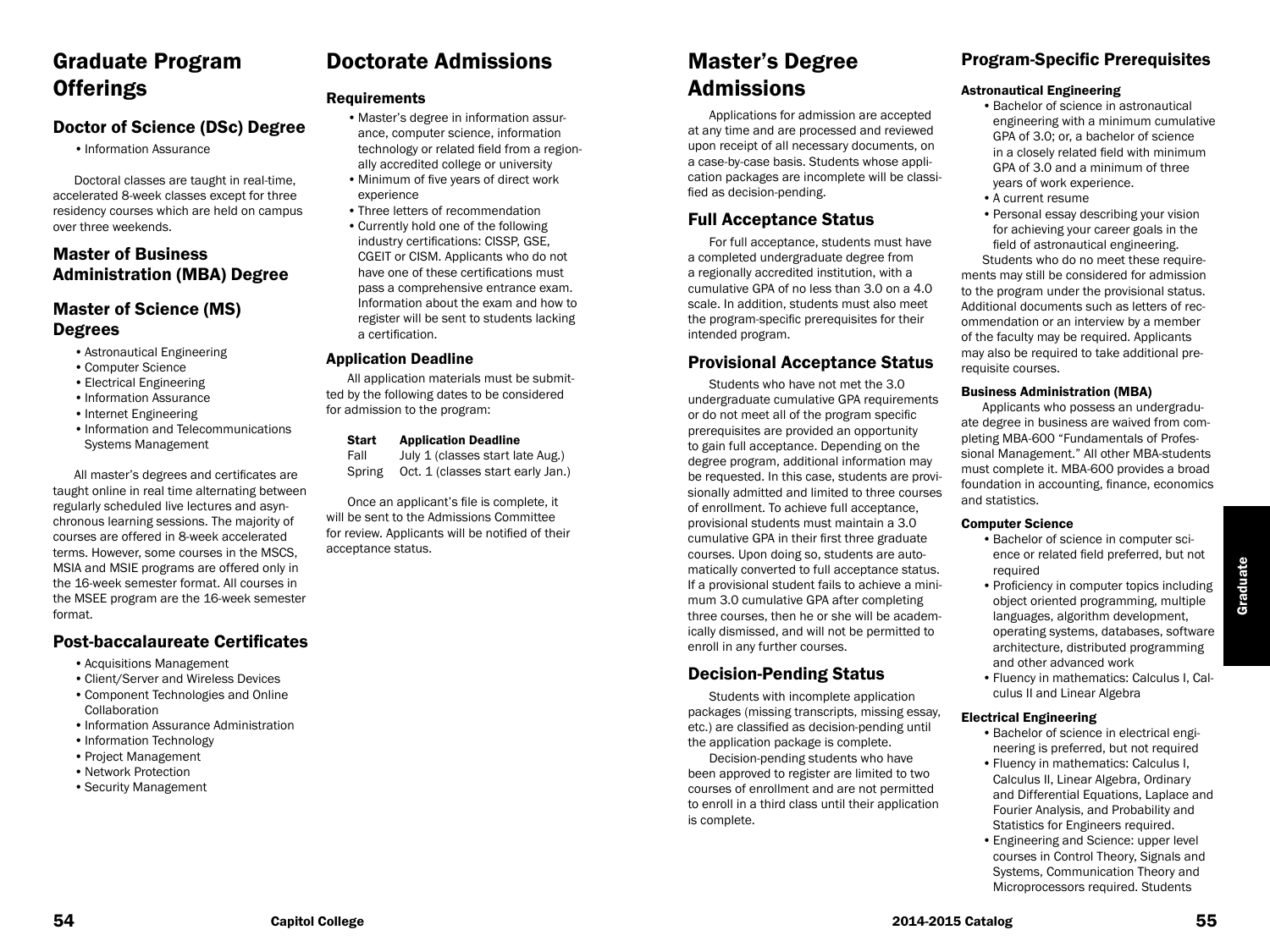# Graduate Program Offerings

## Doctor of Science (DSc) Degree

- Information Assurance

Doctoral classes are taught in real-time, accelerated 8-week classes except for three residency courses which are held on campus over three weekends.

## Master of Business Administration (MBA) Degree

## Master of Science (MS) Degrees

- Astronautical Engineering
- Computer Science
- Electrical Engineering
- Information Assurance
- Internet Engineering
- Information and Telecommunications Systems Management

All master's degrees and certificates are taught online in real time alternating between regularly scheduled live lectures and asynchronous learning sessions. The majority of courses are offered in 8-week accelerated terms. However, some courses in the MSCS, MSIA and MSIE programs are offered only in the 16-week semester format. All courses in the MSEE program are the 16-week semester format.

## Post-baccalaureate Certificates

- Acquisitions Management
- Client/Server and Wireless Devices
- Component Technologies and Online Collaboration
- Information Assurance Administration
- Information Technology
- Project Management
- Network Protection
- Security Management

# Doctorate Admissions

### Requirements

- Master's degree in information assurance, computer science, information technology or related field from a regionally accredited college or university
- Minimum of five years of direct work experience
- Three letters of recommendation
- Currently hold one of the following industry certifications: CISSP, GSE, CGEIT or CISM. Applicants who do not have one of these certifications must pass a comprehensive entrance exam. Information about the exam and how to register will be sent to students lacking a certification.

### Application Deadline

All application materials must be submitted by the following dates to be considered for admission to the program:

| Start | Application Deadline |
|---|---|
| Fall | July 1 (classes start late Aug.) |
| Spring | Oct. 1 (classes start early Jan.) |

Once an applicant's file is complete, it will be sent to the Admissions Committee for review. Applicants will be notified of their acceptance status.

# Master's Degree Admissions

Applications for admission are accepted at any time and are processed and reviewed upon receipt of all necessary documents, on a case-by-case basis. Students whose application packages are incomplete will be classified as decision-pending.

## Full Acceptance Status

For full acceptance, students must have a completed undergraduate degree from a regionally accredited institution, with a cumulative GPA of no less than 3.0 on a 4.0 scale. In addition, students must also meet the program-specific prerequisites for their intended program.

## Provisional Acceptance Status

Students who have not met the 3.0 undergraduate cumulative GPA requirements or do not meet all of the program specific prerequisites are provided an opportunity to gain full acceptance. Depending on the degree program, additional information may be requested. In this case, students are provisionally admitted and limited to three courses of enrollment. To achieve full acceptance, provisional students must maintain a 3.0 cumulative GPA in their first three graduate courses. Upon doing so, students are automatically converted to full acceptance status. If a provisional student fails to achieve a minimum 3.0 cumulative GPA after completing three courses, then he or she will be academically dismissed, and will not be permitted to enroll in any further courses.

## Decision-Pending Status

Students with incomplete application packages (missing transcripts, missing essay, etc.) are classified as decision-pending until the application package is complete.

Decision-pending students who have been approved to register are limited to two courses of enrollment and are not permitted to enroll in a third class until their application is complete.

## Program-Specific Prerequisites

### Astronautical Engineering

- Bachelor of science in astronautical engineering with a minimum cumulative GPA of 3.0; or, a bachelor of science in a closely related field with minimum GPA of 3.0 and a minimum of three years of work experience.
- A current resume
- Personal essay describing your vision for achieving your career goals in the field of astronautical engineering.

Students who do no meet these requirements may still be considered for admission to the program under the provisional status. Additional documents such as letters of recommendation or an interview by a member of the faculty may be required. Applicants may also be required to take additional prerequisite courses.

### Business Administration (MBA)

Applicants who possess an undergraduate degree in business are waived from completing MBA-600 "Fundamentals of Professional Management." All other MBA-students must complete it. MBA-600 provides a broad foundation in accounting, finance, economics and statistics.

### Computer Science

- Bachelor of science in computer science or related field preferred, but not required
- Proficiency in computer topics including object oriented programming, multiple languages, algorithm development, operating systems, databases, software architecture, distributed programming and other advanced work
- Fluency in mathematics: Calculus I, Calculus II and Linear Algebra

### Electrical Engineering

- Bachelor of science in electrical engineering is preferred, but not required
- Fluency in mathematics: Calculus I, Calculus II, Linear Algebra, Ordinary and Differential Equations, Laplace and Fourier Analysis, and Probability and Statistics for Engineers required.
- Engineering and Science: upper level courses in Control Theory, Signals and Systems, Communication Theory and Microprocessors required. Students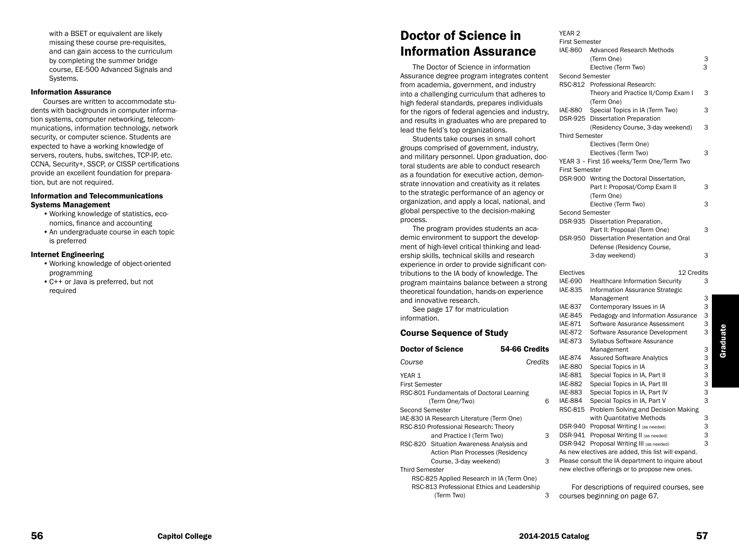with a BSET or equivalent are likely missing these course pre-requisites, and can gain access to the curriculum by completing the summer bridge course, EE-500 Advanced Signals and Systems.

### Information Assurance

Courses are written to accommodate students with backgrounds in computer information systems, computer networking, telecommunications, information technology, network security, or computer science. Students are expected to have a working knowledge of servers, routers, hubs, switches, TCP-IP, etc. CCNA, Security+, SSCP, or CISSP certifications provide an excellent foundation for preparation, but are not required.

### Information and Telecommunications Systems Management

- Working knowledge of statistics, economics, finance and accounting
- An undergraduate course in each topic is preferred

### Internet Engineering

- Working knowledge of object-oriented programming
- C++ or Java is preferred, but not required

# Doctor of Science in Information Assurance

The Doctor of Science in information Assurance degree program integrates content from academia, government, and industry into a challenging curriculum that adheres to high federal standards, prepares individuals for the rigors of federal agencies and industry, and results in graduates who are prepared to lead the field's top organizations.

Students take courses in small cohort groups comprised of government, industry, and military personnel. Upon graduation, doctoral students are able to conduct research as a foundation for executive action, demonstrate innovation and creativity as it relates to the strategic performance of an agency or organization, and apply a local, national, and global perspective to the decision-making process.

The program provides students an academic environment to support the development of high-level critical thinking and leadership skills, technical skills and research experience in order to provide significant contributions to the IA body of knowledge. The program maintains balance between a strong theoretical foundation, hands-on experience and innovative research.

See page 17 for matriculation information.

## Course Sequence of Study

| **Doctor of Science** | **54-66 Credits** |
|---|---|
| *Course* | *Credits* |
| YEAR 1 | |
| First Semester | |
| RSC-801 Fundamentals of Doctoral Learning (Term One/Two) | 6 |
| Second Semester | |
| IAE-830 IA Research Literature (Term One) | |
| RSC-810 Professional Research: Theory and Practice I (Term Two) | 3 |
| RSC-820 Situation Awareness Analysis and Action Plan Processes (Residency Course, 3-day weekend) | 3 |
| Third Semester | |
| RSC-825 Applied Research in IA (Term One) | |
| RSC-813 Professional Ethics and Leadership (Term Two) | 3 |
| YEAR 2 | |
| First Semester | |
| IAE-860 Advanced Research Methods (Term One) | 3 |
| Elective (Term Two) | 3 |
| Second Semester | |
| RSC-812 Professional Research: Theory and Practice II/Comp Exam I (Term One) | 3 |
| IAE-880 Special Topics in IA (Term Two) | 3 |
| DSR-925 Dissertation Preparation (Residency Course, 3-day weekend) | 3 |
| Third Semester | |
| Electives (Term One) | |
| Electives (Term Two) | 3 |
| YEAR 3 – First 16 weeks/Term One/Term Two | |
| First Semester | |
| DSR-900 Writing the Doctoral Dissertation, Part I: Proposal/Comp Exam II (Term One) | 3 |
| Elective (Term Two) | 3 |
| Second Semester | |
| DSR-935 Dissertation Preparation, Part II: Proposal (Term One) | 3 |
| DSR-950 Dissertation Presentation and Oral Defense (Residency Course, 3-day weekend) | 3 |

| Electives | | 12 Credits |
|---|---|---|
| IAE-690 | Healthcare Information Security | 3 |
| IAE-835 | Information Assurance Strategic Management | 3 |
| IAE-837 | Contemporary Issues in IA | 3 |
| IAE-845 | Pedagogy and Information Assurance | 3 |
| IAE-871 | Software Assurance Assessment | 3 |
| IAE-872 | Software Assurance Development | 3 |
| IAE-873 | Syllabus Software Assurance Management | 3 |
| IAE-874 | Assured Software Analytics | 3 |
| IAE-880 | Special Topics in IA | 3 |
| IAE-881 | Special Topics in IA, Part II | 3 |
| IAE-882 | Special Topics in IA, Part III | 3 |
| IAE-883 | Special Topics in IA, Part IV | 3 |
| IAE-884 | Special Topics in IA, Part V | 3 |
| RSC-815 | Problem Solving and Decision Making with Quantitative Methods | 3 |
| DSR-940 | Proposal Writing I (as needed) | 3 |
| DSR-941 | Proposal Writing II (as needed) | 3 |
| DSR-942 | Proposal Writing III (as needed) | 3 |

As new electives are added, this list will expand. Please consult the IA department to inquire about new elective offerings or to propose new ones.

For descriptions of required courses, see courses beginning on page 67.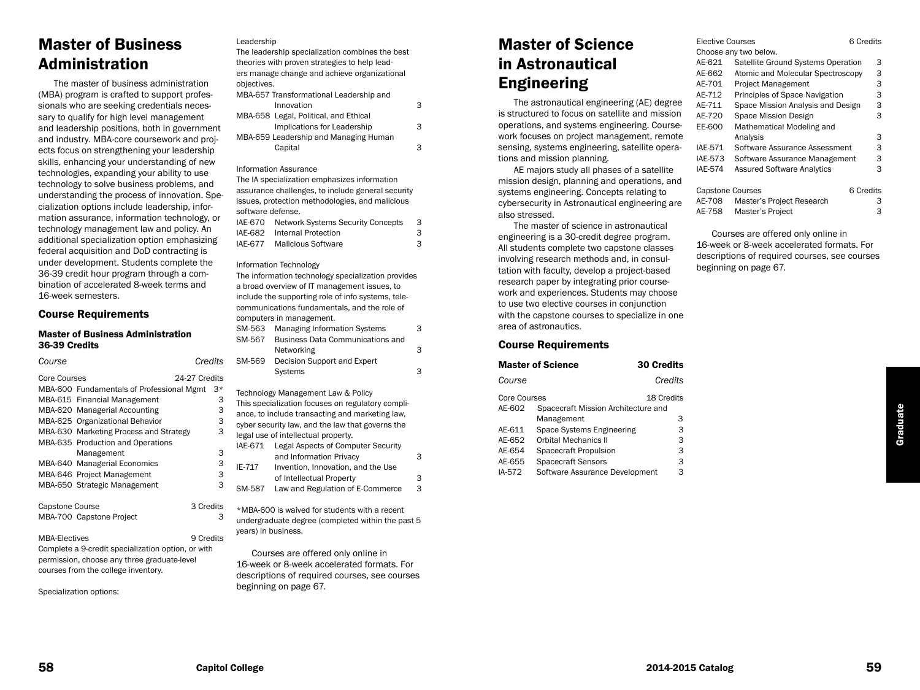# Master of Business Administration

The master of business administration (MBA) program is crafted to support professionals who are seeking credentials necessary to qualify for high level management and leadership positions, both in government and industry. MBA-core coursework and projects focus on strengthening your leadership skills, enhancing your understanding of new technologies, expanding your ability to use technology to solve business problems, and understanding the process of innovation. Specialization options include leadership, information assurance, information technology, or technology management law and policy. An additional specialization option emphasizing federal acquisition and DoD contracting is under development. Students complete the 36-39 credit hour program through a combination of accelerated 8-week terms and 16-week semesters.

## Course Requirements

### Master of Business Administration 36-39 Credits

| *Course* | | *Credits* |
|---|---|---|
| Core Courses | | 24-27 Credits |
| MBA-600 | Fundamentals of Professional Mgmt | 3* |
| MBA-615 | Financial Management | 3 |
| MBA-620 | Managerial Accounting | 3 |
| MBA-625 | Organizational Behavior | 3 |
| MBA-630 | Marketing Process and Strategy | 3 |
| MBA-635 | Production and Operations Management | 3 |
| MBA-640 | Managerial Economics | 3 |
| MBA-646 | Project Management | 3 |
| MBA-650 | Strategic Management | 3 |
| Capstone Course | | 3 Credits |
| MBA-700 | Capstone Project | 3 |
| MBA-Electives | | 9 Credits |

Complete a 9-credit specialization option, or with permission, choose any three graduate-level courses from the college inventory.

Specialization options:

Leadership

The leadership specialization combines the best theories with proven strategies to help leaders manage change and achieve organizational objectives.

| | | |
|---|---|---|
| MBA-657 | Transformational Leadership and Innovation | 3 |
| MBA-658 | Legal, Political, and Ethical Implications for Leadership | 3 |
| MBA-659 | Leadership and Managing Human Capital | 3 |

Information Assurance

The IA specialization emphasizes information assurance challenges, to include general security issues, protection methodologies, and malicious software defense.

| | | |
|---|---|---|
| IAE-670 | Network Systems Security Concepts | 3 |
| IAE-682 | Internal Protection | 3 |
| IAE-677 | Malicious Software | 3 |

Information Technology

The information technology specialization provides a broad overview of IT management issues, to include the supporting role of info systems, telecommunications fundamentals, and the role of computers in management.

| | | |
|---|---|---|
| SM-563 | Managing Information Systems | 3 |
| SM-567 | Business Data Communications and Networking | 3 |
| SM-569 | Decision Support and Expert Systems | 3 |

Technology Management Law & Policy

This specialization focuses on regulatory compliance, to include transacting and marketing law, cyber security law, and the law that governs the legal use of intellectual property.

| | | |
|---|---|---|
| IAE-671 | Legal Aspects of Computer Security and Information Privacy | 3 |
| IE-717 | Invention, Innovation, and the Use of Intellectual Property | 3 |
| SM-587 | Law and Regulation of E-Commerce | 3 |

*MBA-600 is waived for students with a recent undergraduate degree (completed within the past 5 years) in business.

Courses are offered only online in 16-week or 8-week accelerated formats. For descriptions of required courses, see courses beginning on page 67.

# Master of Science in Astronautical Engineering

The astronautical engineering (AE) degree is structured to focus on satellite and mission operations, and systems engineering. Coursework focuses on project management, remote sensing, systems engineering, satellite operations and mission planning.

AE majors study all phases of a satellite mission design, planning and operations, and systems engineering. Concepts relating to cybersecurity in Astronautical engineering are also stressed.

The master of science in astronautical engineering is a 30-credit degree program. All students complete two capstone classes involving research methods and, in consultation with faculty, develop a project-based research paper by integrating prior coursework and experiences. Students may choose to use two elective courses in conjunction with the capstone courses to specialize in one area of astronautics.

## Course Requirements

### Master of Science 30 Credits

| *Course* | | *Credits* |
|---|---|---|
| Core Courses | | 18 Credits |
| AE-602 | Spacecraft Mission Architecture and Management | 3 |
| AE-611 | Space Systems Engineering | 3 |
| AE-652 | Orbital Mechanics II | 3 |
| AE-654 | Spacecraft Propulsion | 3 |
| AE-655 | Spacecraft Sensors | 3 |
| IA-572 | Software Assurance Development | 3 |
| Elective Courses | | 6 Credits |
| Choose any two below. | | |
| AE-621 | Satellite Ground Systems Operation | 3 |
| AE-662 | Atomic and Molecular Spectroscopy | 3 |
| AE-701 | Project Management | 3 |
| AE-712 | Principles of Space Navigation | 3 |
| AE-711 | Space Mission Analysis and Design | 3 |
| AE-720 | Space Mission Design | 3 |
| EE-600 | Mathematical Modeling and Analysis | 3 |
| IAE-571 | Software Assurance Assessment | 3 |
| IAE-573 | Software Assurance Management | 3 |
| IAE-574 | Assured Software Analytics | 3 |
| Capstone Courses | | 6 Credits |
| AE-708 | Master's Project Research | 3 |
| AE-758 | Master's Project | 3 |

Courses are offered only online in 16-week or 8-week accelerated formats. For descriptions of required courses, see courses beginning on page 67.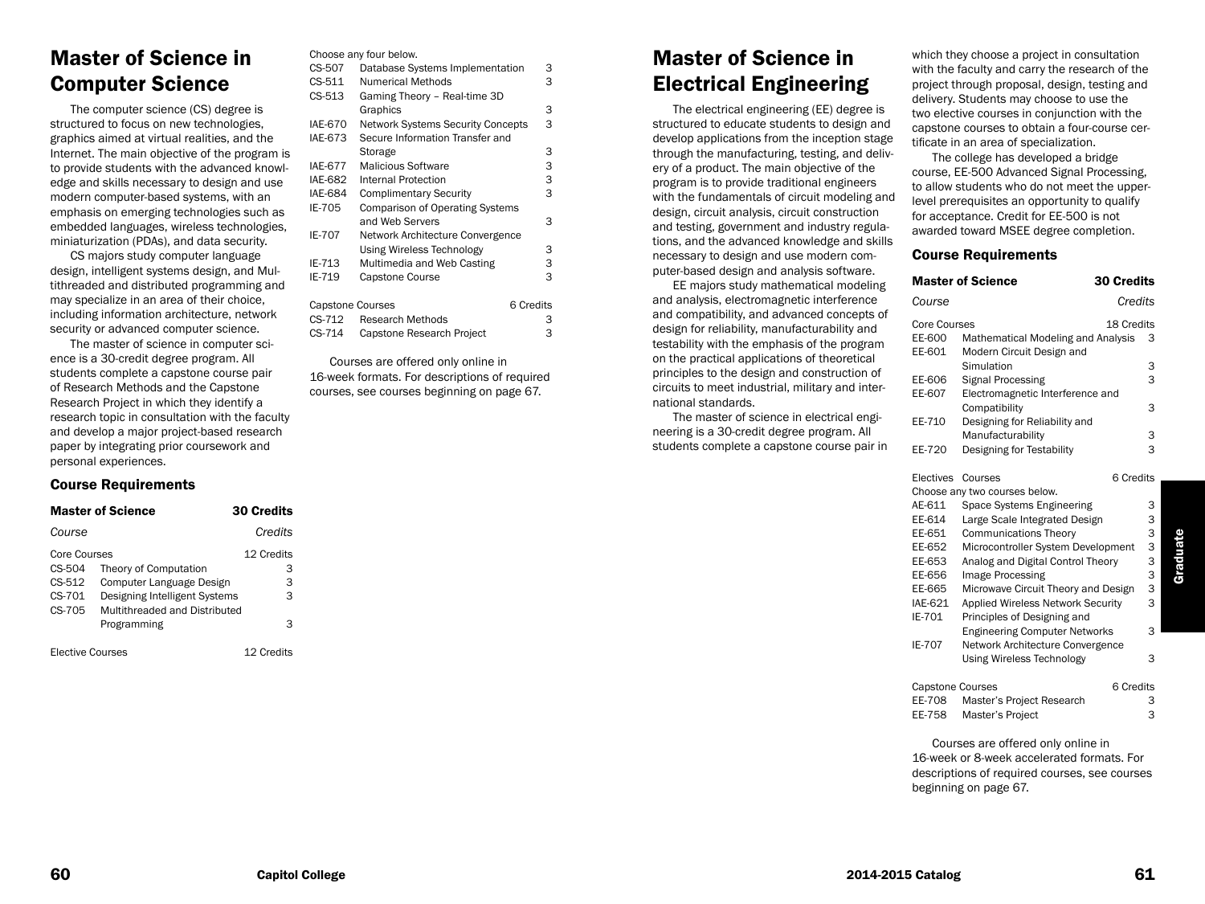# Master of Science in Computer Science

The computer science (CS) degree is structured to focus on new technologies, graphics aimed at virtual realities, and the Internet. The main objective of the program is to provide students with the advanced knowledge and skills necessary to design and use modern computer-based systems, with an emphasis on emerging technologies such as embedded languages, wireless technologies, miniaturization (PDAs), and data security.

CS majors study computer language design, intelligent systems design, and Multithreaded and distributed programming and may specialize in an area of their choice, including information architecture, network security or advanced computer science.

The master of science in computer science is a 30-credit degree program. All students complete a capstone course pair of Research Methods and the Capstone Research Project in which they identify a research topic in consultation with the faculty and develop a major project-based research paper by integrating prior coursework and personal experiences.

### Course Requirements

| **Master of Science** | | **30 Credits** |
|---|---|---|
| *Course* | | *Credits* |
| Core Courses | | 12 Credits |
| CS-504 | Theory of Computation | 3 |
| CS-512 | Computer Language Design | 3 |
| CS-701 | Designing Intelligent Systems | 3 |
| CS-705 | Multithreaded and Distributed Programming | 3 |
| Elective Courses | | 12 Credits |
| Choose any four below. | | |
| CS-507 | Database Systems Implementation | 3 |
| CS-511 | Numerical Methods | 3 |
| CS-513 | Gaming Theory – Real-time 3D Graphics | 3 |
| IAE-670 | Network Systems Security Concepts | 3 |
| IAE-673 | Secure Information Transfer and Storage | 3 |
| IAE-677 | Malicious Software | 3 |
| IAE-682 | Internal Protection | 3 |
| IAE-684 | Complimentary Security | 3 |
| IE-705 | Comparison of Operating Systems and Web Servers | 3 |
| IE-707 | Network Architecture Convergence Using Wireless Technology | 3 |
| IE-713 | Multimedia and Web Casting | 3 |
| IE-719 | Capstone Course | 3 |
| Capstone Courses | | 6 Credits |
| CS-712 | Research Methods | 3 |
| CS-714 | Capstone Research Project | 3 |

Courses are offered only online in 16-week formats. For descriptions of required courses, see courses beginning on page 67.

# Master of Science in Electrical Engineering

The electrical engineering (EE) degree is structured to educate students to design and develop applications from the inception stage through the manufacturing, testing, and delivery of a product. The main objective of the program is to provide traditional engineers with the fundamentals of circuit modeling and design, circuit analysis, circuit construction and testing, government and industry regulations, and the advanced knowledge and skills necessary to design and use modern computer-based design and analysis software.

EE majors study mathematical modeling and analysis, electromagnetic interference and compatibility, and advanced concepts of design for reliability, manufacturability and testability with the emphasis of the program on the practical applications of theoretical principles to the design and construction of circuits to meet industrial, military and international standards.

The master of science in electrical engineering is a 30-credit degree program. All students complete a capstone course pair in which they choose a project in consultation with the faculty and carry the research of the project through proposal, design, testing and delivery. Students may choose to use the two elective courses in conjunction with the capstone courses to obtain a four-course certificate in an area of specialization.

The college has developed a bridge course, EE-500 Advanced Signal Processing, to allow students who do not meet the upper-level prerequisites an opportunity to qualify for acceptance. Credit for EE-500 is not awarded toward MSEE degree completion.

### Course Requirements

| **Master of Science** | | **30 Credits** |
|---|---|---|
| *Course* | | *Credits* |
| Core Courses | | 18 Credits |
| EE-600 | Mathematical Modeling and Analysis | 3 |
| EE-601 | Modern Circuit Design and Simulation | 3 |
| EE-606 | Signal Processing | 3 |
| EE-607 | Electromagnetic Interference and Compatibility | 3 |
| EE-710 | Designing for Reliability and Manufacturability | 3 |
| EE-720 | Designing for Testability | 3 |
| Electives | Courses | 6 Credits |
| Choose any two courses below. | | |
| AE-611 | Space Systems Engineering | 3 |
| EE-614 | Large Scale Integrated Design | 3 |
| EE-651 | Communications Theory | 3 |
| EE-652 | Microcontroller System Development | 3 |
| EE-653 | Analog and Digital Control Theory | 3 |
| EE-656 | Image Processing | 3 |
| EE-665 | Microwave Circuit Theory and Design | 3 |
| IAE-621 | Applied Wireless Network Security | 3 |
| IE-701 | Principles of Designing and Engineering Computer Networks | 3 |
| IE-707 | Network Architecture Convergence Using Wireless Technology | 3 |
| Capstone Courses | | 6 Credits |
| EE-708 | Master's Project Research | 3 |
| EE-758 | Master's Project | 3 |

Courses are offered only online in 16-week or 8-week accelerated formats. For descriptions of required courses, see courses beginning on page 67.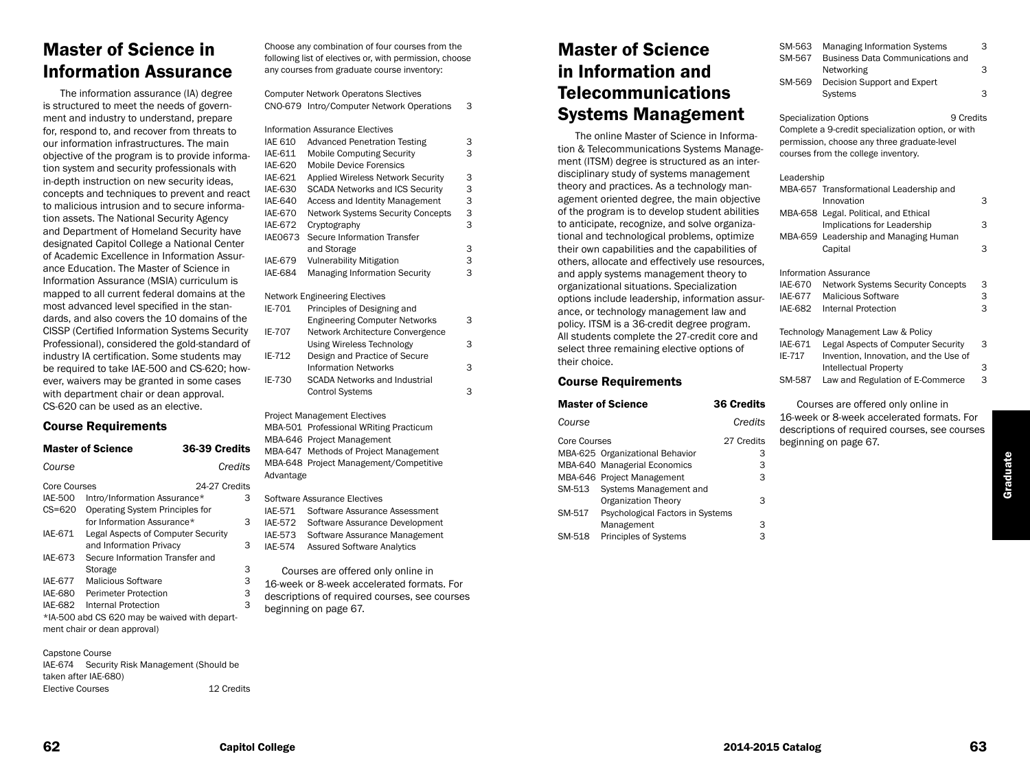# Master of Science in Information Assurance

The information assurance (IA) degree is structured to meet the needs of government and industry to understand, prepare for, respond to, and recover from threats to our information infrastructures. The main objective of the program is to provide information system and security professionals with in-depth instruction on new security ideas, concepts and techniques to prevent and react to malicious intrusion and to secure information assets. The National Security Agency and Department of Homeland Security have designated Capitol College a National Center of Academic Excellence in Information Assurance Education. The Master of Science in Information Assurance (MSIA) curriculum is mapped to all current federal domains at the most advanced level specified in the standards, and also covers the 10 domains of the CISSP (Certified Information Systems Security Professional), considered the gold-standard of industry IA certification. Some students may be required to take IAE-500 and CS-620; however, waivers may be granted in some cases with department chair or dean approval. CS-620 can be used as an elective.

## Course Requirements

| **Master of Science** | | **36-39 Credits** |
|---|---|---|
| *Course* | | *Credits* |
| Core Courses | | 24-27 Credits |
| IAE-500 | Intro/Information Assurance* | 3 |
| CS=620 | Operating System Principles for for Information Assurance* | 3 |
| IAE-671 | Legal Aspects of Computer Security and Information Privacy | 3 |
| IAE-673 | Secure Information Transfer and Storage | 3 |
| IAE-677 | Malicious Software | 3 |
| IAE-680 | Perimeter Protection | 3 |
| IAE-682 | Internal Protection | 3 |

*IA-500 abd CS 620 may be waived with department chair or dean approval.

Capstone Course

IAE-674 Security Risk Management (Should be taken after IAE-680)

Elective Courses 12 Credits

Choose any combination of four courses from the following list of electives or, with permission, choose any courses from graduate course inventory:

Computer Network Operatons Slectives

| | | |
|---|---|---|
| CNO-679 | Intro/Computer Network Operations | 3 |

Information Assurance Electives

| | | |
|---|---|---|
| IAE 610 | Advanced Penetration Testing | 3 |
| IAE-611 | Mobile Computing Security | 3 |
| IAE-620 | Mobile Device Forensics | |
| IAE-621 | Applied Wireless Network Security | 3 |
| IAE-630 | SCADA Networks and ICS Security | 3 |
| IAE-640 | Access and Identity Management | 3 |
| IAE-670 | Network Systems Security Concepts | 3 |
| IAE-672 | Cryptography | 3 |
| IAE0673 | Secure Information Transfer and Storage | 3 |
| IAE-679 | Vulnerability Mitigation | 3 |
| IAE-684 | Managing Information Security | 3 |

Network Engineering Electives

| | | |
|---|---|---|
| IE-701 | Principles of Designing and Engineering Computer Networks | 3 |
| IE-707 | Network Architecture Convergence Using Wireless Technology | 3 |
| IE-712 | Design and Practice of Secure Information Networks | 3 |
| IE-730 | SCADA Networks and Industrial Control Systems | 3 |

Project Management Electives

MBA-501 Professional WRiting Practicum
MBA-646 Project Management
MBA-647 Methods of Project Management
MBA-648 Project Management/Competitive Advantage

Software Assurance Electives

IAE-571 Software Assurance Assessment
IAE-572 Software Assurance Development
IAE-573 Software Assurance Management
IAE-574 Assured Software Analytics

Courses are offered only online in 16-week or 8-week accelerated formats. For descriptions of required courses, see courses beginning on page 67.

# Master of Science in Information and Telecommunications Systems Management

The online Master of Science in Information & Telecommunications Systems Management (ITSM) degree is structured as an interdisciplinary study of systems management theory and practices. As a technology management oriented degree, the main objective of the program is to develop student abilities to anticipate, recognize, and solve organizational and technological problems, optimize their own capabilities and the capabilities of others, allocate and effectively use resources, and apply systems management theory to organizational situations. Specialization options include leadership, information assurance, or technology management law and policy. ITSM is a 36-credit degree program. All students complete the 27-credit core and select three remaining elective options of their choice.

## Course Requirements

| **Master of Science** | | **36 Credits** |
|---|---|---|
| *Course* | | *Credits* |
| Core Courses | | 27 Credits |
| MBA-625 | Organizational Behavior | 3 |
| MBA-640 | Managerial Economics | 3 |
| MBA-646 | Project Management | 3 |
| SM-513 | Systems Management and Organization Theory | 3 |
| SM-517 | Psychological Factors in Systems Management | 3 |
| SM-518 | Principles of Systems | 3 |
| SM-563 | Managing Information Systems | 3 |
| SM-567 | Business Data Communications and Networking | 3 |
| SM-569 | Decision Support and Expert Systems | 3 |

Specialization Options 9 Credits

Complete a 9-credit specialization option, or with permission, choose any three graduate-level courses from the college inventory.

Leadership

| | | |
|---|---|---|
| MBA-657 | Transformational Leadership and Innovation | 3 |
| MBA-658 | Legal. Political, and Ethical Implications for Leadership | 3 |
| MBA-659 | Leadership and Managing Human Capital | 3 |

Information Assurance

| | | |
|---|---|---|
| IAE-670 | Network Systems Security Concepts | 3 |
| IAE-677 | Malicious Software | 3 |
| IAE-682 | Internal Protection | 3 |

Technology Management Law & Policy

| | | |
|---|---|---|
| IAE-671 | Legal Aspects of Computer Security | 3 |
| IE-717 | Invention, Innovation, and the Use of Intellectual Property | 3 |
| SM-587 | Law and Regulation of E-Commerce | 3 |

Courses are offered only online in 16-week or 8-week accelerated formats. For descriptions of required courses, see courses beginning on page 67.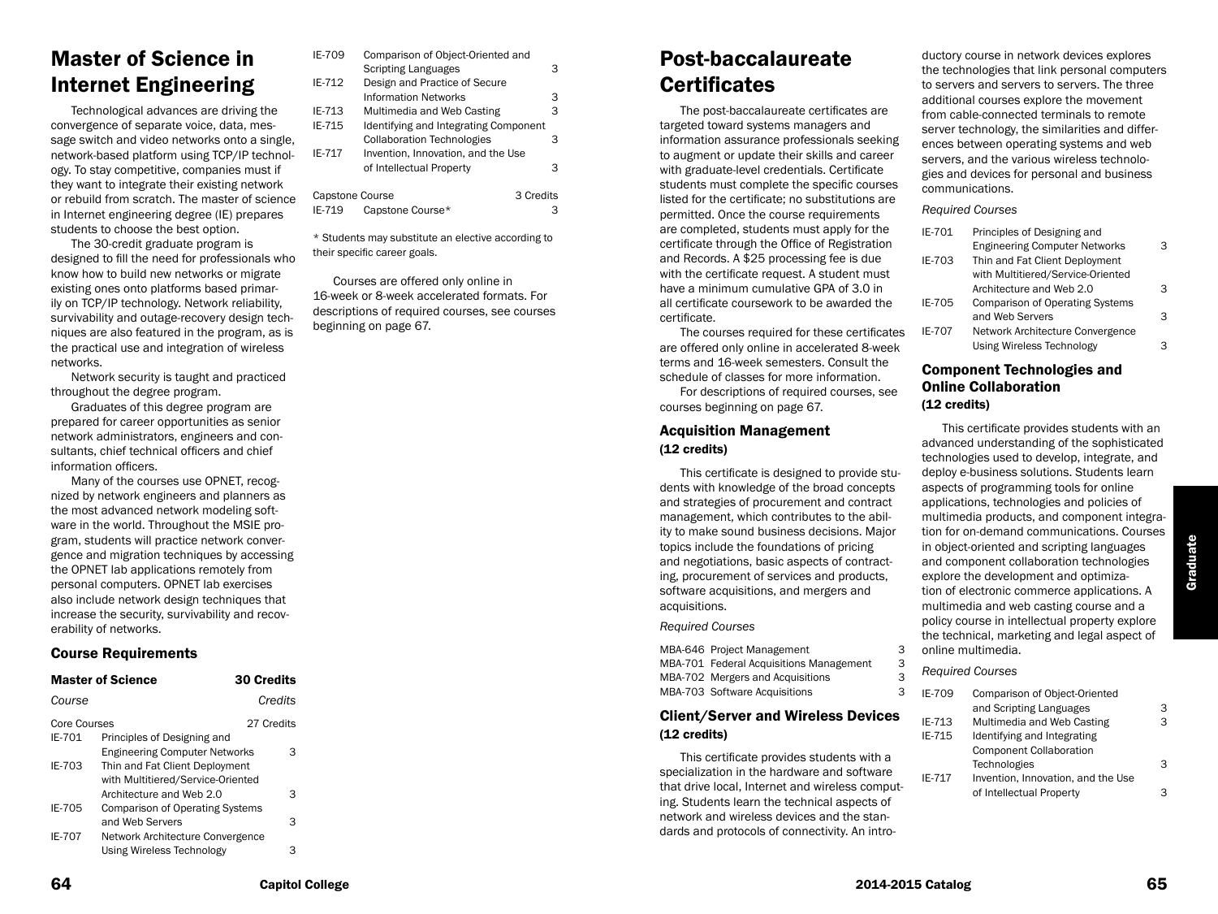# Master of Science in Internet Engineering

Technological advances are driving the convergence of separate voice, data, message switch and video networks onto a single, network-based platform using TCP/IP technology. To stay competitive, companies must if they want to integrate their existing network or rebuild from scratch. The master of science in Internet engineering degree (IE) prepares students to choose the best option.

The 30-credit graduate program is designed to fill the need for professionals who know how to build new networks or migrate existing ones onto platforms based primarily on TCP/IP technology. Network reliability, survivability and outage-recovery design techniques are also featured in the program, as is the practical use and integration of wireless networks.

Network security is taught and practiced throughout the degree program.

Graduates of this degree program are prepared for career opportunities as senior network administrators, engineers and consultants, chief technical officers and chief information officers.

Many of the courses use OPNET, recognized by network engineers and planners as the most advanced network modeling software in the world. Throughout the MSIE program, students will practice network convergence and migration techniques by accessing the OPNET lab applications remotely from personal computers. OPNET lab exercises also include network design techniques that increase the security, survivability and recoverability of networks.

### Course Requirements

| **Master of Science** | | **30 Credits** |
|---|---|---|
| *Course* | | *Credits* |
| Core Courses | | 27 Credits |
| IE-701 | Principles of Designing and Engineering Computer Networks | 3 |
| IE-703 | Thin and Fat Client Deployment with Multitiered/Service-Oriented Architecture and Web 2.0 | 3 |
| IE-705 | Comparison of Operating Systems and Web Servers | 3 |
| IE-707 | Network Architecture Convergence Using Wireless Technology | 3 |
| IE-709 | Comparison of Object-Oriented and Scripting Languages | 3 |
| IE-712 | Design and Practice of Secure Information Networks | 3 |
| IE-713 | Multimedia and Web Casting | 3 |
| IE-715 | Identifying and Integrating Component Collaboration Technologies | 3 |
| IE-717 | Invention, Innovation, and the Use of Intellectual Property | 3 |
| Capstone Course | | 3 Credits |
| IE-719 | Capstone Course* | 3 |

\* Students may substitute an elective according to their specific career goals.

Courses are offered only online in 16-week or 8-week accelerated formats. For descriptions of required courses, see courses beginning on page 67.

# Post-baccalaureate Certificates

The post-baccalaureate certificates are targeted toward systems managers and information assurance professionals seeking to augment or update their skills and career with graduate-level credentials. Certificate students must complete the specific courses listed for the certificate; no substitutions are permitted. Once the course requirements are completed, students must apply for the certificate through the Office of Registration and Records. A $25 processing fee is due with the certificate request. A student must have a minimum cumulative GPA of 3.0 in all certificate coursework to be awarded the certificate.

The courses required for these certificates are offered only online in accelerated 8-week terms and 16-week semesters. Consult the schedule of classes for more information.

For descriptions of required courses, see courses beginning on page 67.

### Acquisition Management (12 credits)

This certificate is designed to provide students with knowledge of the broad concepts and strategies of procurement and contract management, which contributes to the ability to make sound business decisions. Major topics include the foundations of pricing and negotiations, basic aspects of contracting, procurement of services and products, software acquisitions, and mergers and acquisitions.

*Required Courses*

| | | |
|---|---|---|
| MBA-646 | Project Management | 3 |
| MBA-701 | Federal Acquisitions Management | 3 |
| MBA-702 | Mergers and Acquisitions | 3 |
| MBA-703 | Software Acquisitions | 3 |

### Client/Server and Wireless Devices (12 credits)

This certificate provides students with a specialization in the hardware and software that drive local, Internet and wireless computing. Students learn the technical aspects of network and wireless devices and the standards and protocols of connectivity. An introductory course in network devices explores the technologies that link personal computers to servers and servers to servers. The three additional courses explore the movement from cable-connected terminals to remote server technology, the similarities and differences between operating systems and web servers, and the various wireless technologies and devices for personal and business communications.

*Required Courses*

| | | |
|---|---|---|
| IE-701 | Principles of Designing and Engineering Computer Networks | 3 |
| IE-703 | Thin and Fat Client Deployment with Multitiered/Service-Oriented Architecture and Web 2.0 | 3 |
| IE-705 | Comparison of Operating Systems and Web Servers | 3 |
| IE-707 | Network Architecture Convergence Using Wireless Technology | 3 |

### Component Technologies and Online Collaboration (12 credits)

This certificate provides students with an advanced understanding of the sophisticated technologies used to develop, integrate, and deploy e-business solutions. Students learn aspects of programming tools for online applications, technologies and policies of multimedia products, and component integration for on-demand communications. Courses in object-oriented and scripting languages and component collaboration technologies explore the development and optimization of electronic commerce applications. A multimedia and web casting course and a policy course in intellectual property explore the technical, marketing and legal aspect of online multimedia.

*Required Courses*

| | | |
|---|---|---|
| IE-709 | Comparison of Object-Oriented and Scripting Languages | 3 |
| IE-713 | Multimedia and Web Casting | 3 |
| IE-715 | Identifying and Integrating Component Collaboration Technologies | 3 |
| IE-717 | Invention, Innovation, and the Use of Intellectual Property | 3 |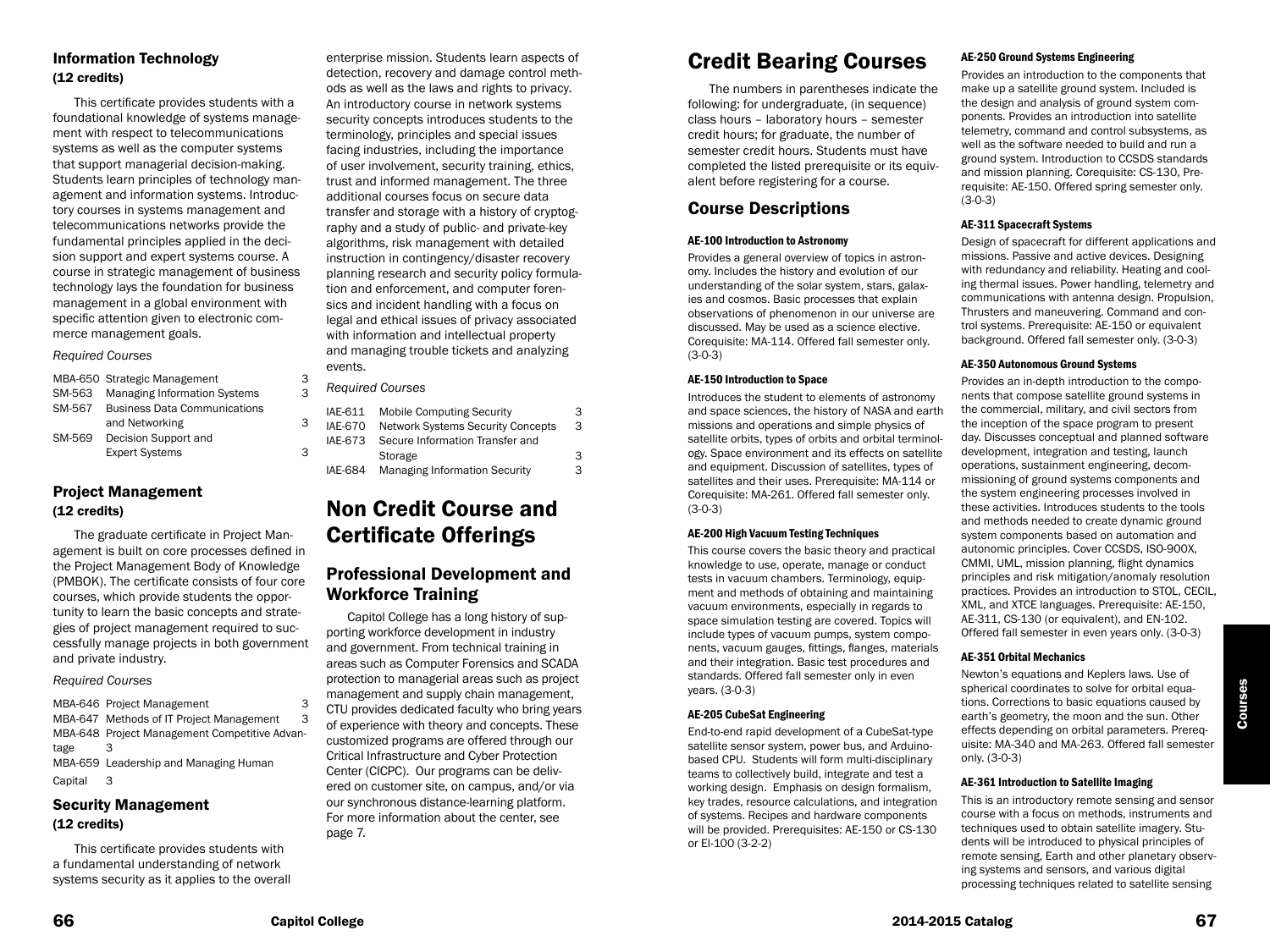### Information Technology
**(12 credits)**

This certificate provides students with a foundational knowledge of systems management with respect to telecommunications systems as well as the computer systems that support managerial decision-making. Students learn principles of technology management and information systems. Introductory courses in systems management and telecommunications networks provide the fundamental principles applied in the decision support and expert systems course. A course in strategic management of business technology lays the foundation for business management in a global environment with specific attention given to electronic commerce management goals.

*Required Courses*

| | | |
|---|---|---|
| MBA-650 | Strategic Management | 3 |
| SM-563 | Managing Information Systems | 3 |
| SM-567 | Business Data Communications and Networking | 3 |
| SM-569 | Decision Support and Expert Systems | 3 |

### Project Management
**(12 credits)**

The graduate certificate in Project Management is built on core processes defined in the Project Management Body of Knowledge (PMBOK). The certificate consists of four core courses, which provide students the opportunity to learn the basic concepts and strategies of project management required to successfully manage projects in both government and private industry.

*Required Courses*

| | | |
|---|---|---|
| MBA-646 | Project Management | 3 |
| MBA-647 | Methods of IT Project Management | 3 |
| MBA-648 | Project Management Competitive Advantage | 3 |
| MBA-659 | Leadership and Managing Human Capital | 3 |

### Security Management
**(12 credits)**

This certificate provides students with a fundamental understanding of network systems security as it applies to the overall enterprise mission. Students learn aspects of detection, recovery and damage control methods as well as the laws and rights to privacy. An introductory course in network systems security concepts introduces students to the terminology, principles and special issues facing industries, including the importance of user involvement, security training, ethics, trust and informed management. The three additional courses focus on secure data transfer and storage with a history of cryptography and a study of public- and private-key algorithms, risk management with detailed instruction in contingency/disaster recovery planning research and security policy formulation and enforcement, and computer forensics and incident handling with a focus on legal and ethical issues of privacy associated with information and intellectual property and managing trouble tickets and analyzing events.

*Required Courses*

| | | |
|---|---|---|
| IAE-611 | Mobile Computing Security | 3 |
| IAE-670 | Network Systems Security Concepts | 3 |
| IAE-673 | Secure Information Transfer and Storage | 3 |
| IAE-684 | Managing Information Security | 3 |

# Non Credit Course and Certificate Offerings

## Professional Development and Workforce Training

Capitol College has a long history of supporting workforce development in industry and government. From technical training in areas such as Computer Forensics and SCADA protection to managerial areas such as project management and supply chain management, CTU provides dedicated faculty who bring years of experience with theory and concepts. These customized programs are offered through our Critical Infrastructure and Cyber Protection Center (CICPC). Our programs can be delivered on customer site, on campus, and/or via our synchronous distance-learning platform. For more information about the center, see page 7.

# Credit Bearing Courses

The numbers in parentheses indicate the following: for undergraduate, (in sequence) class hours – laboratory hours – semester credit hours; for graduate, the number of semester credit hours. Students must have completed the listed prerequisite or its equivalent before registering for a course.

## Course Descriptions

#### AE-100 Introduction to Astronomy

Provides a general overview of topics in astronomy. Includes the history and evolution of our understanding of the solar system, stars, galaxies and cosmos. Basic processes that explain observations of phenomenon in our universe are discussed. May be used as a science elective. Corequisite: MA-114. Offered fall semester only. (3-0-3)

#### AE-150 Introduction to Space

Introduces the student to elements of astronomy and space sciences, the history of NASA and earth missions and operations and simple physics of satellite orbits, types of orbits and orbital terminology. Space environment and its effects on satellite and equipment. Discussion of satellites, types of satellites and their uses. Prerequisite: MA-114 or Corequisite: MA-261. Offered fall semester only. (3-0-3)

#### AE-200 High Vacuum Testing Techniques

This course covers the basic theory and practical knowledge to use, operate, manage or conduct tests in vacuum chambers. Terminology, equipment and methods of obtaining and maintaining vacuum environments, especially in regards to space simulation testing are covered. Topics will include types of vacuum pumps, system components, vacuum gauges, fittings, flanges, materials and their integration. Basic test procedures and standards. Offered fall semester only in even years. (3-0-3)

#### AE-205 CubeSat Engineering

End-to-end rapid development of a CubeSat-type satellite sensor system, power bus, and Arduino-based CPU. Students will form multi-disciplinary teams to collectively build, integrate and test a working design. Emphasis on design formalism, key trades, resource calculations, and integration of systems. Recipes and hardware components will be provided. Prerequisites: AE-150 or CS-130 or EI-100 (3-2-2)

#### AE-250 Ground Systems Engineering

Provides an introduction to the components that make up a satellite ground system. Included is the design and analysis of ground system components. Provides an introduction into satellite telemetry, command and control subsystems, as well as the software needed to build and run a ground system. Introduction to CCSDS standards and mission planning. Corequisite: CS-130, Prerequisite: AE-150. Offered spring semester only. (3-0-3)

#### AE-311 Spacecraft Systems

Design of spacecraft for different applications and missions. Passive and active devices. Designing with redundancy and reliability. Heating and cooling thermal issues. Power handling, telemetry and communications with antenna design. Propulsion, Thrusters and maneuvering. Command and control systems. Prerequisite: AE-150 or equivalent background. Offered fall semester only. (3-0-3)

#### AE-350 Autonomous Ground Systems

Provides an in-depth introduction to the components that compose satellite ground systems in the commercial, military, and civil sectors from the inception of the space program to present day. Discusses conceptual and planned software development, integration and testing, launch operations, sustainment engineering, decommissioning of ground systems components and the system engineering processes involved in these activities. Introduces students to the tools and methods needed to create dynamic ground system components based on automation and autonomic principles. Cover CCSDS, ISO-900X, CMMI, UML, mission planning, flight dynamics principles and risk mitigation/anomaly resolution practices. Provides an introduction to STOL, CECIL, XML, and XTCE languages. Prerequisite: AE-150, AE-311, CS-130 (or equivalent), and EN-102. Offered fall semester in even years only. (3-0-3)

#### AE-351 Orbital Mechanics

Newton's equations and Keplers laws. Use of spherical coordinates to solve for orbital equations. Corrections to basic equations caused by earth's geometry, the moon and the sun. Other effects depending on orbital parameters. Prerequisite: MA-340 and MA-263. Offered fall semester only. (3-0-3)

#### AE-361 Introduction to Satellite Imaging

This is an introductory remote sensing and sensor course with a focus on methods, instruments and techniques used to obtain satellite imagery. Students will be introduced to physical principles of remote sensing, Earth and other planetary observing systems and sensors, and various digital processing techniques related to satellite sensing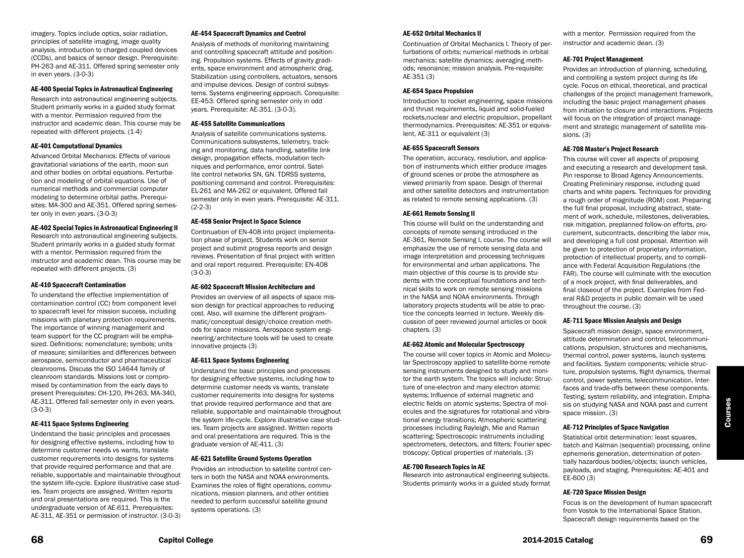imagery. Topics include optics, solar radiation, principles of satellite imaging, image quality analysis, introduction to charged coupled devices (CCDs), and basics of sensor design. Prerequisite: PH-263 and AE-311. Offered spring semester only in even years. (3-0-3)

#### AE-400 Special Topics in Astronautical Engineering

Research into astronautical engineering subjects. Student primarily works in a guided study format with a mentor. Permission required from the instructor and academic dean. This course may be repeated with different projects. (1-4)

#### AE-401 Computational Dynamics

Advanced Orbital Mechanics: Effects of various gravitational variations of the earth, moon sun and other bodies on orbital equations. Perturbation and modeling of orbital equations. Use of numerical methods and commercial computer modeling to determine orbital paths. Prerequisites: MA-300 and AE-351. Offered spring semester only in even years. (3-0-3)

#### AE-402 Special Topics in Astronautical Engineering II

Research into astronautical engineering subjects. Student primarily works in a guided study format with a mentor. Permission required from the instructor and academic dean. This course may be repeated with different projects. (3)

#### AE-410 Spacecraft Contamination

To understand the effective implementation of contamination control (CC) from component level to spacecraft level for mission success, including missions with planetary protection requirements. The importance of winning management and team support for the CC program will be emphasized. Definitions; nomenclature; symbols; units of measure; similarities and differences between aerospace, semiconductor and pharmaceutical cleanrooms. Discuss the ISO 14644 family of cleanroom standards. Missions lost or compromised by contamination from the early days to present Prerequisites: CH-120, PH-263, MA-340, AE-311. Offered fall semester only in even years. (3-0-3)

#### AE-411 Space Systems Engineering

Understand the basic principles and processes for designing effective systems, including how to determine customer needs vs wants, translate customer requirements into designs for systems that provide required performance and that are reliable, supportable and maintainable throughout the system life-cycle. Explore illustrative case studies. Team projects are assigned. Written reports and oral presentations are required. This is the undergraduate version of AE-611. Prerequisites: AE-311, AE-351 or permission of instructor. (3-0-3)

#### AE-454 Spacecraft Dynamics and Control

Analysis of methods of monitoring maintaining and controlling spacecraft attitude and positioning. Propulsion systems. Effects of gravity gradients, space environment and atmospheric drag. Stabilization using controllers, actuators, sensors and impulse devices. Design of control subsystems. Systems engineering approach. Corequisite: EE-453. Offered spring semester only in odd years. Prerequisite: AE-351. (3-0-3).

#### AE-455 Satellite Communications

Analysis of satellite communications systems. Communications subsystems, telemetry, tracking and monitoring, data handling, satellite link design, propagation effects, modulation techniques and performance, error control. Satellite control networks SN, GN. TDRSS systems, positioning command and control. Prerequisites: EL-261 and MA-262 or equivalent. Offered fall semester only in even years. Prerequisite: AE-311. (2-2-3)

#### AE-458 Senior Project in Space Science

Continuation of EN-408 into project implementation phase of project. Students work on senior project and submit progress reports and design reviews. Presentation of final project with written and oral report required. Prerequisite: EN-408 (3-0-3)

#### AE-602 Spacecraft Mission Architecture and

Provides an overview of all aspects of space mission design for practical approaches to reducing cost. Also, will examine the different programmatic/conceptual design/choice creation methods for space missions. Aerospace system engineering/architecture tools will be used to create innovative projects (3)

#### AE-611 Space Systems Engineering

Understand the basic principles and processes for designing effective systems, including how to determine customer needs vs wants, translate customer requirements into designs for systems that provide required performance and that are reliable, supportable and maintainable throughout the system life-cycle. Explore illustrative case studies. Team projects are assigned. Written reports and oral presentations are required. This is the graduate version of AE-411. (3)

#### AE-621 Satellite Ground Systems Operation

Provides an introduction to satellite control centers in both the NASA and NOAA environments. Examines the roles of flight operations, communications, mission planners, and other entities needed to perform successful satellite ground systems operations. (3)

#### AE-652 Orbital Mechanics II

Continuation of Orbital Mechanics I. Theory of perturbations of orbits; numerical methods in orbital mechanics; satellite dynamics; averaging methods; resonance; mission analysis. Pre-requisite: AE-351 (3)

#### AE-654 Space Propulsion

Introduction to rocket engineering, space missions and thrust requirements, liquid and solid-fueled rockets,nuclear and electric propulsion, propellant thermodynamics. Prerequisites: AE-351 or equivalent, AE-311 or equivalent (3)

#### AE-655 Spacecraft Sensors

The operation, accuracy, resolution, and application of instruments which either produce images of ground scenes or probe the atmosphere as viewed primarily from space. Design of thermal and other satellite detectors and instrumentation as related to remote sensing applications. (3)

#### AE-661 Remote Sensing II

This course will build on the understanding and concepts of remote sensing introduced in the AE-361, Remote Sensing I, course. The course will emphasize the use of remote sensing data and image interpretation and processing techniques for environmental and urban applications. The main objective of this course is to provide students with the conceptual foundations and technical skills to work on remote sensing missions in the NASA and NOAA environments. Through laboratory projects students will be able to practice the concepts learned in lecture. Weekly discussion of peer reviewed journal articles or book chapters. (3)

#### AE-662 Atomic and Molecular Spectroscopy

The course will cover topics in Atomic and Molecular Spectroscopy applied to satellite-borne remote sensing instruments designed to study and monitor the earth system. The topics will include: Structure of one-electron and many electron atomic systems; Influence of external magnetic and electric fields on atomic systems; Spectra of molecules and the signatures for rotational and vibrational energy transitions; Atmospheric scattering processes including Rayleigh, Mie and Raman scattering; Spectroscopic instruments including spectrometers, detectors, and filters; Fourier spectroscopy; Optical properties of materials. (3)

#### AE-700 Research Topics in AE

Research into astronautical engineering subjects. Students primarily works in a guided study format with a mentor. Permission required from the instructor and academic dean. (3)

#### AE-701 Project Management

Provides an introduction of planning, scheduling, and controlling a system project during its life cycle. Focus on ethical, theoretical, and practical challenges of the project management framework, including the basic project management phases from initiation to closure and interactions. Projects will focus on the integration of project management and strategic management of satellite missions. (3)

#### AE-708 Master's Project Research

This course will cover all aspects of proposing and executing a research and development task. Pin response to Broad Agency Announcements. Creating Preliminary response, including quad charts and white papers. Techniques for providing a rough order of magnitude (ROM) cost. Preparing the full final proposal, including abstract, statement of work, schedule, milestones, deliverables, risk mitigation, preplanned follow-on efforts, procurement, subcontracts, describing the labor mix, and developing a full cost proposal. Attention will be given to protection of proprietary information, protection of intellectual property, and to compliance with Federal Acquisition Regulations (the FAR). The course will culminate with the execution of a mock project, with final deliverables, and final closeout of the project. Examples from Federal R&D projects in public domain will be used throughout the course. (3)

#### AE-711 Space Mission Analysis and Design

Spacecraft mission design, space environment, attitude determination and control, telecommunications, propulsion, structures and mechanisms, thermal control, power systems, launch systems and facilities. System components; vehicle structure, propulsion systems, flight dynamics, thermal control, power systems, telecommunication. Interfaces and trade-offs between these components. Testing, system reliability, and integration. Emphasis on studying NASA and NOAA past and current space mission. (3)

#### AE-712 Principles of Space Navigation

Statistical orbit determination: least squares, batch and Kalman (sequential) processing, online ephemeris generation, determination of potentially hazardous bodies/objects; launch vehicles, payloads, and staging. Prerequisites: AE-401 and EE-600 (3)

#### AE-720 Space Mission Design

Focus is on the development of human spacecraft from Vostok to the International Space Station. Spacecraft design requirements based on the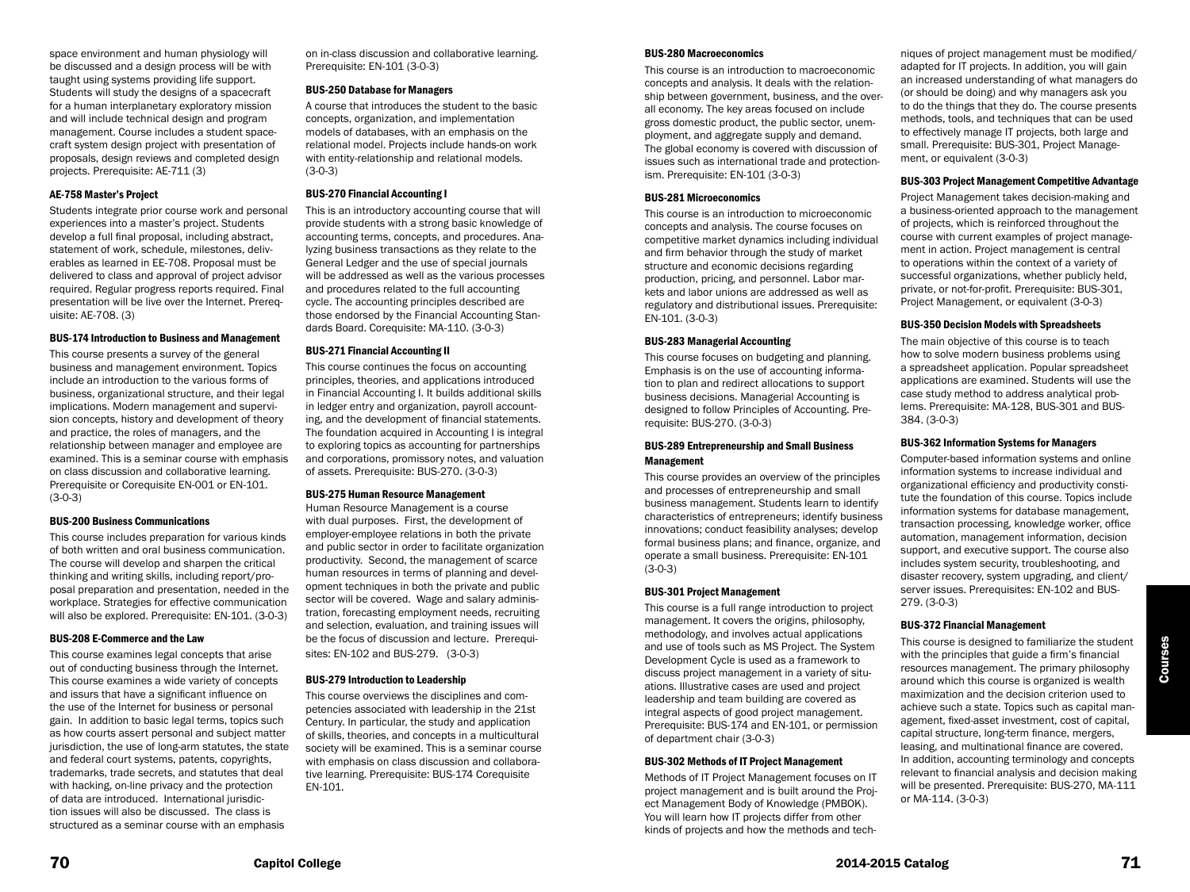space environment and human physiology will be discussed and a design process will be with taught using systems providing life support. Students will study the designs of a spacecraft for a human interplanetary exploratory mission and will include technical design and program management. Course includes a student spacecraft system design project with presentation of proposals, design reviews and completed design projects. Prerequisite: AE-711 (3)

### AE-758 Master's Project

Students integrate prior course work and personal experiences into a master's project. Students develop a full final proposal, including abstract, statement of work, schedule, milestones, deliverables as learned in EE-708. Proposal must be delivered to class and approval of project advisor required. Regular progress reports required. Final presentation will be live over the Internet. Prerequisite: AE-708. (3)

### BUS-174 Introduction to Business and Management

This course presents a survey of the general business and management environment. Topics include an introduction to the various forms of business, organizational structure, and their legal implications. Modern management and supervision concepts, history and development of theory and practice, the roles of managers, and the relationship between manager and employee are examined. This is a seminar course with emphasis on class discussion and collaborative learning. Prerequisite or Corequisite EN-001 or EN-101. (3-0-3)

### BUS-200 Business Communications

This course includes preparation for various kinds of both written and oral business communication. The course will develop and sharpen the critical thinking and writing skills, including report/proposal preparation and presentation, needed in the workplace. Strategies for effective communication will also be explored. Prerequisite: EN-101. (3-0-3)

### BUS-208 E-Commerce and the Law

This course examines legal concepts that arise out of conducting business through the Internet. This course examines a wide variety of concepts and issurs that have a significant influence on the use of the Internet for business or personal gain. In addition to basic legal terms, topics such as how courts assert personal and subject matter jurisdiction, the use of long-arm statutes, the state and federal court systems, patents, copyrights, trademarks, trade secrets, and statutes that deal with hacking, on-line privacy and the protection of data are introduced. International jurisdiction issues will also be discussed. The class is structured as a seminar course with an emphasis on in-class discussion and collaborative learning. Prerequisite: EN-101 (3-0-3)

### BUS-250 Database for Managers

A course that introduces the student to the basic concepts, organization, and implementation models of databases, with an emphasis on the relational model. Projects include hands-on work with entity-relationship and relational models. (3-0-3)

### BUS-270 Financial Accounting I

This is an introductory accounting course that will provide students with a strong basic knowledge of accounting terms, concepts, and procedures. Analyzing business transactions as they relate to the General Ledger and the use of special journals will be addressed as well as the various processes and procedures related to the full accounting cycle. The accounting principles described are those endorsed by the Financial Accounting Standards Board. Corequisite: MA-110. (3-0-3)

### BUS-271 Financial Accounting II

This course continues the focus on accounting principles, theories, and applications introduced in Financial Accounting I. It builds additional skills in ledger entry and organization, payroll accounting, and the development of financial statements. The foundation acquired in Accounting I is integral to exploring topics as accounting for partnerships and corporations, promissory notes, and valuation of assets. Prerequisite: BUS-270. (3-0-3)

### BUS-275 Human Resource Management

Human Resource Management is a course with dual purposes. First, the development of employer-employee relations in both the private and public sector in order to facilitate organization productivity. Second, the management of scarce human resources in terms of planning and development techniques in both the private and public sector will be covered. Wage and salary administration, forecasting employment needs, recruiting and selection, evaluation, and training issues will be the focus of discussion and lecture. Prerequisites: EN-102 and BUS-279. (3-0-3)

### BUS-279 Introduction to Leadership

This course overviews the disciplines and competencies associated with leadership in the 21st Century. In particular, the study and application of skills, theories, and concepts in a multicultural society will be examined. This is a seminar course with emphasis on class discussion and collaborative learning. Prerequisite: BUS-174 Corequisite EN-101.

### BUS-280 Macroeconomics

This course is an introduction to macroeconomic concepts and analysis. It deals with the relationship between government, business, and the overall economy. The key areas focused on include gross domestic product, the public sector, unemployment, and aggregate supply and demand. The global economy is covered with discussion of issues such as international trade and protectionism. Prerequisite: EN-101 (3-0-3)

### BUS-281 Microeconomics

This course is an introduction to microeconomic concepts and analysis. The course focuses on competitive market dynamics including individual and firm behavior through the study of market structure and economic decisions regarding production, pricing, and personnel. Labor markets and labor unions are addressed as well as regulatory and distributional issues. Prerequisite: EN-101. (3-0-3)

### BUS-283 Managerial Accounting

This course focuses on budgeting and planning. Emphasis is on the use of accounting information to plan and redirect allocations to support business decisions. Managerial Accounting is designed to follow Principles of Accounting. Prerequisite: BUS-270. (3-0-3)

### BUS-289 Entrepreneurship and Small Business Management

This course provides an overview of the principles and processes of entrepreneurship and small business management. Students learn to identify characteristics of entrepreneurs; identify business innovations; conduct feasibility analyses; develop formal business plans; and finance, organize, and operate a small business. Prerequisite: EN-101 (3-0-3)

### BUS-301 Project Management

This course is a full range introduction to project management. It covers the origins, philosophy, methodology, and involves actual applications and use of tools such as MS Project. The System Development Cycle is used as a framework to discuss project management in a variety of situations. Illustrative cases are used and project leadership and team building are covered as integral aspects of good project management. Prerequisite: BUS-174 and EN-101, or permission of department chair (3-0-3)

### BUS-302 Methods of IT Project Management

Methods of IT Project Management focuses on IT project management and is built around the Project Management Body of Knowledge (PMBOK). You will learn how IT projects differ from other kinds of projects and how the methods and techniques of project management must be modified/adapted for IT projects. In addition, you will gain an increased understanding of what managers do (or should be doing) and why managers ask you to do the things that they do. The course presents methods, tools, and techniques that can be used to effectively manage IT projects, both large and small. Prerequisite: BUS-301, Project Management, or equivalent (3-0-3)

### BUS-303 Project Management Competitive Advantage

Project Management takes decision-making and a business-oriented approach to the management of projects, which is reinforced throughout the course with current examples of project management in action. Project management is central to operations within the context of a variety of successful organizations, whether publicly held, private, or not-for-profit. Prerequisite: BUS-301, Project Management, or equivalent (3-0-3)

### BUS-350 Decision Models with Spreadsheets

The main objective of this course is to teach how to solve modern business problems using a spreadsheet application. Popular spreadsheet applications are examined. Students will use the case study method to address analytical problems. Prerequisite: MA-128, BUS-301 and BUS-384. (3-0-3)

### BUS-362 Information Systems for Managers

Computer-based information systems and online information systems to increase individual and organizational efficiency and productivity constitute the foundation of this course. Topics include information systems for database management, transaction processing, knowledge worker, office automation, management information, decision support, and executive support. The course also includes system security, troubleshooting, and disaster recovery, system upgrading, and client/server issues. Prerequisites: EN-102 and BUS-279. (3-0-3)

### BUS-372 Financial Management

This course is designed to familiarize the student with the principles that guide a firm's financial resources management. The primary philosophy around which this course is organized is wealth maximization and the decision criterion used to achieve such a state. Topics such as capital management, fixed-asset investment, cost of capital, capital structure, long-term finance, mergers, leasing, and multinational finance are covered. In addition, accounting terminology and concepts relevant to financial analysis and decision making will be presented. Prerequisite: BUS-270, MA-111 or MA-114. (3-0-3)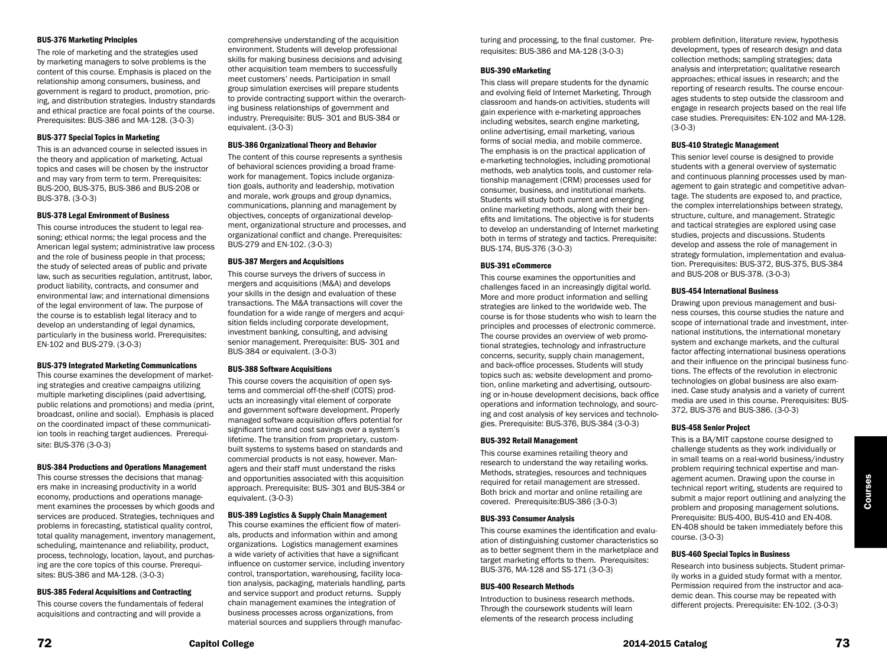### BUS-376 Marketing Principles

The role of marketing and the strategies used by marketing managers to solve problems is the content of this course. Emphasis is placed on the relationship among consumers, business, and government is regard to product, promotion, pricing, and distribution strategies. Industry standards and ethical practice are focal points of the course. Prerequisites: BUS-386 and MA-128. (3-0-3)

### BUS-377 Special Topics in Marketing

This is an advanced course in selected issues in the theory and application of marketing. Actual topics and cases will be chosen by the instructor and may vary from term to term. Prerequisites: BUS-200, BUS-375, BUS-386 and BUS-208 or BUS-378. (3-0-3)

### BUS-378 Legal Environment of Business

This course introduces the student to legal reasoning; ethical norms; the legal process and the American legal system; administrative law process and the role of business people in that process; the study of selected areas of public and private law, such as securities regulation, antitrust, labor, product liability, contracts, and consumer and environmental law; and international dimensions of the legal environment of law. The purpose of the course is to establish legal literacy and to develop an understanding of legal dynamics, particularly in the business world. Prerequisites: EN-102 and BUS-279. (3-0-3)

### BUS-379 Integrated Marketing Communications

This course examines the development of marketing strategies and creative campaigns utilizing multiple marketing disciplines (paid advertising, public relations and promotions) and media (print, broadcast, online and social). Emphasis is placed on the coordinated impact of these communication tools in reaching target audiences. Prerequisite: BUS-376 (3-0-3)

### BUS-384 Productions and Operations Management

This course stresses the decisions that managers make in increasing productivity in a world economy, productions and operations management examines the processes by which goods and services are produced. Strategies, techniques and problems in forecasting, statistical quality control, total quality management, inventory management, scheduling, maintenance and reliability, product, process, technology, location, layout, and purchasing are the core topics of this course. Prerequisites: BUS-386 and MA-128. (3-0-3)

### BUS-385 Federal Acquisitions and Contracting

This course covers the fundamentals of federal acquisitions and contracting and will provide a comprehensive understanding of the acquisition environment. Students will develop professional skills for making business decisions and advising other acquisition team members to successfully meet customers' needs. Participation in small group simulation exercises will prepare students to provide contracting support within the overarching business relationships of government and industry. Prerequisite: BUS- 301 and BUS-384 or equivalent. (3-0-3)

### BUS-386 Organizational Theory and Behavior

The content of this course represents a synthesis of behavioral sciences providing a broad framework for management. Topics include organization goals, authority and leadership, motivation and morale, work groups and group dynamics, communications, planning and management by objectives, concepts of organizational development, organizational structure and processes, and organizational conflict and change. Prerequisites: BUS-279 and EN-102. (3-0-3)

### BUS-387 Mergers and Acquisitions

This course surveys the drivers of success in mergers and acquisitions (M&A) and develops your skills in the design and evaluation of these transactions. The M&A transactions will cover the foundation for a wide range of mergers and acquisition fields including corporate development, investment banking, consulting, and advising senior management. Prerequisite: BUS- 301 and BUS-384 or equivalent. (3-0-3)

### BUS-388 Software Acquisitions

This course covers the acquisition of open systems and commercial off-the-shelf (COTS) products an increasingly vital element of corporate and government software development. Properly managed software acquisition offers potential for significant time and cost savings over a system's lifetime. The transition from proprietary, custom-built systems to systems based on standards and commercial products is not easy, however. Managers and their staff must understand the risks and opportunities associated with this acquisition approach. Prerequisite: BUS- 301 and BUS-384 or equivalent. (3-0-3)

### BUS-389 Logistics & Supply Chain Management

This course examines the efficient flow of materials, products and information within and among organizations. Logistics management examines a wide variety of activities that have a significant influence on customer service, including inventory control, transportation, warehousing, facility location analysis, packaging, materials handling, parts and service support and product returns. Supply chain management examines the integration of business processes across organizations, from material sources and suppliers through manufacturing and processing, to the final customer. Prerequisites: BUS-386 and MA-128 (3-0-3)

### BUS-390 eMarketing

This class will prepare students for the dynamic and evolving field of Internet Marketing. Through classroom and hands-on activities, students will gain experience with e-marketing approaches including websites, search engine marketing, online advertising, email marketing, various forms of social media, and mobile commerce. The emphasis is on the practical application of e-marketing technologies, including promotional methods, web analytics tools, and customer relationship management (CRM) processes used for consumer, business, and institutional markets. Students will study both current and emerging online marketing methods, along with their benefits and limitations. The objective is for students to develop an understanding of Internet marketing both in terms of strategy and tactics. Prerequisite: BUS-174, BUS-376 (3-0-3)

### BUS-391 eCommerce

This course examines the opportunities and challenges faced in an increasingly digital world. More and more product information and selling strategies are linked to the worldwide web. The course is for those students who wish to learn the principles and processes of electronic commerce. The course provides an overview of web promotional strategies, technology and infrastructure concerns, security, supply chain management, and back-office processes. Students will study topics such as: website development and promotion, online marketing and advertising, outsourcing or in-house development decisions, back office operations and information technology, and sourcing and cost analysis of key services and technologies. Prerequisite: BUS-376, BUS-384 (3-0-3)

### BUS-392 Retail Management

This course examines retailing theory and research to understand the way retailing works. Methods, strategies, resources and techniques required for retail management are stressed. Both brick and mortar and online retailing are covered. Prerequisite:BUS-386 (3-0-3)

### BUS-393 Consumer Analysis

This course examines the identification and evaluation of distinguishing customer characteristics so as to better segment them in the marketplace and target marketing efforts to them. Prerequisites: BUS-376, MA-128 and SS-171 (3-0-3)

### BUS-400 Research Methods

Introduction to business research methods. Through the coursework students will learn elements of the research process including problem definition, literature review, hypothesis development, types of research design and data collection methods; sampling strategies; data analysis and interpretation; qualitative research approaches; ethical issues in research; and the reporting of research results. The course encourages students to step outside the classroom and engage in research projects based on the real life case studies. Prerequisites: EN-102 and MA-128. (3-0-3)

### BUS-410 Strategic Management

This senior level course is designed to provide students with a general overview of systematic and continuous planning processes used by management to gain strategic and competitive advantage. The students are exposed to, and practice, the complex interrelationships between strategy, structure, culture, and management. Strategic and tactical strategies are explored using case studies, projects and discussions. Students develop and assess the role of management in strategy formulation, implementation and evaluation. Prerequisites: BUS-372, BUS-375, BUS-384 and BUS-208 or BUS-378. (3-0-3)

### BUS-454 International Business

Drawing upon previous management and business courses, this course studies the nature and scope of international trade and investment, international institutions, the international monetary system and exchange markets, and the cultural factor affecting international business operations and their influence on the principal business functions. The effects of the revolution in electronic technologies on global business are also examined. Case study analysis and a variety of current media are used in this course. Prerequisites: BUS-372, BUS-376 and BUS-386. (3-0-3)

### BUS-458 Senior Project

This is a BA/MIT capstone course designed to challenge students as they work individually or in small teams on a real-world business/industry problem requiring technical expertise and management acumen. Drawing upon the course in technical report writing, students are required to submit a major report outlining and analyzing the problem and proposing management solutions. Prerequisite: BUS-400, BUS-410 and EN-408. EN-408 should be taken immediately before this course. (3-0-3)

### BUS-460 Special Topics in Business

Research into business subjects. Student primarily works in a guided study format with a mentor. Permission required from the instructor and academic dean. This course may be repeated with different projects. Prerequisite: EN-102. (3-0-3)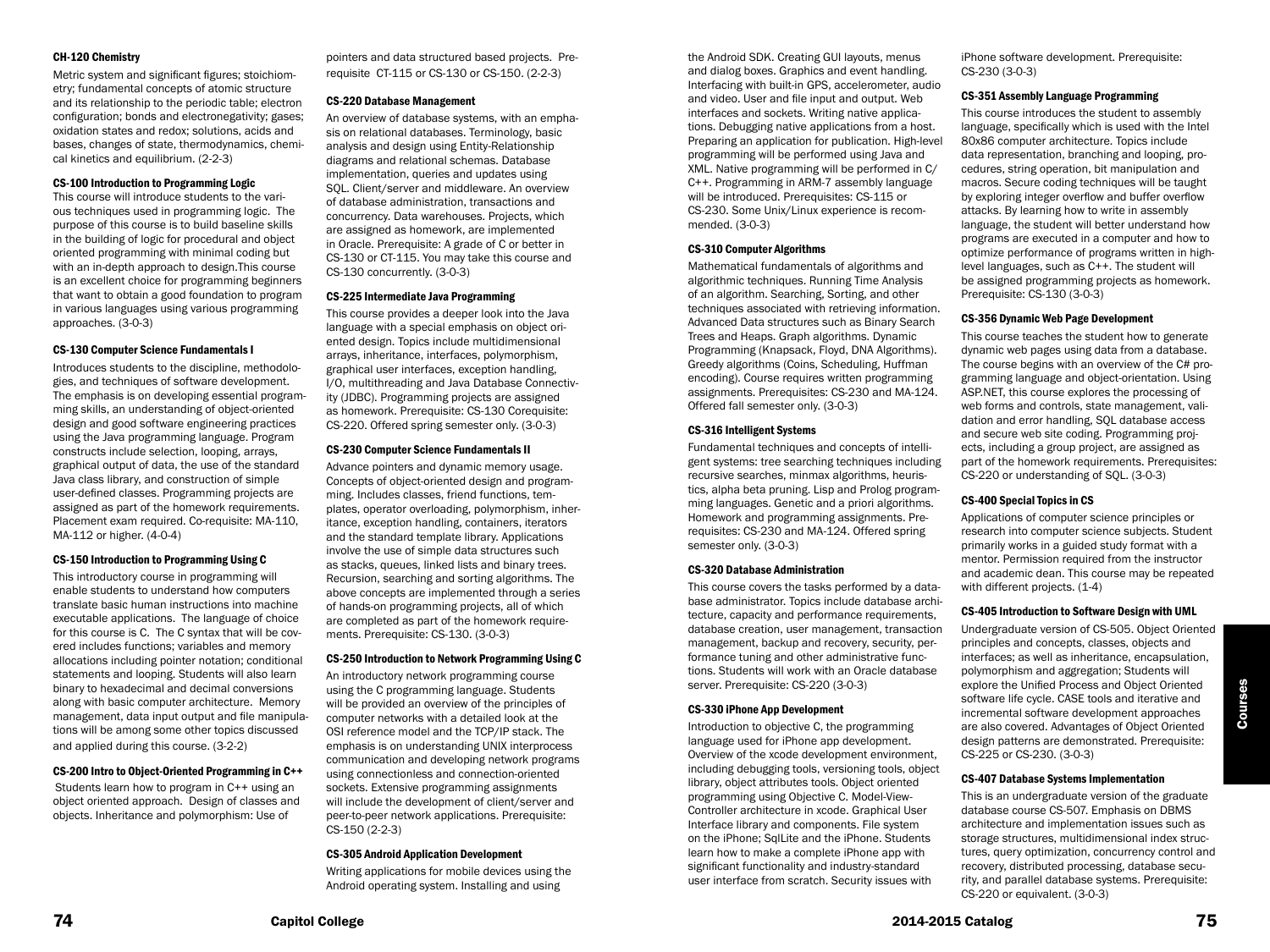#### CH-120 Chemistry

Metric system and significant figures; stoichiometry; fundamental concepts of atomic structure and its relationship to the periodic table; electron configuration; bonds and electronegativity; gases; oxidation states and redox; solutions, acids and bases, changes of state, thermodynamics, chemical kinetics and equilibrium. (2-2-3)

#### CS-100 Introduction to Programming Logic

This course will introduce students to the various techniques used in programming logic. The purpose of this course is to build baseline skills in the building of logic for procedural and object oriented programming with minimal coding but with an in-depth approach to design.This course is an excellent choice for programming beginners that want to obtain a good foundation to program in various languages using various programming approaches. (3-0-3)

#### CS-130 Computer Science Fundamentals I

Introduces students to the discipline, methodologies, and techniques of software development. The emphasis is on developing essential programming skills, an understanding of object-oriented design and good software engineering practices using the Java programming language. Program constructs include selection, looping, arrays, graphical output of data, the use of the standard Java class library, and construction of simple user-defined classes. Programming projects are assigned as part of the homework requirements. Placement exam required. Co-requisite: MA-110, MA-112 or higher. (4-0-4)

#### CS-150 Introduction to Programming Using C

This introductory course in programming will enable students to understand how computers translate basic human instructions into machine executable applications. The language of choice for this course is C. The C syntax that will be covered includes functions; variables and memory allocations including pointer notation; conditional statements and looping. Students will also learn binary to hexadecimal and decimal conversions along with basic computer architecture. Memory management, data input output and file manipulations will be among some other topics discussed and applied during this course. (3-2-2)

#### CS-200 Intro to Object-Oriented Programming in C++

Students learn how to program in C++ using an object oriented approach. Design of classes and objects. Inheritance and polymorphism: Use of pointers and data structured based projects. Prerequisite CT-115 or CS-130 or CS-150. (2-2-3)

#### CS-220 Database Management

An overview of database systems, with an emphasis on relational databases. Terminology, basic analysis and design using Entity-Relationship diagrams and relational schemas. Database implementation, queries and updates using SQL. Client/server and middleware. An overview of database administration, transactions and concurrency. Data warehouses. Projects, which are assigned as homework, are implemented in Oracle. Prerequisite: A grade of C or better in CS-130 or CT-115. You may take this course and CS-130 concurrently. (3-0-3)

#### CS-225 Intermediate Java Programming

This course provides a deeper look into the Java language with a special emphasis on object oriented design. Topics include multidimensional arrays, inheritance, interfaces, polymorphism, graphical user interfaces, exception handling, I/O, multithreading and Java Database Connectivity (JDBC). Programming projects are assigned as homework. Prerequisite: CS-130 Corequisite: CS-220. Offered spring semester only. (3-0-3)

#### CS-230 Computer Science Fundamentals II

Advance pointers and dynamic memory usage. Concepts of object-oriented design and programming. Includes classes, friend functions, templates, operator overloading, polymorphism, inheritance, exception handling, containers, iterators and the standard template library. Applications involve the use of simple data structures such as stacks, queues, linked lists and binary trees. Recursion, searching and sorting algorithms. The above concepts are implemented through a series of hands-on programming projects, all of which are completed as part of the homework requirements. Prerequisite: CS-130. (3-0-3)

#### CS-250 Introduction to Network Programming Using C

An introductory network programming course using the C programming language. Students will be provided an overview of the principles of computer networks with a detailed look at the OSI reference model and the TCP/IP stack. The emphasis is on understanding UNIX interprocess communication and developing network programs using connectionless and connection-oriented sockets. Extensive programming assignments will include the development of client/server and peer-to-peer network applications. Prerequisite: CS-150 (2-2-3)

#### CS-305 Android Application Development

Writing applications for mobile devices using the Android operating system. Installing and using the Android SDK. Creating GUI layouts, menus and dialog boxes. Graphics and event handling. Interfacing with built-in GPS, accelerometer, audio and video. User and file input and output. Web interfaces and sockets. Writing native applications. Debugging native applications from a host. Preparing an application for publication. High-level programming will be performed using Java and XML. Native programming will be performed in C/C++. Programming in ARM-7 assembly language will be introduced. Prerequisites: CS-115 or CS-230. Some Unix/Linux experience is recommended. (3-0-3)

#### CS-310 Computer Algorithms

Mathematical fundamentals of algorithms and algorithmic techniques. Running Time Analysis of an algorithm. Searching, Sorting, and other techniques associated with retrieving information. Advanced Data structures such as Binary Search Trees and Heaps. Graph algorithms. Dynamic Programming (Knapsack, Floyd, DNA Algorithms). Greedy algorithms (Coins, Scheduling, Huffman encoding). Course requires written programming assignments. Prerequisites: CS-230 and MA-124. Offered fall semester only. (3-0-3)

#### CS-316 Intelligent Systems

Fundamental techniques and concepts of intelligent systems: tree searching techniques including recursive searches, minmax algorithms, heuristics, alpha beta pruning. Lisp and Prolog programming languages. Genetic and a priori algorithms. Homework and programming assignments. Prerequisites: CS-230 and MA-124. Offered spring semester only. (3-0-3)

#### CS-320 Database Administration

This course covers the tasks performed by a database administrator. Topics include database architecture, capacity and performance requirements, database creation, user management, transaction management, backup and recovery, security, performance tuning and other administrative functions. Students will work with an Oracle database server. Prerequisite: CS-220 (3-0-3)

#### CS-330 iPhone App Development

Introduction to objective C, the programming language used for iPhone app development. Overview of the xcode development environment, including debugging tools, versioning tools, object library, object attributes tools. Object oriented programming using Objective C. Model-View-Controller architecture in xcode. Graphical User Interface library and components. File system on the iPhone; SqlLite and the iPhone. Students learn how to make a complete iPhone app with significant functionality and industry-standard user interface from scratch. Security issues with iPhone software development. Prerequisite: CS-230 (3-0-3)

#### CS-351 Assembly Language Programming

This course introduces the student to assembly language, specifically which is used with the Intel 80x86 computer architecture. Topics include data representation, branching and looping, procedures, string operation, bit manipulation and macros. Secure coding techniques will be taught by exploring integer overflow and buffer overflow attacks. By learning how to write in assembly language, the student will better understand how programs are executed in a computer and how to optimize performance of programs written in high-level languages, such as C++. The student will be assigned programming projects as homework. Prerequisite: CS-130 (3-0-3)

#### CS-356 Dynamic Web Page Development

This course teaches the student how to generate dynamic web pages using data from a database. The course begins with an overview of the C# programming language and object-orientation. Using ASP.NET, this course explores the processing of web forms and controls, state management, validation and error handling, SQL database access and secure web site coding. Programming projects, including a group project, are assigned as part of the homework requirements. Prerequisites: CS-220 or understanding of SQL. (3-0-3)

#### CS-400 Special Topics in CS

Applications of computer science principles or research into computer science subjects. Student primarily works in a guided study format with a mentor. Permission required from the instructor and academic dean. This course may be repeated with different projects. (1-4)

#### CS-405 Introduction to Software Design with UML

Undergraduate version of CS-505. Object Oriented principles and concepts, classes, objects and interfaces; as well as inheritance, encapsulation, polymorphism and aggregation; Students will explore the Unified Process and Object Oriented software life cycle. CASE tools and iterative and incremental software development approaches are also covered. Advantages of Object Oriented design patterns are demonstrated. Prerequisite: CS-225 or CS-230. (3-0-3)

#### CS-407 Database Systems Implementation

This is an undergraduate version of the graduate database course CS-507. Emphasis on DBMS architecture and implementation issues such as storage structures, multidimensional index structures, query optimization, concurrency control and recovery, distributed processing, database security, and parallel database systems. Prerequisite: CS-220 or equivalent. (3-0-3)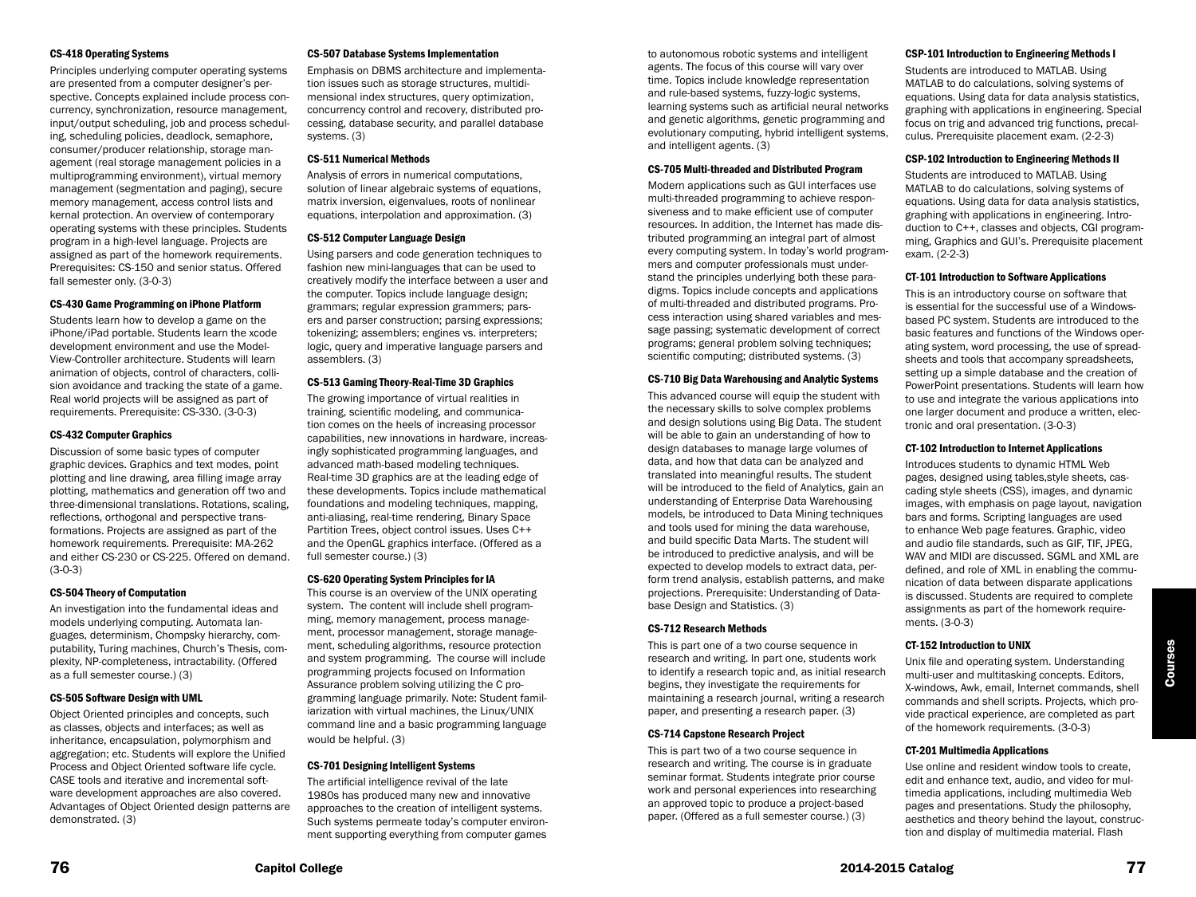### CS-418 Operating Systems

Principles underlying computer operating systems are presented from a computer designer's perspective. Concepts explained include process concurrency, synchronization, resource management, input/output scheduling, job and process scheduling, scheduling policies, deadlock, semaphore, consumer/producer relationship, storage management (real storage management policies in a multiprogramming environment), virtual memory management (segmentation and paging), secure memory management, access control lists and kernal protection. An overview of contemporary operating systems with these principles. Students program in a high-level language. Projects are assigned as part of the homework requirements. Prerequisites: CS-150 and senior status. Offered fall semester only. (3-0-3)

### CS-430 Game Programming on iPhone Platform

Students learn how to develop a game on the iPhone/iPad portable. Students learn the xcode development environment and use the Model-View-Controller architecture. Students will learn animation of objects, control of characters, collision avoidance and tracking the state of a game. Real world projects will be assigned as part of requirements. Prerequisite: CS-330. (3-0-3)

### CS-432 Computer Graphics

Discussion of some basic types of computer graphic devices. Graphics and text modes, point plotting and line drawing, area filling image array plotting, mathematics and generation off two and three-dimensional translations. Rotations, scaling, reflections, orthogonal and perspective transformations. Projects are assigned as part of the homework requirements. Prerequisite: MA-262 and either CS-230 or CS-225. Offered on demand. (3-0-3)

### CS-504 Theory of Computation

An investigation into the fundamental ideas and models underlying computing. Automata languages, determinism, Chompsky hierarchy, computability, Turing machines, Church's Thesis, complexity, NP-completeness, intractability. (Offered as a full semester course.) (3)

### CS-505 Software Design with UML

Object Oriented principles and concepts, such as classes, objects and interfaces; as well as inheritance, encapsulation, polymorphism and aggregation; etc. Students will explore the Unified Process and Object Oriented software life cycle. CASE tools and iterative and incremental software development approaches are also covered. Advantages of Object Oriented design patterns are demonstrated. (3)

### CS-507 Database Systems Implementation

Emphasis on DBMS architecture and implementation issues such as storage structures, multidimensional index structures, query optimization, concurrency control and recovery, distributed processing, database security, and parallel database systems. (3)

### CS-511 Numerical Methods

Analysis of errors in numerical computations, solution of linear algebraic systems of equations, matrix inversion, eigenvalues, roots of nonlinear equations, interpolation and approximation. (3)

### CS-512 Computer Language Design

Using parsers and code generation techniques to fashion new mini-languages that can be used to creatively modify the interface between a user and the computer. Topics include language design; grammars; regular expression grammers; parsers and parser construction; parsing expressions; tokenizing; assemblers; engines vs. interpreters; logic, query and imperative language parsers and assemblers. (3)

### CS-513 Gaming Theory-Real-Time 3D Graphics

The growing importance of virtual realities in training, scientific modeling, and communication comes on the heels of increasing processor capabilities, new innovations in hardware, increasingly sophisticated programming languages, and advanced math-based modeling techniques. Real-time 3D graphics are at the leading edge of these developments. Topics include mathematical foundations and modeling techniques, mapping, anti-aliasing, real-time rendering, Binary Space Partition Trees, object control issues. Uses C++ and the OpenGL graphics interface. (Offered as a full semester course.) (3)

### CS-620 Operating System Principles for IA

This course is an overview of the UNIX operating system. The content will include shell programming, memory management, process management, processor management, storage management, scheduling algorithms, resource protection and system programming. The course will include programming projects focused on Information Assurance problem solving utilizing the C programming language primarily. Note: Student familiarization with virtual machines, the Linux/UNIX command line and a basic programming language would be helpful. (3)

### CS-701 Designing Intelligent Systems

The artificial intelligence revival of the late 1980s has produced many new and innovative approaches to the creation of intelligent systems. Such systems permeate today's computer environment supporting everything from computer games to autonomous robotic systems and intelligent agents. The focus of this course will vary over time. Topics include knowledge representation and rule-based systems, fuzzy-logic systems, learning systems such as artificial neural networks and genetic algorithms, genetic programming and evolutionary computing, hybrid intelligent systems, and intelligent agents. (3)

### CS-705 Multi-threaded and Distributed Program

Modern applications such as GUI interfaces use multi-threaded programming to achieve responsiveness and to make efficient use of computer resources. In addition, the Internet has made distributed programming an integral part of almost every computing system. In today's world programmers and computer professionals must understand the principles underlying both these paradigms. Topics include concepts and applications of multi-threaded and distributed programs. Process interaction using shared variables and message passing; systematic development of correct programs; general problem solving techniques; scientific computing; distributed systems. (3)

### CS-710 Big Data Warehousing and Analytic Systems

This advanced course will equip the student with the necessary skills to solve complex problems and design solutions using Big Data. The student will be able to gain an understanding of how to design databases to manage large volumes of data, and how that data can be analyzed and translated into meaningful results. The student will be introduced to the field of Analytics, gain an understanding of Enterprise Data Warehousing models, be introduced to Data Mining techniques and tools used for mining the data warehouse, and build specific Data Marts. The student will be introduced to predictive analysis, and will be expected to develop models to extract data, perform trend analysis, establish patterns, and make projections. Prerequisite: Understanding of Database Design and Statistics. (3)

### CS-712 Research Methods

This is part one of a two course sequence in research and writing. In part one, students work to identify a research topic and, as initial research begins, they investigate the requirements for maintaining a research journal, writing a research paper, and presenting a research paper. (3)

### CS-714 Capstone Research Project

This is part two of a two course sequence in research and writing. The course is in graduate seminar format. Students integrate prior course work and personal experiences into researching an approved topic to produce a project-based paper. (Offered as a full semester course.) (3)

### CSP-101 Introduction to Engineering Methods I

Students are introduced to MATLAB. Using MATLAB to do calculations, solving systems of equations. Using data for data analysis statistics, graphing with applications in engineering. Special focus on trig and advanced trig functions, precalculus. Prerequisite placement exam. (2-2-3)

### CSP-102 Introduction to Engineering Methods II

Students are introduced to MATLAB. Using MATLAB to do calculations, solving systems of equations. Using data for data analysis statistics, graphing with applications in engineering. Introduction to C++, classes and objects, CGI programming, Graphics and GUI's. Prerequisite placement exam. (2-2-3)

### CT-101 Introduction to Software Applications

This is an introductory course on software that is essential for the successful use of a Windows-based PC system. Students are introduced to the basic features and functions of the Windows operating system, word processing, the use of spreadsheets and tools that accompany spreadsheets, setting up a simple database and the creation of PowerPoint presentations. Students will learn how to use and integrate the various applications into one larger document and produce a written, electronic and oral presentation. (3-0-3)

### CT-102 Introduction to Internet Applications

Introduces students to dynamic HTML Web pages, designed using tables,style sheets, cascading style sheets (CSS), images, and dynamic images, with emphasis on page layout, navigation bars and forms. Scripting languages are used to enhance Web page features. Graphic, video and audio file standards, such as GIF, TIF, JPEG, WAV and MIDI are discussed. SGML and XML are defined, and role of XML in enabling the communication of data between disparate applications is discussed. Students are required to complete assignments as part of the homework requirements. (3-0-3)

### CT-152 Introduction to UNIX

Unix file and operating system. Understanding multi-user and multitasking concepts. Editors, X-windows, Awk, email, Internet commands, shell commands and shell scripts. Projects, which provide practical experience, are completed as part of the homework requirements. (3-0-3)

### CT-201 Multimedia Applications

Use online and resident window tools to create, edit and enhance text, audio, and video for multimedia applications, including multimedia Web pages and presentations. Study the philosophy, aesthetics and theory behind the layout, construction and display of multimedia material. Flash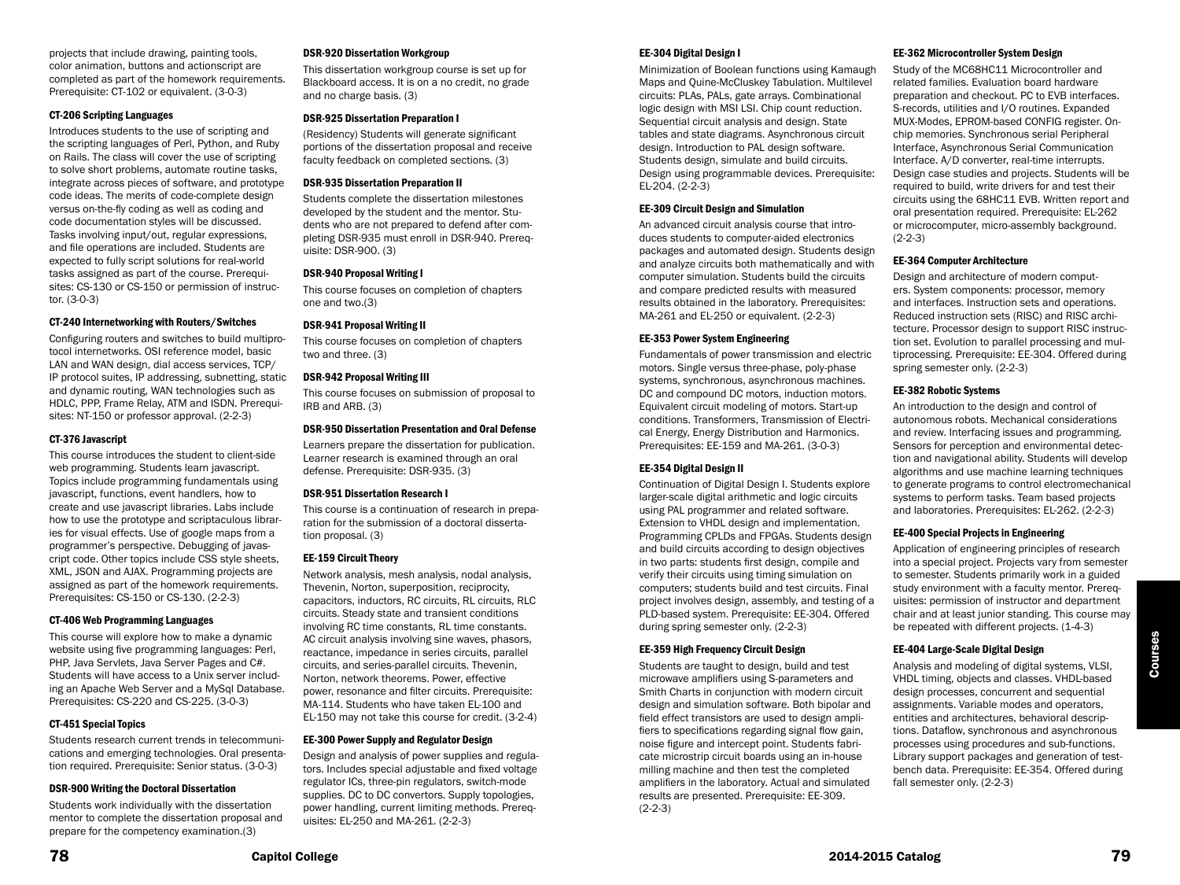projects that include drawing, painting tools, color animation, buttons and actionscript are completed as part of the homework requirements. Prerequisite: CT-102 or equivalent. (3-0-3)

#### CT-206 Scripting Languages

Introduces students to the use of scripting and the scripting languages of Perl, Python, and Ruby on Rails. The class will cover the use of scripting to solve short problems, automate routine tasks, integrate across pieces of software, and prototype code ideas. The merits of code-complete design versus on-the-fly coding as well as coding and code documentation styles will be discussed. Tasks involving input/out, regular expressions, and file operations are included. Students are expected to fully script solutions for real-world tasks assigned as part of the course. Prerequisites: CS-130 or CS-150 or permission of instructor. (3-0-3)

#### CT-240 Internetworking with Routers/Switches

Configuring routers and switches to build multiprotocol internetworks. OSI reference model, basic LAN and WAN design, dial access services, TCP/IP protocol suites, IP addressing, subnetting, static and dynamic routing, WAN technologies such as HDLC, PPP, Frame Relay, ATM and ISDN. Prerequisites: NT-150 or professor approval. (2-2-3)

#### CT-376 Javascript

This course introduces the student to client-side web programming. Students learn javascript. Topics include programming fundamentals using javascript, functions, event handlers, how to create and use javascript libraries. Labs include how to use the prototype and scriptaculous libraries for visual effects. Use of google maps from a programmer's perspective. Debugging of javascript code. Other topics include CSS style sheets, XML, JSON and AJAX. Programming projects are assigned as part of the homework requirements. Prerequisites: CS-150 or CS-130. (2-2-3)

#### CT-406 Web Programming Languages

This course will explore how to make a dynamic website using five programming languages: Perl, PHP, Java Servlets, Java Server Pages and C#. Students will have access to a Unix server including an Apache Web Server and a MySql Database. Prerequisites: CS-220 and CS-225. (3-0-3)

#### CT-451 Special Topics

Students research current trends in telecommunications and emerging technologies. Oral presentation required. Prerequisite: Senior status. (3-0-3)

#### DSR-900 Writing the Doctoral Dissertation

Students work individually with the dissertation mentor to complete the dissertation proposal and prepare for the competency examination.(3)

#### DSR-920 Dissertation Workgroup

This dissertation workgroup course is set up for Blackboard access. It is on a no credit, no grade and no charge basis. (3)

#### DSR-925 Dissertation Preparation I

(Residency) Students will generate significant portions of the dissertation proposal and receive faculty feedback on completed sections. (3)

#### DSR-935 Dissertation Preparation II

Students complete the dissertation milestones developed by the student and the mentor. Students who are not prepared to defend after completing DSR-935 must enroll in DSR-940. Prerequisite: DSR-900. (3)

#### DSR-940 Proposal Writing I

This course focuses on completion of chapters one and two.(3)

#### DSR-941 Proposal Writing II

This course focuses on completion of chapters two and three. (3)

#### DSR-942 Proposal Writing III

This course focuses on submission of proposal to IRB and ARB. (3)

#### DSR-950 Dissertation Presentation and Oral Defense

Learners prepare the dissertation for publication. Learner research is examined through an oral defense. Prerequisite: DSR-935. (3)

#### DSR-951 Dissertation Research I

This course is a continuation of research in preparation for the submission of a doctoral dissertation proposal. (3)

#### EE-159 Circuit Theory

Network analysis, mesh analysis, nodal analysis, Thevenin, Norton, superposition, reciprocity, capacitors, inductors, RC circuits, RL circuits, RLC circuits. Steady state and transient conditions involving RC time constants, RL time constants. AC circuit analysis involving sine waves, phasors, reactance, impedance in series circuits, parallel circuits, and series-parallel circuits. Thevenin, Norton, network theorems. Power, effective power, resonance and filter circuits. Prerequisite: MA-114. Students who have taken EL-100 and EL-150 may not take this course for credit. (3-2-4)

#### EE-300 Power Supply and Regulator Design

Design and analysis of power supplies and regulators. Includes special adjustable and fixed voltage regulator ICs, three-pin regulators, switch-mode supplies. DC to DC convertors. Supply topologies, power handling, current limiting methods. Prerequisites: EL-250 and MA-261. (2-2-3)

#### EE-304 Digital Design I

Minimization of Boolean functions using Kamaugh Maps and Quine-McCluskey Tabulation. Multilevel circuits: PLAs, PALs, gate arrays. Combinational logic design with MSI LSI. Chip count reduction. Sequential circuit analysis and design. State tables and state diagrams. Asynchronous circuit design. Introduction to PAL design software. Students design, simulate and build circuits. Design using programmable devices. Prerequisite: EL-204. (2-2-3)

#### EE-309 Circuit Design and Simulation

An advanced circuit analysis course that introduces students to computer-aided electronics packages and automated design. Students design and analyze circuits both mathematically and with computer simulation. Students build the circuits and compare predicted results with measured results obtained in the laboratory. Prerequisites: MA-261 and EL-250 or equivalent. (2-2-3)

#### EE-353 Power System Engineering

Fundamentals of power transmission and electric motors. Single versus three-phase, poly-phase systems, synchronous, asynchronous machines. DC and compound DC motors, induction motors. Equivalent circuit modeling of motors. Start-up conditions. Transformers, Transmission of Electrical Energy, Energy Distribution and Harmonics. Prerequisites: EE-159 and MA-261. (3-0-3)

#### EE-354 Digital Design II

Continuation of Digital Design I. Students explore larger-scale digital arithmetic and logic circuits using PAL programmer and related software. Extension to VHDL design and implementation. Programming CPLDs and FPGAs. Students design and build circuits according to design objectives in two parts: students first design, compile and verify their circuits using timing simulation on computers; students build and test circuits. Final project involves design, assembly, and testing of a PLD-based system. Prerequisite: EE-304. Offered during spring semester only. (2-2-3)

#### EE-359 High Frequency Circuit Design

Students are taught to design, build and test microwave amplifiers using S-parameters and Smith Charts in conjunction with modern circuit design and simulation software. Both bipolar and field effect transistors are used to design amplifiers to specifications regarding signal flow gain, noise figure and intercept point. Students fabricate microstrip circuit boards using an in-house milling machine and then test the completed amplifiers in the laboratory. Actual and simulated results are presented. Prerequisite: EE-309. (2-2-3)

#### EE-362 Microcontroller System Design

Study of the MC68HC11 Microcontroller and related families. Evaluation board hardware preparation and checkout. PC to EVB interfaces. S-records, utilities and I/O routines. Expanded MUX-Modes, EPROM-based CONFIG register. On-chip memories. Synchronous serial Peripheral Interface, Asynchronous Serial Communication Interface. A/D converter, real-time interrupts. Design case studies and projects. Students will be required to build, write drivers for and test their circuits using the 68HC11 EVB. Written report and oral presentation required. Prerequisite: EL-262 or microcomputer, micro-assembly background. (2-2-3)

#### EE-364 Computer Architecture

Design and architecture of modern computers. System components: processor, memory and interfaces. Instruction sets and operations. Reduced instruction sets (RISC) and RISC architecture. Processor design to support RISC instruction set. Evolution to parallel processing and multiprocessing. Prerequisite: EE-304. Offered during spring semester only. (2-2-3)

#### EE-382 Robotic Systems

An introduction to the design and control of autonomous robots. Mechanical considerations and review. Interfacing issues and programming. Sensors for perception and environmental detection and navigational ability. Students will develop algorithms and use machine learning techniques to generate programs to control electromechanical systems to perform tasks. Team based projects and laboratories. Prerequisites: EL-262. (2-2-3)

#### EE-400 Special Projects in Engineering

Application of engineering principles of research into a special project. Projects vary from semester to semester. Students primarily work in a guided study environment with a faculty mentor. Prerequisites: permission of instructor and department chair and at least junior standing. This course may be repeated with different projects. (1-4-3)

#### EE-404 Large-Scale Digital Design

Analysis and modeling of digital systems, VLSI, VHDL timing, objects and classes. VHDL-based design processes, concurrent and sequential assignments. Variable modes and operators, entities and architectures, behavioral descriptions. Dataflow, synchronous and asynchronous processes using procedures and sub-functions. Library support packages and generation of testbench data. Prerequisite: EE-354. Offered during fall semester only. (2-2-3)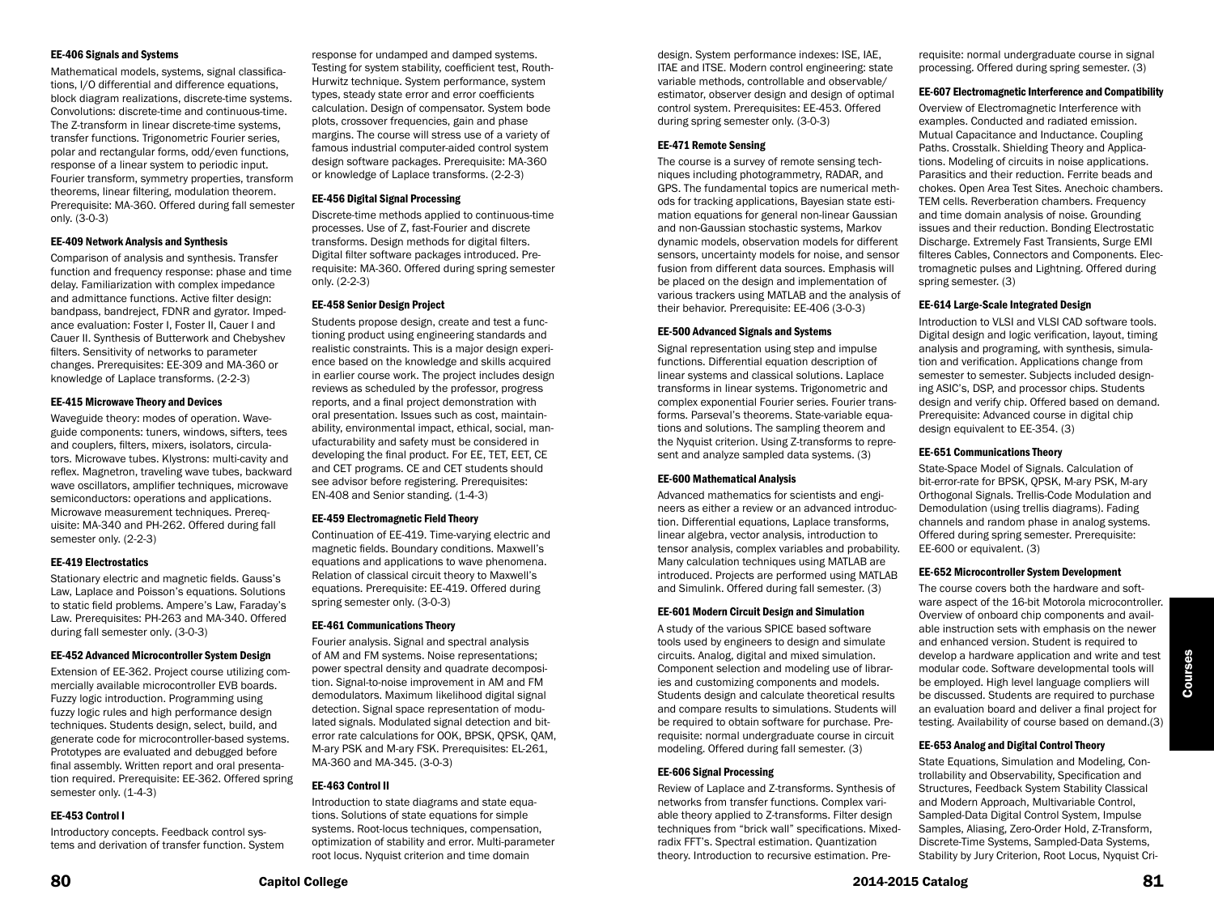#### EE-406 Signals and Systems

Mathematical models, systems, signal classifications, I/O differential and difference equations, block diagram realizations, discrete-time systems. Convolutions: discrete-time and continuous-time. The Z-transform in linear discrete-time systems, transfer functions. Trigonometric Fourier series, polar and rectangular forms, odd/even functions, response of a linear system to periodic input. Fourier transform, symmetry properties, transform theorems, linear filtering, modulation theorem. Prerequisite: MA-360. Offered during fall semester only. (3-0-3)

#### EE-409 Network Analysis and Synthesis

Comparison of analysis and synthesis. Transfer function and frequency response: phase and time delay. Familiarization with complex impedance and admittance functions. Active filter design: bandpass, bandreject, FDNR and gyrator. Impedance evaluation: Foster I, Foster II, Cauer I and Cauer II. Synthesis of Butterwork and Chebyshev filters. Sensitivity of networks to parameter changes. Prerequisites: EE-309 and MA-360 or knowledge of Laplace transforms. (2-2-3)

#### EE-415 Microwave Theory and Devices

Waveguide theory: modes of operation. Waveguide components: tuners, windows, sifters, tees and couplers, filters, mixers, isolators, circulators. Microwave tubes. Klystrons: multi-cavity and reflex. Magnetron, traveling wave tubes, backward wave oscillators, amplifier techniques, microwave semiconductors: operations and applications. Microwave measurement techniques. Prerequisite: MA-340 and PH-262. Offered during fall semester only. (2-2-3)

#### EE-419 Electrostatics

Stationary electric and magnetic fields. Gauss's Law, Laplace and Poisson's equations. Solutions to static field problems. Ampere's Law, Faraday's Law. Prerequisites: PH-263 and MA-340. Offered during fall semester only. (3-0-3)

#### EE-452 Advanced Microcontroller System Design

Extension of EE-362. Project course utilizing commercially available microcontroller EVB boards. Fuzzy logic introduction. Programming using fuzzy logic rules and high performance design techniques. Students design, select, build, and generate code for microcontroller-based systems. Prototypes are evaluated and debugged before final assembly. Written report and oral presentation required. Prerequisite: EE-362. Offered spring semester only. (1-4-3)

#### EE-453 Control I

Introductory concepts. Feedback control systems and derivation of transfer function. System response for undamped and damped systems. Testing for system stability, coefficient test, Routh-Hurwitz technique. System performance, system types, steady state error and error coefficients calculation. Design of compensator. System bode plots, crossover frequencies, gain and phase margins. The course will stress use of a variety of famous industrial computer-aided control system design software packages. Prerequisite: MA-360 or knowledge of Laplace transforms. (2-2-3)

#### EE-456 Digital Signal Processing

Discrete-time methods applied to continuous-time processes. Use of Z, fast-Fourier and discrete transforms. Design methods for digital filters. Digital filter software packages introduced. Prerequisite: MA-360. Offered during spring semester only. (2-2-3)

#### EE-458 Senior Design Project

Students propose design, create and test a functioning product using engineering standards and realistic constraints. This is a major design experience based on the knowledge and skills acquired in earlier course work. The project includes design reviews as scheduled by the professor, progress reports, and a final project demonstration with oral presentation. Issues such as cost, maintainability, environmental impact, ethical, social, manufacturability and safety must be considered in developing the final product. For EE, TET, EET, CE and CET programs. CE and CET students should see advisor before registering. Prerequisites: EN-408 and Senior standing. (1-4-3)

#### EE-459 Electromagnetic Field Theory

Continuation of EE-419. Time-varying electric and magnetic fields. Boundary conditions. Maxwell's equations and applications to wave phenomena. Relation of classical circuit theory to Maxwell's equations. Prerequisite: EE-419. Offered during spring semester only. (3-0-3)

#### EE-461 Communications Theory

Fourier analysis. Signal and spectral analysis of AM and FM systems. Noise representations; power spectral density and quadrate decomposition. Signal-to-noise improvement in AM and FM demodulators. Maximum likelihood digital signal detection. Signal space representation of modulated signals. Modulated signal detection and bit-error rate calculations for OOK, BPSK, QPSK, QAM, M-ary PSK and M-ary FSK. Prerequisites: EL-261, MA-360 and MA-345. (3-0-3)

#### EE-463 Control II

Introduction to state diagrams and state equations. Solutions of state equations for simple systems. Root-locus techniques, compensation, optimization of stability and error. Multi-parameter root locus. Nyquist criterion and time domain design. System performance indexes: ISE, IAE, ITAE and ITSE. Modern control engineering: state variable methods, controllable and observable/ estimator, observer design and design of optimal control system. Prerequisites: EE-453. Offered during spring semester only. (3-0-3)

#### EE-471 Remote Sensing

The course is a survey of remote sensing techniques including photogrammetry, RADAR, and GPS. The fundamental topics are numerical methods for tracking applications, Bayesian state estimation equations for general non-linear Gaussian and non-Gaussian stochastic systems, Markov dynamic models, observation models for different sensors, uncertainty models for noise, and sensor fusion from different data sources. Emphasis will be placed on the design and implementation of various trackers using MATLAB and the analysis of their behavior. Prerequisite: EE-406 (3-0-3)

#### EE-500 Advanced Signals and Systems

Signal representation using step and impulse functions. Differential equation description of linear systems and classical solutions. Laplace transforms in linear systems. Trigonometric and complex exponential Fourier series. Fourier transforms. Parseval's theorems. State-variable equations and solutions. The sampling theorem and the Nyquist criterion. Using Z-transforms to represent and analyze sampled data systems. (3)

#### EE-600 Mathematical Analysis

Advanced mathematics for scientists and engineers as either a review or an advanced introduction. Differential equations, Laplace transforms, linear algebra, vector analysis, introduction to tensor analysis, complex variables and probability. Many calculation techniques using MATLAB are introduced. Projects are performed using MATLAB and Simulink. Offered during fall semester. (3)

#### EE-601 Modern Circuit Design and Simulation

A study of the various SPICE based software tools used by engineers to design and simulate circuits. Analog, digital and mixed simulation. Component selection and modeling use of libraries and customizing components and models. Students design and calculate theoretical results and compare results to simulations. Students will be required to obtain software for purchase. Prerequisite: normal undergraduate course in circuit modeling. Offered during fall semester. (3)

#### EE-606 Signal Processing

Review of Laplace and Z-transforms. Synthesis of networks from transfer functions. Complex variable theory applied to Z-transforms. Filter design techniques from "brick wall" specifications. Mixed-radix FFT's. Spectral estimation. Quantization theory. Introduction to recursive estimation. Prerequisite: normal undergraduate course in signal processing. Offered during spring semester. (3)

#### EE-607 Electromagnetic Interference and Compatibility

Overview of Electromagnetic Interference with examples. Conducted and radiated emission. Mutual Capacitance and Inductance. Coupling Paths. Crosstalk. Shielding Theory and Applications. Modeling of circuits in noise applications. Parasitics and their reduction. Ferrite beads and chokes. Open Area Test Sites. Anechoic chambers. TEM cells. Reverberation chambers. Frequency and time domain analysis of noise. Grounding issues and their reduction. Bonding Electrostatic Discharge. Extremely Fast Transients, Surge EMI filteres Cables, Connectors and Components. Electromagnetic pulses and Lightning. Offered during spring semester. (3)

#### EE-614 Large-Scale Integrated Design

Introduction to VLSI and VLSI CAD software tools. Digital design and logic verification, layout, timing analysis and programing, with synthesis, simulation and verification. Applications change from semester to semester. Subjects included designing ASIC's, DSP, and processor chips. Students design and verify chip. Offered based on demand. Prerequisite: Advanced course in digital chip design equivalent to EE-354. (3)

#### EE-651 Communications Theory

State-Space Model of Signals. Calculation of bit-error-rate for BPSK, QPSK, M-ary PSK, M-ary Orthogonal Signals. Trellis-Code Modulation and Demodulation (using trellis diagrams). Fading channels and random phase in analog systems. Offered during spring semester. Prerequisite: EE-600 or equivalent. (3)

#### EE-652 Microcontroller System Development

The course covers both the hardware and software aspect of the 16-bit Motorola microcontroller. Overview of onboard chip components and available instruction sets with emphasis on the newer and enhanced version. Student is required to develop a hardware application and write and test modular code. Software developmental tools will be employed. High level language compliers will be discussed. Students are required to purchase an evaluation board and deliver a final project for testing. Availability of course based on demand.(3)

#### EE-653 Analog and Digital Control Theory

State Equations, Simulation and Modeling, Controllability and Observability, Specification and Structures, Feedback System Stability Classical and Modern Approach, Multivariable Control, Sampled-Data Digital Control System, Impulse Samples, Aliasing, Zero-Order Hold, Z-Transform, Discrete-Time Systems, Sampled-Data Systems, Stability by Jury Criterion, Root Locus, Nyquist Cri-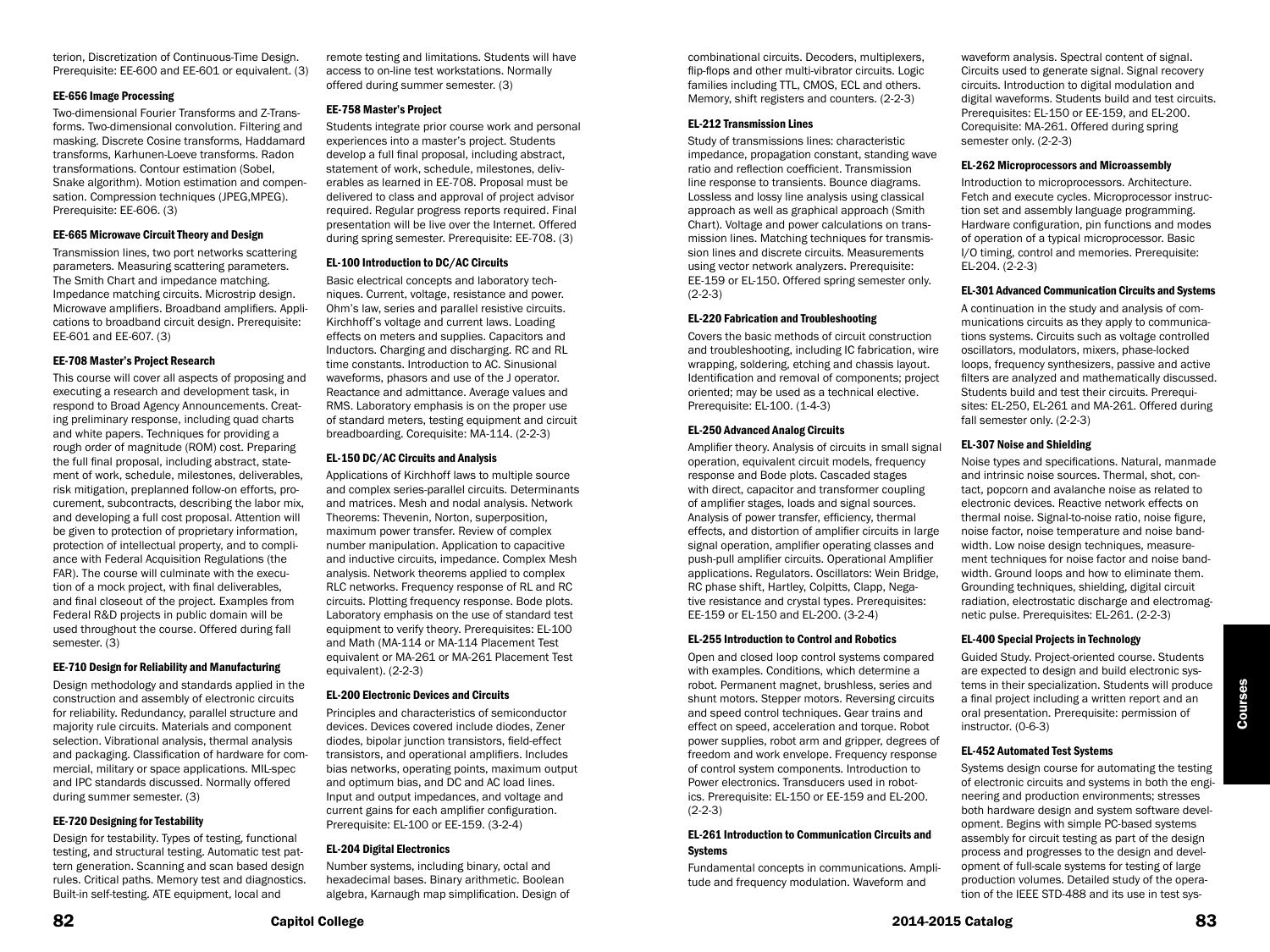terion, Discretization of Continuous-Time Design. Prerequisite: EE-600 and EE-601 or equivalent. (3)

#### EE-656 Image Processing

Two-dimensional Fourier Transforms and Z-Transforms. Two-dimensional convolution. Filtering and masking. Discrete Cosine transforms, Haddamard transforms, Karhunen-Loeve transforms. Radon transformations. Contour estimation (Sobel, Snake algorithm). Motion estimation and compensation. Compression techniques (JPEG,MPEG). Prerequisite: EE-606. (3)

#### EE-665 Microwave Circuit Theory and Design

Transmission lines, two port networks scattering parameters. Measuring scattering parameters. The Smith Chart and impedance matching. Impedance matching circuits. Microstrip design. Microwave amplifiers. Broadband amplifiers. Applications to broadband circuit design. Prerequisite: EE-601 and EE-607. (3)

#### EE-708 Master's Project Research

This course will cover all aspects of proposing and executing a research and development task, in respond to Broad Agency Announcements. Creating preliminary response, including quad charts and white papers. Techniques for providing a rough order of magnitude (ROM) cost. Preparing the full final proposal, including abstract, statement of work, schedule, milestones, deliverables, risk mitigation, preplanned follow-on efforts, procurement, subcontracts, describing the labor mix, and developing a full cost proposal. Attention will be given to protection of proprietary information, protection of intellectual property, and to compliance with Federal Acquisition Regulations (the FAR). The course will culminate with the execution of a mock project, with final deliverables, and final closeout of the project. Examples from Federal R&D projects in public domain will be used throughout the course. Offered during fall semester. (3)

#### EE-710 Design for Reliability and Manufacturing

Design methodology and standards applied in the construction and assembly of electronic circuits for reliability. Redundancy, parallel structure and majority rule circuits. Materials and component selection. Vibrational analysis, thermal analysis and packaging. Classification of hardware for commercial, military or space applications. MIL-spec and IPC standards discussed. Normally offered during summer semester. (3)

#### EE-720 Designing for Testability

Design for testability. Types of testing, functional testing, and structural testing. Automatic test pattern generation. Scanning and scan based design rules. Critical paths. Memory test and diagnostics. Built-in self-testing. ATE equipment, local and remote testing and limitations. Students will have access to on-line test workstations. Normally offered during summer semester. (3)

#### EE-758 Master's Project

Students integrate prior course work and personal experiences into a master's project. Students develop a full final proposal, including abstract, statement of work, schedule, milestones, deliverables as learned in EE-708. Proposal must be delivered to class and approval of project advisor required. Regular progress reports required. Final presentation will be live over the Internet. Offered during spring semester. Prerequisite: EE-708. (3)

#### EL-100 Introduction to DC/AC Circuits

Basic electrical concepts and laboratory techniques. Current, voltage, resistance and power. Ohm's law, series and parallel resistive circuits. Kirchhoff's voltage and current laws. Loading effects on meters and supplies. Capacitors and Inductors. Charging and discharging. RC and RL time constants. Introduction to AC. Sinusional waveforms, phasors and use of the J operator. Reactance and admittance. Average values and RMS. Laboratory emphasis is on the proper use of standard meters, testing equipment and circuit breadboarding. Corequisite: MA-114. (2-2-3)

#### EL-150 DC/AC Circuits and Analysis

Applications of Kirchhoff laws to multiple source and complex series-parallel circuits. Determinants and matrices. Mesh and nodal analysis. Network Theorems: Thevenin, Norton, superposition, maximum power transfer. Review of complex number manipulation. Application to capacitive and inductive circuits, impedance. Complex Mesh analysis. Network theorems applied to complex RLC networks. Frequency response of RL and RC circuits. Plotting frequency response. Bode plots. Laboratory emphasis on the use of standard test equipment to verify theory. Prerequisites: EL-100 and Math (MA-114 or MA-114 Placement Test equivalent or MA-261 or MA-261 Placement Test equivalent). (2-2-3)

#### EL-200 Electronic Devices and Circuits

Principles and characteristics of semiconductor devices. Devices covered include diodes, Zener diodes, bipolar junction transistors, field-effect transistors, and operational amplifiers. Includes bias networks, operating points, maximum output and optimum bias, and DC and AC load lines. Input and output impedances, and voltage and current gains for each amplifier configuration. Prerequisite: EL-100 or EE-159. (3-2-4)

#### EL-204 Digital Electronics

Number systems, including binary, octal and hexadecimal bases. Binary arithmetic. Boolean algebra, Karnaugh map simplification. Design of combinational circuits. Decoders, multiplexers, flip-flops and other multi-vibrator circuits. Logic families including TTL, CMOS, ECL and others. Memory, shift registers and counters. (2-2-3)

#### EL-212 Transmission Lines

Study of transmissions lines: characteristic impedance, propagation constant, standing wave ratio and reflection coefficient. Transmission line response to transients. Bounce diagrams. Lossless and lossy line analysis using classical approach as well as graphical approach (Smith Chart). Voltage and power calculations on transmission lines. Matching techniques for transmission lines and discrete circuits. Measurements using vector network analyzers. Prerequisite: EE-159 or EL-150. Offered spring semester only. (2-2-3)

#### EL-220 Fabrication and Troubleshooting

Covers the basic methods of circuit construction and troubleshooting, including IC fabrication, wire wrapping, soldering, etching and chassis layout. Identification and removal of components; project oriented; may be used as a technical elective. Prerequisite: EL-100. (1-4-3)

#### EL-250 Advanced Analog Circuits

Amplifier theory. Analysis of circuits in small signal operation, equivalent circuit models, frequency response and Bode plots. Cascaded stages with direct, capacitor and transformer coupling of amplifier stages, loads and signal sources. Analysis of power transfer, efficiency, thermal effects, and distortion of amplifier circuits in large signal operation, amplifier operating classes and push-pull amplifier circuits. Operational Amplifier applications. Regulators. Oscillators: Wein Bridge, RC phase shift, Hartley, Colpitts, Clapp, Negative resistance and crystal types. Prerequisites: EE-159 or EL-150 and EL-200. (3-2-4)

#### EL-255 Introduction to Control and Robotics

Open and closed loop control systems compared with examples. Conditions, which determine a robot. Permanent magnet, brushless, series and shunt motors. Stepper motors. Reversing circuits and speed control techniques. Gear trains and effect on speed, acceleration and torque. Robot power supplies, robot arm and gripper, degrees of freedom and work envelope. Frequency response of control system components. Introduction to Power electronics. Transducers used in robotics. Prerequisite: EL-150 or EE-159 and EL-200. (2-2-3)

#### EL-261 Introduction to Communication Circuits and Systems

Fundamental concepts in communications. Amplitude and frequency modulation. Waveform and waveform analysis. Spectral content of signal. Circuits used to generate signal. Signal recovery circuits. Introduction to digital modulation and digital waveforms. Students build and test circuits. Prerequisites: EL-150 or EE-159, and EL-200. Corequisite: MA-261. Offered during spring semester only. (2-2-3)

#### EL-262 Microprocessors and Microassembly

Introduction to microprocessors. Architecture. Fetch and execute cycles. Microprocessor instruction set and assembly language programming. Hardware configuration, pin functions and modes of operation of a typical microprocessor. Basic I/O timing, control and memories. Prerequisite: EL-204. (2-2-3)

#### EL-301 Advanced Communication Circuits and Systems

A continuation in the study and analysis of communications circuits as they apply to communications systems. Circuits such as voltage controlled oscillators, modulators, mixers, phase-locked loops, frequency synthesizers, passive and active filters are analyzed and mathematically discussed. Students build and test their circuits. Prerequisites: EL-250, EL-261 and MA-261. Offered during fall semester only. (2-2-3)

#### EL-307 Noise and Shielding

Noise types and specifications. Natural, manmade and intrinsic noise sources. Thermal, shot, contact, popcorn and avalanche noise as related to electronic devices. Reactive network effects on thermal noise. Signal-to-noise ratio, noise figure, noise factor, noise temperature and noise bandwidth. Low noise design techniques, measurement techniques for noise factor and noise bandwidth. Ground loops and how to eliminate them. Grounding techniques, shielding, digital circuit radiation, electrostatic discharge and electromagnetic pulse. Prerequisites: EL-261. (2-2-3)

#### EL-400 Special Projects in Technology

Guided Study. Project-oriented course. Students are expected to design and build electronic systems in their specialization. Students will produce a final project including a written report and an oral presentation. Prerequisite: permission of instructor. (0-6-3)

#### EL-452 Automated Test Systems

Systems design course for automating the testing of electronic circuits and systems in both the engineering and production environments; stresses both hardware design and system software development. Begins with simple PC-based systems assembly for circuit testing as part of the design process and progresses to the design and development of full-scale systems for testing of large production volumes. Detailed study of the operation of the IEEE STD-488 and its use in test sys-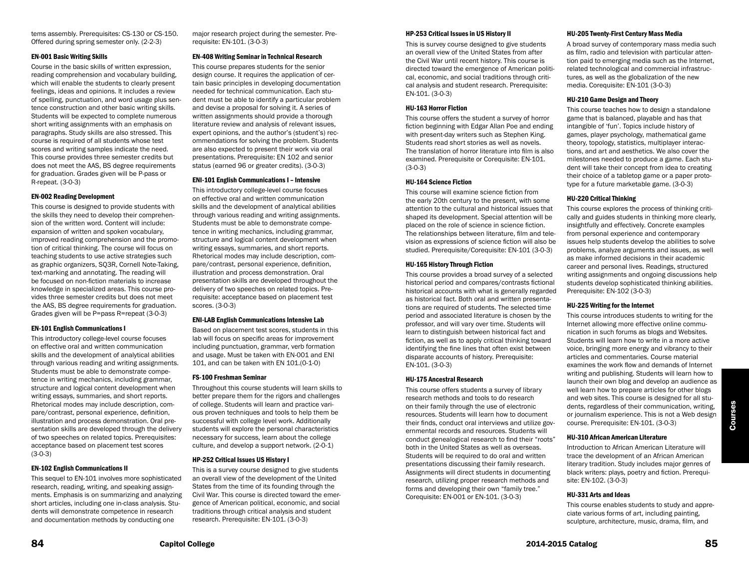tems assembly. Prerequisites: CS-130 or CS-150. Offered during spring semester only. (2-2-3)

### EN-001 Basic Writing Skills

Course in the basic skills of written expression, reading comprehension and vocabulary building, which will enable the students to clearly present feelings, ideas and opinions. It includes a review of spelling, punctuation, and word usage plus sentence construction and other basic writing skills. Students will be expected to complete numerous short writing assignments with an emphasis on paragraphs. Study skills are also stressed. This course is required of all students whose test scores and writing samples indicate the need. This course provides three semester credits but does not meet the AAS, BS degree requirements for graduation. Grades given will be P-pass or R-repeat. (3-0-3)

### EN-002 Reading Development

This course is designed to provide students with the skills they need to develop their comprehension of the written word. Content will include: expansion of written and spoken vocabulary, improved reading comprehension and the promotion of critical thinking. The course will focus on teaching students to use active strategies such as graphic organizers, SQ3R, Cornell Note-Taking, text-marking and annotating. The reading will be focused on non-fiction materials to increase knowledge in specialized areas. This course provides three semester credits but does not meet the AAS, BS degree requirements for graduation. Grades given will be P=pass R=repeat (3-0-3)

### EN-101 English Communications I

This introductory college-level course focuses on effective oral and written communication skills and the development of analytical abilities through various reading and writing assignments. Students must be able to demonstrate competence in writing mechanics, including grammar, structure and logical content development when writing essays, summaries, and short reports. Rhetorical modes may include description, compare/contrast, personal experience, definition, illustration and process demonstration. Oral presentation skills are developed through the delivery of two speeches on related topics. Prerequisites: acceptance based on placement test scores (3-0-3)

### EN-102 English Communications II

This sequel to EN-101 involves more sophisticated research, reading, writing, and speaking assignments. Emphasis is on summarizing and analyzing short articles, including one in-class analysis. Students will demonstrate competence in research and documentation methods by conducting one major research project during the semester. Prerequisite: EN-101. (3-0-3)

### EN-408 Writing Seminar in Technical Research

This course prepares students for the senior design course. It requires the application of certain basic principles in developing documentation needed for technical communication. Each student must be able to identify a particular problem and devise a proposal for solving it. A series of written assignments should provide a thorough literature review and analysis of relevant issues, expert opinions, and the author's (student's) recommendations for solving the problem. Students are also expected to present their work via oral presentations. Prerequisite: EN 102 and senior status (earned 96 or greater credits). (3-0-3)

### ENI-101 English Communications I – Intensive

This introductory college-level course focuses on effective oral and written communication skills and the development of analytical abilities through various reading and writing assignments. Students must be able to demonstrate competence in writing mechanics, including grammar, structure and logical content development when writing essays, summaries, and short reports. Rhetorical modes may include description, compare/contrast, personal experience, definition, illustration and process demonstration. Oral presentation skills are developed throughout the delivery of two speeches on related topics. Prerequisite: acceptance based on placement test scores. (3-0-3)

### ENI-LAB English Communications Intensive Lab

Based on placement test scores, students in this lab will focus on specific areas for improvement including punctuation, grammar, verb formation and usage. Must be taken with EN-001 and ENI 101, and can be taken with EN 101.(0-1-0)

### FS-100 Freshman Seminar

Throughout this course students will learn skills to better prepare them for the rigors and challenges of college. Students will learn and practice various proven techniques and tools to help them be successful with college level work. Additionally students will explore the personal characteristics necessary for success, learn about the college culture, and develop a support network. (2-0-1)

### HP-252 Critical Issues US History I

This is a survey course designed to give students an overall view of the development of the United States from the time of its founding through the Civil War. This course is directed toward the emergence of American political, economic, and social traditions through critical analysis and student research. Prerequisite: EN-101. (3-0-3)

### HP-253 Critical Issues in US History II

This is survey course designed to give students an overall view of the United States from after the Civil War until recent history. This course is directed toward the emergence of American political, economic, and social traditions through critical analysis and student research. Prerequisite: EN-101. (3-0-3)

### HU-163 Horror Fiction

This course offers the student a survey of horror fiction beginning with Edgar Allan Poe and ending with present-day writers such as Stephen King. Students read short stories as well as novels. The translation of horror literature into film is also examined. Prerequisite or Corequisite: EN-101. (3-0-3)

### HU-164 Science Fiction

This course will examine science fiction from the early 20th century to the present, with some attention to the cultural and historical issues that shaped its development. Special attention will be placed on the role of science in science fiction. The relationships between literature, film and television as expressions of science fiction will also be studied. Prerequisite/Corequisite: EN-101 (3-0-3)

### HU-165 History Through Fiction

This course provides a broad survey of a selected historical period and compares/contrasts fictional historical accounts with what is generally regarded as historical fact. Both oral and written presentations are required of students. The selected time period and associated literature is chosen by the professor, and will vary over time. Students will learn to distinguish between historical fact and fiction, as well as to apply critical thinking toward identifying the fine lines that often exist between disparate accounts of history. Prerequisite: EN-101. (3-0-3)

### HU-175 Ancestral Research

This course offers students a survey of library research methods and tools to do research on their family through the use of electronic resources. Students will learn how to document their finds, conduct oral interviews and utilize governmental records and resources. Students will conduct genealogical research to find their "roots" both in the United States as well as overseas. Students will be required to do oral and written presentations discussing their family research. Assignments will direct students in documenting research, utilizing proper research methods and forms and developing their own "family tree." Corequisite: EN-001 or EN-101. (3-0-3)

### HU-205 Twenty-First Century Mass Media

A broad survey of contemporary mass media such as film, radio and television with particular attention paid to emerging media such as the Internet, related technological and commercial infrastructures, as well as the globalization of the new media. Corequisite: EN-101 (3-0-3)

### HU-210 Game Design and Theory

This course teaches how to design a standalone game that is balanced, playable and has that intangible of 'fun'. Topics include history of games, player psychology, mathematical game theory, topology, statistics, multiplayer interactions, and art and aesthetics. We also cover the milestones needed to produce a game. Each student will take their concept from idea to creating their choice of a tabletop game or a paper prototype for a future marketable game. (3-0-3)

### HU-220 Critical Thinking

This course explores the process of thinking critically and guides students in thinking more clearly, insightfully and effectively. Concrete examples from personal experience and contemporary issues help students develop the abilities to solve problems, analyze arguments and issues, as well as make informed decisions in their academic career and personal lives. Readings, structured writing assignments and ongoing discussions help students develop sophisticated thinking abilities. Prerequisite: EN-102 (3-0-3)

### HU-225 Writing for the Internet

This course introduces students to writing for the Internet allowing more effective online communication in such forums as blogs and Websites. Students will learn how to write in a more active voice, bringing more energy and vibrancy to their articles and commentaries. Course material examines the work flow and demands of Internet writing and publishing. Students will learn how to launch their own blog and develop an audience as well learn how to prepare articles for other blogs and web sites. This course is designed for all students, regardless of their communication, writing, or journalism experience. This is not a Web design course. Prerequisite: EN-101. (3-0-3)

### HU-310 African American Literature

Introduction to African American Literature will trace the development of an African American literary tradition. Study includes major genres of black writers: plays, poetry and fiction. Prerequisite: EN-102. (3-0-3)

### HU-331 Arts and Ideas

This course enables students to study and appreciate various forms of art, including painting, sculpture, architecture, music, drama, film, and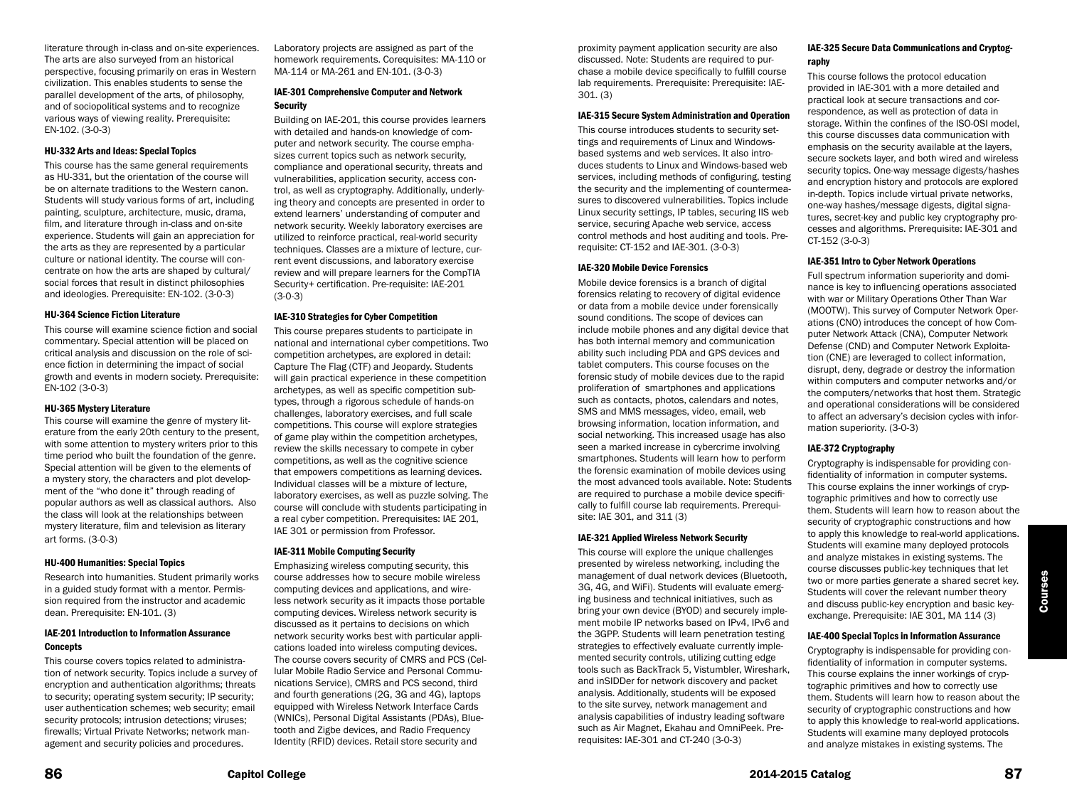literature through in-class and on-site experiences. The arts are also surveyed from an historical perspective, focusing primarily on eras in Western civilization. This enables students to sense the parallel development of the arts, of philosophy, and of sociopolitical systems and to recognize various ways of viewing reality. Prerequisite: EN-102. (3-0-3)

#### HU-332 Arts and Ideas: Special Topics

This course has the same general requirements as HU-331, but the orientation of the course will be on alternate traditions to the Western canon. Students will study various forms of art, including painting, sculpture, architecture, music, drama, film, and literature through in-class and on-site experience. Students will gain an appreciation for the arts as they are represented by a particular culture or national identity. The course will concentrate on how the arts are shaped by cultural/social forces that result in distinct philosophies and ideologies. Prerequisite: EN-102. (3-0-3)

#### HU-364 Science Fiction Literature

This course will examine science fiction and social commentary. Special attention will be placed on critical analysis and discussion on the role of science fiction in determining the impact of social growth and events in modern society. Prerequisite: EN-102 (3-0-3)

#### HU-365 Mystery Literature

This course will examine the genre of mystery literature from the early 20th century to the present, with some attention to mystery writers prior to this time period who built the foundation of the genre. Special attention will be given to the elements of a mystery story, the characters and plot development of the "who done it" through reading of popular authors as well as classical authors. Also the class will look at the relationships between mystery literature, film and television as literary art forms. (3-0-3)

#### HU-400 Humanities: Special Topics

Research into humanities. Student primarily works in a guided study format with a mentor. Permission required from the instructor and academic dean. Prerequisite: EN-101. (3)

#### IAE-201 Introduction to Information Assurance Concepts

This course covers topics related to administration of network security. Topics include a survey of encryption and authentication algorithms; threats to security; operating system security; IP security; user authentication schemes; web security; email security protocols; intrusion detections; viruses; firewalls; Virtual Private Networks; network management and security policies and procedures. Laboratory projects are assigned as part of the homework requirements. Corequisites: MA-110 or MA-114 or MA-261 and EN-101. (3-0-3)

#### IAE-301 Comprehensive Computer and Network Security

Building on IAE-201, this course provides learners with detailed and hands-on knowledge of computer and network security. The course emphasizes current topics such as network security, compliance and operational security, threats and vulnerabilities, application security, access control, as well as cryptography. Additionally, underlying theory and concepts are presented in order to extend learners' understanding of computer and network security. Weekly laboratory exercises are utilized to reinforce practical, real-world security techniques. Classes are a mixture of lecture, current event discussions, and laboratory exercise review and will prepare learners for the CompTIA Security+ certification. Pre-requisite: IAE-201 (3-0-3)

#### IAE-310 Strategies for Cyber Competition

This course prepares students to participate in national and international cyber competitions. Two competition archetypes, are explored in detail: Capture The Flag (CTF) and Jeopardy. Students will gain practical experience in these competition archetypes, as well as specific competition subtypes, through a rigorous schedule of hands-on challenges, laboratory exercises, and full scale competitions. This course will explore strategies of game play within the competition archetypes, review the skills necessary to compete in cyber competitions, as well as the cognitive science that empowers competitions as learning devices. Individual classes will be a mixture of lecture, laboratory exercises, as well as puzzle solving. The course will conclude with students participating in a real cyber competition. Prerequisites: IAE 201, IAE 301 or permission from Professor.

#### IAE-311 Mobile Computing Security

Emphasizing wireless computing security, this course addresses how to secure mobile wireless computing devices and applications, and wireless network security as it impacts those portable computing devices. Wireless network security is discussed as it pertains to decisions on which network security works best with particular applications loaded into wireless computing devices. The course covers security of CMRS and PCS (Cellular Mobile Radio Service and Personal Communications Service), CMRS and PCS second, third and fourth generations (2G, 3G and 4G), laptops equipped with Wireless Network Interface Cards (WNICs), Personal Digital Assistants (PDAs), Bluetooth and Zigbe devices, and Radio Frequency Identity (RFID) devices. Retail store security and proximity payment application security are also discussed. Note: Students are required to purchase a mobile device specifically to fulfill course lab requirements. Prerequisite: Prerequisite: IAE-301. (3)

#### IAE-315 Secure System Administration and Operation

This course introduces students to security settings and requirements of Linux and Windows-based systems and web services. It also introduces students to Linux and Windows-based web services, including methods of configuring, testing the security and the implementing of countermeasures to discovered vulnerabilities. Topics include Linux security settings, IP tables, securing IIS web service, securing Apache web service, access control methods and host auditing and tools. Prerequisite: CT-152 and IAE-301. (3-0-3)

#### IAE-320 Mobile Device Forensics

Mobile device forensics is a branch of digital forensics relating to recovery of digital evidence or data from a mobile device under forensically sound conditions. The scope of devices can include mobile phones and any digital device that has both internal memory and communication ability such including PDA and GPS devices and tablet computers. This course focuses on the forensic study of mobile devices due to the rapid proliferation of smartphones and applications such as contacts, photos, calendars and notes, SMS and MMS messages, video, email, web browsing information, location information, and social networking. This increased usage has also seen a marked increase in cybercrime involving smartphones. Students will learn how to perform the forensic examination of mobile devices using the most advanced tools available. Note: Students are required to purchase a mobile device specifically to fulfill course lab requirements. Prerequisite: IAE 301, and 311 (3)

#### IAE-321 Applied Wireless Network Security

This course will explore the unique challenges presented by wireless networking, including the management of dual network devices (Bluetooth, 3G, 4G, and WiFi). Students will evaluate emerging business and technical initiatives, such as bring your own device (BYOD) and securely implement mobile IP networks based on IPv4, IPv6 and the 3GPP. Students will learn penetration testing strategies to effectively evaluate currently implemented security controls, utilizing cutting edge tools such as BackTrack 5, Vistumbler, Wireshark, and inSIDDer for network discovery and packet analysis. Additionally, students will be exposed to the site survey, network management and analysis capabilities of industry leading software such as Air Magnet, Ekahau and OmniPeek. Prerequisites: IAE-301 and CT-240 (3-0-3)

#### IAE-325 Secure Data Communications and Cryptography

This course follows the protocol education provided in IAE-301 with a more detailed and practical look at secure transactions and correspondence, as well as protection of data in storage. Within the confines of the ISO-OSI model, this course discusses data communication with emphasis on the security available at the layers, secure sockets layer, and both wired and wireless security topics. One-way message digests/hashes and encryption history and protocols are explored in-depth. Topics include virtual private networks, one-way hashes/message digests, digital signatures, secret-key and public key cryptography processes and algorithms. Prerequisite: IAE-301 and CT-152 (3-0-3)

#### IAE-351 Intro to Cyber Network Operations

Full spectrum information superiority and dominance is key to influencing operations associated with war or Military Operations Other Than War (MOOTW). This survey of Computer Network Operations (CNO) introduces the concept of how Computer Network Attack (CNA), Computer Network Defense (CND) and Computer Network Exploitation (CNE) are leveraged to collect information, disrupt, deny, degrade or destroy the information within computers and computer networks and/or the computers/networks that host them. Strategic and operational considerations will be considered to affect an adversary's decision cycles with information superiority. (3-0-3)

#### IAE-372 Cryptography

Cryptography is indispensable for providing confidentiality of information in computer systems. This course explains the inner workings of cryptographic primitives and how to correctly use them. Students will learn how to reason about the security of cryptographic constructions and how to apply this knowledge to real-world applications. Students will examine many deployed protocols and analyze mistakes in existing systems. The course discusses public-key techniques that let two or more parties generate a shared secret key. Students will cover the relevant number theory and discuss public-key encryption and basic key-exchange. Prerequisite: IAE 301, MA 114 (3)

#### IAE-400 Special Topics in Information Assurance

Cryptography is indispensable for providing confidentiality of information in computer systems. This course explains the inner workings of cryptographic primitives and how to correctly use them. Students will learn how to reason about the security of cryptographic constructions and how to apply this knowledge to real-world applications. Students will examine many deployed protocols and analyze mistakes in existing systems. The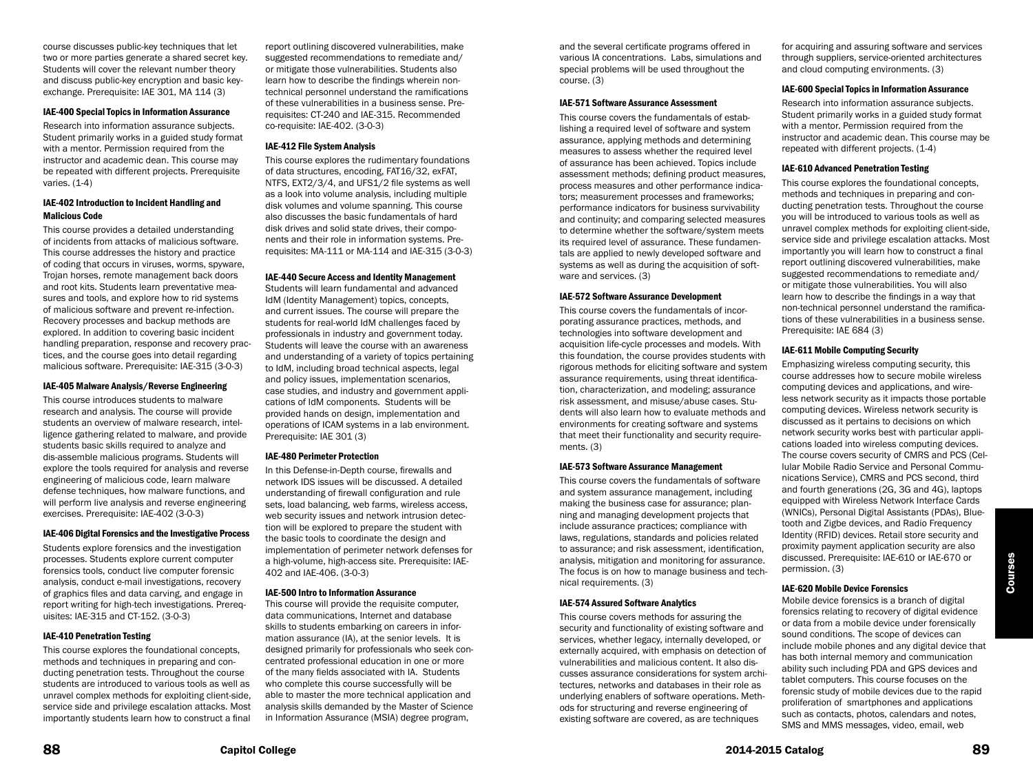course discusses public-key techniques that let two or more parties generate a shared secret key. Students will cover the relevant number theory and discuss public-key encryption and basic key-exchange. Prerequisite: IAE 301, MA 114 (3)

### IAE-400 Special Topics in Information Assurance

Research into information assurance subjects. Student primarily works in a guided study format with a mentor. Permission required from the instructor and academic dean. This course may be repeated with different projects. Prerequisite varies. (1-4)

### IAE-402 Introduction to Incident Handling and Malicious Code

This course provides a detailed understanding of incidents from attacks of malicious software. This course addresses the history and practice of coding that occurs in viruses, worms, spyware, Trojan horses, remote management back doors and root kits. Students learn preventative measures and tools, and explore how to rid systems of malicious software and prevent re-infection. Recovery processes and backup methods are explored. In addition to covering basic incident handling preparation, response and recovery practices, and the course goes into detail regarding malicious software. Prerequisite: IAE-315 (3-0-3)

### IAE-405 Malware Analysis/Reverse Engineering

This course introduces students to malware research and analysis. The course will provide students an overview of malware research, intelligence gathering related to malware, and provide students basic skills required to analyze and dis-assemble malicious programs. Students will explore the tools required for analysis and reverse engineering of malicious code, learn malware defense techniques, how malware functions, and will perform live analysis and reverse engineering exercises. Prerequisite: IAE-402 (3-0-3)

### IAE-406 Digital Forensics and the Investigative Process

Students explore forensics and the investigation processes. Students explore current computer forensics tools, conduct live computer forensic analysis, conduct e-mail investigations, recovery of graphics files and data carving, and engage in report writing for high-tech investigations. Prerequisites: IAE-315 and CT-152. (3-0-3)

### IAE-410 Penetration Testing

This course explores the foundational concepts, methods and techniques in preparing and conducting penetration tests. Throughout the course students are introduced to various tools as well as unravel complex methods for exploiting client-side, service side and privilege escalation attacks. Most importantly students learn how to construct a final report outlining discovered vulnerabilities, make suggested recommendations to remediate and/or mitigate those vulnerabilities. Students also learn how to describe the findings wherein non-technical personnel understand the ramifications of these vulnerabilities in a business sense. Prerequisites: CT-240 and IAE-315. Recommended co-requisite: IAE-402. (3-0-3)

### IAE-412 File System Analysis

This course explores the rudimentary foundations of data structures, encoding, FAT16/32, exFAT, NTFS, EXT2/3/4, and UFS1/2 file systems as well as a look into volume analysis, including multiple disk volumes and volume spanning. This course also discusses the basic fundamentals of hard disk drives and solid state drives, their components and their role in information systems. Prerequisites: MA-111 or MA-114 and IAE-315 (3-0-3)

### IAE-440 Secure Access and Identity Management

Students will learn fundamental and advanced IdM (Identity Management) topics, concepts, and current issues. The course will prepare the students for real-world IdM challenges faced by professionals in industry and government today. Students will leave the course with an awareness and understanding of a variety of topics pertaining to IdM, including broad technical aspects, legal and policy issues, implementation scenarios, case studies, and industry and government applications of IdM components. Students will be provided hands on design, implementation and operations of ICAM systems in a lab environment. Prerequisite: IAE 301 (3)

### IAE-480 Perimeter Protection

In this Defense-in-Depth course, firewalls and network IDS issues will be discussed. A detailed understanding of firewall configuration and rule sets, load balancing, web farms, wireless access, web security issues and network intrusion detection will be explored to prepare the student with the basic tools to coordinate the design and implementation of perimeter network defenses for a high-volume, high-access site. Prerequisite: IAE-402 and IAE-406. (3-0-3)

### IAE-500 Intro to Information Assurance

This course will provide the requisite computer, data communications, Internet and database skills to students embarking on careers in information assurance (IA), at the senior levels. It is designed primarily for professionals who seek concentrated professional education in one or more of the many fields associated with IA. Students who complete this course successfully will be able to master the more technical application and analysis skills demanded by the Master of Science in Information Assurance (MSIA) degree program, and the several certificate programs offered in various IA concentrations. Labs, simulations and special problems will be used throughout the course. (3)

### IAE-571 Software Assurance Assessment

This course covers the fundamentals of establishing a required level of software and system assurance, applying methods and determining measures to assess whether the required level of assurance has been achieved. Topics include assessment methods; defining product measures, process measures and other performance indicators; measurement processes and frameworks; performance indicators for business survivability and continuity; and comparing selected measures to determine whether the software/system meets its required level of assurance. These fundamentals are applied to newly developed software and systems as well as during the acquisition of software and services. (3)

### IAE-572 Software Assurance Development

This course covers the fundamentals of incorporating assurance practices, methods, and technologies into software development and acquisition life-cycle processes and models. With this foundation, the course provides students with rigorous methods for eliciting software and system assurance requirements, using threat identification, characterization, and modeling; assurance risk assessment, and misuse/abuse cases. Students will also learn how to evaluate methods and environments for creating software and systems that meet their functionality and security requirements. (3)

### IAE-573 Software Assurance Management

This course covers the fundamentals of software and system assurance management, including making the business case for assurance; planning and managing development projects that include assurance practices; compliance with laws, regulations, standards and policies related to assurance; and risk assessment, identification, analysis, mitigation and monitoring for assurance. The focus is on how to manage business and technical requirements. (3)

### IAE-574 Assured Software Analytics

This course covers methods for assuring the security and functionality of existing software and services, whether legacy, internally developed, or externally acquired, with emphasis on detection of vulnerabilities and malicious content. It also discusses assurance considerations for system architectures, networks and databases in their role as underlying enablers of software operations. Methods for structuring and reverse engineering of existing software are covered, as are techniques for acquiring and assuring software and services through suppliers, service-oriented architectures and cloud computing environments. (3)

### IAE-600 Special Topics in Information Assurance

Research into information assurance subjects. Student primarily works in a guided study format with a mentor. Permission required from the instructor and academic dean. This course may be repeated with different projects. (1-4)

### IAE-610 Advanced Penetration Testing

This course explores the foundational concepts, methods and techniques in preparing and conducting penetration tests. Throughout the course you will be introduced to various tools as well as unravel complex methods for exploiting client-side, service side and privilege escalation attacks. Most importantly you will learn how to construct a final report outlining discovered vulnerabilities, make suggested recommendations to remediate and/or mitigate those vulnerabilities. You will also learn how to describe the findings in a way that non-technical personnel understand the ramifications of these vulnerabilities in a business sense. Prerequisite: IAE 684 (3)

### IAE-611 Mobile Computing Security

Emphasizing wireless computing security, this course addresses how to secure mobile wireless computing devices and applications, and wireless network security as it impacts those portable computing devices. Wireless network security is discussed as it pertains to decisions on which network security works best with particular applications loaded into wireless computing devices. The course covers security of CMRS and PCS (Cellular Mobile Radio Service and Personal Communications Service), CMRS and PCS second, third and fourth generations (2G, 3G and 4G), laptops equipped with Wireless Network Interface Cards (WNICs), Personal Digital Assistants (PDAs), Bluetooth and Zigbe devices, and Radio Frequency Identity (RFID) devices. Retail store security and proximity payment application security are also discussed. Prerequisite: IAE-610 or IAE-670 or permission. (3)

### IAE-620 Mobile Device Forensics

Mobile device forensics is a branch of digital forensics relating to recovery of digital evidence or data from a mobile device under forensically sound conditions. The scope of devices can include mobile phones and any digital device that has both internal memory and communication ability such including PDA and GPS devices and tablet computers. This course focuses on the forensic study of mobile devices due to the rapid proliferation of smartphones and applications such as contacts, photos, calendars and notes, SMS and MMS messages, video, email, web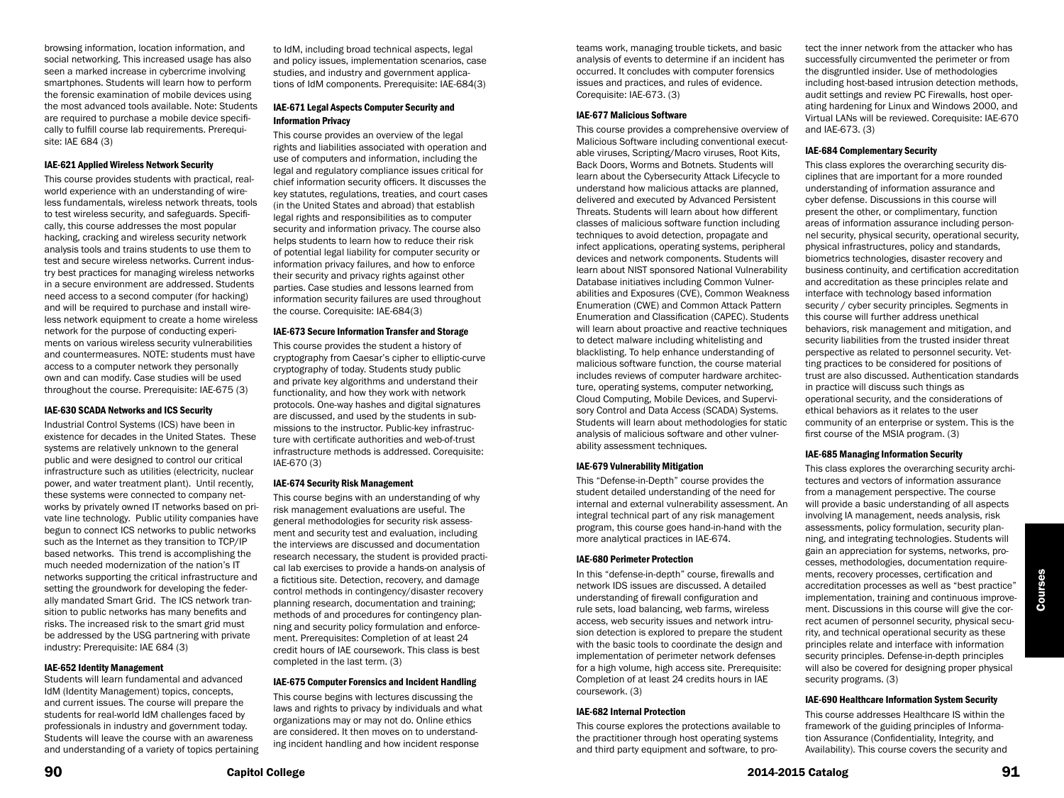browsing information, location information, and social networking. This increased usage has also seen a marked increase in cybercrime involving smartphones. Students will learn how to perform the forensic examination of mobile devices using the most advanced tools available. Note: Students are required to purchase a mobile device specifically to fulfill course lab requirements. Prerequisite: IAE 684 (3)

#### IAE-621 Applied Wireless Network Security

This course provides students with practical, real-world experience with an understanding of wireless fundamentals, wireless network threats, tools to test wireless security, and safeguards. Specifically, this course addresses the most popular hacking, cracking and wireless security network analysis tools and trains students to use them to test and secure wireless networks. Current industry best practices for managing wireless networks in a secure environment are addressed. Students need access to a second computer (for hacking) and will be required to purchase and install wireless network equipment to create a home wireless network for the purpose of conducting experiments on various wireless security vulnerabilities and countermeasures. NOTE: students must have access to a computer network they personally own and can modify. Case studies will be used throughout the course. Prerequisite: IAE-675 (3)

#### IAE-630 SCADA Networks and ICS Security

Industrial Control Systems (ICS) have been in existence for decades in the United States. These systems are relatively unknown to the general public and were designed to control our critical infrastructure such as utilities (electricity, nuclear power, and water treatment plant). Until recently, these systems were connected to company networks by privately owned IT networks based on private line technology. Public utility companies have begun to connect ICS networks to public networks such as the Internet as they transition to TCP/IP based networks. This trend is accomplishing the much needed modernization of the nation's IT networks supporting the critical infrastructure and setting the groundwork for developing the federally mandated Smart Grid. The ICS network transition to public networks has many benefits and risks. The increased risk to the smart grid must be addressed by the USG partnering with private industry: Prerequisite: IAE 684 (3)

#### IAE-652 Identity Management

Students will learn fundamental and advanced IdM (Identity Management) topics, concepts, and current issues. The course will prepare the students for real-world IdM challenges faced by professionals in industry and government today. Students will leave the course with an awareness and understanding of a variety of topics pertaining to IdM, including broad technical aspects, legal and policy issues, implementation scenarios, case studies, and industry and government applications of IdM components. Prerequisite: IAE-684(3)

#### IAE-671 Legal Aspects Computer Security and Information Privacy

This course provides an overview of the legal rights and liabilities associated with operation and use of computers and information, including the legal and regulatory compliance issues critical for chief information security officers. It discusses the key statutes, regulations, treaties, and court cases (in the United States and abroad) that establish legal rights and responsibilities as to computer security and information privacy. The course also helps students to learn how to reduce their risk of potential legal liability for computer security or information privacy failures, and how to enforce their security and privacy rights against other parties. Case studies and lessons learned from information security failures are used throughout the course. Corequisite: IAE-684(3)

#### IAE-673 Secure Information Transfer and Storage

This course provides the student a history of cryptography from Caesar's cipher to elliptic-curve cryptography of today. Students study public and private key algorithms and understand their functionality, and how they work with network protocols. One-way hashes and digital signatures are discussed, and used by the students in submissions to the instructor. Public-key infrastructure with certificate authorities and web-of-trust infrastructure methods is addressed. Corequisite: IAE-670 (3)

#### IAE-674 Security Risk Management

This course begins with an understanding of why risk management evaluations are useful. The general methodologies for security risk assessment and security test and evaluation, including the interviews are discussed and documentation research necessary, the student is provided practical lab exercises to provide a hands-on analysis of a fictitious site. Detection, recovery, and damage control methods in contingency/disaster recovery planning research, documentation and training; methods of and procedures for contingency planning and security policy formulation and enforcement. Prerequisites: Completion of at least 24 credit hours of IAE coursework. This class is best completed in the last term. (3)

#### IAE-675 Computer Forensics and Incident Handling

This course begins with lectures discussing the laws and rights to privacy by individuals and what organizations may or may not do. Online ethics are considered. It then moves on to understanding incident handling and how incident response teams work, managing trouble tickets, and basic analysis of events to determine if an incident has occurred. It concludes with computer forensics issues and practices, and rules of evidence. Corequisite: IAE-673. (3)

#### IAE-677 Malicious Software

This course provides a comprehensive overview of Malicious Software including conventional executable viruses, Scripting/Macro viruses, Root Kits, Back Doors, Worms and Botnets. Students will learn about the Cybersecurity Attack Lifecycle to understand how malicious attacks are planned, delivered and executed by Advanced Persistent Threats. Students will learn about how different classes of malicious software function including techniques to avoid detection, propagate and infect applications, operating systems, peripheral devices and network components. Students will learn about NIST sponsored National Vulnerability Database initiatives including Common Vulnerabilities and Exposures (CVE), Common Weakness Enumeration (CWE) and Common Attack Pattern Enumeration and Classification (CAPEC). Students will learn about proactive and reactive techniques to detect malware including whitelisting and blacklisting. To help enhance understanding of malicious software function, the course material includes reviews of computer hardware architecture, operating systems, computer networking, Cloud Computing, Mobile Devices, and Supervisory Control and Data Access (SCADA) Systems. Students will learn about methodologies for static analysis of malicious software and other vulnerability assessment techniques.

#### IAE-679 Vulnerability Mitigation

This "Defense-in-Depth" course provides the student detailed understanding of the need for internal and external vulnerability assessment. An integral technical part of any risk management program, this course goes hand-in-hand with the more analytical practices in IAE-674.

#### IAE-680 Perimeter Protection

In this "defense-in-depth" course, firewalls and network IDS issues are discussed. A detailed understanding of firewall configuration and rule sets, load balancing, web farms, wireless access, web security issues and network intrusion detection is explored to prepare the student with the basic tools to coordinate the design and implementation of perimeter network defenses for a high volume, high access site. Prerequisite: Completion of at least 24 credits hours in IAE coursework. (3)

#### IAE-682 Internal Protection

This course explores the protections available to the practitioner through host operating systems and third party equipment and software, to protect the inner network from the attacker who has successfully circumvented the perimeter or from the disgruntled insider. Use of methodologies including host-based intrusion detection methods, audit settings and review PC Firewalls, host operating hardening for Linux and Windows 2000, and Virtual LANs will be reviewed. Corequisite: IAE-670 and IAE-673. (3)

#### IAE-684 Complementary Security

This class explores the overarching security disciplines that are important for a more rounded understanding of information assurance and cyber defense. Discussions in this course will present the other, or complimentary, function areas of information assurance including personnel security, physical security, operational security, physical infrastructures, policy and standards, biometrics technologies, disaster recovery and business continuity, and certification accreditation and accreditation as these principles relate and interface with technology based information security / cyber security principles. Segments in this course will further address unethical behaviors, risk management and mitigation, and security liabilities from the trusted insider threat perspective as related to personnel security. Vetting practices to be considered for positions of trust are also discussed. Authentication standards in practice will discuss such things as operational security, and the considerations of ethical behaviors as it relates to the user community of an enterprise or system. This is the first course of the MSIA program. (3)

#### IAE-685 Managing Information Security

This class explores the overarching security architectures and vectors of information assurance from a management perspective. The course will provide a basic understanding of all aspects involving IA management, needs analysis, risk assessments, policy formulation, security planning, and integrating technologies. Students will gain an appreciation for systems, networks, processes, methodologies, documentation requirements, recovery processes, certification and accreditation processes as well as "best practice" implementation, training and continuous improvement. Discussions in this course will give the correct acumen of personnel security, physical security, and technical operational security as these principles relate and interface with information security principles. Defense-in-depth principles will also be covered for designing proper physical security programs. (3)

#### IAE-690 Healthcare Information System Security

This course addresses Healthcare IS within the framework of the guiding principles of Information Assurance (Confidentiality, Integrity, and Availability). This course covers the security and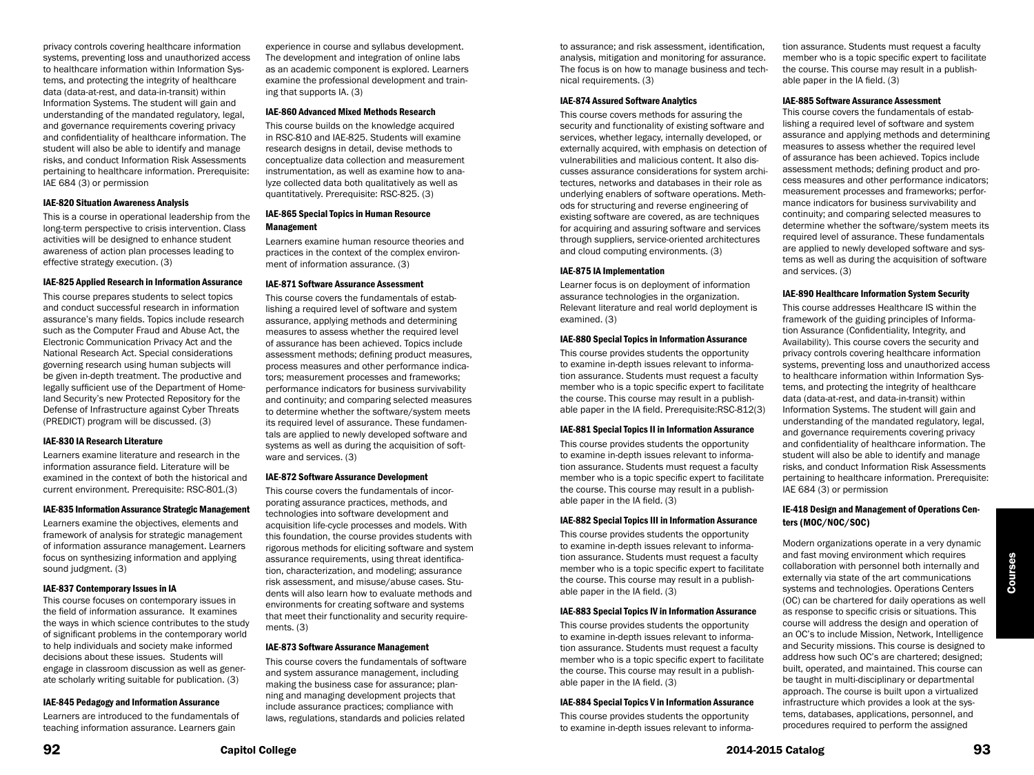privacy controls covering healthcare information systems, preventing loss and unauthorized access to healthcare information within Information Systems, and protecting the integrity of healthcare data (data-at-rest, and data-in-transit) within Information Systems. The student will gain and understanding of the mandated regulatory, legal, and governance requirements covering privacy and confidentiality of healthcare information. The student will also be able to identify and manage risks, and conduct Information Risk Assessments pertaining to healthcare information. Prerequisite: IAE 684 (3) or permission

#### IAE-820 Situation Awareness Analysis

This is a course in operational leadership from the long-term perspective to crisis intervention. Class activities will be designed to enhance student awareness of action plan processes leading to effective strategy execution. (3)

#### IAE-825 Applied Research in Information Assurance

This course prepares students to select topics and conduct successful research in information assurance's many fields. Topics include research such as the Computer Fraud and Abuse Act, the Electronic Communication Privacy Act and the National Research Act. Special considerations governing research using human subjects will be given in-depth treatment. The productive and legally sufficient use of the Department of Homeland Security's new Protected Repository for the Defense of Infrastructure against Cyber Threats (PREDICT) program will be discussed. (3)

#### IAE-830 IA Research Literature

Learners examine literature and research in the information assurance field. Literature will be examined in the context of both the historical and current environment. Prerequisite: RSC-801.(3)

#### IAE-835 Information Assurance Strategic Management

Learners examine the objectives, elements and framework of analysis for strategic management of information assurance management. Learners focus on synthesizing information and applying sound judgment. (3)

#### IAE-837 Contemporary Issues in IA

This course focuses on contemporary issues in the field of information assurance. It examines the ways in which science contributes to the study of significant problems in the contemporary world to help individuals and society make informed decisions about these issues. Students will engage in classroom discussion as well as generate scholarly writing suitable for publication. (3)

#### IAE-845 Pedagogy and Information Assurance

Learners are introduced to the fundamentals of teaching information assurance. Learners gain experience in course and syllabus development. The development and integration of online labs as an academic component is explored. Learners examine the professional development and training that supports IA. (3)

#### IAE-860 Advanced Mixed Methods Research

This course builds on the knowledge acquired in RSC-810 and IAE-825. Students will examine research designs in detail, devise methods to conceptualize data collection and measurement instrumentation, as well as examine how to analyze collected data both qualitatively as well as quantitatively. Prerequisite: RSC-825. (3)

#### IAE-865 Special Topics in Human Resource Management

Learners examine human resource theories and practices in the context of the complex environment of information assurance. (3)

#### IAE-871 Software Assurance Assessment

This course covers the fundamentals of establishing a required level of software and system assurance, applying methods and determining measures to assess whether the required level of assurance has been achieved. Topics include assessment methods; defining product measures, process measures and other performance indicators; measurement processes and frameworks; performance indicators for business survivability and continuity; and comparing selected measures to determine whether the software/system meets its required level of assurance. These fundamentals are applied to newly developed software and systems as well as during the acquisition of software and services. (3)

#### IAE-872 Software Assurance Development

This course covers the fundamentals of incorporating assurance practices, methods, and technologies into software development and acquisition life-cycle processes and models. With this foundation, the course provides students with rigorous methods for eliciting software and system assurance requirements, using threat identification, characterization, and modeling; assurance risk assessment, and misuse/abuse cases. Students will also learn how to evaluate methods and environments for creating software and systems that meet their functionality and security requirements. (3)

#### IAE-873 Software Assurance Management

This course covers the fundamentals of software and system assurance management, including making the business case for assurance; planning and managing development projects that include assurance practices; compliance with laws, regulations, standards and policies related to assurance; and risk assessment, identification, analysis, mitigation and monitoring for assurance. The focus is on how to manage business and technical requirements. (3)

#### IAE-874 Assured Software Analytics

This course covers methods for assuring the security and functionality of existing software and services, whether legacy, internally developed, or externally acquired, with emphasis on detection of vulnerabilities and malicious content. It also discusses assurance considerations for system architectures, networks and databases in their role as underlying enablers of software operations. Methods for structuring and reverse engineering of existing software are covered, as are techniques for acquiring and assuring software and services through suppliers, service-oriented architectures and cloud computing environments. (3)

#### IAE-875 IA Implementation

Learner focus is on deployment of information assurance technologies in the organization. Relevant literature and real world deployment is examined. (3)

#### IAE-880 Special Topics in Information Assurance

This course provides students the opportunity to examine in-depth issues relevant to information assurance. Students must request a faculty member who is a topic specific expert to facilitate the course. This course may result in a publishable paper in the IA field. Prerequisite:RSC-812(3)

#### IAE-881 Special Topics II in Information Assurance

This course provides students the opportunity to examine in-depth issues relevant to information assurance. Students must request a faculty member who is a topic specific expert to facilitate the course. This course may result in a publishable paper in the IA field. (3)

#### IAE-882 Special Topics III in Information Assurance

This course provides students the opportunity to examine in-depth issues relevant to information assurance. Students must request a faculty member who is a topic specific expert to facilitate the course. This course may result in a publishable paper in the IA field. (3)

#### IAE-883 Special Topics IV in Information Assurance

This course provides students the opportunity to examine in-depth issues relevant to information assurance. Students must request a faculty member who is a topic specific expert to facilitate the course. This course may result in a publishable paper in the IA field. (3)

#### IAE-884 Special Topics V in Information Assurance

This course provides students the opportunity to examine in-depth issues relevant to information assurance. Students must request a faculty member who is a topic specific expert to facilitate the course. This course may result in a publishable paper in the IA field. (3)

#### IAE-885 Software Assurance Assessment

This course covers the fundamentals of establishing a required level of software and system assurance and applying methods and determining measures to assess whether the required level of assurance has been achieved. Topics include assessment methods; defining product and process measures and other performance indicators; measurement processes and frameworks; performance indicators for business survivability and continuity; and comparing selected measures to determine whether the software/system meets its required level of assurance. These fundamentals are applied to newly developed software and systems as well as during the acquisition of software and services. (3)

#### IAE-890 Healthcare Information System Security

This course addresses Healthcare IS within the framework of the guiding principles of Information Assurance (Confidentiality, Integrity, and Availability). This course covers the security and privacy controls covering healthcare information systems, preventing loss and unauthorized access to healthcare information within Information Systems, and protecting the integrity of healthcare data (data-at-rest, and data-in-transit) within Information Systems. The student will gain and understanding of the mandated regulatory, legal, and governance requirements covering privacy and confidentiality of healthcare information. The student will also be able to identify and manage risks, and conduct Information Risk Assessments pertaining to healthcare information. Prerequisite: IAE 684 (3) or permission

#### IE-418 Design and Management of Operations Centers (MOC/NOC/SOC)

Modern organizations operate in a very dynamic and fast moving environment which requires collaboration with personnel both internally and externally via state of the art communications systems and technologies. Operations Centers (OC) can be chartered for daily operations as well as response to specific crisis or situations. This course will address the design and operation of an OC's to include Mission, Network, Intelligence and Security missions. This course is designed to address how such OC's are chartered; designed; built, operated, and maintained. This course can be taught in multi-disciplinary or departmental approach. The course is built upon a virtualized infrastructure which provides a look at the systems, databases, applications, personnel, and procedures required to perform the assigned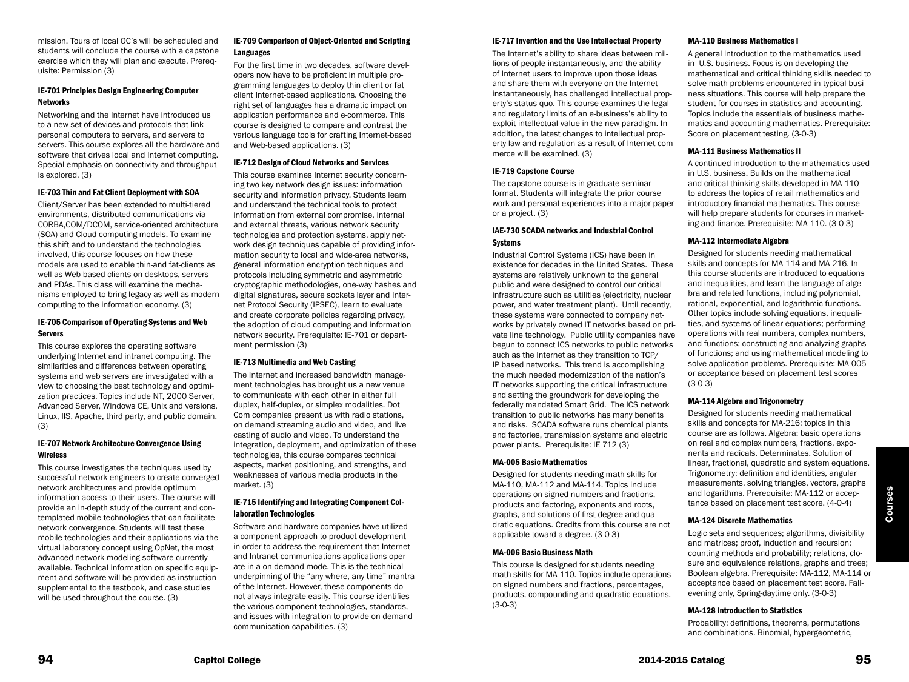mission. Tours of local OC's will be scheduled and students will conclude the course with a capstone exercise which they will plan and execute. Prerequisite: Permission (3)

**IE-701 Principles Design Engineering Computer Networks**

Networking and the Internet have introduced us to a new set of devices and protocols that link personal computers to servers, and servers to servers. This course explores all the hardware and software that drives local and Internet computing. Special emphasis on connectivity and throughput is explored. (3)

**IE-703 Thin and Fat Client Deployment with SOA**

Client/Server has been extended to multi-tiered environments, distributed communications via CORBA,COM/DCOM, service-oriented architecture (SOA) and Cloud computing models. To examine this shift and to understand the technologies involved, this course focuses on how these models are used to enable thin-and fat-clients as well as Web-based clients on desktops, servers and PDAs. This class will examine the mechanisms employed to bring legacy as well as modern computing to the information economy. (3)

**IE-705 Comparison of Operating Systems and Web Servers**

This course explores the operating software underlying Internet and intranet computing. The similarities and differences between operating systems and web servers are investigated with a view to choosing the best technology and optimization practices. Topics include NT, 2000 Server, Advanced Server, Windows CE, Unix and versions, Linux, IIS, Apache, third party, and public domain. (3)

**IE-707 Network Architecture Convergence Using Wireless**

This course investigates the techniques used by successful network engineers to create converged network architectures and provide optimum information access to their users. The course will provide an in-depth study of the current and contemplated mobile technologies that can facilitate network convergence. Students will test these mobile technologies and their applications via the virtual laboratory concept using OpNet, the most advanced network modeling software currently available. Technical information on specific equipment and software will be provided as instruction supplemental to the testbook, and case studies will be used throughout the course. (3)

**IE-709 Comparison of Object-Oriented and Scripting Languages**

For the first time in two decades, software developers now have to be proficient in multiple programming languages to deploy thin client or fat client Internet-based applications. Choosing the right set of languages has a dramatic impact on application performance and e-commerce. This course is designed to compare and contrast the various language tools for crafting Internet-based and Web-based applications. (3)

**IE-712 Design of Cloud Networks and Services**

This course examines Internet security concerning two key network design issues: information security and information privacy. Students learn and understand the technical tools to protect information from external compromise, internal and external threats, various network security technologies and protection systems, apply network design techniques capable of providing information security to local and wide-area networks, general information encryption techniques and protocols including symmetric and asymmetric cryptographic methodologies, one-way hashes and digital signatures, secure sockets layer and Internet Protocol Security (IPSEC), learn to evaluate and create corporate policies regarding privacy, the adoption of cloud computing and information network security. Prerequisite: IE-701 or department permission (3)

**IE-713 Multimedia and Web Casting**

The Internet and increased bandwidth management technologies has brought us a new venue to communicate with each other in either full duplex, half-duplex, or simplex modalities. Dot Com companies present us with radio stations, on demand streaming audio and video, and live casting of audio and video. To understand the integration, deployment, and optimization of these technologies, this course compares technical aspects, market positioning, and strengths, and weaknesses of various media products in the market. (3)

**IE-715 Identifying and Integrating Component Collaboration Technologies**

Software and hardware companies have utilized a component approach to product development in order to address the requirement that Internet and Intranet communications applications operate in a on-demand mode. This is the technical underpinning of the "any where, any time" mantra of the Internet. However, these components do not always integrate easily. This course identifies the various component technologies, standards, and issues with integration to provide on-demand communication capabilities. (3)

**IE-717 Invention and the Use Intellectual Property**

The Internet's ability to share ideas between millions of people instantaneously, and the ability of Internet users to improve upon those ideas and share them with everyone on the Internet instantaneously, has challenged intellectual property's status quo. This course examines the legal and regulatory limits of an e-business's ability to exploit intellectual value in the new paradigm. In addition, the latest changes to intellectual property law and regulation as a result of Internet commerce will be examined. (3)

**IE-719 Capstone Course**

The capstone course is in graduate seminar format. Students will integrate the prior course work and personal experiences into a major paper or a project. (3)

**IAE-730 SCADA networks and Industrial Control Systems**

Industrial Control Systems (ICS) have been in existence for decades in the United States. These systems are relatively unknown to the general public and were designed to control our critical infrastructure such as utilities (electricity, nuclear power, and water treatment plant). Until recently, these systems were connected to company networks by privately owned IT networks based on private line technology. Public utility companies have begun to connect ICS networks to public networks such as the Internet as they transition to TCP/IP based networks. This trend is accomplishing the much needed modernization of the nation's IT networks supporting the critical infrastructure and setting the groundwork for developing the federally mandated Smart Grid. The ICS network transition to public networks has many benefits and risks. SCADA software runs chemical plants and factories, transmission systems and electric power plants. Prerequisite: IE 712 (3)

**MA-005 Basic Mathematics**

Designed for students needing math skills for MA-110, MA-112 and MA-114. Topics include operations on signed numbers and fractions, products and factoring, exponents and roots, graphs, and solutions of first degree and quadratic equations. Credits from this course are not applicable toward a degree. (3-0-3)

**MA-006 Basic Business Math**

This course is designed for students needing math skills for MA-110. Topics include operations on signed numbers and fractions, percentages, products, compounding and quadratic equations. (3-0-3)

**MA-110 Business Mathematics I**

A general introduction to the mathematics used in U.S. business. Focus is on developing the mathematical and critical thinking skills needed to solve math problems encountered in typical business situations. This course will help prepare the student for courses in statistics and accounting. Topics include the essentials of business mathematics and accounting mathematics. Prerequisite: Score on placement testing. (3-0-3)

**MA-111 Business Mathematics II**

A continued introduction to the mathematics used in U.S. business. Builds on the mathematical and critical thinking skills developed in MA-110 to address the topics of retail mathematics and introductory financial mathematics. This course will help prepare students for courses in marketing and finance. Prerequisite: MA-110. (3-0-3)

**MA-112 Intermediate Algebra**

Designed for students needing mathematical skills and concepts for MA-114 and MA-216. In this course students are introduced to equations and inequalities, and learn the language of algebra and related functions, including polynomial, rational, exponential, and logarithmic functions. Other topics include solving equations, inequalities, and systems of linear equations; performing operations with real numbers, complex numbers, and functions; constructing and analyzing graphs of functions; and using mathematical modeling to solve application problems. Prerequisite: MA-005 or acceptance based on placement test scores (3-0-3)

**MA-114 Algebra and Trigonometry**

Designed for students needing mathematical skills and concepts for MA-216; topics in this course are as follows. Algebra: basic operations on real and complex numbers, fractions, exponents and radicals. Determinates. Solution of linear, fractional, quadratic and system equations. Trigonometry: definition and identities, angular measurements, solving triangles, vectors, graphs and logarithms. Prerequisite: MA-112 or acceptance based on placement test score. (4-0-4)

**MA-124 Discrete Mathematics**

Logic sets and sequences; algorithms, divisibility and matrices; proof, induction and recursion; counting methods and probability; relations, closure and equivalence relations, graphs and trees; Boolean algebra. Prerequisite: MA-112, MA-114 or acceptance based on placement test score. Fall-evening only, Spring-daytime only. (3-0-3)

**MA-128 Introduction to Statistics**

Probability: definitions, theorems, permutations and combinations. Binomial, hypergeometric,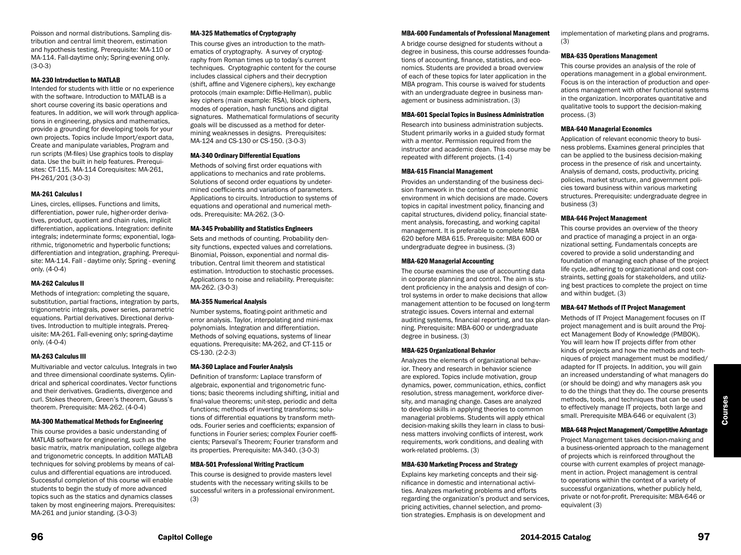Poisson and normal distributions. Sampling distribution and central limit theorem, estimation and hypothesis testing. Prerequisite: MA-110 or MA-114. Fall-daytime only; Spring-evening only. (3-0-3)

#### MA-230 Introduction to MATLAB

Intended for students with little or no experience with the software. Introduction to MATLAB is a short course covering its basic operations and features. In addition, we will work through applications in engineering, physics and mathematics, provide a grounding for developing tools for your own projects. Topics include Import/export data, Create and manipulate variables, Program and run scripts (M-files) Use graphics tools to display data. Use the built in help features. Prerequisites: CT-115. MA-114 Corequisites: MA-261, PH-261/201 (3-0-3)

#### MA-261 Calculus I

Lines, circles, ellipses. Functions and limits, differentiation, power rule, higher-order derivatives, product, quotient and chain rules, implicit differentiation, applications. Integration: definite integrals; indeterminate forms; exponential, logarithmic, trigonometric and hyperbolic functions; differentiation and integration, graphing. Prerequisite: MA-114. Fall - daytime only; Spring - evening only. (4-0-4)

#### MA-262 Calculus II

Methods of integration: completing the square, substitution, partial fractions, integration by parts, trigonometric integrals, power series, parametric equations. Partial derivatives. Directional derivatives. Introduction to multiple integrals. Prerequisite: MA-261. Fall-evening only; spring-daytime only. (4-0-4)

#### MA-263 Calculus III

Multivariable and vector calculus. Integrals in two and three dimensional coordinate systems. Cylindrical and spherical coordinates. Vector functions and their derivatives. Gradients, divergence and curl. Stokes theorem, Green's theorem, Gauss's theorem. Prerequisite: MA-262. (4-0-4)

#### MA-300 Mathematical Methods for Engineering

This course provides a basic understanding of MATLAB software for engineering, such as the basic matrix, matrix manipulation, college algebra and trigonometric concepts. In addition MATLAB techniques for solving problems by means of calculus and differential equations are introduced. Successful completion of this course will enable students to begin the study of more advanced topics such as the statics and dynamics classes taken by most engineering majors. Prerequisites: MA-261 and junior standing. (3-0-3)

#### MA-325 Mathematics of Cryptography

This course gives an introduction to the mathematics of cryptography. A survey of cryptography from Roman times up to today's current techniques. Cryptographic content for the course includes classical ciphers and their decryption (shift, affine and Vigenere ciphers), key exchange protocols (main example: Diffie-Hellman), public key ciphers (main example: RSA), block ciphers, modes of operation, hash functions and digital signatures. Mathematical formulations of security goals will be discussed as a method for determining weaknesses in designs. Prerequisites: MA-124 and CS-130 or CS-150. (3-0-3)

#### MA-340 Ordinary Differential Equations

Methods of solving first order equations with applications to mechanics and rate problems. Solutions of second order equations by undetermined coefficients and variations of parameters. Applications to circuits. Introduction to systems of equations and operational and numerical methods. Prerequisite: MA-262. (3-0-

#### MA-345 Probability and Statistics Engineers

Sets and methods of counting. Probability density functions, expected values and correlations. Binomial, Poisson, exponential and normal distribution. Central limit theorem and statistical estimation. Introduction to stochastic processes. Applications to noise and reliability. Prerequisite: MA-262. (3-0-3)

#### MA-355 Numerical Analysis

Number systems, floating-point arithmetic and error analysis. Taylor, interpolating and mini-max polynomials. Integration and differentiation. Methods of solving equations, systems of linear equations. Prerequisite: MA-262, and CT-115 or CS-130. (2-2-3)

#### MA-360 Laplace and Fourier Analysis

Definition of transform: Laplace transform of algebraic, exponential and trigonometric functions; basic theorems including shifting, initial and final-value theorems; unit-step, periodic and delta functions; methods of inverting transforms; solutions of differential equations by transform methods. Fourier series and coefficients; expansion of functions in Fourier series; complex Fourier coefficients; Parseval's Theorem; Fourier transform and its properties. Prerequisite: MA-340. (3-0-3)

#### MBA-501 Professional Writing Practicum

This course is designed to provide masters level students with the necessary writing skills to be successful writers in a professional environment. (3)

#### MBA-600 Fundamentals of Professional Management

A bridge course designed for students without a degree in business, this course addresses foundations of accounting, finance, statistics, and economics. Students are provided a broad overview of each of these topics for later application in the MBA program. This course is waived for students with an undergraduate degree in business management or business administration. (3)

#### MBA-601 Special Topics in Business Administration

Research into business administration subjects. Student primarily works in a guided study format with a mentor. Permission required from the instructor and academic dean. This course may be repeated with different projects. (1-4)

#### MBA-615 Financial Management

Provides an understanding of the business decision framework in the context of the economic environment in which decisions are made. Covers topics in capital investment policy, financing and capital structures, dividend policy, financial statement analysis, forecasting, and working capital management. It is preferable to complete MBA 620 before MBA 615. Prerequisite: MBA 600 or undergraduate degree in business. (3)

#### MBA-620 Managerial Accounting

The course examines the use of accounting data in corporate planning and control. The aim is student proficiency in the analysis and design of control systems in order to make decisions that allow management attention to be focused on long-term strategic issues. Covers internal and external auditing systems, financial reporting, and tax planning. Prerequisite: MBA-600 or undergraduate degree in business. (3)

#### MBA-625 Organizational Behavior

Analyzes the elements of organizational behavior. Theory and research in behavior science are explored. Topics include motivation, group dynamics, power, communication, ethics, conflict resolution, stress management, workforce diversity, and managing change. Cases are analyzed to develop skills in applying theories to common managerial problems. Students will apply ethical decision-making skills they learn in class to business matters involving conflicts of interest, work requirements, work conditions, and dealing with work-related problems. (3)

#### MBA-630 Marketing Process and Strategy

Explains key marketing concepts and their significance in domestic and international activities. Analyzes marketing problems and efforts regarding the organization's product and services, pricing activities, channel selection, and promotion strategies. Emphasis is on development and implementation of marketing plans and programs. (3)

#### MBA-635 Operations Management

This course provides an analysis of the role of operations management in a global environment. Focus is on the interaction of production and operations management with other functional systems in the organization. Incorporates quantitative and qualitative tools to support the decision-making process. (3)

#### MBA-640 Managerial Economics

Application of relevant economic theory to business problems. Examines general principles that can be applied to the business decision-making process in the presence of risk and uncertainty. Analysis of demand, costs, productivity, pricing policies, market structure, and government policies toward business within various marketing structures. Prerequisite: undergraduate degree in business (3)

#### MBA-646 Project Management

This course provides an overview of the theory and practice of managing a project in an organizational setting. Fundamentals concepts are covered to provide a solid understanding and foundation of managing each phase of the project life cycle, adhering to organizational and cost constraints, setting goals for stakeholders, and utilizing best practices to complete the project on time and within budget. (3)

#### MBA-647 Methods of IT Project Management

Methods of IT Project Management focuses on IT project management and is built around the Project Management Body of Knowledge (PMBOK). You will learn how IT projects differ from other kinds of projects and how the methods and techniques of project management must be modified/adapted for IT projects. In addition, you will gain an increased understanding of what managers do (or should be doing) and why managers ask you to do the things that they do. The course presents methods, tools, and techniques that can be used to effectively manage IT projects, both large and small. Prerequisite MBA-646 or equivalent (3)

#### MBA-648 Project Management/Competitive Advantage

Project Management takes decision-making and a business-oriented approach to the management of projects which is reinforced throughout the course with current examples of project management in action. Project management is central to operations within the context of a variety of successful organizations, whether publicly held, private or not-for-profit. Prerequisite: MBA-646 or equivalent (3)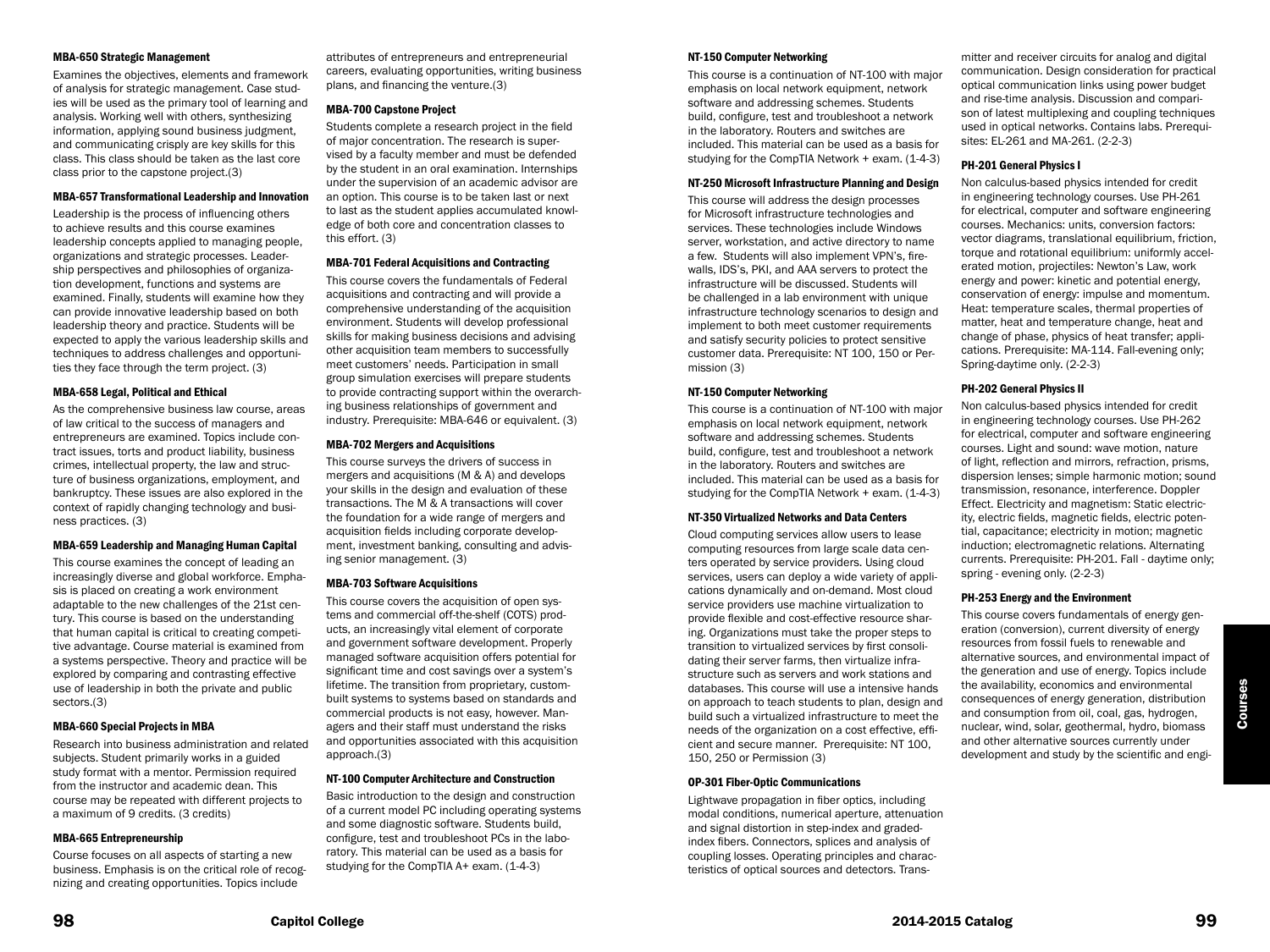#### MBA-650 Strategic Management

Examines the objectives, elements and framework of analysis for strategic management. Case studies will be used as the primary tool of learning and analysis. Working well with others, synthesizing information, applying sound business judgment, and communicating crisply are key skills for this class. This class should be taken as the last core class prior to the capstone project.(3)

#### MBA-657 Transformational Leadership and Innovation

Leadership is the process of influencing others to achieve results and this course examines leadership concepts applied to managing people, organizations and strategic processes. Leadership perspectives and philosophies of organization development, functions and systems are examined. Finally, students will examine how they can provide innovative leadership based on both leadership theory and practice. Students will be expected to apply the various leadership skills and techniques to address challenges and opportunities they face through the term project. (3)

#### MBA-658 Legal, Political and Ethical

As the comprehensive business law course, areas of law critical to the success of managers and entrepreneurs are examined. Topics include contract issues, torts and product liability, business crimes, intellectual property, the law and structure of business organizations, employment, and bankruptcy. These issues are also explored in the context of rapidly changing technology and business practices. (3)

#### MBA-659 Leadership and Managing Human Capital

This course examines the concept of leading an increasingly diverse and global workforce. Emphasis is placed on creating a work environment adaptable to the new challenges of the 21st century. This course is based on the understanding that human capital is critical to creating competitive advantage. Course material is examined from a systems perspective. Theory and practice will be explored by comparing and contrasting effective use of leadership in both the private and public sectors.(3)

#### MBA-660 Special Projects in MBA

Research into business administration and related subjects. Student primarily works in a guided study format with a mentor. Permission required from the instructor and academic dean. This course may be repeated with different projects to a maximum of 9 credits. (3 credits)

#### MBA-665 Entrepreneurship

Course focuses on all aspects of starting a new business. Emphasis is on the critical role of recognizing and creating opportunities. Topics include attributes of entrepreneurs and entrepreneurial careers, evaluating opportunities, writing business plans, and financing the venture.(3)

#### MBA-700 Capstone Project

Students complete a research project in the field of major concentration. The research is supervised by a faculty member and must be defended by the student in an oral examination. Internships under the supervision of an academic advisor are an option. This course is to be taken last or next to last as the student applies accumulated knowledge of both core and concentration classes to this effort. (3)

#### MBA-701 Federal Acquisitions and Contracting

This course covers the fundamentals of Federal acquisitions and contracting and will provide a comprehensive understanding of the acquisition environment. Students will develop professional skills for making business decisions and advising other acquisition team members to successfully meet customers' needs. Participation in small group simulation exercises will prepare students to provide contracting support within the overarching business relationships of government and industry. Prerequisite: MBA-646 or equivalent. (3)

#### MBA-702 Mergers and Acquisitions

This course surveys the drivers of success in mergers and acquisitions (M & A) and develops your skills in the design and evaluation of these transactions. The M & A transactions will cover the foundation for a wide range of mergers and acquisition fields including corporate development, investment banking, consulting and advising senior management. (3)

#### MBA-703 Software Acquisitions

This course covers the acquisition of open systems and commercial off-the-shelf (COTS) products, an increasingly vital element of corporate and government software development. Properly managed software acquisition offers potential for significant time and cost savings over a system's lifetime. The transition from proprietary, custom-built systems to systems based on standards and commercial products is not easy, however. Managers and their staff must understand the risks and opportunities associated with this acquisition approach.(3)

#### NT-100 Computer Architecture and Construction

Basic introduction to the design and construction of a current model PC including operating systems and some diagnostic software. Students build, configure, test and troubleshoot PCs in the laboratory. This material can be used as a basis for studying for the CompTIA A+ exam. (1-4-3)

#### NT-150 Computer Networking

This course is a continuation of NT-100 with major emphasis on local network equipment, network software and addressing schemes. Students build, configure, test and troubleshoot a network in the laboratory. Routers and switches are included. This material can be used as a basis for studying for the CompTIA Network + exam. (1-4-3)

#### NT-250 Microsoft Infrastructure Planning and Design

This course will address the design processes for Microsoft infrastructure technologies and services. These technologies include Windows server, workstation, and active directory to name a few. Students will also implement VPN's, firewalls, IDS's, PKI, and AAA servers to protect the infrastructure will be discussed. Students will be challenged in a lab environment with unique infrastructure technology scenarios to design and implement to both meet customer requirements and satisfy security policies to protect sensitive customer data. Prerequisite: NT 100, 150 or Permission (3)

#### NT-150 Computer Networking

This course is a continuation of NT-100 with major emphasis on local network equipment, network software and addressing schemes. Students build, configure, test and troubleshoot a network in the laboratory. Routers and switches are included. This material can be used as a basis for studying for the CompTIA Network + exam. (1-4-3)

#### NT-350 Virtualized Networks and Data Centers

Cloud computing services allow users to lease computing resources from large scale data centers operated by service providers. Using cloud services, users can deploy a wide variety of applications dynamically and on-demand. Most cloud service providers use machine virtualization to provide flexible and cost-effective resource sharing. Organizations must take the proper steps to transition to virtualized services by first consolidating their server farms, then virtualize infrastructure such as servers and work stations and databases. This course will use a intensive hands on approach to teach students to plan, design and build such a virtualized infrastructure to meet the needs of the organization on a cost effective, efficient and secure manner. Prerequisite: NT 100, 150, 250 or Permission (3)

#### OP-301 Fiber-Optic Communications

Lightwave propagation in fiber optics, including modal conditions, numerical aperture, attenuation and signal distortion in step-index and graded-index fibers. Connectors, splices and analysis of coupling losses. Operating principles and characteristics of optical sources and detectors. Transmitter and receiver circuits for analog and digital communication. Design consideration for practical optical communication links using power budget and rise-time analysis. Discussion and comparison of latest multiplexing and coupling techniques used in optical networks. Contains labs. Prerequisites: EL-261 and MA-261. (2-2-3)

#### PH-201 General Physics I

Non calculus-based physics intended for credit in engineering technology courses. Use PH-261 for electrical, computer and software engineering courses. Mechanics: units, conversion factors: vector diagrams, translational equilibrium, friction, torque and rotational equilibrium: uniformly accelerated motion, projectiles: Newton's Law, work energy and power: kinetic and potential energy, conservation of energy: impulse and momentum. Heat: temperature scales, thermal properties of matter, heat and temperature change, heat and change of phase, physics of heat transfer; applications. Prerequisite: MA-114. Fall-evening only; Spring-daytime only. (2-2-3)

#### PH-202 General Physics II

Non calculus-based physics intended for credit in engineering technology courses. Use PH-262 for electrical, computer and software engineering courses. Light and sound: wave motion, nature of light, reflection and mirrors, refraction, prisms, dispersion lenses; simple harmonic motion; sound transmission, resonance, interference. Doppler Effect. Electricity and magnetism: Static electricity, electric fields, magnetic fields, electric potential, capacitance; electricity in motion; magnetic induction; electromagnetic relations. Alternating currents. Prerequisite: PH-201. Fall - daytime only; spring - evening only. (2-2-3)

#### PH-253 Energy and the Environment

This course covers fundamentals of energy generation (conversion), current diversity of energy resources from fossil fuels to renewable and alternative sources, and environmental impact of the generation and use of energy. Topics include the availability, economics and environmental consequences of energy generation, distribution and consumption from oil, coal, gas, hydrogen, nuclear, wind, solar, geothermal, hydro, biomass and other alternative sources currently under development and study by the scientific and engi-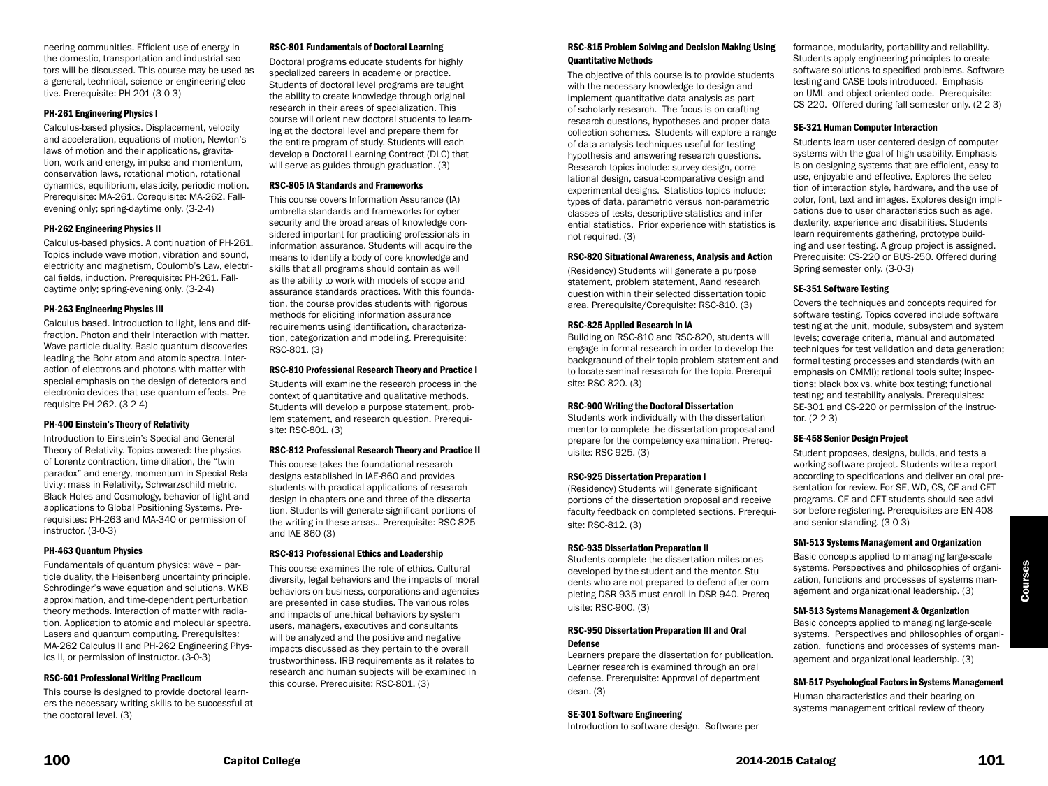neering communities. Efficient use of energy in the domestic, transportation and industrial sectors will be discussed. This course may be used as a general, technical, science or engineering elective. Prerequisite: PH-201 (3-0-3)

#### PH-261 Engineering Physics I

Calculus-based physics. Displacement, velocity and acceleration, equations of motion, Newton's laws of motion and their applications, gravitation, work and energy, impulse and momentum, conservation laws, rotational motion, rotational dynamics, equilibrium, elasticity, periodic motion. Prerequisite: MA-261. Corequisite: MA-262. Fall-evening only; spring-daytime only. (3-2-4)

#### PH-262 Engineering Physics II

Calculus-based physics. A continuation of PH-261. Topics include wave motion, vibration and sound, electricity and magnetism, Coulomb's Law, electrical fields, induction. Prerequisite: PH-261. Fall-daytime only; spring-evening only. (3-2-4)

#### PH-263 Engineering Physics III

Calculus based. Introduction to light, lens and diffraction. Photon and their interaction with matter. Wave-particle duality. Basic quantum discoveries leading the Bohr atom and atomic spectra. Interaction of electrons and photons with matter with special emphasis on the design of detectors and electronic devices that use quantum effects. Prerequisite PH-262. (3-2-4)

#### PH-400 Einstein's Theory of Relativity

Introduction to Einstein's Special and General Theory of Relativity. Topics covered: the physics of Lorentz contraction, time dilation, the "twin paradox" and energy, momentum in Special Relativity; mass in Relativity, Schwarzschild metric, Black Holes and Cosmology, behavior of light and applications to Global Positioning Systems. Prerequisites: PH-263 and MA-340 or permission of instructor. (3-0-3)

#### PH-463 Quantum Physics

Fundamentals of quantum physics: wave – particle duality, the Heisenberg uncertainty principle. Schrodinger's wave equation and solutions. WKB approximation, and time-dependent perturbation theory methods. Interaction of matter with radiation. Application to atomic and molecular spectra. Lasers and quantum computing. Prerequisites: MA-262 Calculus II and PH-262 Engineering Physics II, or permission of instructor. (3-0-3)

#### RSC-601 Professional Writing Practicum

This course is designed to provide doctoral learners the necessary writing skills to be successful at the doctoral level. (3)

#### RSC-801 Fundamentals of Doctoral Learning

Doctoral programs educate students for highly specialized careers in academe or practice. Students of doctoral level programs are taught the ability to create knowledge through original research in their areas of specialization. This course will orient new doctoral students to learning at the doctoral level and prepare them for the entire program of study. Students will each develop a Doctoral Learning Contract (DLC) that will serve as guides through graduation. (3)

#### RSC-805 IA Standards and Frameworks

This course covers Information Assurance (IA) umbrella standards and frameworks for cyber security and the broad areas of knowledge considered important for practicing professionals in information assurance. Students will acquire the means to identify a body of core knowledge and skills that all programs should contain as well as the ability to work with models of scope and assurance standards practices. With this foundation, the course provides students with rigorous methods for eliciting information assurance requirements using identification, characterization, categorization and modeling. Prerequisite: RSC-801. (3)

#### RSC-810 Professional Research Theory and Practice I

Students will examine the research process in the context of quantitative and qualitative methods. Students will develop a purpose statement, problem statement, and research question. Prerequisite: RSC-801. (3)

#### RSC-812 Professional Research Theory and Practice II

This course takes the foundational research designs established in IAE-860 and provides students with practical applications of research design in chapters one and three of the dissertation. Students will generate significant portions of the writing in these areas.. Prerequisite: RSC-825 and IAE-860 (3)

#### RSC-813 Professional Ethics and Leadership

This course examines the role of ethics. Cultural diversity, legal behaviors and the impacts of moral behaviors on business, corporations and agencies are presented in case studies. The various roles and impacts of unethical behaviors by system users, managers, executives and consultants will be analyzed and the positive and negative impacts discussed as they pertain to the overall trustworthiness. IRB requirements as it relates to research and human subjects will be examined in this course. Prerequisite: RSC-801. (3)

#### RSC-815 Problem Solving and Decision Making Using Quantitative Methods

The objective of this course is to provide students with the necessary knowledge to design and implement quantitative data analysis as part of scholarly research. The focus is on crafting research questions, hypotheses and proper data collection schemes. Students will explore a range of data analysis techniques useful for testing hypothesis and answering research questions. Research topics include: survey design, correlational design, casual-comparative design and experimental designs. Statistics topics include: types of data, parametric versus non-parametric classes of tests, descriptive statistics and inferential statistics. Prior experience with statistics is not required. (3)

#### RSC-820 Situational Awareness, Analysis and Action

(Residency) Students will generate a purpose statement, problem statement, Aand research question within their selected dissertation topic area. Prerequisite/Corequisite: RSC-810. (3)

#### RSC-825 Applied Research in IA

Building on RSC-810 and RSC-820, students will engage in formal research in order to develop the backgraound of their topic problem statement and to locate seminal research for the topic. Prerequisite: RSC-820. (3)

#### RSC-900 Writing the Doctoral Dissertation

Students work individually with the dissertation mentor to complete the dissertation proposal and prepare for the competency examination. Prerequisite: RSC-925. (3)

#### RSC-925 Dissertation Preparation I

(Residency) Students will generate significant portions of the dissertation proposal and receive faculty feedback on completed sections. Prerequisite: RSC-812. (3)

#### RSC-935 Dissertation Preparation II

Students complete the dissertation milestones developed by the student and the mentor. Students who are not prepared to defend after completing DSR-935 must enroll in DSR-940. Prerequisite: RSC-900. (3)

#### RSC-950 Dissertation Preparation III and Oral Defense

Learners prepare the dissertation for publication. Learner research is examined through an oral defense. Prerequisite: Approval of department dean. (3)

#### SE-301 Software Engineering

Introduction to software design. Software performance, modularity, portability and reliability. Students apply engineering principles to create software solutions to specified problems. Software testing and CASE tools introduced. Emphasis on UML and object-oriented code. Prerequisite: CS-220. Offered during fall semester only. (2-2-3)

#### SE-321 Human Computer Interaction

Students learn user-centered design of computer systems with the goal of high usability. Emphasis is on designing systems that are efficient, easy-to-use, enjoyable and effective. Explores the selection of interaction style, hardware, and the use of color, font, text and images. Explores design implications due to user characteristics such as age, dexterity, experience and disabilities. Students learn requirements gathering, prototype building and user testing. A group project is assigned. Prerequisite: CS-220 or BUS-250. Offered during Spring semester only. (3-0-3)

#### SE-351 Software Testing

Covers the techniques and concepts required for software testing. Topics covered include software testing at the unit, module, subsystem and system levels; coverage criteria, manual and automated techniques for test validation and data generation; formal testing processes and standards (with an emphasis on CMMI); rational tools suite; inspections; black box vs. white box testing; functional testing; and testability analysis. Prerequisites: SE-301 and CS-220 or permission of the instructor. (2-2-3)

#### SE-458 Senior Design Project

Student proposes, designs, builds, and tests a working software project. Students write a report according to specifications and deliver an oral presentation for review. For SE, WD, CS, CE and CET programs. CE and CET students should see advisor before registering. Prerequisites are EN-408 and senior standing. (3-0-3)

#### SM-513 Systems Management and Organization

Basic concepts applied to managing large-scale systems. Perspectives and philosophies of organization, functions and processes of systems management and organizational leadership. (3)

#### SM-513 Systems Management & Organization

Basic concepts applied to managing large-scale systems. Perspectives and philosophies of organization, functions and processes of systems management and organizational leadership. (3)

#### SM-517 Psychological Factors in Systems Management

Human characteristics and their bearing on systems management critical review of theory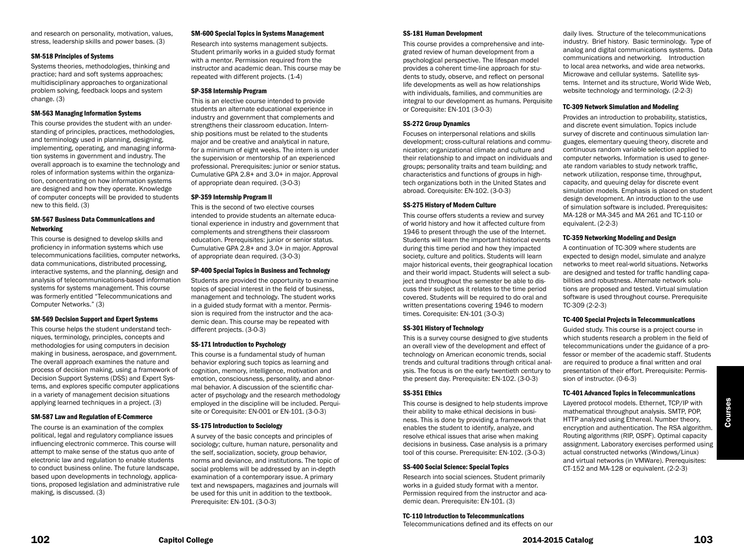and research on personality, motivation, values, stress, leadership skills and power bases. (3)

### SM-518 Principles of Systems

Systems theories, methodologies, thinking and practice; hard and soft systems approaches; multidisciplinary approaches to organizational problem solving, feedback loops and system change. (3)

### SM-563 Managing Information Systems

This course provides the student with an understanding of principles, practices, methodologies, and terminology used in planning, designing, implementing, operating, and managing information systems in government and industry. The overall approach is to examine the technology and roles of information systems within the organization, concentrating on how information systems are designed and how they operate. Knowledge of computer concepts will be provided to students new to this field. (3)

### SM-567 Business Data Communications and Networking

This course is designed to develop skills and proficiency in information systems which use telecommunications facilities, computer networks, data communications, distributed processing, interactive systems, and the planning, design and analysis of telecommunications-based information systems for systems management. This course was formerly entitled "Telecommunications and Computer Networks." (3)

### SM-569 Decision Support and Expert Systems

This course helps the student understand techniques, terminology, principles, concepts and methodologies for using computers in decision making in business, aerospace, and government. The overall approach examines the nature and process of decision making, using a framework of Decision Support Systems (DSS) and Expert Systems, and explores specific computer applications in a variety of management decision situations applying learned techniques in a project. (3)

### SM-587 Law and Regulation of E-Commerce

The course is an examination of the complex political, legal and regulatory compliance issues influencing electronic commerce. This course will attempt to make sense of the status quo ante of electronic law and regulation to enable students to conduct business online. The future landscape, based upon developments in technology, applications, proposed legislation and administrative rule making, is discussed. (3)

### SM-600 Special Topics in Systems Management

Research into systems management subjects. Student primarily works in a guided study format with a mentor. Permission required from the instructor and academic dean. This course may be repeated with different projects. (1-4)

### SP-358 Internship Program

This is an elective course intended to provide students an alternate educational experience in industry and government that complements and strengthens their classroom education. Internship positions must be related to the students major and be creative and analytical in nature, for a minimum of eight weeks. The intern is under the supervision or mentorship of an experienced professional. Prerequisites: junior or senior status. Cumulative GPA 2.8+ and 3.0+ in major. Approval of appropriate dean required. (3-0-3)

### SP-359 Internship Program II

This is the second of two elective courses intended to provide students an alternate educational experience in industry and government that complements and strengthens their classroom education. Prerequisites: junior or senior status. Cumulative GPA 2.8+ and 3.0+ in major. Approval of appropriate dean required. (3-0-3)

### SP-400 Special Topics in Business and Technology

Students are provided the opportunity to examine topics of special interest in the field of business, management and technology. The student works in a guided study format with a mentor. Permission is required from the instructor and the academic dean. This course may be repeated with different projects. (3-0-3)

### SS-171 Introduction to Psychology

This course is a fundamental study of human behavior exploring such topics as learning and cognition, memory, intelligence, motivation and emotion, consciousness, personality, and abnormal behavior. A discussion of the scientific character of psychology and the research methodology employed in the discipline will be included. Perquisite or Corequisite: EN-001 or EN-101. (3-0-3)

### SS-175 Introduction to Sociology

A survey of the basic concepts and principles of sociology; culture, human nature, personality and the self, socialization, society, group behavior, norms and deviance, and institutions. The topic of social problems will be addressed by an in-depth examination of a contemporary issue. A primary text and newspapers, magazines and journals will be used for this unit in addition to the textbook. Prerequisite: EN-101. (3-0-3)

### SS-181 Human Development

This course provides a comprehensive and integrated review of human development from a psychological perspective. The lifespan model provides a coherent time-line approach for students to study, observe, and reflect on personal life developments as well as how relationships with individuals, families, and communities are integral to our development as humans. Perquisite or Corequisite: EN-101 (3-0-3)

### SS-272 Group Dynamics

Focuses on interpersonal relations and skills development; cross-cultural relations and communication; organizational climate and culture and their relationship to and impact on individuals and groups; personality traits and team building; and characteristics and functions of groups in high-tech organizations both in the United States and abroad. Corequisite: EN-102. (3-0-3)

### SS-275 History of Modern Culture

This course offers students a review and survey of world history and how it affected culture from 1946 to present through the use of the Internet. Students will learn the important historical events during this time period and how they impacted society, culture and politics. Students will learn major historical events, their geographical location and their world impact. Students will select a subject and throughout the semester be able to discuss their subject as it relates to the time period covered. Students will be required to do oral and written presentations covering 1946 to modern times. Corequisite: EN-101 (3-0-3)

### SS-301 History of Technology

This is a survey course designed to give students an overall view of the development and effect of technology on American economic trends, social trends and cultural traditions through critical analysis. The focus is on the early twentieth century to the present day. Prerequisite: EN-102. (3-0-3)

### SS-351 Ethics

This course is designed to help students improve their ability to make ethical decisions in business. This is done by providing a framework that enables the student to identify, analyze, and resolve ethical issues that arise when making decisions in business. Case analysis is a primary tool of this course. Prerequisite: EN-102. (3-0-3)

### SS-400 Social Science: Special Topics

Research into social sciences. Student primarily works in a guided study format with a mentor. Permission required from the instructor and academic dean. Prerequisite: EN-101. (3)

### TC-110 Introduction to Telecommunications

Telecommunications defined and its effects on our daily lives. Structure of the telecommunications industry. Brief history. Basic terminology. Type of analog and digital communications systems. Data communications and networking. Introduction to local area networks, and wide area networks. Microwave and cellular systems. Satellite systems. Internet and its structure, World Wide Web, website technology and terminology. (2-2-3)

### TC-309 Network Simulation and Modeling

Provides an introduction to probability, statistics, and discrete event simulation. Topics include survey of discrete and continuous simulation languages, elementary queuing theory, discrete and continuous random variable selection applied to computer networks. Information is used to generate random variables to study network traffic, network utilization, response time, throughput, capacity, and queuing delay for discrete event simulation models. Emphasis is placed on student design development. An introduction to the use of simulation software is included. Prerequisites: MA-128 or MA-345 and MA 261 and TC-110 or equivalent. (2-2-3)

### TC-359 Networking Modeling and Design

A continuation of TC-309 where students are expected to design model, simulate and analyze networks to meet real-world situations. Networks are designed and tested for traffic handling capabilities and robustness. Alternate network solutions are proposed and tested. Virtual simulation software is used throughout course. Prerequisite TC-309 (2-2-3)

### TC-400 Special Projects in Telecommunications

Guided study. This course is a project course in which students research a problem in the field of telecommunications under the guidance of a professor or member of the academic staff. Students are required to produce a final written and oral presentation of their effort. Prerequisite: Permission of instructor. (0-6-3)

### TC-401 Advanced Topics in Telecommunications

Layered protocol models. Ethernet, TCP/IP with mathematical throughput analysis. SMTP, POP, HTTP analyzed using Ethereal. Number theory, encryption and authentication. The RSA algorithm. Routing algorithms (RIP, OSPF). Optimal capacity assignment. Laboratory exercises performed using actual constructed networks (Windows/Linux) and virtual networks (in VMWare). Prerequisites: CT-152 and MA-128 or equivalent. (2-2-3)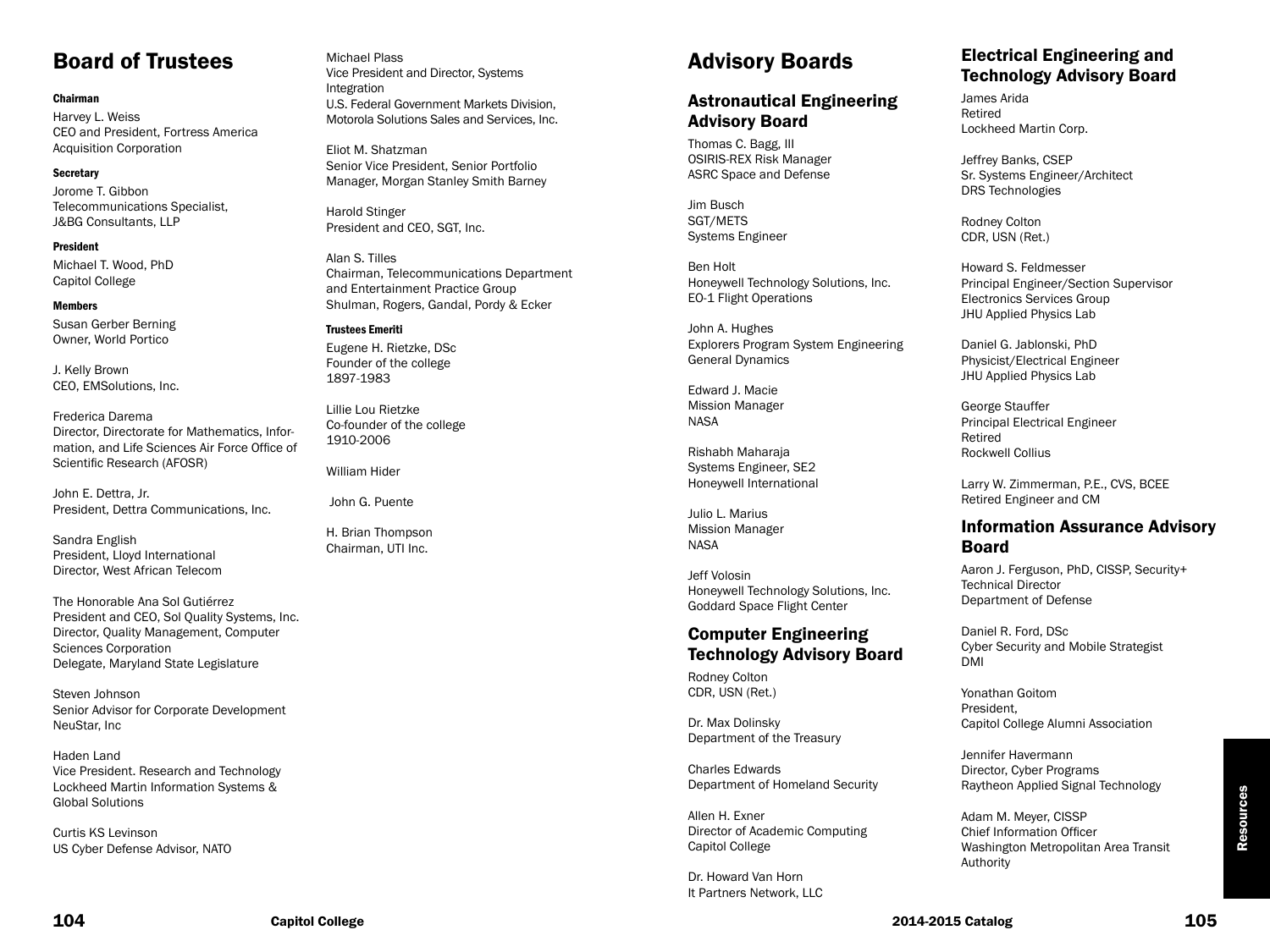# Board of Trustees

#### Chairman

Harvey L. Weiss
CEO and President, Fortress America Acquisition Corporation

#### Secretary

Jorome T. Gibbon
Telecommunications Specialist, J&BG Consultants, LLP

#### President

Michael T. Wood, PhD
Capitol College

#### Members

Susan Gerber Berning
Owner, World Portico

J. Kelly Brown
CEO, EMSolutions, Inc.

Frederica Darema
Director, Directorate for Mathematics, Information, and Life Sciences Air Force Office of Scientific Research (AFOSR)

John E. Dettra, Jr.
President, Dettra Communications, Inc.

Sandra English
President, Lloyd International
Director, West African Telecom

The Honorable Ana Sol Gutiérrez
President and CEO, Sol Quality Systems, Inc.
Director, Quality Management, Computer Sciences Corporation
Delegate, Maryland State Legislature

Steven Johnson
Senior Advisor for Corporate Development
NeuStar, Inc

Haden Land
Vice President. Research and Technology
Lockheed Martin Information Systems & Global Solutions

Curtis KS Levinson
US Cyber Defense Advisor, NATO

Michael Plass
Vice President and Director, Systems Integration
U.S. Federal Government Markets Division, Motorola Solutions Sales and Services, Inc.

Eliot M. Shatzman
Senior Vice President, Senior Portfolio Manager, Morgan Stanley Smith Barney

Harold Stinger
President and CEO, SGT, Inc.

Alan S. Tilles
Chairman, Telecommunications Department and Entertainment Practice Group
Shulman, Rogers, Gandal, Pordy & Ecker

#### Trustees Emeriti

Eugene H. Rietzke, DSc
Founder of the college
1897-1983

Lillie Lou Rietzke
Co-founder of the college
1910-2006

William Hider

John G. Puente

H. Brian Thompson
Chairman, UTI Inc.

# Advisory Boards

## Astronautical Engineering Advisory Board

Thomas C. Bagg, III
OSIRIS-REX Risk Manager
ASRC Space and Defense

Jim Busch
SGT/METS
Systems Engineer

Ben Holt
Honeywell Technology Solutions, Inc.
EO-1 Flight Operations

John A. Hughes
Explorers Program System Engineering
General Dynamics

Edward J. Macie
Mission Manager
NASA

Rishabh Maharaja
Systems Engineer, SE2
Honeywell International

Julio L. Marius
Mission Manager
NASA

Jeff Volosin
Honeywell Technology Solutions, Inc.
Goddard Space Flight Center

## Computer Engineering Technology Advisory Board

Rodney Colton
CDR, USN (Ret.)

Dr. Max Dolinsky
Department of the Treasury

Charles Edwards
Department of Homeland Security

Allen H. Exner
Director of Academic Computing
Capitol College

Dr. Howard Van Horn
It Partners Network, LLC

## Electrical Engineering and Technology Advisory Board

James Arida
Retired
Lockheed Martin Corp.

Jeffrey Banks, CSEP
Sr. Systems Engineer/Architect
DRS Technologies

Rodney Colton
CDR, USN (Ret.)

Howard S. Feldmesser
Principal Engineer/Section Supervisor
Electronics Services Group
JHU Applied Physics Lab

Daniel G. Jablonski, PhD
Physicist/Electrical Engineer
JHU Applied Physics Lab

George Stauffer
Principal Electrical Engineer
Retired
Rockwell Collius

Larry W. Zimmerman, P.E., CVS, BCEE
Retired Engineer and CM

## Information Assurance Advisory Board

Aaron J. Ferguson, PhD, CISSP, Security+
Technical Director
Department of Defense

Daniel R. Ford, DSc
Cyber Security and Mobile Strategist
DMI

Yonathan Goitom
President,
Capitol College Alumni Association

Jennifer Havermann
Director, Cyber Programs
Raytheon Applied Signal Technology

Adam M. Meyer, CISSP
Chief Information Officer
Washington Metropolitan Area Transit Authority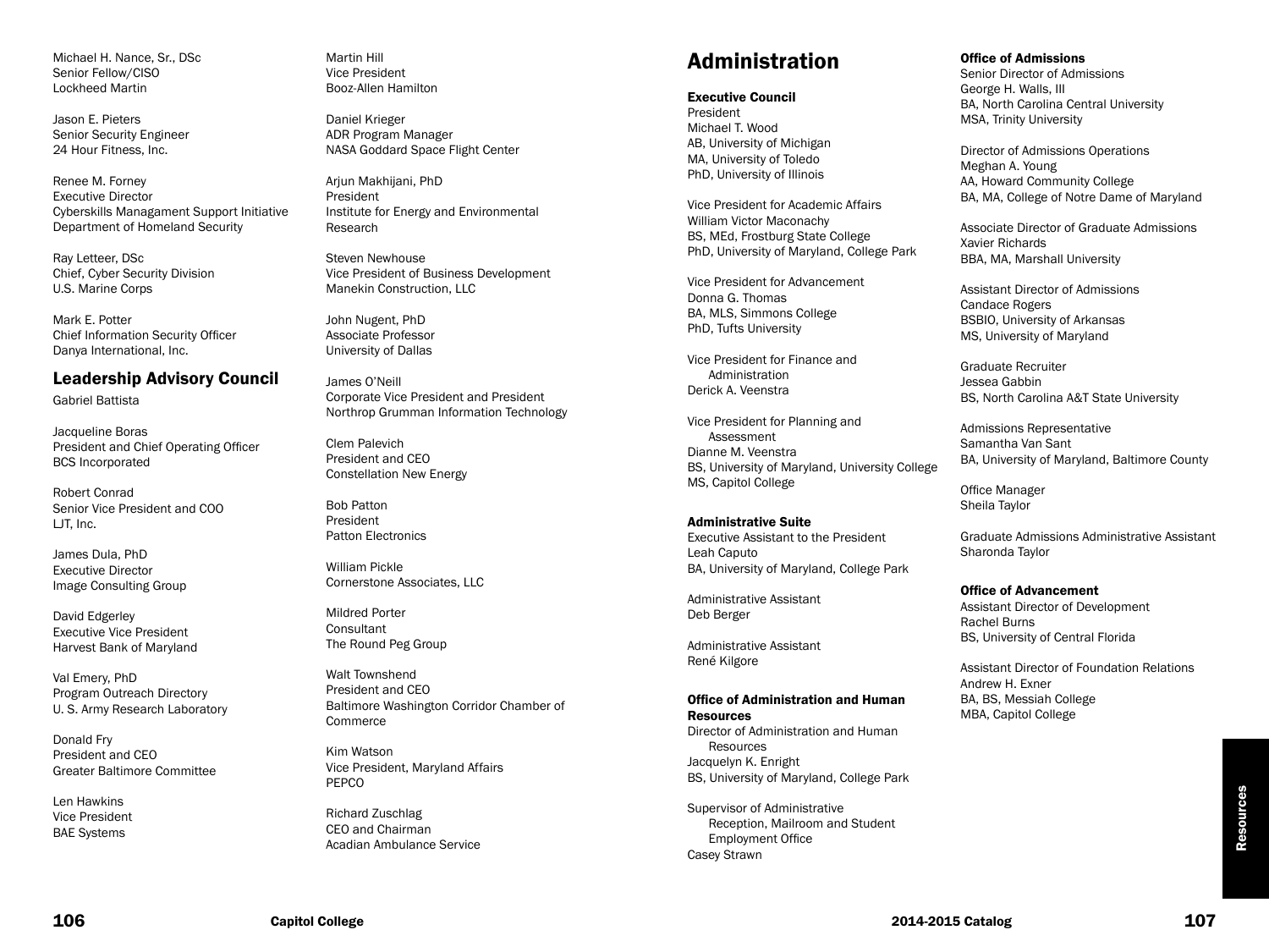Michael H. Nance, Sr., DSc
Senior Fellow/CISO
Lockheed Martin

Jason E. Pieters
Senior Security Engineer
24 Hour Fitness, Inc.

Renee M. Forney
Executive Director
Cyberskills Managament Support Initiative
Department of Homeland Security

Ray Letteer, DSc
Chief, Cyber Security Division
U.S. Marine Corps

Mark E. Potter
Chief Information Security Officer
Danya International, Inc.

## Leadership Advisory Council

Gabriel Battista

Jacqueline Boras
President and Chief Operating Officer
BCS Incorporated

Robert Conrad
Senior Vice President and COO
LJT, Inc.

James Dula, PhD
Executive Director
Image Consulting Group

David Edgerley
Executive Vice President
Harvest Bank of Maryland

Val Emery, PhD
Program Outreach Directory
U. S. Army Research Laboratory

Donald Fry
President and CEO
Greater Baltimore Committee

Len Hawkins
Vice President
BAE Systems

Martin Hill
Vice President
Booz-Allen Hamilton

Daniel Krieger
ADR Program Manager
NASA Goddard Space Flight Center

Arjun Makhijani, PhD
President
Institute for Energy and Environmental Research

Steven Newhouse
Vice President of Business Development
Manekin Construction, LLC

John Nugent, PhD
Associate Professor
University of Dallas

James O'Neill
Corporate Vice President and President
Northrop Grumman Information Technology

Clem Palevich
President and CEO
Constellation New Energy

Bob Patton
President
Patton Electronics

William Pickle
Cornerstone Associates, LLC

Mildred Porter
Consultant
The Round Peg Group

Walt Townshend
President and CEO
Baltimore Washington Corridor Chamber of Commerce

Kim Watson
Vice President, Maryland Affairs
PEPCO

Richard Zuschlag
CEO and Chairman
Acadian Ambulance Service

# Administration

### Executive Council

President
Michael T. Wood
AB, University of Michigan
MA, University of Toledo
PhD, University of Illinois

Vice President for Academic Affairs
William Victor Maconachy
BS, MEd, Frostburg State College
PhD, University of Maryland, College Park

Vice President for Advancement
Donna G. Thomas
BA, MLS, Simmons College
PhD, Tufts University

Vice President for Finance and Administration
Derick A. Veenstra

Vice President for Planning and Assessment
Dianne M. Veenstra
BS, University of Maryland, University College
MS, Capitol College

### Administrative Suite

Executive Assistant to the President
Leah Caputo
BA, University of Maryland, College Park

Administrative Assistant
Deb Berger

Administrative Assistant
René Kilgore

### Office of Administration and Human Resources

Director of Administration and Human Resources
Jacquelyn K. Enright
BS, University of Maryland, College Park

Supervisor of Administrative Reception, Mailroom and Student Employment Office
Casey Strawn

### Office of Admissions

Senior Director of Admissions
George H. Walls, III
BA, North Carolina Central University
MSA, Trinity University

Director of Admissions Operations
Meghan A. Young
AA, Howard Community College
BA, MA, College of Notre Dame of Maryland

Associate Director of Graduate Admissions
Xavier Richards
BBA, MA, Marshall University

Assistant Director of Admissions
Candace Rogers
BSBIO, University of Arkansas
MS, University of Maryland

Graduate Recruiter
Jessea Gabbin
BS, North Carolina A&T State University

Admissions Representative
Samantha Van Sant
BA, University of Maryland, Baltimore County

Office Manager
Sheila Taylor

Graduate Admissions Administrative Assistant
Sharonda Taylor

### Office of Advancement

Assistant Director of Development
Rachel Burns
BS, University of Central Florida

Assistant Director of Foundation Relations
Andrew H. Exner
BA, BS, Messiah College
MBA, Capitol College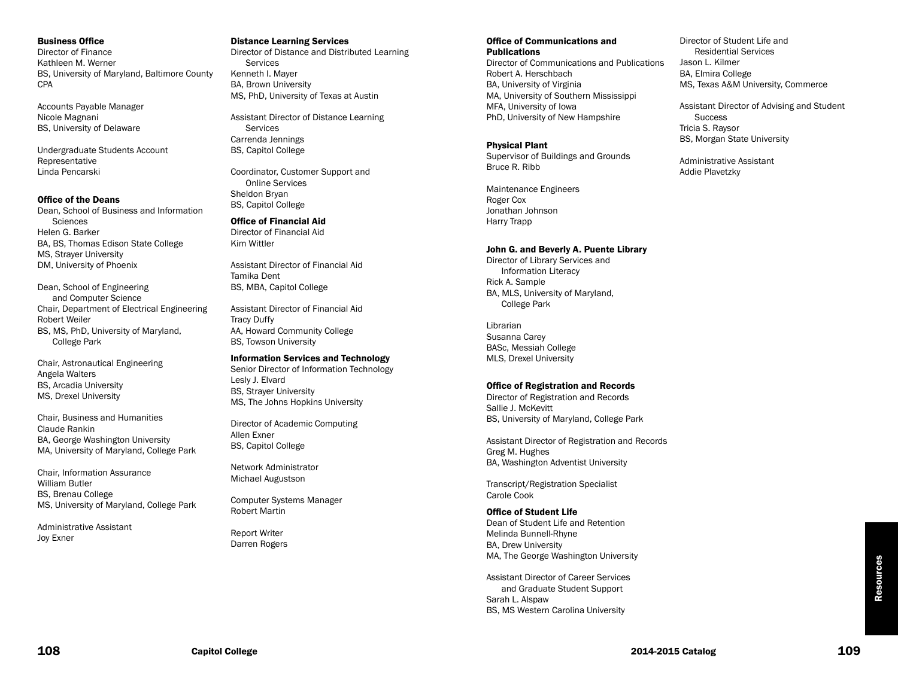### Business Office

Director of Finance
Kathleen M. Werner
BS, University of Maryland, Baltimore County
CPA

Accounts Payable Manager
Nicole Magnani
BS, University of Delaware

Undergraduate Students Account Representative
Linda Pencarski

### Office of the Deans

Dean, School of Business and Information Sciences
Helen G. Barker
BA, BS, Thomas Edison State College
MS, Strayer University
DM, University of Phoenix

Dean, School of Engineering and Computer Science
Chair, Department of Electrical Engineering
Robert Weiler
BS, MS, PhD, University of Maryland, College Park

Chair, Astronautical Engineering
Angela Walters
BS, Arcadia University
MS, Drexel University

Chair, Business and Humanities
Claude Rankin
BA, George Washington University
MA, University of Maryland, College Park

Chair, Information Assurance
William Butler
BS, Brenau College
MS, University of Maryland, College Park

Administrative Assistant
Joy Exner

### Distance Learning Services

Director of Distance and Distributed Learning Services
Kenneth I. Mayer
BA, Brown University
MS, PhD, University of Texas at Austin

Assistant Director of Distance Learning Services
Carrenda Jennings
BS, Capitol College

Coordinator, Customer Support and Online Services
Sheldon Bryan
BS, Capitol College

### Office of Financial Aid

Director of Financial Aid
Kim Wittler

Assistant Director of Financial Aid
Tamika Dent
BS, MBA, Capitol College

Assistant Director of Financial Aid
Tracy Duffy
AA, Howard Community College
BS, Towson University

### Information Services and Technology

Senior Director of Information Technology
Lesly J. Elvard
BS, Strayer University
MS, The Johns Hopkins University

Director of Academic Computing
Allen Exner
BS, Capitol College

Network Administrator
Michael Augustson

Computer Systems Manager
Robert Martin

Report Writer
Darren Rogers

### Office of Communications and Publications

Director of Communications and Publications
Robert A. Herschbach
BA, University of Virginia
MA, University of Southern Mississippi
MFA, University of Iowa
PhD, University of New Hampshire

### Physical Plant

Supervisor of Buildings and Grounds
Bruce R. Ribb

Maintenance Engineers
Roger Cox
Jonathan Johnson
Harry Trapp

### John G. and Beverly A. Puente Library

Director of Library Services and Information Literacy
Rick A. Sample
BA, MLS, University of Maryland, College Park

Librarian
Susanna Carey
BASc, Messiah College
MLS, Drexel University

### Office of Registration and Records

Director of Registration and Records
Sallie J. McKevitt
BS, University of Maryland, College Park

Assistant Director of Registration and Records
Greg M. Hughes
BA, Washington Adventist University

Transcript/Registration Specialist
Carole Cook

### Office of Student Life

Dean of Student Life and Retention
Melinda Bunnell-Rhyne
BA, Drew University
MA, The George Washington University

Assistant Director of Career Services and Graduate Student Support
Sarah L. Alspaw
BS, MS Western Carolina University

Director of Student Life and Residential Services
Jason L. Kilmer
BA, Elmira College
MS, Texas A&M University, Commerce

Assistant Director of Advising and Student Success
Tricia S. Raysor
BS, Morgan State University

Administrative Assistant
Addie Plavetzky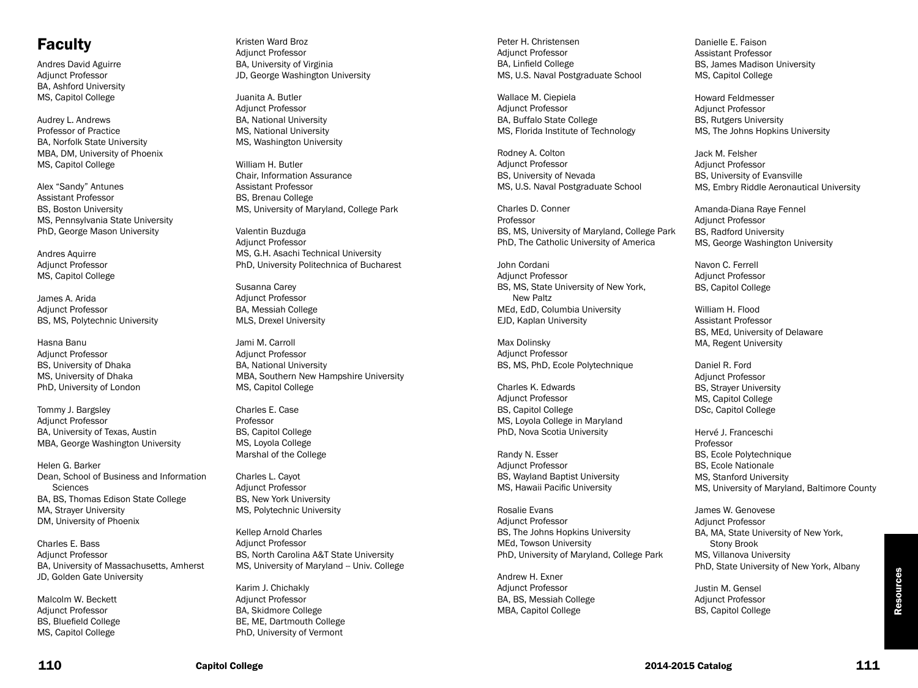## Faculty

Andres David Aguirre
Adjunct Professor
BA, Ashford University
MS, Capitol College

Audrey L. Andrews
Professor of Practice
BA, Norfolk State University
MBA, DM, University of Phoenix
MS, Capitol College

Alex "Sandy" Antunes
Assistant Professor
BS, Boston University
MS, Pennsylvania State University
PhD, George Mason University

Andres Aquirre
Adjunct Professor
MS, Capitol College

James A. Arida
Adjunct Professor
BS, MS, Polytechnic University

Hasna Banu
Adjunct Professor
BS, University of Dhaka
MS, University of Dhaka
PhD, University of London

Tommy J. Bargsley
Adjunct Professor
BA, University of Texas, Austin
MBA, George Washington University

Helen G. Barker
Dean, School of Business and Information Sciences
BA, BS, Thomas Edison State College
MA, Strayer University
DM, University of Phoenix

Charles E. Bass
Adjunct Professor
BA, University of Massachusetts, Amherst
JD, Golden Gate University

Malcolm W. Beckett
Adjunct Professor
BS, Bluefield College
MS, Capitol College

Kristen Ward Broz
Adjunct Professor
BA, University of Virginia
JD, George Washington University

Juanita A. Butler
Adjunct Professor
BA, National University
MS, National University
MS, Washington University

William H. Butler
Chair, Information Assurance
Assistant Professor
BS, Brenau College
MS, University of Maryland, College Park

Valentin Buzduga
Adjunct Professor
MS, G.H. Asachi Technical University
PhD, University Politechnica of Bucharest

Susanna Carey
Adjunct Professor
BA, Messiah College
MLS, Drexel University

Jami M. Carroll
Adjunct Professor
BA, National University
MBA, Southern New Hampshire University
MS, Capitol College

Charles E. Case
Professor
BS, Capitol College
MS, Loyola College
Marshal of the College

Charles L. Cayot
Adjunct Professor
BS, New York University
MS, Polytechnic University

Kellep Arnold Charles
Adjunct Professor
BS, North Carolina A&T State University
MS, University of Maryland -- Univ. College

Karim J. Chichakly
Adjunct Professor
BA, Skidmore College
BE, ME, Dartmouth College
PhD, University of Vermont

Peter H. Christensen
Adjunct Professor
BA, Linfield College
MS, U.S. Naval Postgraduate School

Wallace M. Ciepiela
Adjunct Professor
BA, Buffalo State College
MS, Florida Institute of Technology

Rodney A. Colton
Adjunct Professor
BS, University of Nevada
MS, U.S. Naval Postgraduate School

Charles D. Conner
Professor
BS, MS, University of Maryland, College Park
PhD, The Catholic University of America

John Cordani
Adjunct Professor
BS, MS, State University of New York, New Paltz
MEd, EdD, Columbia University
EJD, Kaplan University

Max Dolinsky
Adjunct Professor
BS, MS, PhD, Ecole Polytechnique

Charles K. Edwards
Adjunct Professor
BS, Capitol College
MS, Loyola College in Maryland
PhD, Nova Scotia University

Randy N. Esser
Adjunct Professor
BS, Wayland Baptist University
MS, Hawaii Pacific University

Rosalie Evans
Adjunct Professor
BS, The Johns Hopkins University
MEd, Towson University
PhD, University of Maryland, College Park

Andrew H. Exner
Adjunct Professor
BA, BS, Messiah College
MBA, Capitol College

Danielle E. Faison
Assistant Professor
BS, James Madison University
MS, Capitol College

Howard Feldmesser
Adjunct Professor
BS, Rutgers University
MS, The Johns Hopkins University

Jack M. Felsher
Adjunct Professor
BS, University of Evansville
MS, Embry Riddle Aeronautical University

Amanda-Diana Raye Fennel
Adjunct Professor
BS, Radford University
MS, George Washington University

Navon C. Ferrell
Adjunct Professor
BS, Capitol College

William H. Flood
Assistant Professor
BS, MEd, University of Delaware
MA, Regent University

Daniel R. Ford
Adjunct Professor
BS, Strayer University
MS, Capitol College
DSc, Capitol College

Hervé J. Franceschi
Professor
BS, Ecole Polytechnique
BS, Ecole Nationale
MS, Stanford University
MS, University of Maryland, Baltimore County

James W. Genovese
Adjunct Professor
BA, MA, State University of New York, Stony Brook
MS, Villanova University
PhD, State University of New York, Albany

Justin M. Gensel
Adjunct Professor
BS, Capitol College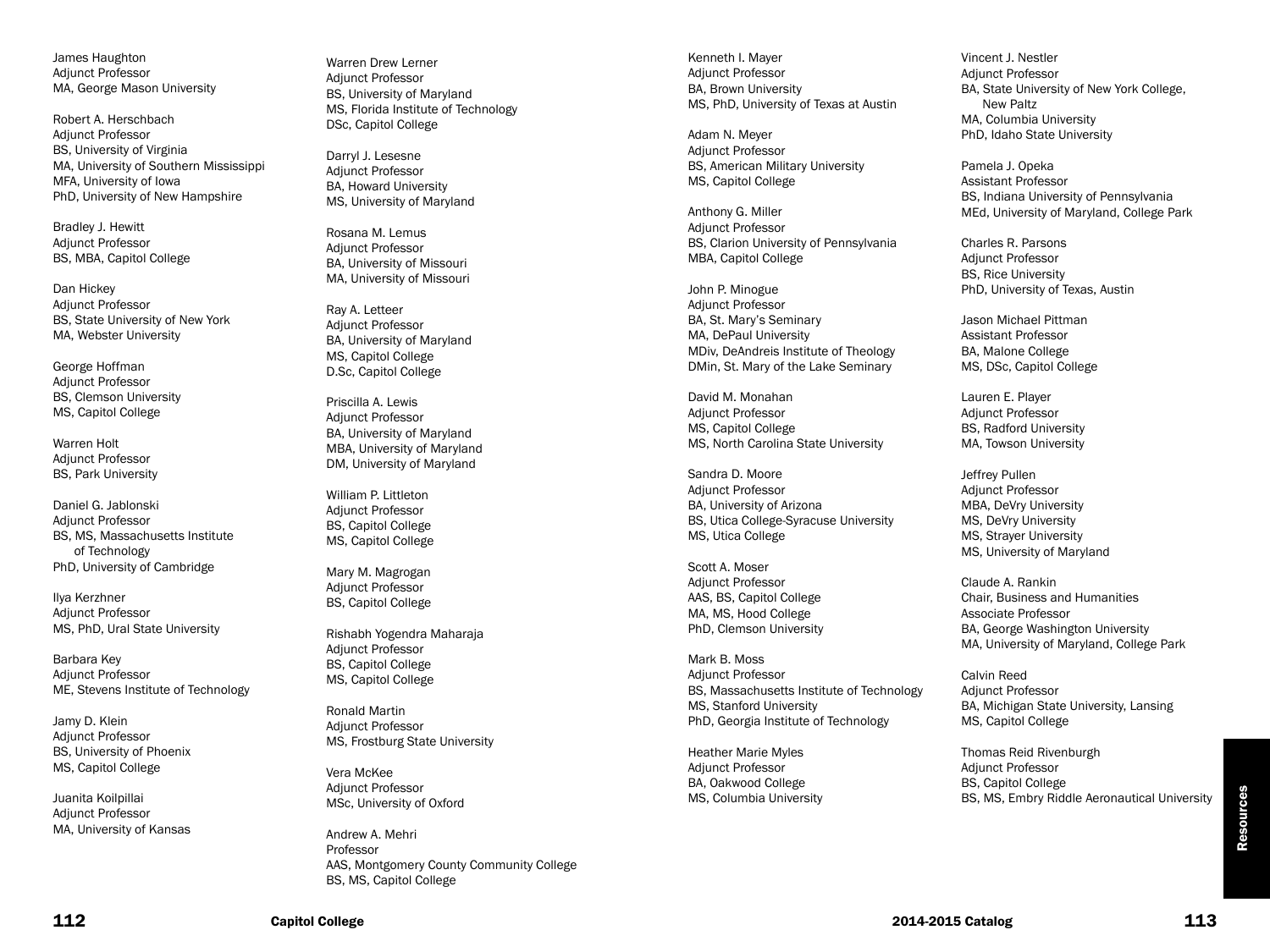James Haughton
Adjunct Professor
MA, George Mason University

Robert A. Herschbach
Adjunct Professor
BS, University of Virginia
MA, University of Southern Mississippi
MFA, University of Iowa
PhD, University of New Hampshire

Bradley J. Hewitt
Adjunct Professor
BS, MBA, Capitol College

Dan Hickey
Adjunct Professor
BS, State University of New York
MA, Webster University

George Hoffman
Adjunct Professor
BS, Clemson University
MS, Capitol College

Warren Holt
Adjunct Professor
BS, Park University

Daniel G. Jablonski
Adjunct Professor
BS, MS, Massachusetts Institute of Technology
PhD, University of Cambridge

Ilya Kerzhner
Adjunct Professor
MS, PhD, Ural State University

Barbara Key
Adjunct Professor
ME, Stevens Institute of Technology

Jamy D. Klein
Adjunct Professor
BS, University of Phoenix
MS, Capitol College

Juanita Koilpillai
Adjunct Professor
MA, University of Kansas

Warren Drew Lerner
Adjunct Professor
BS, University of Maryland
MS, Florida Institute of Technology
DSc, Capitol College

Darryl J. Lesesne
Adjunct Professor
BA, Howard University
MS, University of Maryland

Rosana M. Lemus
Adjunct Professor
BA, University of Missouri
MA, University of Missouri

Ray A. Letteer
Adjunct Professor
BA, University of Maryland
MS, Capitol College
D.Sc, Capitol College

Priscilla A. Lewis
Adjunct Professor
BA, University of Maryland
MBA, University of Maryland
DM, University of Maryland

William P. Littleton
Adjunct Professor
BS, Capitol College
MS, Capitol College

Mary M. Magrogan
Adjunct Professor
BS, Capitol College

Rishabh Yogendra Maharaja
Adjunct Professor
BS, Capitol College
MS, Capitol College

Ronald Martin
Adjunct Professor
MS, Frostburg State University

Vera McKee
Adjunct Professor
MSc, University of Oxford

Andrew A. Mehri
Professor
AAS, Montgomery County Community College
BS, MS, Capitol College

Kenneth I. Mayer
Adjunct Professor
BA, Brown University
MS, PhD, University of Texas at Austin

Adam N. Meyer
Adjunct Professor
BS, American Military University
MS, Capitol College

Anthony G. Miller
Adjunct Professor
BS, Clarion University of Pennsylvania
MBA, Capitol College

John P. Minogue
Adjunct Professor
BA, St. Mary's Seminary
MA, DePaul University
MDiv, DeAndreis Institute of Theology
DMin, St. Mary of the Lake Seminary

David M. Monahan
Adjunct Professor
MS, Capitol College
MS, North Carolina State University

Sandra D. Moore
Adjunct Professor
BA, University of Arizona
BS, Utica College-Syracuse University
MS, Utica College

Scott A. Moser
Adjunct Professor
AAS, BS, Capitol College
MA, MS, Hood College
PhD, Clemson University

Mark B. Moss
Adjunct Professor
BS, Massachusetts Institute of Technology
MS, Stanford University
PhD, Georgia Institute of Technology

Heather Marie Myles
Adjunct Professor
BA, Oakwood College
MS, Columbia University

Vincent J. Nestler
Adjunct Professor
BA, State University of New York College, New Paltz
MA, Columbia University
PhD, Idaho State University

Pamela J. Opeka
Assistant Professor
BS, Indiana University of Pennsylvania
MEd, University of Maryland, College Park

Charles R. Parsons
Adjunct Professor
BS, Rice University
PhD, University of Texas, Austin

Jason Michael Pittman
Assistant Professor
BA, Malone College
MS, DSc, Capitol College

Lauren E. Player
Adjunct Professor
BS, Radford University
MA, Towson University

Jeffrey Pullen
Adjunct Professor
MBA, DeVry University
MS, DeVry University
MS, Strayer University
MS, University of Maryland

Claude A. Rankin
Chair, Business and Humanities
Associate Professor
BA, George Washington University
MA, University of Maryland, College Park

Calvin Reed
Adjunct Professor
BA, Michigan State University, Lansing
MS, Capitol College

Thomas Reid Rivenburgh
Adjunct Professor
BS, Capitol College
BS, MS, Embry Riddle Aeronautical University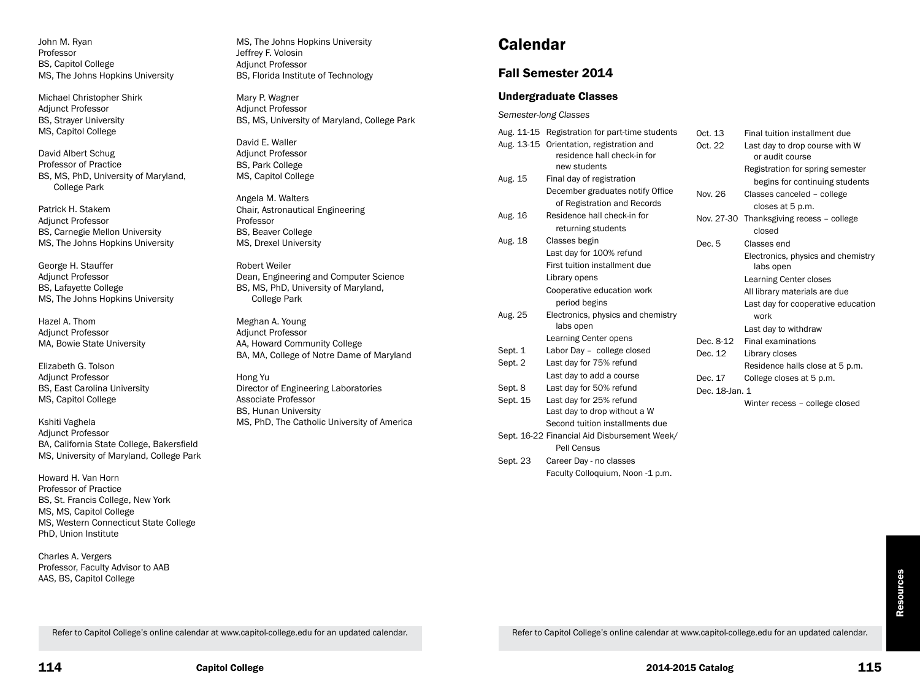John M. Ryan
Professor
BS, Capitol College
MS, The Johns Hopkins University

Michael Christopher Shirk
Adjunct Professor
BS, Strayer University
MS, Capitol College

David Albert Schug
Professor of Practice
BS, MS, PhD, University of Maryland, College Park

Patrick H. Stakem
Adjunct Professor
BS, Carnegie Mellon University
MS, The Johns Hopkins University

George H. Stauffer
Adjunct Professor
BS, Lafayette College
MS, The Johns Hopkins University

Hazel A. Thom
Adjunct Professor
MA, Bowie State University

Elizabeth G. Tolson
Adjunct Professor
BS, East Carolina University
MS, Capitol College

Kshiti Vaghela
Adjunct Professor
BA, California State College, Bakersfield
MS, University of Maryland, College Park

Howard H. Van Horn
Professor of Practice
BS, St. Francis College, New York
MS, MS, Capitol College
MS, Western Connecticut State College
PhD, Union Institute

Charles A. Vergers
Professor, Faculty Advisor to AAB
AAS, BS, Capitol College

MS, The Johns Hopkins University

Jeffrey F. Volosin
Adjunct Professor
BS, Florida Institute of Technology

Mary P. Wagner
Adjunct Professor
BS, MS, University of Maryland, College Park

David E. Waller
Adjunct Professor
BS, Park College
MS, Capitol College

Angela M. Walters
Chair, Astronautical Engineering
Professor
BS, Beaver College
MS, Drexel University

Robert Weiler
Dean, Engineering and Computer Science
BS, MS, PhD, University of Maryland, College Park

Meghan A. Young
Adjunct Professor
AA, Howard Community College
BA, MA, College of Notre Dame of Maryland

Hong Yu
Director of Engineering Laboratories
Associate Professor
BS, Hunan University
MS, PhD, The Catholic University of America

Refer to Capitol College's online calendar at www.capitol-college.edu for an updated calendar.

# Calendar

## Fall Semester 2014

### Undergraduate Classes

*Semester-long Classes*

| | |
|---|---|
| Aug. 11-15 | Registration for part-time students |
| Aug. 13-15 | Orientation, registration and residence hall check-in for new students |
| Aug. 15 | Final day of registration |
| | December graduates notify Office of Registration and Records |
| Aug. 16 | Residence hall check-in for returning students |
| Aug. 18 | Classes begin |
| | Last day for 100% refund |
| | First tuition installment due |
| | Library opens |
| | Cooperative education work period begins |
| Aug. 25 | Electronics, physics and chemistry labs open |
| | Learning Center opens |
| Sept. 1 | Labor Day – college closed |
| Sept. 2 | Last day for 75% refund |
| | Last day to add a course |
| Sept. 8 | Last day for 50% refund |
| Sept. 15 | Last day for 25% refund |
| | Last day to drop without a W |
| | Second tuition installments due |
| Sept. 16-22 | Financial Aid Disbursement Week/ Pell Census |
| Sept. 23 | Career Day - no classes |
| | Faculty Colloquium, Noon -1 p.m. |
| Oct. 13 | Final tuition installment due |
| Oct. 22 | Last day to drop course with W or audit course |
| | Registration for spring semester begins for continuing students |
| Nov. 26 | Classes canceled – college closes at 5 p.m. |
| Nov. 27-30 | Thanksgiving recess – college closed |
| Dec. 5 | Classes end |
| | Electronics, physics and chemistry labs open |
| | Learning Center closes |
| | All library materials are due |
| | Last day for cooperative education work |
| | Last day to withdraw |
| Dec. 8-12 | Final examinations |
| Dec. 12 | Library closes |
| | Residence halls close at 5 p.m. |
| Dec. 17 | College closes at 5 p.m. |
| Dec. 18-Jan. 1 | Winter recess – college closed |

Refer to Capitol College's online calendar at www.capitol-college.edu for an updated calendar.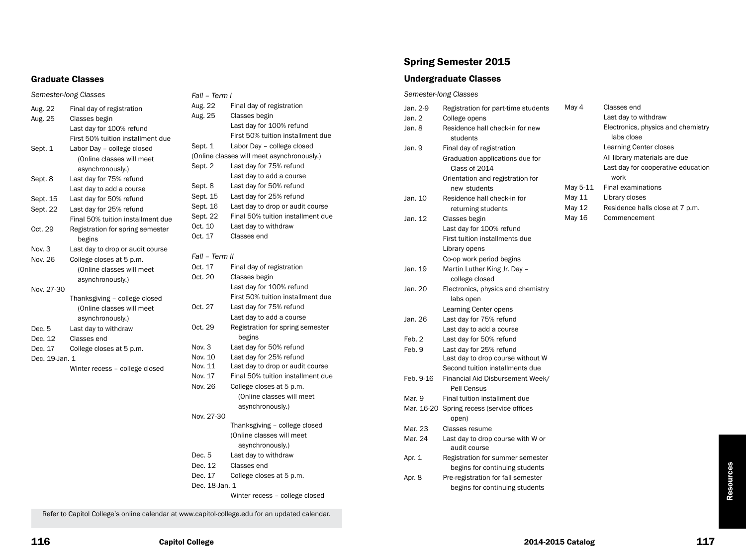## Graduate Classes

*Semester-long Classes*

| Date | Event |
|---|---|
| Aug. 22 | Final day of registration |
| Aug. 25 | Classes begin |
| | Last day for 100% refund |
| | First 50% tuition installment due |
| Sept. 1 | Labor Day – college closed (Online classes will meet asynchronously.) |
| Sept. 8 | Last day for 75% refund |
| | Last day to add a course |
| Sept. 15 | Last day for 50% refund |
| Sept. 22 | Last day for 25% refund |
| | Final 50% tuition installment due |
| Oct. 29 | Registration for spring semester begins |
| Nov. 3 | Last day to drop or audit course |
| Nov. 26 | College closes at 5 p.m. (Online classes will meet asynchronously.) |
| Nov. 27-30 | Thanksgiving – college closed (Online classes will meet asynchronously.) |
| Dec. 5 | Last day to withdraw |
| Dec. 12 | Classes end |
| Dec. 17 | College closes at 5 p.m. |
| Dec. 19-Jan. 1 | Winter recess – college closed |

*Fall – Term I*

| Date | Event |
|---|---|
| Aug. 22 | Final day of registration |
| Aug. 25 | Classes begin |
| | Last day for 100% refund |
| | First 50% tuition installment due |
| Sept. 1 | Labor Day – college closed |
| | (Online classes will meet asynchronously.) |
| Sept. 2 | Last day for 75% refund |
| | Last day to add a course |
| Sept. 8 | Last day for 50% refund |
| Sept. 15 | Last day for 25% refund |
| Sept. 16 | Last day to drop or audit course |
| Sept. 22 | Final 50% tuition installment due |
| Oct. 10 | Last day to withdraw |
| Oct. 17 | Classes end |

*Fall – Term II*

| Date | Event |
|---|---|
| Oct. 17 | Final day of registration |
| Oct. 20 | Classes begin |
| | Last day for 100% refund |
| | First 50% tuition installment due |
| Oct. 27 | Last day for 75% refund |
| | Last day to add a course |
| Oct. 29 | Registration for spring semester begins |
| Nov. 3 | Last day for 50% refund |
| Nov. 10 | Last day for 25% refund |
| Nov. 11 | Last day to drop or audit course |
| Nov. 17 | Final 50% tuition installment due |
| Nov. 26 | College closes at 5 p.m. (Online classes will meet asynchronously.) |
| Nov. 27-30 | Thanksgiving – college closed (Online classes will meet asynchronously.) |
| Dec. 5 | Last day to withdraw |
| Dec. 12 | Classes end |
| Dec. 17 | College closes at 5 p.m. |
| Dec. 18-Jan. 1 | Winter recess – college closed |

Refer to Capitol College's online calendar at www.capitol-college.edu for an updated calendar.

# Spring Semester 2015

## Undergraduate Classes

*Semester-long Classes*

| Date | Event |
|---|---|
| Jan. 2-9 | Registration for part-time students |
| Jan. 2 | College opens |
| Jan. 8 | Residence hall check-in for new students |
| Jan. 9 | Final day of registration |
| | Graduation applications due for Class of 2014 |
| | Orientation and registration for new students |
| Jan. 10 | Residence hall check-in for returning students |
| Jan. 12 | Classes begin |
| | Last day for 100% refund |
| | First tuition installments due |
| | Library opens |
| | Co-op work period begins |
| Jan. 19 | Martin Luther King Jr. Day – college closed |
| Jan. 20 | Electronics, physics and chemistry labs open |
| | Learning Center opens |
| Jan. 26 | Last day for 75% refund |
| | Last day to add a course |
| Feb. 2 | Last day for 50% refund |
| Feb. 9 | Last day for 25% refund |
| | Last day to drop course without W |
| | Second tuition installments due |
| Feb. 9-16 | Financial Aid Disbursement Week/ Pell Census |
| Mar. 9 | Final tuition installment due |
| Mar. 16-20 | Spring recess (service offices open) |
| Mar. 23 | Classes resume |
| Mar. 24 | Last day to drop course with W or audit course |
| Apr. 1 | Registration for summer semester begins for continuing students |
| Apr. 8 | Pre-registration for fall semester begins for continuing students |
| May 4 | Classes end |
| | Last day to withdraw |
| | Electronics, physics and chemistry labs close |
| | Learning Center closes |
| | All library materials are due |
| | Last day for cooperative education work |
| May 5-11 | Final examinations |
| May 11 | Library closes |
| May 12 | Residence halls close at 7 p.m. |
| May 16 | Commencement |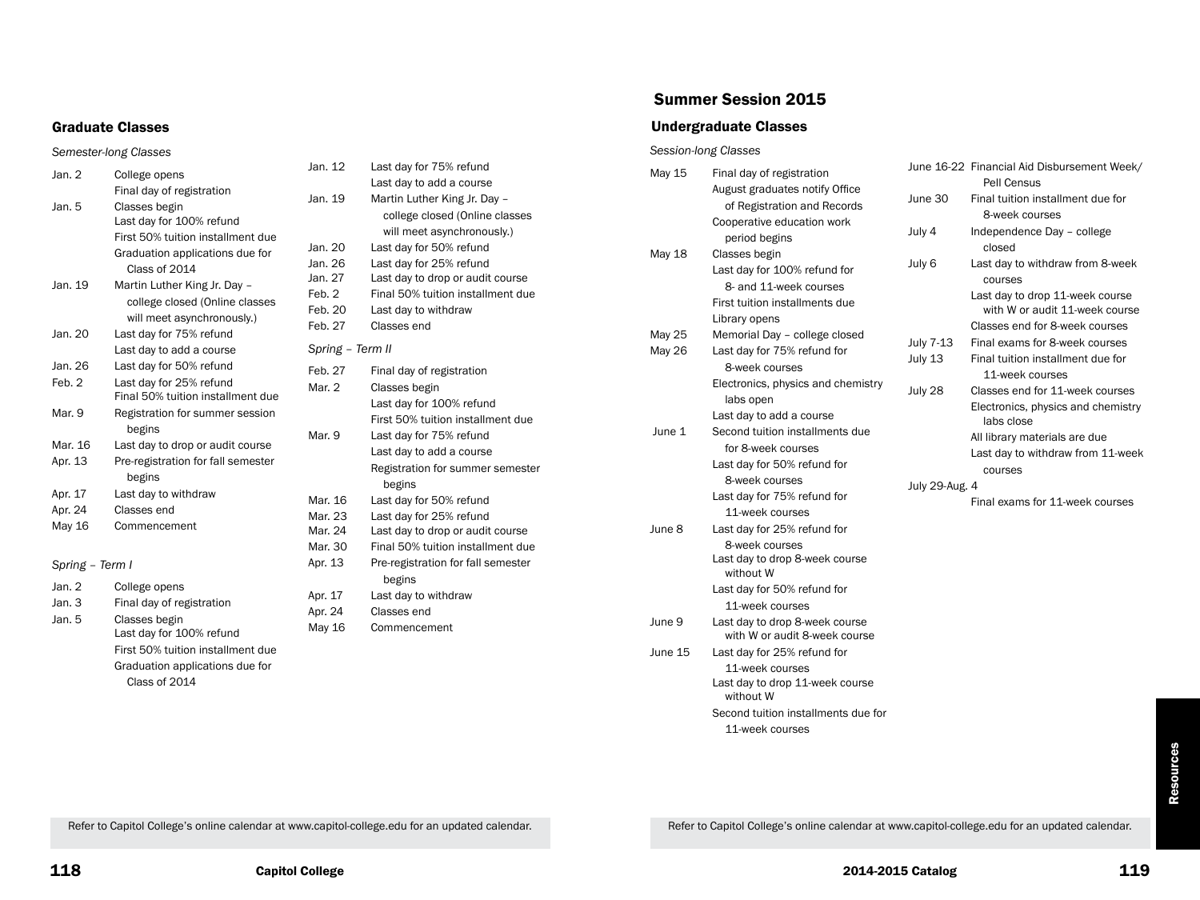### Graduate Classes

*Semester-long Classes*

| | |
|---|---|
| Jan. 2 | College opens |
| | Final day of registration |
| Jan. 5 | Classes begin |
| | Last day for 100% refund |
| | First 50% tuition installment due |
| | Graduation applications due for Class of 2014 |
| Jan. 19 | Martin Luther King Jr. Day – college closed (Online classes will meet asynchronously.) |
| Jan. 20 | Last day for 75% refund |
| | Last day to add a course |
| Jan. 26 | Last day for 50% refund |
| Feb. 2 | Last day for 25% refund |
| | Final 50% tuition installment due |
| Mar. 9 | Registration for summer session begins |
| Mar. 16 | Last day to drop or audit course |
| Apr. 13 | Pre-registration for fall semester begins |
| Apr. 17 | Last day to withdraw |
| Apr. 24 | Classes end |
| May 16 | Commencement |

*Spring – Term I*

| | |
|---|---|
| Jan. 2 | College opens |
| Jan. 3 | Final day of registration |
| Jan. 5 | Classes begin |
| | Last day for 100% refund |
| | First 50% tuition installment due |
| | Graduation applications due for Class of 2014 |
| Jan. 12 | Last day for 75% refund |
| | Last day to add a course |
| Jan. 19 | Martin Luther King Jr. Day – college closed (Online classes will meet asynchronously.) |
| Jan. 20 | Last day for 50% refund |
| Jan. 26 | Last day for 25% refund |
| Jan. 27 | Last day to drop or audit course |
| Feb. 2 | Final 50% tuition installment due |
| Feb. 20 | Last day to withdraw |
| Feb. 27 | Classes end |

*Spring – Term II*

| | |
|---|---|
| Feb. 27 | Final day of registration |
| Mar. 2 | Classes begin |
| | Last day for 100% refund |
| | First 50% tuition installment due |
| Mar. 9 | Last day for 75% refund |
| | Last day to add a course |
| | Registration for summer semester begins |
| Mar. 16 | Last day for 50% refund |
| Mar. 23 | Last day for 25% refund |
| Mar. 24 | Last day to drop or audit course |
| Mar. 30 | Final 50% tuition installment due |
| Apr. 13 | Pre-registration for fall semester begins |
| Apr. 17 | Last day to withdraw |
| Apr. 24 | Classes end |
| May 16 | Commencement |

Refer to Capitol College's online calendar at www.capitol-college.edu for an updated calendar.

## Summer Session 2015

### Undergraduate Classes

*Session-long Classes*

| | |
|---|---|
| May 15 | Final day of registration |
| | August graduates notify Office of Registration and Records |
| | Cooperative education work period begins |
| May 18 | Classes begin |
| | Last day for 100% refund for 8- and 11-week courses |
| | First tuition installments due |
| | Library opens |
| May 25 | Memorial Day – college closed |
| May 26 | Last day for 75% refund for 8-week courses |
| | Electronics, physics and chemistry labs open |
| | Last day to add a course |
| June 1 | Second tuition installments due for 8-week courses |
| | Last day for 50% refund for 8-week courses |
| | Last day for 75% refund for 11-week courses |
| June 8 | Last day for 25% refund for 8-week courses |
| | Last day to drop 8-week course without W |
| | Last day for 50% refund for 11-week courses |
| June 9 | Last day to drop 8-week course with W or audit 8-week course |
| June 15 | Last day for 25% refund for 11-week courses |
| | Last day to drop 11-week course without W |
| | Second tuition installments due for 11-week courses |
| June 16-22 | Financial Aid Disbursement Week/ Pell Census |
| June 30 | Final tuition installment due for 8-week courses |
| July 4 | Independence Day – college closed |
| July 6 | Last day to withdraw from 8-week courses |
| | Last day to drop 11-week course with W or audit 11-week course |
| | Classes end for 8-week courses |
| July 7-13 | Final exams for 8-week courses |
| July 13 | Final tuition installment due for 11-week courses |
| July 28 | Classes end for 11-week courses |
| | Electronics, physics and chemistry labs close |
| | All library materials are due |
| | Last day to withdraw from 11-week courses |
| July 29-Aug. 4 | Final exams for 11-week courses |

Refer to Capitol College's online calendar at www.capitol-college.edu for an updated calendar.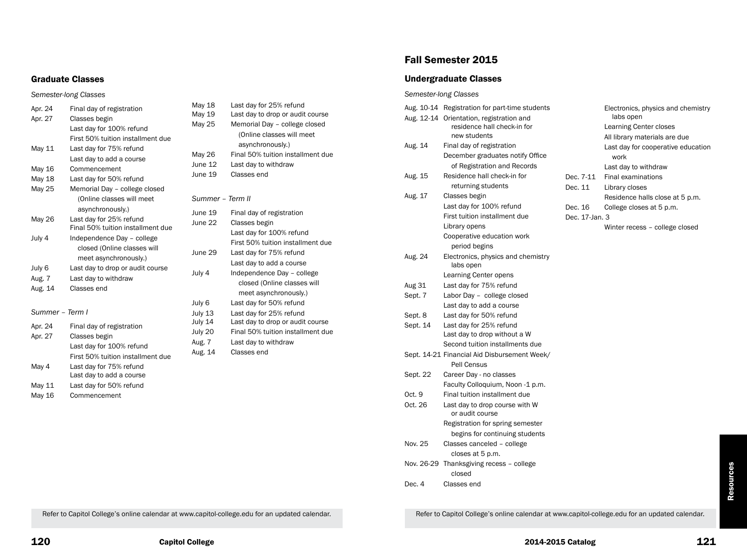## Graduate Classes

*Semester-long Classes*

| | |
|---|---|
| Apr. 24 | Final day of registration |
| Apr. 27 | Classes begin |
| | Last day for 100% refund |
| | First 50% tuition installment due |
| May 11 | Last day for 75% refund |
| | Last day to add a course |
| May 16 | Commencement |
| May 18 | Last day for 50% refund |
| May 25 | Memorial Day – college closed (Online classes will meet asynchronously.) |
| May 26 | Last day for 25% refund |
| | Final 50% tuition installment due |
| July 4 | Independence Day – college closed (Online classes will meet asynchronously.) |
| July 6 | Last day to drop or audit course |
| Aug. 7 | Last day to withdraw |
| Aug. 14 | Classes end |

*Summer – Term I*

| | |
|---|---|
| Apr. 24 | Final day of registration |
| Apr. 27 | Classes begin |
| | Last day for 100% refund |
| | First 50% tuition installment due |
| May 4 | Last day for 75% refund |
| | Last day to add a course |
| May 11 | Last day for 50% refund |
| May 16 | Commencement |
| May 18 | Last day for 25% refund |
| May 19 | Last day to drop or audit course |
| May 25 | Memorial Day – college closed (Online classes will meet asynchronously.) |
| May 26 | Final 50% tuition installment due |
| June 12 | Last day to withdraw |
| June 19 | Classes end |

*Summer – Term II*

| | |
|---|---|
| June 19 | Final day of registration |
| June 22 | Classes begin |
| | Last day for 100% refund |
| | First 50% tuition installment due |
| June 29 | Last day for 75% refund |
| | Last day to add a course |
| July 4 | Independence Day – college closed (Online classes will meet asynchronously.) |
| July 6 | Last day for 50% refund |
| July 13 | Last day for 25% refund |
| July 14 | Last day to drop or audit course |
| July 20 | Final 50% tuition installment due |
| Aug. 7 | Last day to withdraw |
| Aug. 14 | Classes end |

Refer to Capitol College's online calendar at www.capitol-college.edu for an updated calendar.

# Fall Semester 2015

## Undergraduate Classes

*Semester-long Classes*

| | |
|---|---|
| Aug. 10-14 | Registration for part-time students |
| Aug. 12-14 | Orientation, registration and residence hall check-in for new students |
| Aug. 14 | Final day of registration |
| | December graduates notify Office of Registration and Records |
| Aug. 15 | Residence hall check-in for returning students |
| Aug. 17 | Classes begin |
| | Last day for 100% refund |
| | First tuition installment due |
| | Library opens |
| | Cooperative education work period begins |
| Aug. 24 | Electronics, physics and chemistry labs open |
| | Learning Center opens |
| Aug 31 | Last day for 75% refund |
| Sept. 7 | Labor Day – college closed |
| | Last day to add a course |
| Sept. 8 | Last day for 50% refund |
| Sept. 14 | Last day for 25% refund |
| | Last day to drop without a W |
| | Second tuition installments due |
| Sept. 14-21 | Financial Aid Disbursement Week/ Pell Census |
| Sept. 22 | Career Day - no classes |
| | Faculty Colloquium, Noon -1 p.m. |
| Oct. 9 | Final tuition installment due |
| Oct. 26 | Last day to drop course with W or audit course |
| | Registration for spring semester begins for continuing students |
| Nov. 25 | Classes canceled – college closes at 5 p.m. |
| Nov. 26-29 | Thanksgiving recess – college closed |
| Dec. 4 | Classes end |
| | Electronics, physics and chemistry labs open |
| | Learning Center closes |
| | All library materials are due |
| | Last day for cooperative education work |
| | Last day to withdraw |
| Dec. 7-11 | Final examinations |
| Dec. 11 | Library closes |
| | Residence halls close at 5 p.m. |
| Dec. 16 | College closes at 5 p.m. |
| Dec. 17-Jan. 3 | Winter recess – college closed |

Refer to Capitol College's online calendar at www.capitol-college.edu for an updated calendar.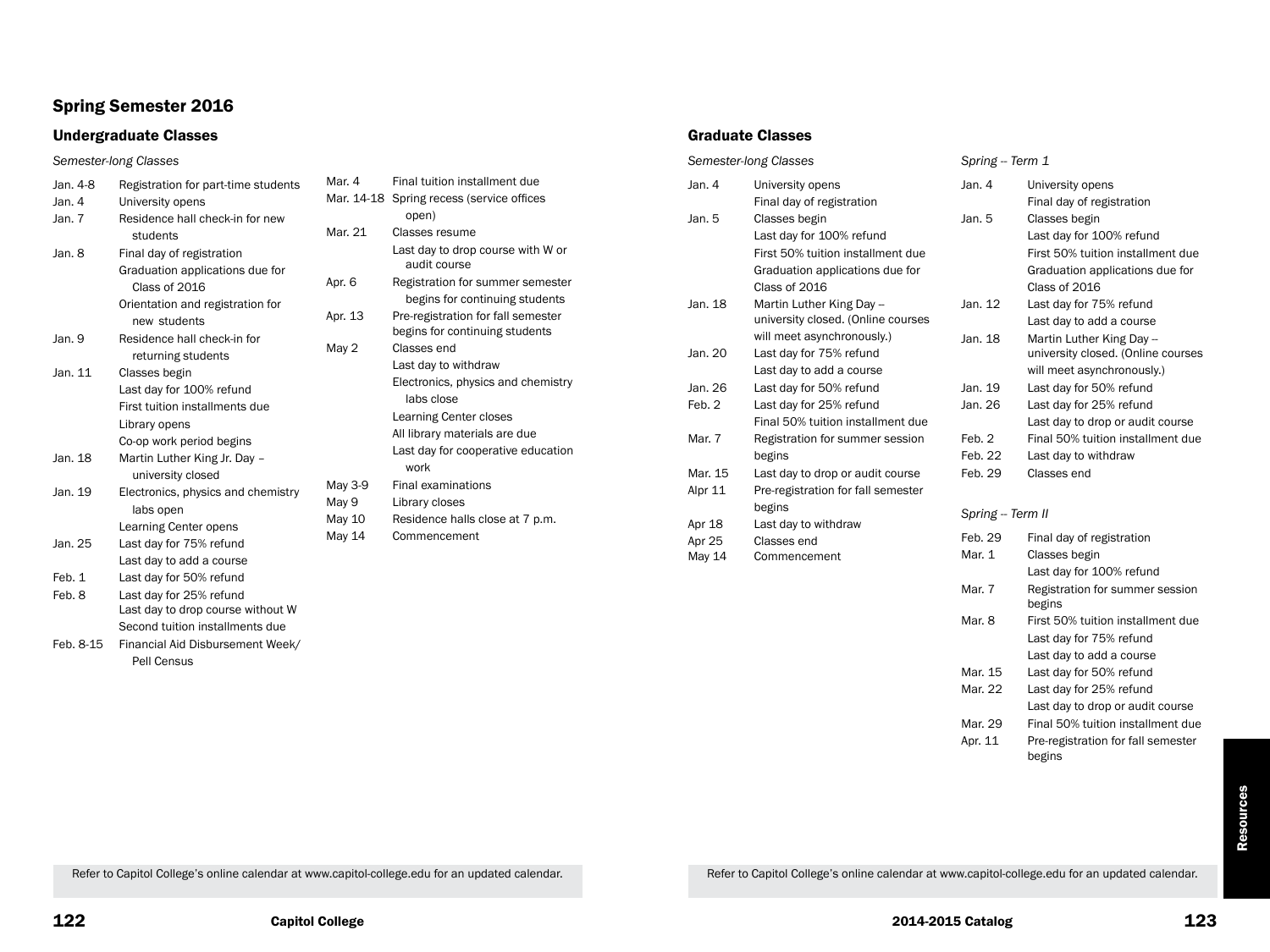## Spring Semester 2016

### Undergraduate Classes

*Semester-long Classes*

| Date | Event |
|---|---|
| Jan. 4-8 | Registration for part-time students |
| Jan. 4 | University opens |
| Jan. 7 | Residence hall check-in for new students |
| Jan. 8 | Final day of registration |
| | Graduation applications due for Class of 2016 |
| | Orientation and registration for new students |
| Jan. 9 | Residence hall check-in for returning students |
| Jan. 11 | Classes begin |
| | Last day for 100% refund |
| | First tuition installments due |
| | Library opens |
| | Co-op work period begins |
| Jan. 18 | Martin Luther King Jr. Day – university closed |
| Jan. 19 | Electronics, physics and chemistry labs open |
| | Learning Center opens |
| Jan. 25 | Last day for 75% refund |
| | Last day to add a course |
| Feb. 1 | Last day for 50% refund |
| Feb. 8 | Last day for 25% refund |
| | Last day to drop course without W |
| | Second tuition installments due |
| Feb. 8-15 | Financial Aid Disbursement Week/ Pell Census |
| Mar. 4 | Final tuition installment due |
| Mar. 14-18 | Spring recess (service offices open) |
| Mar. 21 | Classes resume |
| | Last day to drop course with W or audit course |
| Apr. 6 | Registration for summer semester begins for continuing students |
| Apr. 13 | Pre-registration for fall semester begins for continuing students |
| May 2 | Classes end |
| | Last day to withdraw |
| | Electronics, physics and chemistry labs close |
| | Learning Center closes |
| | All library materials are due |
| | Last day for cooperative education work |
| May 3-9 | Final examinations |
| May 9 | Library closes |
| May 10 | Residence halls close at 7 p.m. |
| May 14 | Commencement |

Refer to Capitol College's online calendar at www.capitol-college.edu for an updated calendar.

### Graduate Classes

*Semester-long Classes*

| Date | Event |
|---|---|
| Jan. 4 | University opens |
| | Final day of registration |
| Jan. 5 | Classes begin |
| | Last day for 100% refund |
| | First 50% tuition installment due |
| | Graduation applications due for Class of 2016 |
| Jan. 18 | Martin Luther King Day – university closed. (Online courses will meet asynchronously.) |
| Jan. 20 | Last day for 75% refund |
| | Last day to add a course |
| Jan. 26 | Last day for 50% refund |
| Feb. 2 | Last day for 25% refund |
| | Final 50% tuition installment due |
| Mar. 7 | Registration for summer session begins |
| Mar. 15 | Last day to drop or audit course |
| Alpr 11 | Pre-registration for fall semester begins |
| Apr 18 | Last day to withdraw |
| Apr 25 | Classes end |
| May 14 | Commencement |

*Spring -- Term 1*

| Date | Event |
|---|---|
| Jan. 4 | University opens |
| | Final day of registration |
| Jan. 5 | Classes begin |
| | Last day for 100% refund |
| | First 50% tuition installment due |
| | Graduation applications due for Class of 2016 |
| Jan. 12 | Last day for 75% refund |
| | Last day to add a course |
| Jan. 18 | Martin Luther King Day -- university closed. (Online courses will meet asynchronously.) |
| Jan. 19 | Last day for 50% refund |
| Jan. 26 | Last day for 25% refund |
| | Last day to drop or audit course |
| Feb. 2 | Final 50% tuition installment due |
| Feb. 22 | Last day to withdraw |
| Feb. 29 | Classes end |

*Spring -- Term II*

| Date | Event |
|---|---|
| Feb. 29 | Final day of registration |
| Mar. 1 | Classes begin |
| | Last day for 100% refund |
| Mar. 7 | Registration for summer session begins |
| Mar. 8 | First 50% tuition installment due |
| | Last day for 75% refund |
| | Last day to add a course |
| Mar. 15 | Last day for 50% refund |
| Mar. 22 | Last day for 25% refund |
| | Last day to drop or audit course |
| Mar. 29 | Final 50% tuition installment due |
| Apr. 11 | Pre-registration for fall semester begins |

Refer to Capitol College's online calendar at www.capitol-college.edu for an updated calendar.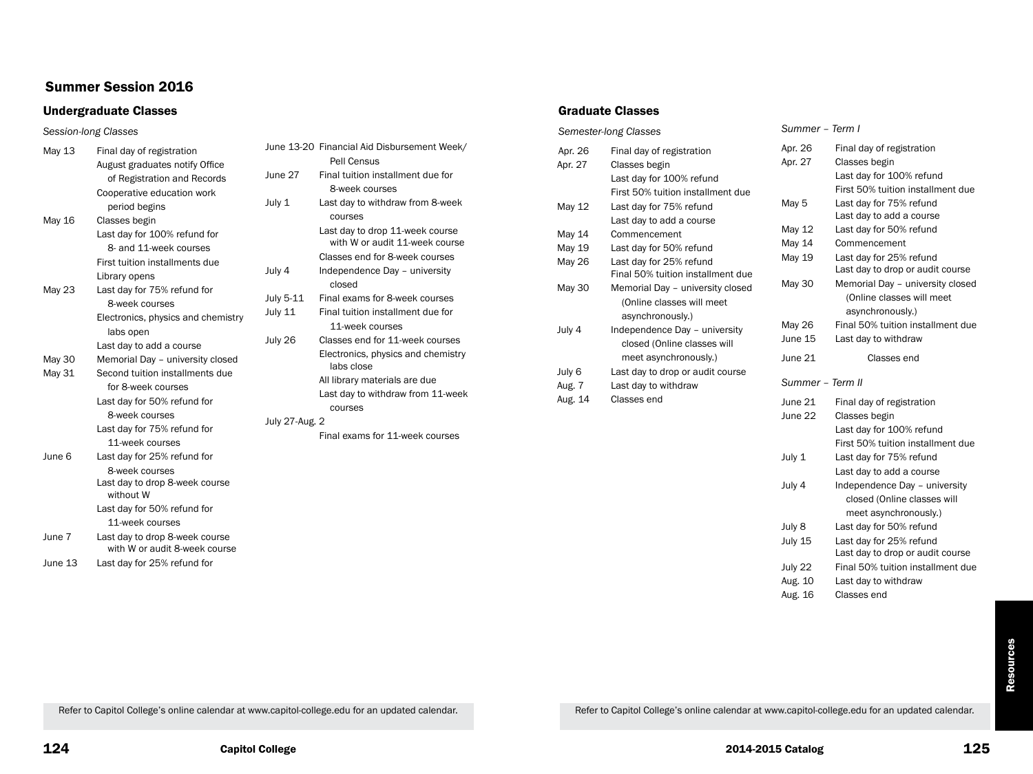## Summer Session 2016

### Undergraduate Classes

*Session-long Classes*

May 13 — Final day of registration
August graduates notify Office of Registration and Records
Cooperative education work period begins

May 16 — Classes begin
Last day for 100% refund for 8- and 11-week courses
First tuition installments due
Library opens

May 23 — Last day for 75% refund for 8-week courses
Electronics, physics and chemistry labs open
Last day to add a course

May 30 — Memorial Day – university closed

May 31 — Second tuition installments due for 8-week courses
Last day for 50% refund for 8-week courses
Last day for 75% refund for 11-week courses

June 6 — Last day for 25% refund for 8-week courses
Last day to drop 8-week course without W
Last day for 50% refund for 11-week courses

June 7 — Last day to drop 8-week course with W or audit 8-week course

June 13 — Last day for 25% refund for

June 13-20 — Financial Aid Disbursement Week/ Pell Census

June 27 — Final tuition installment due for 8-week courses

July 1 — Last day to withdraw from 8-week courses
Last day to drop 11-week course with W or audit 11-week course
Classes end for 8-week courses

July 4 — Independence Day – university closed

July 5-11 — Final exams for 8-week courses

July 11 — Final tuition installment due for 11-week courses

July 26 — Classes end for 11-week courses
Electronics, physics and chemistry labs close
All library materials are due
Last day to withdraw from 11-week courses

July 27-Aug. 2 — Final exams for 11-week courses

Refer to Capitol College's online calendar at www.capitol-college.edu for an updated calendar.

### Graduate Classes

*Semester-long Classes*

Apr. 26 — Final day of registration

Apr. 27 — Classes begin
Last day for 100% refund
First 50% tuition installment due

May 12 — Last day for 75% refund
Last day to add a course

May 14 — Commencement

May 19 — Last day for 50% refund

May 26 — Last day for 25% refund
Final 50% tuition installment due

May 30 — Memorial Day – university closed (Online classes will meet asynchronously.)

July 4 — Independence Day – university closed (Online classes will meet asynchronously.)

July 6 — Last day to drop or audit course

Aug. 7 — Last day to withdraw

Aug. 14 — Classes end

*Summer – Term I*

Apr. 26 — Final day of registration

Apr. 27 — Classes begin
Last day for 100% refund
First 50% tuition installment due

May 5 — Last day for 75% refund
Last day to add a course

May 12 — Last day for 50% refund

May 14 — Commencement

May 19 — Last day for 25% refund
Last day to drop or audit course

May 30 — Memorial Day – university closed (Online classes will meet asynchronously.)

May 26 — Final 50% tuition installment due

June 15 — Last day to withdraw

June 21 — Classes end

*Summer – Term II*

June 21 — Final day of registration

June 22 — Classes begin
Last day for 100% refund
First 50% tuition installment due

July 1 — Last day for 75% refund
Last day to add a course

July 4 — Independence Day – university closed (Online classes will meet asynchronously.)

July 8 — Last day for 50% refund

July 15 — Last day for 25% refund
Last day to drop or audit course

July 22 — Final 50% tuition installment due

Aug. 10 — Last day to withdraw

Aug. 16 — Classes end

Refer to Capitol College's online calendar at www.capitol-college.edu for an updated calendar.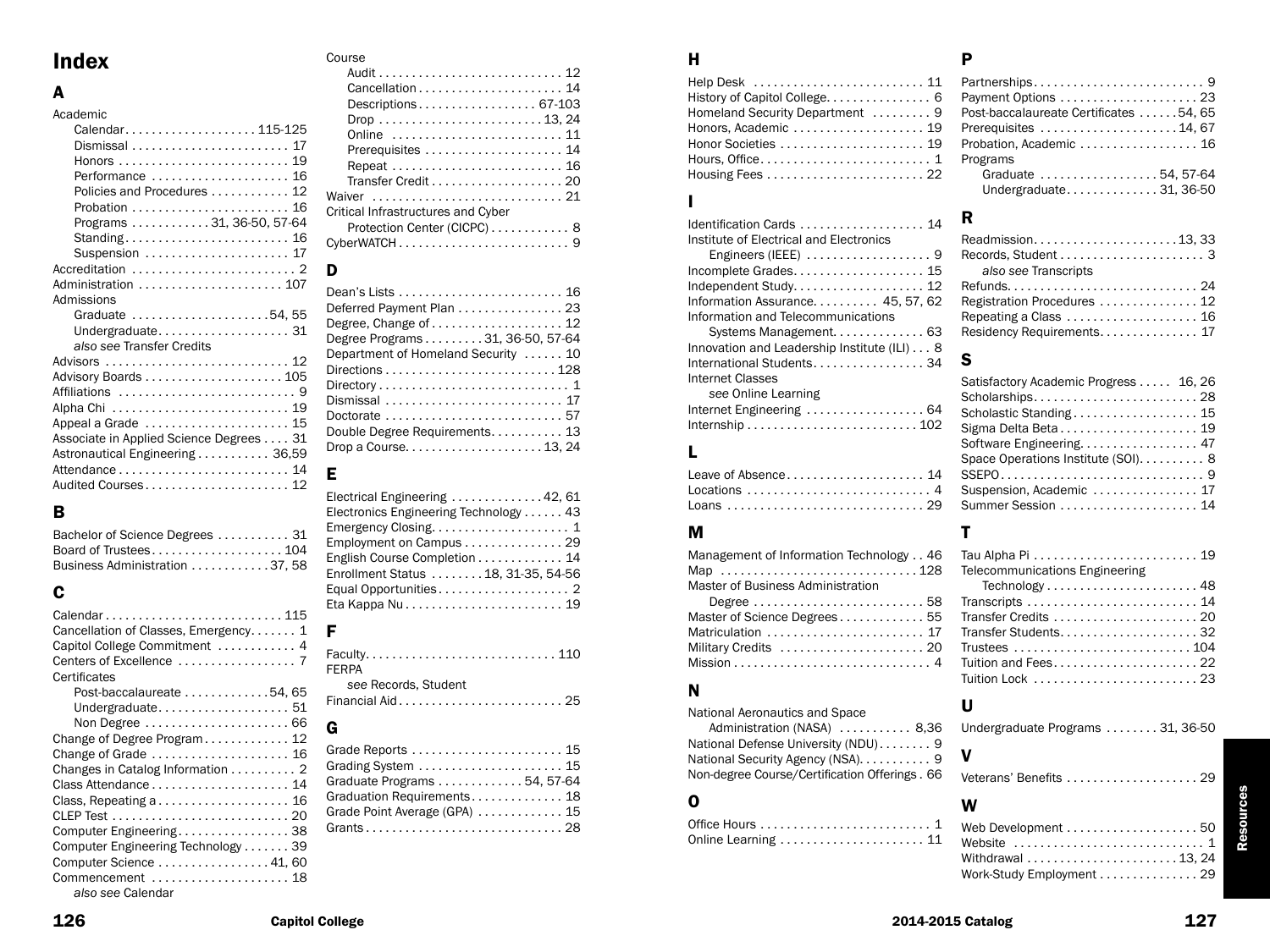# Index

## A

Academic
- Calendar . . . . . . . . . . . . . . . . . . . . 115-125
- Dismissal . . . . . . . . . . . . . . . . . . . . . . . . 17
- Honors . . . . . . . . . . . . . . . . . . . . . . . . . . 19
- Performance . . . . . . . . . . . . . . . . . . . . . 16
- Policies and Procedures . . . . . . . . . . . 12
- Probation . . . . . . . . . . . . . . . . . . . . . . . . 16
- Programs . . . . . . . . . . . . 31, 36-50, 57-64
- Standing . . . . . . . . . . . . . . . . . . . . . . . . . 16
- Suspension . . . . . . . . . . . . . . . . . . . . . . 17

Accreditation . . . . . . . . . . . . . . . . . . . . . . . . . 2
Administration . . . . . . . . . . . . . . . . . . . . . . 107
Admissions
- Graduate . . . . . . . . . . . . . . . . . . . . . 54, 55
- Undergraduate . . . . . . . . . . . . . . . . . . . . 31
- *also see* Transfer Credits

Advisors . . . . . . . . . . . . . . . . . . . . . . . . . . . 12
Advisory Boards . . . . . . . . . . . . . . . . . . . . . 105
Affiliations . . . . . . . . . . . . . . . . . . . . . . . . . . 9
Alpha Chi . . . . . . . . . . . . . . . . . . . . . . . . . . 19
Appeal a Grade . . . . . . . . . . . . . . . . . . . . . 15
Associate in Applied Science Degrees . . . . 31
Astronautical Engineering . . . . . . . . . . . 36,59
Attendance . . . . . . . . . . . . . . . . . . . . . . . . . 14
Audited Courses . . . . . . . . . . . . . . . . . . . . . 12

## B

Bachelor of Science Degrees . . . . . . . . . . . 31
Board of Trustees . . . . . . . . . . . . . . . . . . . 104
Business Administration . . . . . . . . . . . 37, 58

## C

Calendar . . . . . . . . . . . . . . . . . . . . . . . . . . 115
Cancellation of Classes, Emergency . . . . . . . 1
Capitol College Commitment . . . . . . . . . . . . 4
Centers of Excellence . . . . . . . . . . . . . . . . . 7
Certificates
- Post-baccalaureate . . . . . . . . . . . . 54, 65
- Undergraduate . . . . . . . . . . . . . . . . . . . . 51
- Non Degree . . . . . . . . . . . . . . . . . . . . . . 66

Change of Degree Program . . . . . . . . . . . . 12
Change of Grade . . . . . . . . . . . . . . . . . . . . 16
Changes in Catalog Information . . . . . . . . . 2
Class Attendance . . . . . . . . . . . . . . . . . . . . 14
Class, Repeating a . . . . . . . . . . . . . . . . . . . 16
CLEP Test . . . . . . . . . . . . . . . . . . . . . . . . . 20
Computer Engineering . . . . . . . . . . . . . . . . 38
Computer Engineering Technology . . . . . . . 39
Computer Science . . . . . . . . . . . . . . . . 41, 60
Commencement . . . . . . . . . . . . . . . . . . . . . 18
- *also see* Calendar

Course
- Audit . . . . . . . . . . . . . . . . . . . . . . . . . . . 12
- Cancellation . . . . . . . . . . . . . . . . . . . . . . 14
- Descriptions . . . . . . . . . . . . . . . . . . 67-103
- Drop . . . . . . . . . . . . . . . . . . . . . . . . . 13, 24
- Online . . . . . . . . . . . . . . . . . . . . . . . . . . 11
- Prerequisites . . . . . . . . . . . . . . . . . . . . . 14
- Repeat . . . . . . . . . . . . . . . . . . . . . . . . . . 16
- Transfer Credit . . . . . . . . . . . . . . . . . . . . 20

Waiver . . . . . . . . . . . . . . . . . . . . . . . . . . . . 21
Critical Infrastructures and Cyber Protection Center (CICPC) . . . . . . . . . . . . 8
CyberWATCH . . . . . . . . . . . . . . . . . . . . . . . . 9

## D

Dean's Lists . . . . . . . . . . . . . . . . . . . . . . . . 16
Deferred Payment Plan . . . . . . . . . . . . . . . 23
Degree, Change of . . . . . . . . . . . . . . . . . . . 12
Degree Programs . . . . . . . . . 31, 36-50, 57-64
Department of Homeland Security . . . . . . 10
Directions . . . . . . . . . . . . . . . . . . . . . . . . 128
Directory . . . . . . . . . . . . . . . . . . . . . . . . . . . 1
Dismissal . . . . . . . . . . . . . . . . . . . . . . . . . . 17
Doctorate . . . . . . . . . . . . . . . . . . . . . . . . . . 57
Double Degree Requirements . . . . . . . . . . . 13
Drop a Course . . . . . . . . . . . . . . . . . . . . 13, 24

## E

Electrical Engineering . . . . . . . . . . . . . 42, 61
Electronics Engineering Technology . . . . . . 43
Emergency Closing . . . . . . . . . . . . . . . . . . . . 1
Employment on Campus . . . . . . . . . . . . . . . 29
English Course Completion . . . . . . . . . . . . 14
Enrollment Status . . . . . . . . 18, 31-35, 54-56
Equal Opportunities . . . . . . . . . . . . . . . . . . . 2
Eta Kappa Nu . . . . . . . . . . . . . . . . . . . . . . . 19

## F

Faculty . . . . . . . . . . . . . . . . . . . . . . . . . . . 110
FERPA
- *see* Records, Student

Financial Aid . . . . . . . . . . . . . . . . . . . . . . . 25

## G

Grade Reports . . . . . . . . . . . . . . . . . . . . . . 15
Grading System . . . . . . . . . . . . . . . . . . . . . 15
Graduate Programs . . . . . . . . . . . . 54, 57-64
Graduation Requirements . . . . . . . . . . . . . 18
Grade Point Average (GPA) . . . . . . . . . . . . 15
Grants . . . . . . . . . . . . . . . . . . . . . . . . . . . . 28

## H

Help Desk . . . . . . . . . . . . . . . . . . . . . . . . . 11
History of Capitol College . . . . . . . . . . . . . . 6
Homeland Security Department . . . . . . . . . 9
Honors, Academic . . . . . . . . . . . . . . . . . . . 19
Honor Societies . . . . . . . . . . . . . . . . . . . . . 19
Hours, Office . . . . . . . . . . . . . . . . . . . . . . . . 1
Housing Fees . . . . . . . . . . . . . . . . . . . . . . . 22

## I

Identification Cards . . . . . . . . . . . . . . . . . . 14
Institute of Electrical and Electronics Engineers (IEEE) . . . . . . . . . . . . . . . . . . 9
Incomplete Grades . . . . . . . . . . . . . . . . . . . 15
Independent Study . . . . . . . . . . . . . . . . . . . 12
Information Assurance . . . . . . . . . . 45, 57, 62
Information and Telecommunications Systems Management . . . . . . . . . . . . . 63
Innovation and Leadership Institute (ILI) . . . 8
International Students . . . . . . . . . . . . . . . . 34
Internet Classes
- *see* Online Learning

Internet Engineering . . . . . . . . . . . . . . . . . 64
Internship . . . . . . . . . . . . . . . . . . . . . . . . . 102

## L

Leave of Absence . . . . . . . . . . . . . . . . . . . . 14
Locations . . . . . . . . . . . . . . . . . . . . . . . . . . . 4
Loans . . . . . . . . . . . . . . . . . . . . . . . . . . . . . 29

## M

Management of Information Technology . . 46
Map . . . . . . . . . . . . . . . . . . . . . . . . . . . . . 128
Master of Business Administration Degree . . . . . . . . . . . . . . . . . . . . . . . . . 58
Master of Science Degrees . . . . . . . . . . . . 55
Matriculation . . . . . . . . . . . . . . . . . . . . . . . 17
Military Credits . . . . . . . . . . . . . . . . . . . . . 20
Mission . . . . . . . . . . . . . . . . . . . . . . . . . . . . 4

## N

National Aeronautics and Space Administration (NASA) . . . . . . . . . . . 8,36
National Defense University (NDU) . . . . . . . . 9
National Security Agency (NSA) . . . . . . . . . . 9
Non-degree Course/Certification Offerings . 66

## O

Office Hours . . . . . . . . . . . . . . . . . . . . . . . . . 1
Online Learning . . . . . . . . . . . . . . . . . . . . . 11

## P

Partnerships . . . . . . . . . . . . . . . . . . . . . . . . 9
Payment Options . . . . . . . . . . . . . . . . . . . . 23
Post-baccalaureate Certificates . . . . . . 54, 65
Prerequisites . . . . . . . . . . . . . . . . . . . . 14, 67
Probation, Academic . . . . . . . . . . . . . . . . . 16
Programs
- Graduate . . . . . . . . . . . . . . . . . . 54, 57-64
- Undergraduate . . . . . . . . . . . . . . 31, 36-50

## R

Readmission . . . . . . . . . . . . . . . . . . . . . 13, 33
Records, Student . . . . . . . . . . . . . . . . . . . . . 3
- *also see* Transcripts

Refunds . . . . . . . . . . . . . . . . . . . . . . . . . . . 24
Registration Procedures . . . . . . . . . . . . . . 12
Repeating a Class . . . . . . . . . . . . . . . . . . . 16
Residency Requirements . . . . . . . . . . . . . . 17

## S

Satisfactory Academic Progress . . . . . 16, 26
Scholarships . . . . . . . . . . . . . . . . . . . . . . . 28
Scholastic Standing . . . . . . . . . . . . . . . . . . 15
Sigma Delta Beta . . . . . . . . . . . . . . . . . . . . 19
Software Engineering . . . . . . . . . . . . . . . . . 47
Space Operations Institute (SOI) . . . . . . . . . 8
SSEPO . . . . . . . . . . . . . . . . . . . . . . . . . . . . . 9
Suspension, Academic . . . . . . . . . . . . . . . 17
Summer Session . . . . . . . . . . . . . . . . . . . . 14

## T

Tau Alpha Pi . . . . . . . . . . . . . . . . . . . . . . . . 19
Telecommunications Engineering Technology . . . . . . . . . . . . . . . . . . . . . . 48
Transcripts . . . . . . . . . . . . . . . . . . . . . . . . 14
Transfer Credits . . . . . . . . . . . . . . . . . . . . . 20
Transfer Students . . . . . . . . . . . . . . . . . . . . 32
Trustees . . . . . . . . . . . . . . . . . . . . . . . . . . 104
Tuition and Fees . . . . . . . . . . . . . . . . . . . . 22
Tuition Lock . . . . . . . . . . . . . . . . . . . . . . . . 23

## U

Undergraduate Programs . . . . . . . . 31, 36-50

## V

Veterans' Benefits . . . . . . . . . . . . . . . . . . . 29

## W

Web Development . . . . . . . . . . . . . . . . . . . 50
Website . . . . . . . . . . . . . . . . . . . . . . . . . . . . 1
Withdrawal . . . . . . . . . . . . . . . . . . . . . . 13, 24
Work-Study Employment . . . . . . . . . . . . . . 29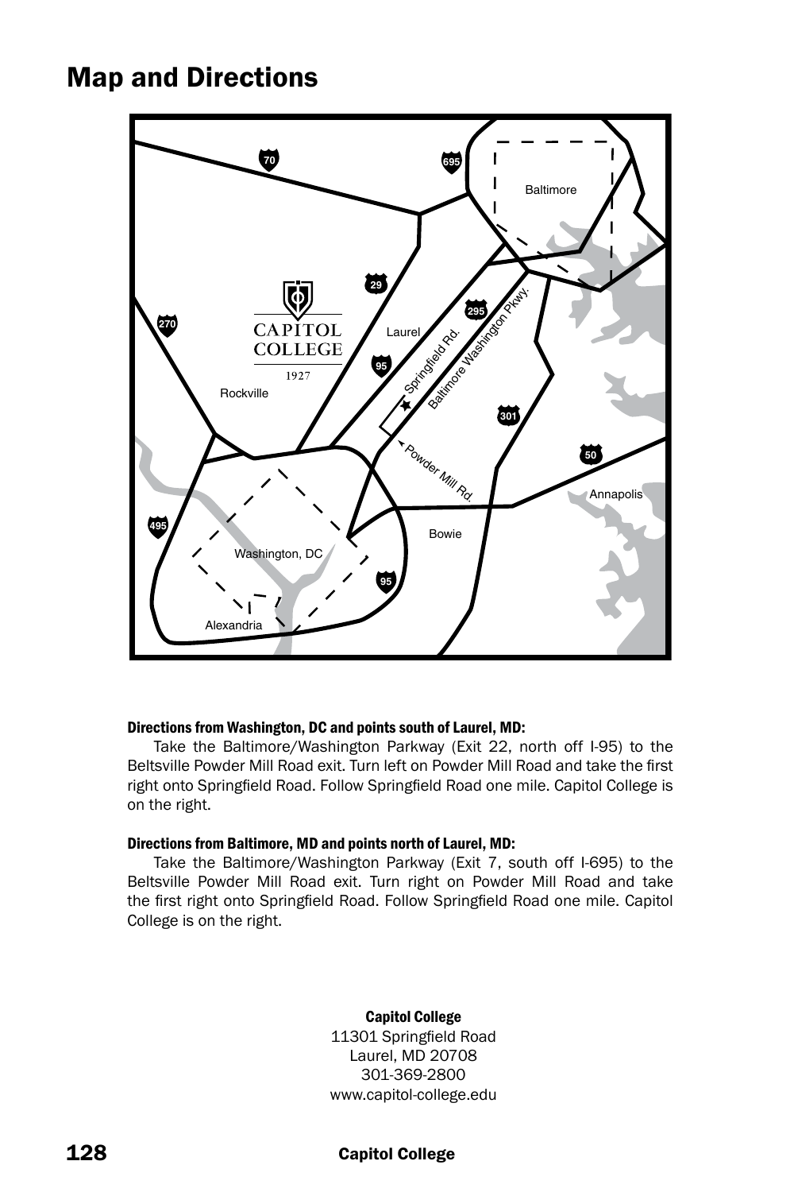# Map and Directions

CAPITOL COLLEGE
1927

70
695
Baltimore
29
270
295
Laurel
Springfield Rd.
Baltimore Washington Pkwy.
95
Rockville
301
Powder Mill Rd.
50
Annapolis
495
Bowie
Washington, DC
95
Alexandria

**Directions from Washington, DC and points south of Laurel, MD:**

Take the Baltimore/Washington Parkway (Exit 22, north off I-95) to the Beltsville Powder Mill Road exit. Turn left on Powder Mill Road and take the first right onto Springfield Road. Follow Springfield Road one mile. Capitol College is on the right.

**Directions from Baltimore, MD and points north of Laurel, MD:**

Take the Baltimore/Washington Parkway (Exit 7, south off I-695) to the Beltsville Powder Mill Road exit. Turn right on Powder Mill Road and take the first right onto Springfield Road. Follow Springfield Road one mile. Capitol College is on the right.

**Capitol College**
11301 Springfield Road
Laurel, MD 20708
301-369-2800
www.capitol-college.edu